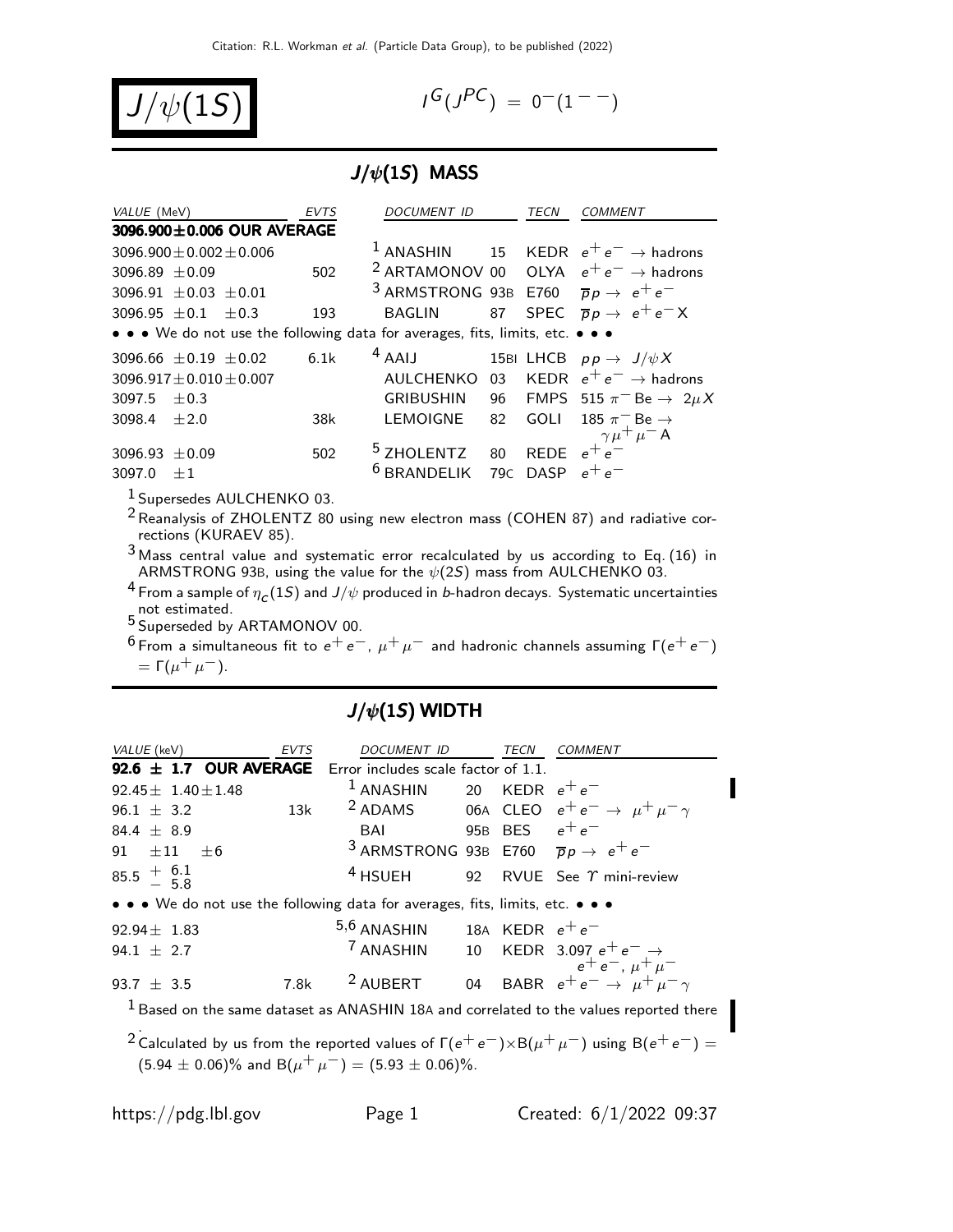Citation: R.L. Workman et al. (Particle Data Group), to be published (2022)

# $J/\psi(1S)$

$I^G(J^{PC}) = 0^-(1^{--})$

## $J/\psi(1S)$ MASS

| VALUE (MeV) | EVTS | DOCUMENT ID | | TECN | COMMENT |
|---|---|---|---|---|---|
| **3096.900±0.006 OUR AVERAGE** | | | | | |
| 3096.900±0.002±0.006 | | [1] ANASHIN | 15 | KEDR | $e^+e^- \to$ hadrons |
| 3096.89 ±0.09 | 502 | [2] ARTAMONOV | 00 | OLYA | $e^+e^- \to$ hadrons |
| 3096.91 ±0.03 ±0.01 | | [3] ARMSTRONG | 93B | E760 | $\overline{p}p \to e^+e^-$ |
| 3096.95 ±0.1 ±0.3 | 193 | BAGLIN | 87 | SPEC | $\overline{p}p \to e^+e^- X$ |
| • • • We do not use the following data for averages, fits, limits, etc. • • • | | | | | |
| 3096.66 ±0.19 ±0.02 | 6.1k | [4] AAIJ | 15BI | LHCB | $pp \to J/\psi X$ |
| 3096.917±0.010±0.007 | | AULCHENKO | 03 | KEDR | $e^+e^- \to$ hadrons |
| 3097.5 ±0.3 | | GRIBUSHIN | 96 | FMPS | 515 $\pi^-$ Be $\to 2\mu X$ |
| 3098.4 ±2.0 | 38k | LEMOIGNE | 82 | GOLI | 185 $\pi^-$ Be $\to \gamma\mu^+\mu^-$ A |
| 3096.93 ±0.09 | 502 | [5] ZHOLENTZ | 80 | REDE | $e^+e^-$ |
| 3097.0 ±1 | | [6] BRANDELIK | 79C | DASP | $e^+e^-$ |

[1] Supersedes AULCHENKO 03.

[2] Reanalysis of ZHOLENTZ 80 using new electron mass (COHEN 87) and radiative corrections (KURAEV 85).

[3] Mass central value and systematic error recalculated by us according to Eq. (16) in ARMSTRONG 93B, using the value for the $\psi(2S)$ mass from AULCHENKO 03.

[4] From a sample of $\eta_c(1S)$ and $J/\psi$ produced in $b$-hadron decays. Systematic uncertainties not estimated.

[5] Superseded by ARTAMONOV 00.

[6] From a simultaneous fit to $e^+e^-$, $\mu^+\mu^-$ and hadronic channels assuming $\Gamma(e^+e^-) = \Gamma(\mu^+\mu^-)$.

## $J/\psi(1S)$ WIDTH

| VALUE (keV) | EVTS | DOCUMENT ID | | TECN | COMMENT |
|---|---|---|---|---|---|
| **92.6 ± 1.7 OUR AVERAGE** | | Error includes scale factor of 1.1. | | | |
| 92.45± 1.40±1.48 | | [1] ANASHIN | 20 | KEDR | $e^+e^-$ |
| 96.1 ± 3.2 | 13k | [2] ADAMS | 06A | CLEO | $e^+e^- \to \mu^+\mu^-\gamma$ |
| 84.4 ± 8.9 | | BAI | 95B | BES | $e^+e^-$ |
| 91 ±11 ±6 | | [3] ARMSTRONG | 93B | E760 | $\overline{p}p \to e^+e^-$ |
| $85.5 ^{+6.1}_{-5.8}$ | | [4] HSUEH | 92 | RVUE | See $\Upsilon$ mini-review |
| • • • We do not use the following data for averages, fits, limits, etc. • • • | | | | | |
| 92.94± 1.83 | | [5,6] ANASHIN | 18A | KEDR | $e^+e^-$ |
| 94.1 ± 2.7 | | [7] ANASHIN | 10 | KEDR | 3.097 $e^+e^- \to e^+e^-, \mu^+\mu^-$ |
| 93.7 ± 3.5 | 7.8k | [2] AUBERT | 04 | BABR | $e^+e^- \to \mu^+\mu^-\gamma$ |

[1] Based on the same dataset as ANASHIN 18A and correlated to the values reported there.

[2] Calculated by us from the reported values of $\Gamma(e^+e^-)\times B(\mu^+\mu^-)$ using $B(e^+e^-) = (5.94 \pm 0.06)\%$ and $B(\mu^+\mu^-) = (5.93 \pm 0.06)\%$.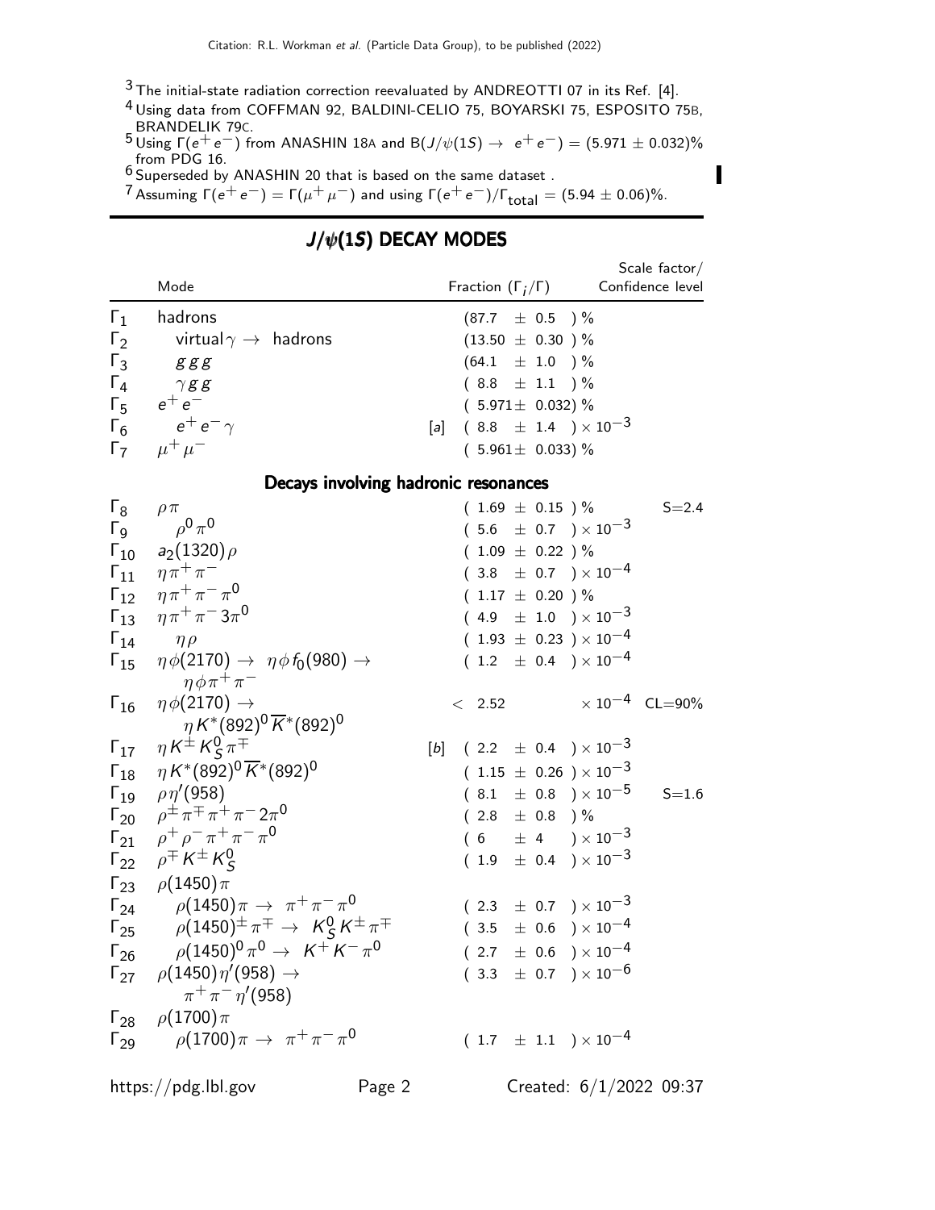[3] The initial-state radiation correction reevaluated by ANDREOTTI 07 in its Ref. [4].

[4] Using data from COFFMAN 92, BALDINI-CELIO 75, BOYARSKI 75, ESPOSITO 75B, BRANDELIK 79C.

[5] Using $\Gamma(e^+e^-)$ from ANASHIN 18A and $B(J/\psi(1S) \rightarrow e^+e^-) = (5.971 \pm 0.032)\%$ from PDG 16.

[6] Superseded by ANASHIN 20 that is based on the same dataset .

[7] Assuming $\Gamma(e^+e^-) = \Gamma(\mu^+\mu^-)$ and using $\Gamma(e^+e^-)/\Gamma_{\text{total}} = (5.94 \pm 0.06)\%$.

## $J/\psi(1S)$ DECAY MODES

| | Mode | | Fraction ($\Gamma_i/\Gamma$) | Scale factor/ Confidence level |
|---|---|---|---|---|
| $\Gamma_1$ | hadrons | | $(87.7 \pm 0.5)\%$ | |
| $\Gamma_2$ | virtual$\gamma \rightarrow$ hadrons | | $(13.50 \pm 0.30)\%$ | |
| $\Gamma_3$ | $ggg$ | | $(64.1 \pm 1.0)\%$ | |
| $\Gamma_4$ | $\gamma gg$ | | $(8.8 \pm 1.1)\%$ | |
| $\Gamma_5$ | $e^+e^-$ | | $(5.971 \pm 0.032)\%$ | |
| $\Gamma_6$ | $e^+e^-\gamma$ | [a] | $(8.8 \pm 1.4) \times 10^{-3}$ | |
| $\Gamma_7$ | $\mu^+\mu^-$ | | $(5.961 \pm 0.033)\%$ | |
| | **Decays involving hadronic resonances** | | | |
| $\Gamma_8$ | $\rho\pi$ | | $(1.69 \pm 0.15)\%$ | S=2.4 |
| $\Gamma_9$ | $\rho^0\pi^0$ | | $(5.6 \pm 0.7) \times 10^{-3}$ | |
| $\Gamma_{10}$ | $a_2(1320)\rho$ | | $(1.09 \pm 0.22)\%$ | |
| $\Gamma_{11}$ | $\eta\pi^+\pi^-$ | | $(3.8 \pm 0.7) \times 10^{-4}$ | |
| $\Gamma_{12}$ | $\eta\pi^+\pi^-\pi^0$ | | $(1.17 \pm 0.20)\%$ | |
| $\Gamma_{13}$ | $\eta\pi^+\pi^- 3\pi^0$ | | $(4.9 \pm 1.0) \times 10^{-3}$ | |
| $\Gamma_{14}$ | $\eta\rho$ | | $(1.93 \pm 0.23) \times 10^{-4}$ | |
| $\Gamma_{15}$ | $\eta\phi(2170) \rightarrow \eta\phi f_0(980) \rightarrow \eta\phi\pi^+\pi^-$ | | $(1.2 \pm 0.4) \times 10^{-4}$ | |
| $\Gamma_{16}$ | $\eta\phi(2170) \rightarrow \eta K^*(892)^0 \overline{K}^*(892)^0$ | | $< 2.52 \times 10^{-4}$ | CL=90% |
| $\Gamma_{17}$ | $\eta K^\pm K^0_S \pi^\mp$ | [b] | $(2.2 \pm 0.4) \times 10^{-3}$ | |
| $\Gamma_{18}$ | $\eta K^*(892)^0 \overline{K}^*(892)^0$ | | $(1.15 \pm 0.26) \times 10^{-3}$ | |
| $\Gamma_{19}$ | $\rho\eta'(958)$ | | $(8.1 \pm 0.8) \times 10^{-5}$ | S=1.6 |
| $\Gamma_{20}$ | $\rho^\pm\pi^\mp\pi^+\pi^- 2\pi^0$ | | $(2.8 \pm 0.8)\%$ | |
| $\Gamma_{21}$ | $\rho^+\rho^-\pi^+\pi^-\pi^0$ | | $(6 \pm 4) \times 10^{-3}$ | |
| $\Gamma_{22}$ | $\rho^\mp K^\pm K^0_S$ | | $(1.9 \pm 0.4) \times 10^{-3}$ | |
| $\Gamma_{23}$ | $\rho(1450)\pi$ | | | |
| $\Gamma_{24}$ | $\rho(1450)\pi \rightarrow \pi^+\pi^-\pi^0$ | | $(2.3 \pm 0.7) \times 10^{-3}$ | |
| $\Gamma_{25}$ | $\rho(1450)^\pm\pi^\mp \rightarrow K^0_S K^\pm\pi^\mp$ | | $(3.5 \pm 0.6) \times 10^{-4}$ | |
| $\Gamma_{26}$ | $\rho(1450)^0\pi^0 \rightarrow K^+K^-\pi^0$ | | $(2.7 \pm 0.6) \times 10^{-4}$ | |
| $\Gamma_{27}$ | $\rho(1450)\eta'(958) \rightarrow \pi^+\pi^-\eta'(958)$ | | $(3.3 \pm 0.7) \times 10^{-6}$ | |
| $\Gamma_{28}$ | $\rho(1700)\pi$ | | | |
| $\Gamma_{29}$ | $\rho(1700)\pi \rightarrow \pi^+\pi^-\pi^0$ | | $(1.7 \pm 1.1) \times 10^{-4}$ | |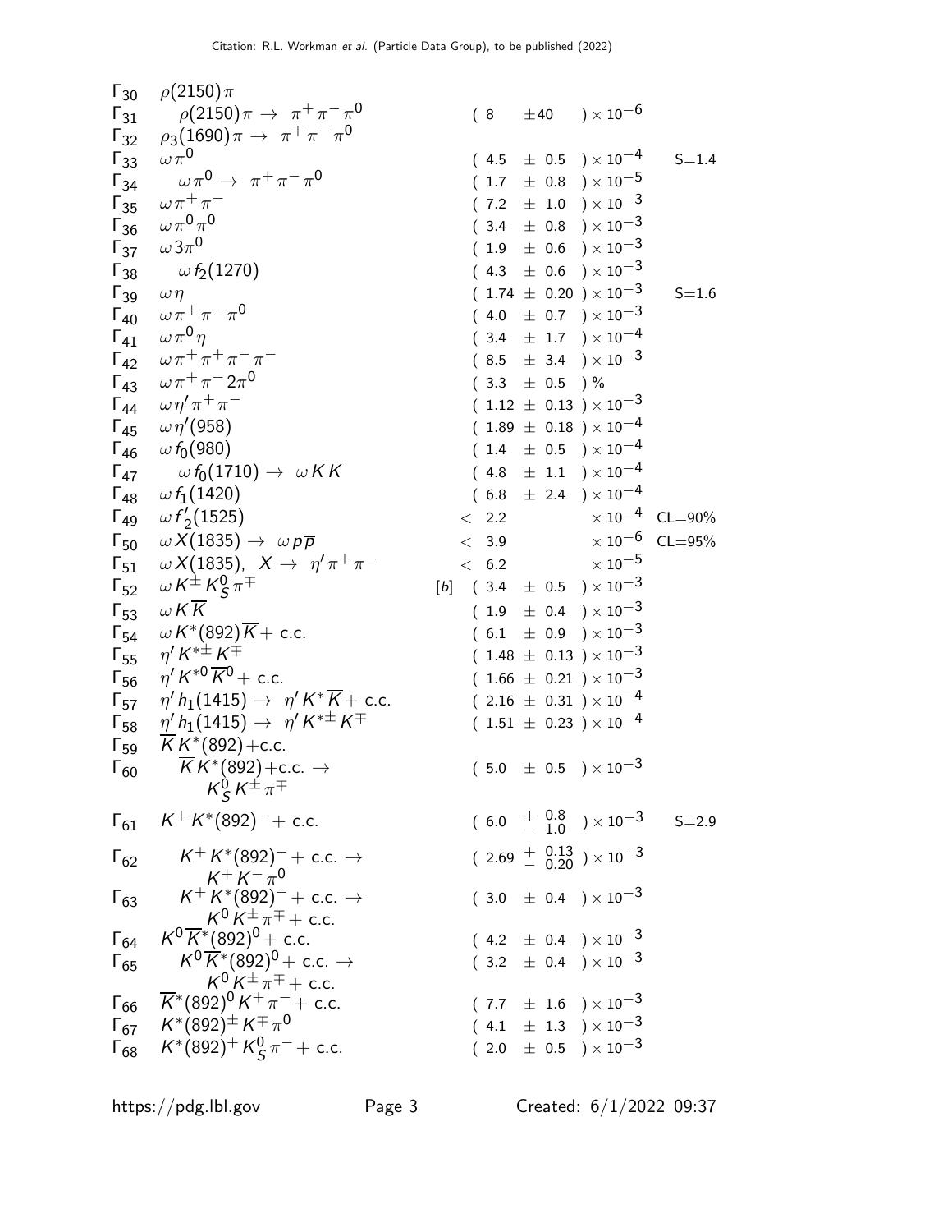| | Mode | | Fraction ($\Gamma_i/\Gamma$) | Scale factor/ Confidence level |
|---|---|---|---|---|
| $\Gamma_{30}$ | $\rho(2150)\pi$ | | | |
| $\Gamma_{31}$ | $\rho(2150)\pi \to \pi^+\pi^-\pi^0$ | | $(8 \pm 40) \times 10^{-6}$ | |
| $\Gamma_{32}$ | $\rho_3(1690)\pi \to \pi^+\pi^-\pi^0$ | | | |
| $\Gamma_{33}$ | $\omega\pi^0$ | | $(4.5 \pm 0.5) \times 10^{-4}$ | S=1.4 |
| $\Gamma_{34}$ | $\omega\pi^0 \to \pi^+\pi^-\pi^0$ | | $(1.7 \pm 0.8) \times 10^{-5}$ | |
| $\Gamma_{35}$ | $\omega\pi^+\pi^-$ | | $(7.2 \pm 1.0) \times 10^{-3}$ | |
| $\Gamma_{36}$ | $\omega\pi^0\pi^0$ | | $(3.4 \pm 0.8) \times 10^{-3}$ | |
| $\Gamma_{37}$ | $\omega 3\pi^0$ | | $(1.9 \pm 0.6) \times 10^{-3}$ | |
| $\Gamma_{38}$ | $\omega f_2(1270)$ | | $(4.3 \pm 0.6) \times 10^{-3}$ | |
| $\Gamma_{39}$ | $\omega\eta$ | | $(1.74 \pm 0.20) \times 10^{-3}$ | S=1.6 |
| $\Gamma_{40}$ | $\omega\pi^+\pi^-\pi^0$ | | $(4.0 \pm 0.7) \times 10^{-3}$ | |
| $\Gamma_{41}$ | $\omega\pi^0\eta$ | | $(3.4 \pm 1.7) \times 10^{-4}$ | |
| $\Gamma_{42}$ | $\omega\pi^+\pi^+\pi^-\pi^-$ | | $(8.5 \pm 3.4) \times 10^{-3}$ | |
| $\Gamma_{43}$ | $\omega\pi^+\pi^- 2\pi^0$ | | $(3.3 \pm 0.5)$ % | |
| $\Gamma_{44}$ | $\omega\eta'\pi^+\pi^-$ | | $(1.12 \pm 0.13) \times 10^{-3}$ | |
| $\Gamma_{45}$ | $\omega\eta'(958)$ | | $(1.89 \pm 0.18) \times 10^{-4}$ | |
| $\Gamma_{46}$ | $\omega f_0(980)$ | | $(1.4 \pm 0.5) \times 10^{-4}$ | |
| $\Gamma_{47}$ | $\omega f_0(1710) \to \omega K\overline{K}$ | | $(4.8 \pm 1.1) \times 10^{-4}$ | |
| $\Gamma_{48}$ | $\omega f_1(1420)$ | | $(6.8 \pm 2.4) \times 10^{-4}$ | |
| $\Gamma_{49}$ | $\omega f'_2(1525)$ | | $< 2.2 \times 10^{-4}$ | CL=90% |
| $\Gamma_{50}$ | $\omega X(1835) \to \omega p\overline{p}$ | | $< 3.9 \times 10^{-6}$ | CL=95% |
| $\Gamma_{51}$ | $\omega X(1835),\ X \to \eta'\pi^+\pi^-$ | | $< 6.2 \times 10^{-5}$ | |
| $\Gamma_{52}$ | $\omega K^\pm K^0_S \pi^\mp$ | [b] | $(3.4 \pm 0.5) \times 10^{-3}$ | |
| $\Gamma_{53}$ | $\omega K\overline{K}$ | | $(1.9 \pm 0.4) \times 10^{-3}$ | |
| $\Gamma_{54}$ | $\omega K^*(892)\overline{K}$ + c.c. | | $(6.1 \pm 0.9) \times 10^{-3}$ | |
| $\Gamma_{55}$ | $\eta' K^{*\pm} K^\mp$ | | $(1.48 \pm 0.13) \times 10^{-3}$ | |
| $\Gamma_{56}$ | $\eta' K^{*0}\overline{K}^0$ + c.c. | | $(1.66 \pm 0.21) \times 10^{-3}$ | |
| $\Gamma_{57}$ | $\eta' h_1(1415) \to \eta' K^*\overline{K}$ + c.c. | | $(2.16 \pm 0.31) \times 10^{-4}$ | |
| $\Gamma_{58}$ | $\eta' h_1(1415) \to \eta' K^{*\pm} K^\mp$ | | $(1.51 \pm 0.23) \times 10^{-4}$ | |
| $\Gamma_{59}$ | $\overline{K} K^*(892)$+c.c. | | | |
| $\Gamma_{60}$ | $\overline{K} K^*(892)$+c.c. $\to K^0_S K^\pm \pi^\mp$ | | $(5.0 \pm 0.5) \times 10^{-3}$ | |
| $\Gamma_{61}$ | $K^+ K^*(892)^-$ + c.c. | | $(6.0 ^{+0.8}_{-1.0}) \times 10^{-3}$ | S=2.9 |
| $\Gamma_{62}$ | $K^+ K^*(892)^-$ + c.c. $\to K^+ K^- \pi^0$ | | $(2.69 ^{+0.13}_{-0.20}) \times 10^{-3}$ | |
| $\Gamma_{63}$ | $K^+ K^*(892)^-$ + c.c. $\to K^0 K^\pm \pi^\mp$ + c.c. | | $(3.0 \pm 0.4) \times 10^{-3}$ | |
| $\Gamma_{64}$ | $K^0 \overline{K}^*(892)^0$ + c.c. | | $(4.2 \pm 0.4) \times 10^{-3}$ | |
| $\Gamma_{65}$ | $K^0 \overline{K}^*(892)^0$ + c.c. $\to K^0 K^\pm \pi^\mp$ + c.c. | | $(3.2 \pm 0.4) \times 10^{-3}$ | |
| $\Gamma_{66}$ | $\overline{K}^*(892)^0 K^+ \pi^-$ + c.c. | | $(7.7 \pm 1.6) \times 10^{-3}$ | |
| $\Gamma_{67}$ | $K^*(892)^\pm K^\mp \pi^0$ | | $(4.1 \pm 1.3) \times 10^{-3}$ | |
| $\Gamma_{68}$ | $K^*(892)^+ K^0_S \pi^-$ + c.c. | | $(2.0 \pm 0.5) \times 10^{-3}$ | |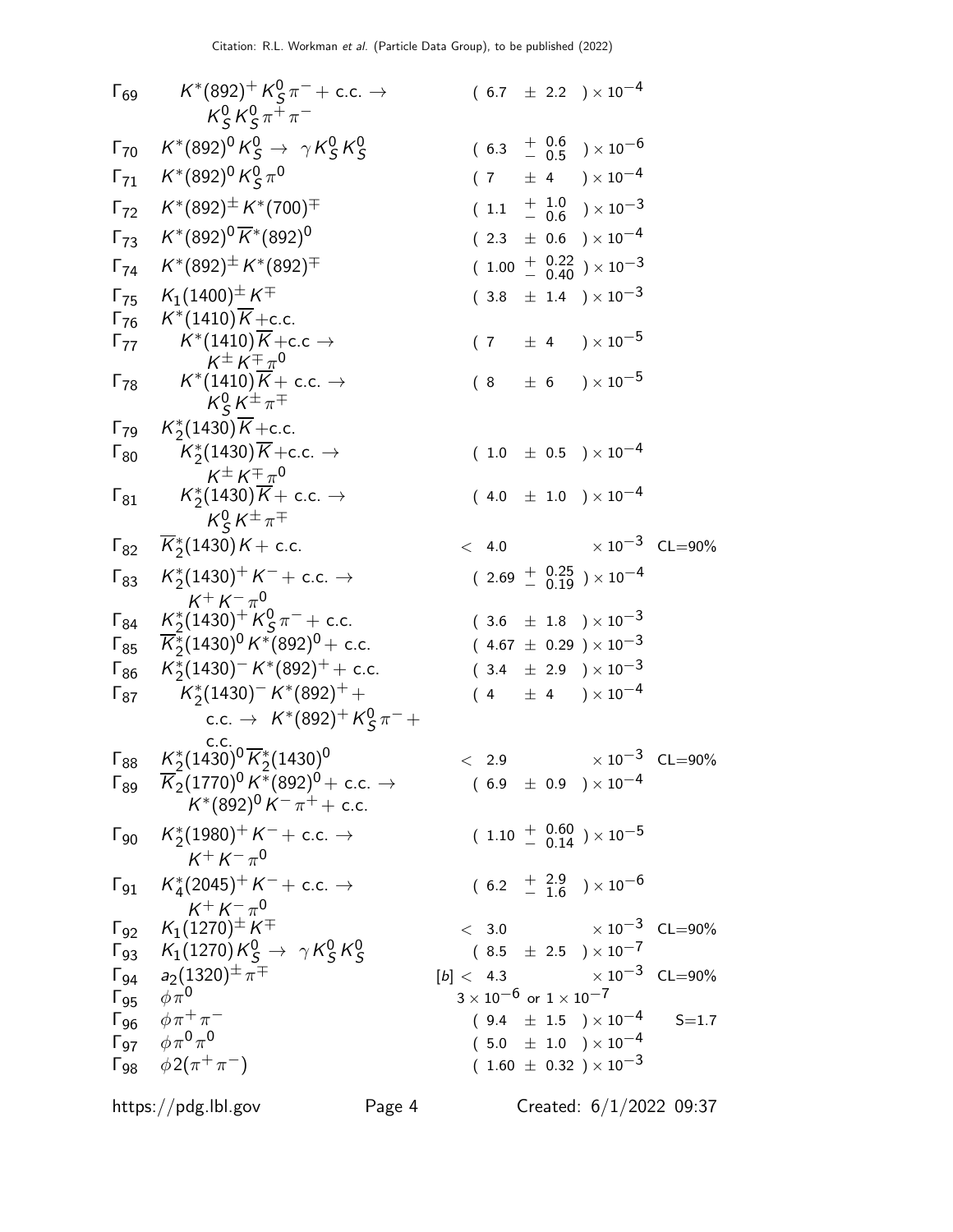| Mode | | Fraction | |
|---|---|---|---|
| $\Gamma_{69}$ | $K^*(892)^+ K^0_S \pi^- +$ c.c. $\rightarrow$ $K^0_S K^0_S \pi^+ \pi^-$ | $(6.7 \pm 2.2) \times 10^{-4}$ | |
| $\Gamma_{70}$ | $K^*(892)^0 K^0_S \rightarrow \gamma K^0_S K^0_S$ | $(6.3 \ {}^{+0.6}_{-0.5}) \times 10^{-6}$ | |
| $\Gamma_{71}$ | $K^*(892)^0 K^0_S \pi^0$ | $(7 \pm 4) \times 10^{-4}$ | |
| $\Gamma_{72}$ | $K^*(892)^{\pm} K^*(700)^{\mp}$ | $(1.1 \ {}^{+1.0}_{-0.6}) \times 10^{-3}$ | |
| $\Gamma_{73}$ | $K^*(892)^0 \overline{K}^*(892)^0$ | $(2.3 \pm 0.6) \times 10^{-4}$ | |
| $\Gamma_{74}$ | $K^*(892)^{\pm} K^*(892)^{\mp}$ | $(1.00 \ {}^{+0.22}_{-0.40}) \times 10^{-3}$ | |
| $\Gamma_{75}$ | $K_1(1400)^{\pm} K^{\mp}$ | $(3.8 \pm 1.4) \times 10^{-3}$ | |
| $\Gamma_{76}$ | $K^*(1410)\overline{K}$+c.c. | | |
| $\Gamma_{77}$ | $K^*(1410)\overline{K}$+c.c $\rightarrow$ $K^{\pm} K^{\mp} \pi^0$ | $(7 \pm 4) \times 10^{-5}$ | |
| $\Gamma_{78}$ | $K^*(1410)\overline{K}+$ c.c. $\rightarrow$ $K^0_S K^{\pm} \pi^{\mp}$ | $(8 \pm 6) \times 10^{-5}$ | |
| $\Gamma_{79}$ | $K^*_2(1430)\overline{K}$+c.c. | | |
| $\Gamma_{80}$ | $K^*_2(1430)\overline{K}$+c.c. $\rightarrow$ $K^{\pm} K^{\mp} \pi^0$ | $(1.0 \pm 0.5) \times 10^{-4}$ | |
| $\Gamma_{81}$ | $K^*_2(1430)\overline{K}+$ c.c. $\rightarrow$ $K^0_S K^{\pm} \pi^{\mp}$ | $(4.0 \pm 1.0) \times 10^{-4}$ | |
| $\Gamma_{82}$ | $\overline{K}^*_2(1430) K+$ c.c. | $< 4.0 \times 10^{-3}$ | CL=90% |
| $\Gamma_{83}$ | $K^*_2(1430)^+ K^- +$ c.c. $\rightarrow$ $K^+ K^- \pi^0$ | $(2.69 \ {}^{+0.25}_{-0.19}) \times 10^{-4}$ | |
| $\Gamma_{84}$ | $K^*_2(1430)^+ K^0_S \pi^- +$ c.c. | $(3.6 \pm 1.8) \times 10^{-3}$ | |
| $\Gamma_{85}$ | $\overline{K}^*_2(1430)^0 K^*(892)^0 +$ c.c. | $(4.67 \pm 0.29) \times 10^{-3}$ | |
| $\Gamma_{86}$ | $K^*_2(1430)^- K^*(892)^+ +$ c.c. | $(3.4 \pm 2.9) \times 10^{-3}$ | |
| $\Gamma_{87}$ | $K^*_2(1430)^- K^*(892)^+ +$ c.c. $\rightarrow$ $K^*(892)^+ K^0_S \pi^- +$ c.c. | $(4 \pm 4) \times 10^{-4}$ | |
| $\Gamma_{88}$ | $K^*_2(1430)^0 \overline{K}^*_2(1430)^0$ | $< 2.9 \times 10^{-3}$ | CL=90% |
| $\Gamma_{89}$ | $\overline{K}_2(1770)^0 K^*(892)^0 +$ c.c. $\rightarrow$ $K^*(892)^0 K^- \pi^+ +$ c.c. | $(6.9 \pm 0.9) \times 10^{-4}$ | |
| $\Gamma_{90}$ | $K^*_2(1980)^+ K^- +$ c.c. $\rightarrow$ $K^+ K^- \pi^0$ | $(1.10 \ {}^{+0.60}_{-0.14}) \times 10^{-5}$ | |
| $\Gamma_{91}$ | $K^*_4(2045)^+ K^- +$ c.c. $\rightarrow$ $K^+ K^- \pi^0$ | $(6.2 \ {}^{+2.9}_{-1.6}) \times 10^{-6}$ | |
| $\Gamma_{92}$ | $K_1(1270)^{\pm} K^{\mp}$ | $< 3.0 \times 10^{-3}$ | CL=90% |
| $\Gamma_{93}$ | $K_1(1270) K^0_S \rightarrow \gamma K^0_S K^0_S$ | $(8.5 \pm 2.5) \times 10^{-7}$ | |
| $\Gamma_{94}$ | $a_2(1320)^{\pm} \pi^{\mp}$ | [b] $< 4.3 \times 10^{-3}$ | CL=90% |
| $\Gamma_{95}$ | $\phi \pi^0$ | $3 \times 10^{-6}$ or $1 \times 10^{-7}$ | |
| $\Gamma_{96}$ | $\phi \pi^+ \pi^-$ | $(9.4 \pm 1.5) \times 10^{-4}$ | S=1.7 |
| $\Gamma_{97}$ | $\phi \pi^0 \pi^0$ | $(5.0 \pm 1.0) \times 10^{-4}$ | |
| $\Gamma_{98}$ | $\phi 2(\pi^+ \pi^-)$ | $(1.60 \pm 0.32) \times 10^{-3}$ | |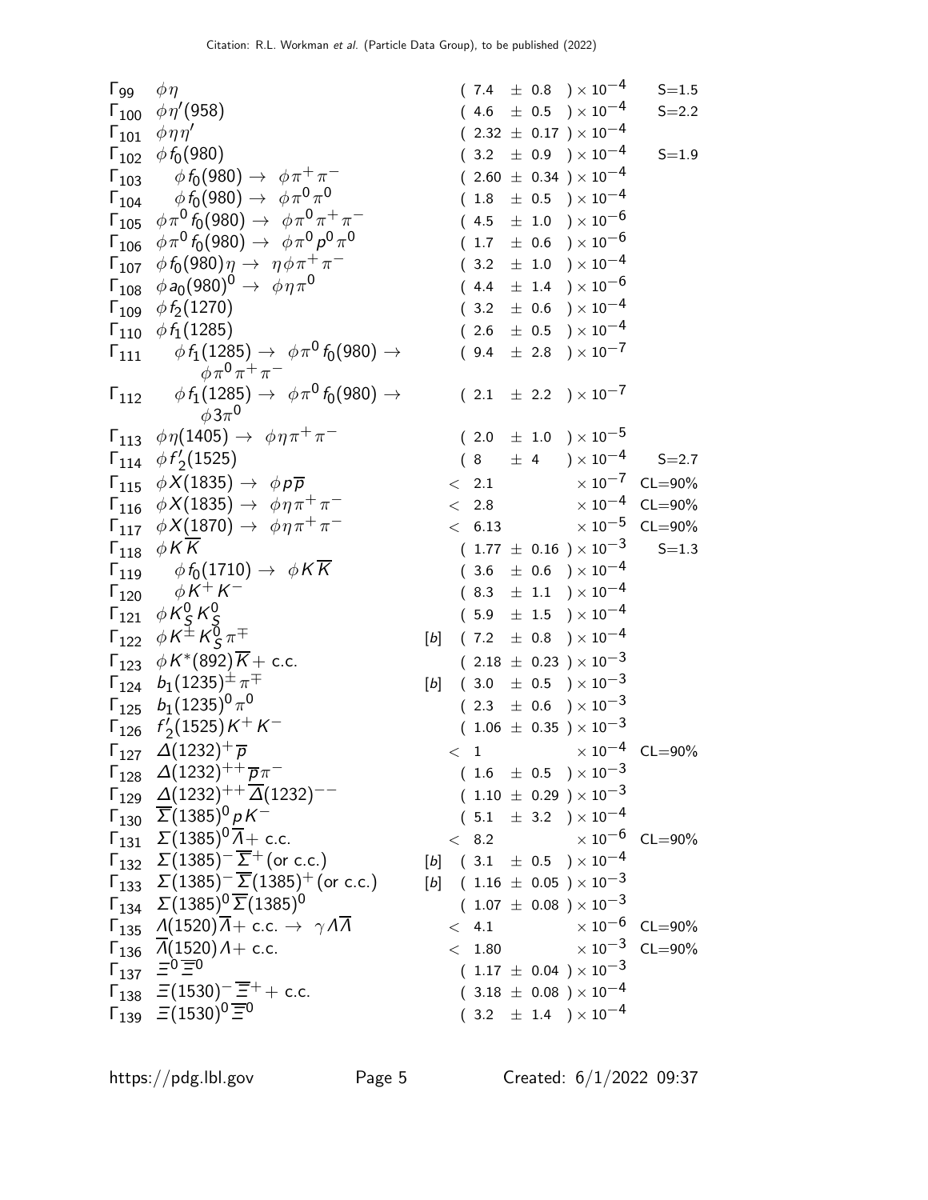| | Mode | | Fraction ($\Gamma_i/\Gamma$) | Scale factor/Confidence level |
|---|---|---|---|---|
| $\Gamma_{99}$ | $\phi\eta$ | | $(7.4 \pm 0.8) \times 10^{-4}$ | S=1.5 |
| $\Gamma_{100}$ | $\phi\eta'(958)$ | | $(4.6 \pm 0.5) \times 10^{-4}$ | S=2.2 |
| $\Gamma_{101}$ | $\phi\eta\eta'$ | | $(2.32 \pm 0.17) \times 10^{-4}$ | |
| $\Gamma_{102}$ | $\phi f_0(980)$ | | $(3.2 \pm 0.9) \times 10^{-4}$ | S=1.9 |
| $\Gamma_{103}$ | $\phi f_0(980) \to \phi\pi^+\pi^-$ | | $(2.60 \pm 0.34) \times 10^{-4}$ | |
| $\Gamma_{104}$ | $\phi f_0(980) \to \phi\pi^0\pi^0$ | | $(1.8 \pm 0.5) \times 10^{-4}$ | |
| $\Gamma_{105}$ | $\phi\pi^0 f_0(980) \to \phi\pi^0\pi^+\pi^-$ | | $(4.5 \pm 1.0) \times 10^{-6}$ | |
| $\Gamma_{106}$ | $\phi\pi^0 f_0(980) \to \phi\pi^0 p^0\pi^0$ | | $(1.7 \pm 0.6) \times 10^{-6}$ | |
| $\Gamma_{107}$ | $\phi f_0(980)\eta \to \eta\phi\pi^+\pi^-$ | | $(3.2 \pm 1.0) \times 10^{-4}$ | |
| $\Gamma_{108}$ | $\phi a_0(980)^0 \to \phi\eta\pi^0$ | | $(4.4 \pm 1.4) \times 10^{-6}$ | |
| $\Gamma_{109}$ | $\phi f_2(1270)$ | | $(3.2 \pm 0.6) \times 10^{-4}$ | |
| $\Gamma_{110}$ | $\phi f_1(1285)$ | | $(2.6 \pm 0.5) \times 10^{-4}$ | |
| $\Gamma_{111}$ | $\phi f_1(1285) \to \phi\pi^0 f_0(980) \to \phi\pi^0\pi^+\pi^-$ | | $(9.4 \pm 2.8) \times 10^{-7}$ | |
| $\Gamma_{112}$ | $\phi f_1(1285) \to \phi\pi^0 f_0(980) \to \phi 3\pi^0$ | | $(2.1 \pm 2.2) \times 10^{-7}$ | |
| $\Gamma_{113}$ | $\phi\eta(1405) \to \phi\eta\pi^+\pi^-$ | | $(2.0 \pm 1.0) \times 10^{-5}$ | |
| $\Gamma_{114}$ | $\phi f_2'(1525)$ | | $(8 \pm 4) \times 10^{-4}$ | S=2.7 |
| $\Gamma_{115}$ | $\phi X(1835) \to \phi p\overline{p}$ | | $< 2.1 \times 10^{-7}$ | CL=90% |
| $\Gamma_{116}$ | $\phi X(1835) \to \phi\eta\pi^+\pi^-$ | | $< 2.8 \times 10^{-4}$ | CL=90% |
| $\Gamma_{117}$ | $\phi X(1870) \to \phi\eta\pi^+\pi^-$ | | $< 6.13 \times 10^{-5}$ | CL=90% |
| $\Gamma_{118}$ | $\phi K\overline{K}$ | | $(1.77 \pm 0.16) \times 10^{-3}$ | S=1.3 |
| $\Gamma_{119}$ | $\phi f_0(1710) \to \phi K\overline{K}$ | | $(3.6 \pm 0.6) \times 10^{-4}$ | |
| $\Gamma_{120}$ | $\phi K^+K^-$ | | $(8.3 \pm 1.1) \times 10^{-4}$ | |
| $\Gamma_{121}$ | $\phi K^0_S K^0_S$ | | $(5.9 \pm 1.5) \times 10^{-4}$ | |
| $\Gamma_{122}$ | $\phi K^\pm K^0_S \pi^\mp$ | [b] | $(7.2 \pm 0.8) \times 10^{-4}$ | |
| $\Gamma_{123}$ | $\phi K^*(892)\overline{K}$ + c.c. | | $(2.18 \pm 0.23) \times 10^{-3}$ | |
| $\Gamma_{124}$ | $b_1(1235)^\pm\pi^\mp$ | [b] | $(3.0 \pm 0.5) \times 10^{-3}$ | |
| $\Gamma_{125}$ | $b_1(1235)^0\pi^0$ | | $(2.3 \pm 0.6) \times 10^{-3}$ | |
| $\Gamma_{126}$ | $f_2'(1525)K^+K^-$ | | $(1.06 \pm 0.35) \times 10^{-3}$ | |
| $\Gamma_{127}$ | $\Delta(1232)^+\overline{p}$ | | $< 1 \times 10^{-4}$ | CL=90% |
| $\Gamma_{128}$ | $\Delta(1232)^{++}\overline{p}\pi^-$ | | $(1.6 \pm 0.5) \times 10^{-3}$ | |
| $\Gamma_{129}$ | $\Delta(1232)^{++}\overline{\Delta}(1232)^{--}$ | | $(1.10 \pm 0.29) \times 10^{-3}$ | |
| $\Gamma_{130}$ | $\overline{\Sigma}(1385)^0 pK^-$ | | $(5.1 \pm 3.2) \times 10^{-4}$ | |
| $\Gamma_{131}$ | $\Sigma(1385)^0\overline{\Lambda}$ + c.c. | | $< 8.2 \times 10^{-6}$ | CL=90% |
| $\Gamma_{132}$ | $\Sigma(1385)^-\overline{\Sigma}^+$ (or c.c.) | [b] | $(3.1 \pm 0.5) \times 10^{-4}$ | |
| $\Gamma_{133}$ | $\Sigma(1385)^-\overline{\Sigma}(1385)^+$ (or c.c.) | [b] | $(1.16 \pm 0.05) \times 10^{-3}$ | |
| $\Gamma_{134}$ | $\Sigma(1385)^0\overline{\Sigma}(1385)^0$ | | $(1.07 \pm 0.08) \times 10^{-3}$ | |
| $\Gamma_{135}$ | $\Lambda(1520)\overline{\Lambda}$ + c.c. $\to \gamma\Lambda\overline{\Lambda}$ | | $< 4.1 \times 10^{-6}$ | CL=90% |
| $\Gamma_{136}$ | $\overline{\Lambda}(1520)\Lambda$ + c.c. | | $< 1.80 \times 10^{-3}$ | CL=90% |
| $\Gamma_{137}$ | $\Xi^0\overline{\Xi}^0$ | | $(1.17 \pm 0.04) \times 10^{-3}$ | |
| $\Gamma_{138}$ | $\Xi(1530)^-\overline{\Xi}^+$ + c.c. | | $(3.18 \pm 0.08) \times 10^{-4}$ | |
| $\Gamma_{139}$ | $\Xi(1530)^0\overline{\Xi}^0$ | | $(3.2 \pm 1.4) \times 10^{-4}$ | |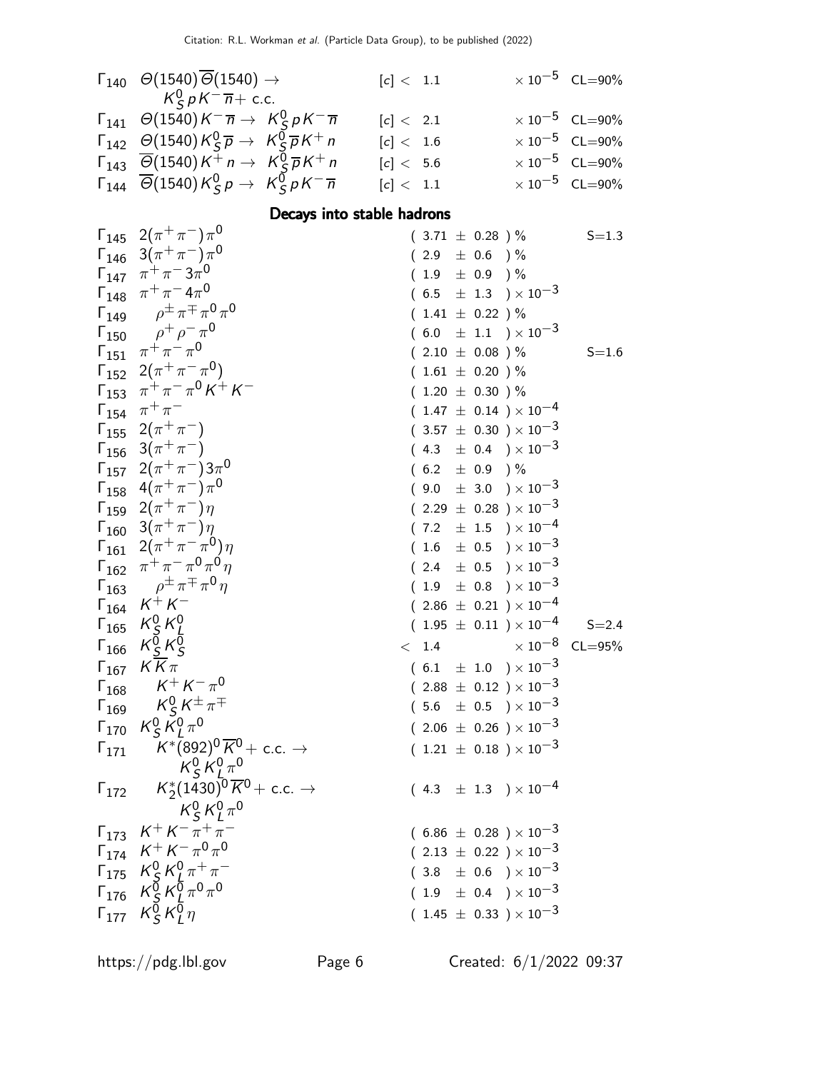| | Mode | | Fraction | | |
|---|---|---|---|---|---|
| $\Gamma_{140}$ | $\Theta(1540)\overline{\Theta}(1540) \rightarrow K^0_S p K^- \overline{n}$ + c.c. | [c] | < 1.1 | $\times 10^{-5}$ | CL=90% |
| $\Gamma_{141}$ | $\Theta(1540) K^- \overline{n} \rightarrow K^0_S p K^- \overline{n}$ | [c] | < 2.1 | $\times 10^{-5}$ | CL=90% |
| $\Gamma_{142}$ | $\Theta(1540) K^0_S \overline{p} \rightarrow K^0_S \overline{p} K^+ n$ | [c] | < 1.6 | $\times 10^{-5}$ | CL=90% |
| $\Gamma_{143}$ | $\overline{\Theta}(1540) K^+ n \rightarrow K^0_S \overline{p} K^+ n$ | [c] | < 5.6 | $\times 10^{-5}$ | CL=90% |
| $\Gamma_{144}$ | $\overline{\Theta}(1540) K^0_S p \rightarrow K^0_S p K^- \overline{n}$ | [c] | < 1.1 | $\times 10^{-5}$ | CL=90% |

## Decays into stable hadrons

| | Mode | Fraction | Scale factor / Confidence level |
|---|---|---|---|
| $\Gamma_{145}$ | $2(\pi^+\pi^-)\pi^0$ | $(3.71 \pm 0.28)$ % | S=1.3 |
| $\Gamma_{146}$ | $3(\pi^+\pi^-)\pi^0$ | $(2.9 \pm 0.6)$ % | |
| $\Gamma_{147}$ | $\pi^+\pi^- 3\pi^0$ | $(1.9 \pm 0.9)$ % | |
| $\Gamma_{148}$ | $\pi^+\pi^- 4\pi^0$ | $(6.5 \pm 1.3) \times 10^{-3}$ | |
| $\Gamma_{149}$ | $\rho^\pm \pi^\mp \pi^0 \pi^0$ | $(1.41 \pm 0.22)$ % | |
| $\Gamma_{150}$ | $\rho^+ \rho^- \pi^0$ | $(6.0 \pm 1.1) \times 10^{-3}$ | |
| $\Gamma_{151}$ | $\pi^+\pi^-\pi^0$ | $(2.10 \pm 0.08)$ % | S=1.6 |
| $\Gamma_{152}$ | $2(\pi^+\pi^-\pi^0)$ | $(1.61 \pm 0.20)$ % | |
| $\Gamma_{153}$ | $\pi^+\pi^-\pi^0 K^+ K^-$ | $(1.20 \pm 0.30)$ % | |
| $\Gamma_{154}$ | $\pi^+\pi^-$ | $(1.47 \pm 0.14) \times 10^{-4}$ | |
| $\Gamma_{155}$ | $2(\pi^+\pi^-)$ | $(3.57 \pm 0.30) \times 10^{-3}$ | |
| $\Gamma_{156}$ | $3(\pi^+\pi^-)$ | $(4.3 \pm 0.4) \times 10^{-3}$ | |
| $\Gamma_{157}$ | $2(\pi^+\pi^-)3\pi^0$ | $(6.2 \pm 0.9)$ % | |
| $\Gamma_{158}$ | $4(\pi^+\pi^-)\pi^0$ | $(9.0 \pm 3.0) \times 10^{-3}$ | |
| $\Gamma_{159}$ | $2(\pi^+\pi^-)\eta$ | $(2.29 \pm 0.28) \times 10^{-3}$ | |
| $\Gamma_{160}$ | $3(\pi^+\pi^-)\eta$ | $(7.2 \pm 1.5) \times 10^{-4}$ | |
| $\Gamma_{161}$ | $2(\pi^+\pi^-\pi^0)\eta$ | $(1.6 \pm 0.5) \times 10^{-3}$ | |
| $\Gamma_{162}$ | $\pi^+\pi^-\pi^0\pi^0\eta$ | $(2.4 \pm 0.5) \times 10^{-3}$ | |
| $\Gamma_{163}$ | $\rho^\pm \pi^\mp \pi^0 \eta$ | $(1.9 \pm 0.8) \times 10^{-3}$ | |
| $\Gamma_{164}$ | $K^+ K^-$ | $(2.86 \pm 0.21) \times 10^{-4}$ | |
| $\Gamma_{165}$ | $K^0_S K^0_L$ | $(1.95 \pm 0.11) \times 10^{-4}$ | S=2.4 |
| $\Gamma_{166}$ | $K^0_S K^0_S$ | $< 1.4 \times 10^{-8}$ | CL=95% |
| $\Gamma_{167}$ | $K \overline{K} \pi$ | $(6.1 \pm 1.0) \times 10^{-3}$ | |
| $\Gamma_{168}$ | $K^+ K^- \pi^0$ | $(2.88 \pm 0.12) \times 10^{-3}$ | |
| $\Gamma_{169}$ | $K^0_S K^\pm \pi^\mp$ | $(5.6 \pm 0.5) \times 10^{-3}$ | |
| $\Gamma_{170}$ | $K^0_S K^0_L \pi^0$ | $(2.06 \pm 0.26) \times 10^{-3}$ | |
| $\Gamma_{171}$ | $K^*(892)^0 \overline{K}^0$ + c.c. $\rightarrow K^0_S K^0_L \pi^0$ | $(1.21 \pm 0.18) \times 10^{-3}$ | |
| $\Gamma_{172}$ | $K^*_2(1430)^0 \overline{K}^0$ + c.c. $\rightarrow K^0_S K^0_L \pi^0$ | $(4.3 \pm 1.3) \times 10^{-4}$ | |
| $\Gamma_{173}$ | $K^+ K^- \pi^+ \pi^-$ | $(6.86 \pm 0.28) \times 10^{-3}$ | |
| $\Gamma_{174}$ | $K^+ K^- \pi^0 \pi^0$ | $(2.13 \pm 0.22) \times 10^{-3}$ | |
| $\Gamma_{175}$ | $K^0_S K^0_L \pi^+ \pi^-$ | $(3.8 \pm 0.6) \times 10^{-3}$ | |
| $\Gamma_{176}$ | $K^0_S K^0_L \pi^0 \pi^0$ | $(1.9 \pm 0.4) \times 10^{-3}$ | |
| $\Gamma_{177}$ | $K^0_S K^0_L \eta$ | $(1.45 \pm 0.33) \times 10^{-3}$ | |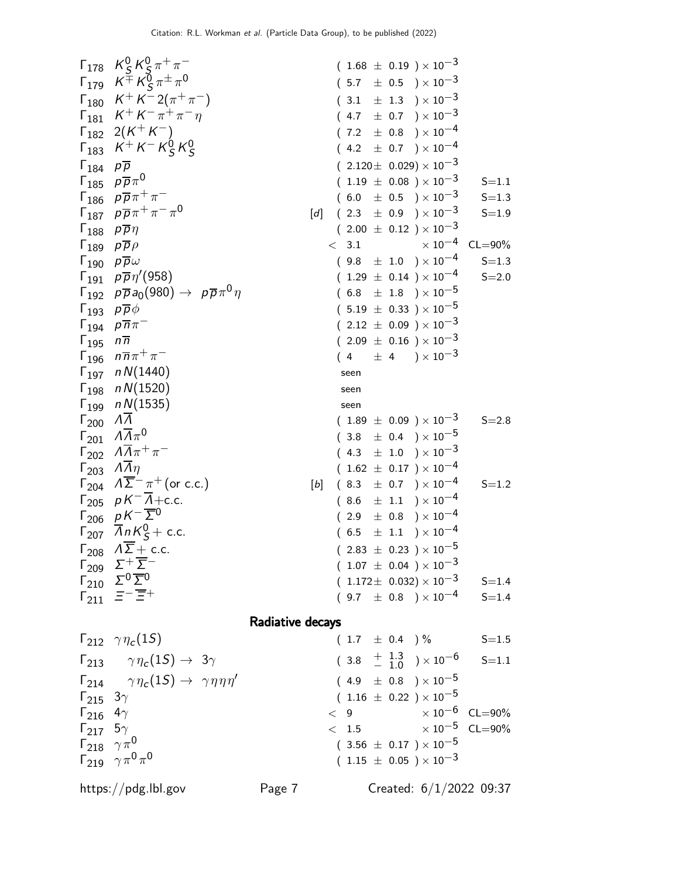| Mode | | Fraction ($\Gamma_i/\Gamma$) | Scale factor/ Confidence level |
|---|---|---|---|
| $\Gamma_{178}$ $K^0_S K^0_S \pi^+\pi^-$ | | $(1.68 \pm 0.19) \times 10^{-3}$ | |
| $\Gamma_{179}$ $K^{\mp} K^0_S \pi^{\pm}\pi^0$ | | $(5.7 \pm 0.5) \times 10^{-3}$ | |
| $\Gamma_{180}$ $K^+ K^- 2(\pi^+\pi^-)$ | | $(3.1 \pm 1.3) \times 10^{-3}$ | |
| $\Gamma_{181}$ $K^+ K^- \pi^+\pi^-\eta$ | | $(4.7 \pm 0.7) \times 10^{-3}$ | |
| $\Gamma_{182}$ $2(K^+ K^-)$ | | $(7.2 \pm 0.8) \times 10^{-4}$ | |
| $\Gamma_{183}$ $K^+ K^- K^0_S K^0_S$ | | $(4.2 \pm 0.7) \times 10^{-4}$ | |
| $\Gamma_{184}$ $p\overline{p}$ | | $(2.120 \pm 0.029) \times 10^{-3}$ | |
| $\Gamma_{185}$ $p\overline{p}\pi^0$ | | $(1.19 \pm 0.08) \times 10^{-3}$ | S=1.1 |
| $\Gamma_{186}$ $p\overline{p}\pi^+\pi^-$ | | $(6.0 \pm 0.5) \times 10^{-3}$ | S=1.3 |
| $\Gamma_{187}$ $p\overline{p}\pi^+\pi^-\pi^0$ | [d] | $(2.3 \pm 0.9) \times 10^{-3}$ | S=1.9 |
| $\Gamma_{188}$ $p\overline{p}\eta$ | | $(2.00 \pm 0.12) \times 10^{-3}$ | |
| $\Gamma_{189}$ $p\overline{p}\rho$ | | $< 3.1 \times 10^{-4}$ | CL=90% |
| $\Gamma_{190}$ $p\overline{p}\omega$ | | $(9.8 \pm 1.0) \times 10^{-4}$ | S=1.3 |
| $\Gamma_{191}$ $p\overline{p}\eta'(958)$ | | $(1.29 \pm 0.14) \times 10^{-4}$ | S=2.0 |
| $\Gamma_{192}$ $p\overline{p}a_0(980) \to p\overline{p}\pi^0\eta$ | | $(6.8 \pm 1.8) \times 10^{-5}$ | |
| $\Gamma_{193}$ $p\overline{p}\phi$ | | $(5.19 \pm 0.33) \times 10^{-5}$ | |
| $\Gamma_{194}$ $p\overline{n}\pi^-$ | | $(2.12 \pm 0.09) \times 10^{-3}$ | |
| $\Gamma_{195}$ $n\overline{n}$ | | $(2.09 \pm 0.16) \times 10^{-3}$ | |
| $\Gamma_{196}$ $n\overline{n}\pi^+\pi^-$ | | $(4 \pm 4) \times 10^{-3}$ | |
| $\Gamma_{197}$ $nN(1440)$ | | seen | |
| $\Gamma_{198}$ $nN(1520)$ | | seen | |
| $\Gamma_{199}$ $nN(1535)$ | | seen | |
| $\Gamma_{200}$ $\Lambda\overline{\Lambda}$ | | $(1.89 \pm 0.09) \times 10^{-3}$ | S=2.8 |
| $\Gamma_{201}$ $\Lambda\overline{\Lambda}\pi^0$ | | $(3.8 \pm 0.4) \times 10^{-5}$ | |
| $\Gamma_{202}$ $\Lambda\overline{\Lambda}\pi^+\pi^-$ | | $(4.3 \pm 1.0) \times 10^{-3}$ | |
| $\Gamma_{203}$ $\Lambda\overline{\Lambda}\eta$ | | $(1.62 \pm 0.17) \times 10^{-4}$ | |
| $\Gamma_{204}$ $\Lambda\overline{\Sigma}^-\pi^+$ (or c.c.) | [b] | $(8.3 \pm 0.7) \times 10^{-4}$ | S=1.2 |
| $\Gamma_{205}$ $pK^-\overline{\Lambda}$+c.c. | | $(8.6 \pm 1.1) \times 10^{-4}$ | |
| $\Gamma_{206}$ $pK^-\overline{\Sigma}^0$ | | $(2.9 \pm 0.8) \times 10^{-4}$ | |
| $\Gamma_{207}$ $\overline{\Lambda}nK^0_S$ + c.c. | | $(6.5 \pm 1.1) \times 10^{-4}$ | |
| $\Gamma_{208}$ $\Lambda\overline{\Sigma}$ + c.c. | | $(2.83 \pm 0.23) \times 10^{-5}$ | |
| $\Gamma_{209}$ $\Sigma^+\overline{\Sigma}^-$ | | $(1.07 \pm 0.04) \times 10^{-3}$ | |
| $\Gamma_{210}$ $\Sigma^0\overline{\Sigma}^0$ | | $(1.172 \pm 0.032) \times 10^{-3}$ | S=1.4 |
| $\Gamma_{211}$ $\Xi^-\overline{\Xi}^+$ | | $(9.7 \pm 0.8) \times 10^{-4}$ | S=1.4 |

## Radiative decays

| Mode | | Fraction ($\Gamma_i/\Gamma$) | Scale factor/ Confidence level |
|---|---|---|---|
| $\Gamma_{212}$ $\gamma\eta_c(1S)$ | | $(1.7 \pm 0.4)$ % | S=1.5 |
| $\Gamma_{213}$ $\gamma\eta_c(1S) \to 3\gamma$ | | $(3.8 \, ^{+1.3}_{-1.0}) \times 10^{-6}$ | S=1.1 |
| $\Gamma_{214}$ $\gamma\eta_c(1S) \to \gamma\eta\eta\eta'$ | | $(4.9 \pm 0.8) \times 10^{-5}$ | |
| $\Gamma_{215}$ $3\gamma$ | | $(1.16 \pm 0.22) \times 10^{-5}$ | |
| $\Gamma_{216}$ $4\gamma$ | | $< 9 \times 10^{-6}$ | CL=90% |
| $\Gamma_{217}$ $5\gamma$ | | $< 1.5 \times 10^{-5}$ | CL=90% |
| $\Gamma_{218}$ $\gamma\pi^0$ | | $(3.56 \pm 0.17) \times 10^{-5}$ | |
| $\Gamma_{219}$ $\gamma\pi^0\pi^0$ | | $(1.15 \pm 0.05) \times 10^{-3}$ | |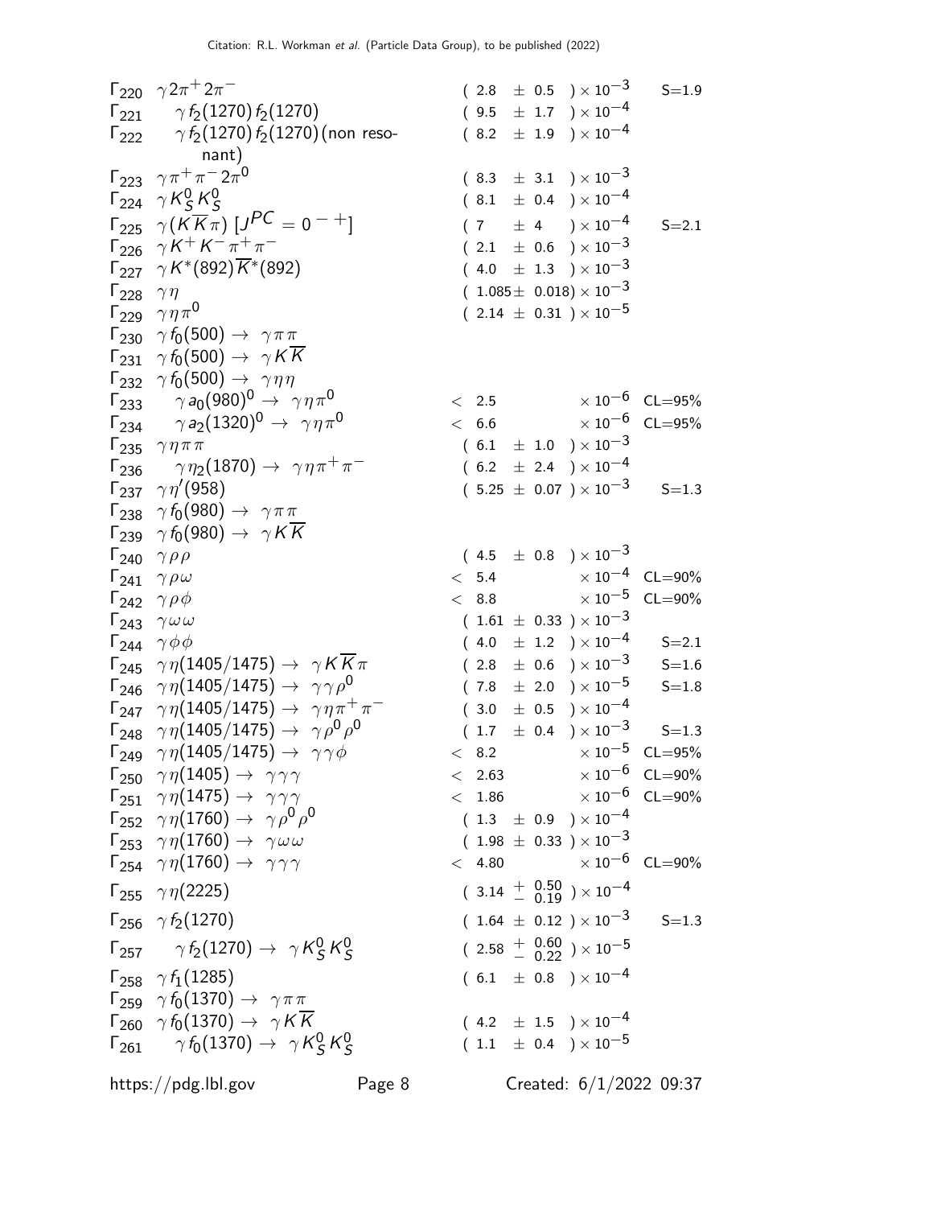| | Mode | Fraction | Scale factor / Confidence level |
|---|---|---|---|
| $\Gamma_{220}$ | $\gamma 2\pi^+ 2\pi^-$ | $(2.8 \pm 0.5) \times 10^{-3}$ | S=1.9 |
| $\Gamma_{221}$ | $\gamma f_2(1270) f_2(1270)$ | $(9.5 \pm 1.7) \times 10^{-4}$ | |
| $\Gamma_{222}$ | $\gamma f_2(1270) f_2(1270)$ (non resonant) | $(8.2 \pm 1.9) \times 10^{-4}$ | |
| $\Gamma_{223}$ | $\gamma \pi^+ \pi^- 2\pi^0$ | $(8.3 \pm 3.1) \times 10^{-3}$ | |
| $\Gamma_{224}$ | $\gamma K^0_S K^0_S$ | $(8.1 \pm 0.4) \times 10^{-4}$ | |
| $\Gamma_{225}$ | $\gamma (K \overline{K} \pi)$ $[J^{PC} = 0^{-+}]$ | $(7 \pm 4) \times 10^{-4}$ | S=2.1 |
| $\Gamma_{226}$ | $\gamma K^+ K^- \pi^+ \pi^-$ | $(2.1 \pm 0.6) \times 10^{-3}$ | |
| $\Gamma_{227}$ | $\gamma K^*(892) \overline{K}^*(892)$ | $(4.0 \pm 1.3) \times 10^{-3}$ | |
| $\Gamma_{228}$ | $\gamma \eta$ | $(1.085 \pm 0.018) \times 10^{-3}$ | |
| $\Gamma_{229}$ | $\gamma \eta \pi^0$ | $(2.14 \pm 0.31) \times 10^{-5}$ | |
| $\Gamma_{230}$ | $\gamma f_0(500) \rightarrow \gamma \pi \pi$ | | |
| $\Gamma_{231}$ | $\gamma f_0(500) \rightarrow \gamma K \overline{K}$ | | |
| $\Gamma_{232}$ | $\gamma f_0(500) \rightarrow \gamma \eta \eta$ | | |
| $\Gamma_{233}$ | $\gamma a_0(980)^0 \rightarrow \gamma \eta \pi^0$ | $< 2.5 \times 10^{-6}$ | CL=95% |
| $\Gamma_{234}$ | $\gamma a_2(1320)^0 \rightarrow \gamma \eta \pi^0$ | $< 6.6 \times 10^{-6}$ | CL=95% |
| $\Gamma_{235}$ | $\gamma \eta \pi \pi$ | $(6.1 \pm 1.0) \times 10^{-3}$ | |
| $\Gamma_{236}$ | $\gamma \eta_2(1870) \rightarrow \gamma \eta \pi^+ \pi^-$ | $(6.2 \pm 2.4) \times 10^{-4}$ | |
| $\Gamma_{237}$ | $\gamma \eta'(958)$ | $(5.25 \pm 0.07) \times 10^{-3}$ | S=1.3 |
| $\Gamma_{238}$ | $\gamma f_0(980) \rightarrow \gamma \pi \pi$ | | |
| $\Gamma_{239}$ | $\gamma f_0(980) \rightarrow \gamma K \overline{K}$ | | |
| $\Gamma_{240}$ | $\gamma \rho \rho$ | $(4.5 \pm 0.8) \times 10^{-3}$ | |
| $\Gamma_{241}$ | $\gamma \rho \omega$ | $< 5.4 \times 10^{-4}$ | CL=90% |
| $\Gamma_{242}$ | $\gamma \rho \phi$ | $< 8.8 \times 10^{-5}$ | CL=90% |
| $\Gamma_{243}$ | $\gamma \omega \omega$ | $(1.61 \pm 0.33) \times 10^{-3}$ | |
| $\Gamma_{244}$ | $\gamma \phi \phi$ | $(4.0 \pm 1.2) \times 10^{-4}$ | S=2.1 |
| $\Gamma_{245}$ | $\gamma \eta(1405/1475) \rightarrow \gamma K \overline{K} \pi$ | $(2.8 \pm 0.6) \times 10^{-3}$ | S=1.6 |
| $\Gamma_{246}$ | $\gamma \eta(1405/1475) \rightarrow \gamma \gamma \rho^0$ | $(7.8 \pm 2.0) \times 10^{-5}$ | S=1.8 |
| $\Gamma_{247}$ | $\gamma \eta(1405/1475) \rightarrow \gamma \eta \pi^+ \pi^-$ | $(3.0 \pm 0.5) \times 10^{-4}$ | |
| $\Gamma_{248}$ | $\gamma \eta(1405/1475) \rightarrow \gamma \rho^0 \rho^0$ | $(1.7 \pm 0.4) \times 10^{-3}$ | S=1.3 |
| $\Gamma_{249}$ | $\gamma \eta(1405/1475) \rightarrow \gamma \gamma \phi$ | $< 8.2 \times 10^{-5}$ | CL=95% |
| $\Gamma_{250}$ | $\gamma \eta(1405) \rightarrow \gamma \gamma \gamma$ | $< 2.63 \times 10^{-6}$ | CL=90% |
| $\Gamma_{251}$ | $\gamma \eta(1475) \rightarrow \gamma \gamma \gamma$ | $< 1.86 \times 10^{-6}$ | CL=90% |
| $\Gamma_{252}$ | $\gamma \eta(1760) \rightarrow \gamma \rho^0 \rho^0$ | $(1.3 \pm 0.9) \times 10^{-4}$ | |
| $\Gamma_{253}$ | $\gamma \eta(1760) \rightarrow \gamma \omega \omega$ | $(1.98 \pm 0.33) \times 10^{-3}$ | |
| $\Gamma_{254}$ | $\gamma \eta(1760) \rightarrow \gamma \gamma \gamma$ | $< 4.80 \times 10^{-6}$ | CL=90% |
| $\Gamma_{255}$ | $\gamma \eta(2225)$ | $(3.14 ^{+0.50}_{-0.19}) \times 10^{-4}$ | |
| $\Gamma_{256}$ | $\gamma f_2(1270)$ | $(1.64 \pm 0.12) \times 10^{-3}$ | S=1.3 |
| $\Gamma_{257}$ | $\gamma f_2(1270) \rightarrow \gamma K^0_S K^0_S$ | $(2.58 ^{+0.60}_{-0.22}) \times 10^{-5}$ | |
| $\Gamma_{258}$ | $\gamma f_1(1285)$ | $(6.1 \pm 0.8) \times 10^{-4}$ | |
| $\Gamma_{259}$ | $\gamma f_0(1370) \rightarrow \gamma \pi \pi$ | | |
| $\Gamma_{260}$ | $\gamma f_0(1370) \rightarrow \gamma K \overline{K}$ | $(4.2 \pm 1.5) \times 10^{-4}$ | |
| $\Gamma_{261}$ | $\gamma f_0(1370) \rightarrow \gamma K^0_S K^0_S$ | $(1.1 \pm 0.4) \times 10^{-5}$ | |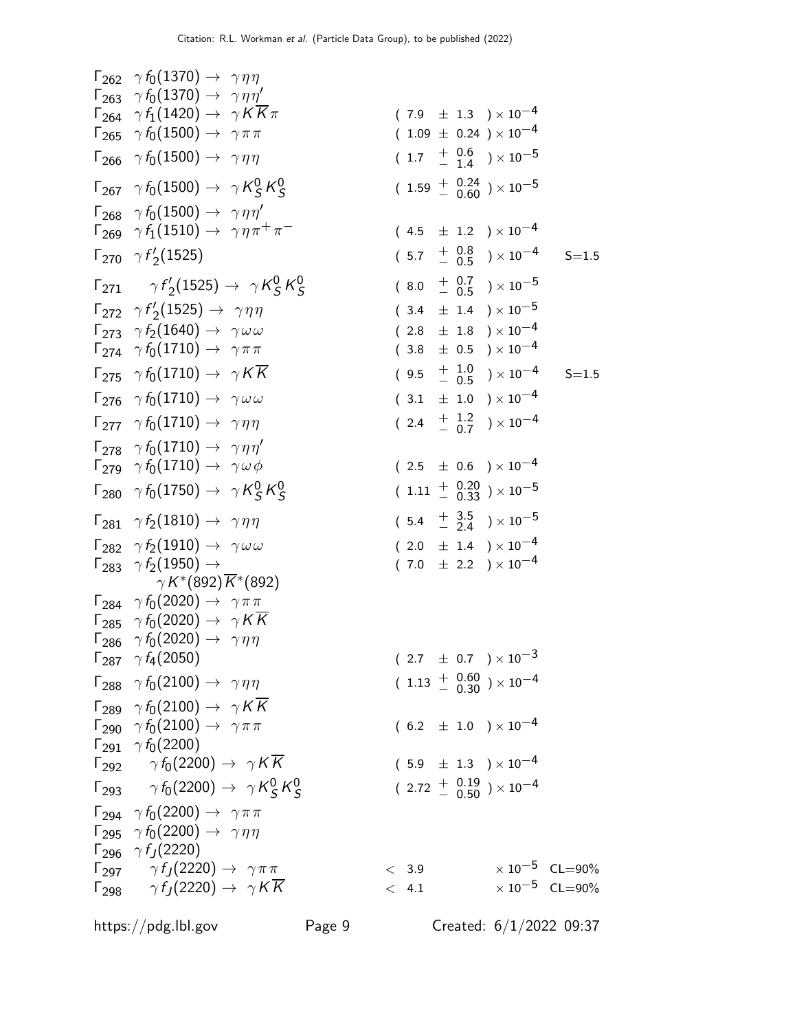| Mode | Fraction | Scale factor / Conf. level |
|---|---|---|
| $\Gamma_{262}$ $\gamma f_0(1370) \to \gamma \eta \eta$ | | |
| $\Gamma_{263}$ $\gamma f_0(1370) \to \gamma \eta \eta'$ | | |
| $\Gamma_{264}$ $\gamma f_1(1420) \to \gamma K \overline{K} \pi$ | $(7.9 \pm 1.3) \times 10^{-4}$ | |
| $\Gamma_{265}$ $\gamma f_0(1500) \to \gamma \pi \pi$ | $(1.09 \pm 0.24) \times 10^{-4}$ | |
| $\Gamma_{266}$ $\gamma f_0(1500) \to \gamma \eta \eta$ | $(1.7 \,^{+\,0.6}_{-\,1.4}) \times 10^{-5}$ | |
| $\Gamma_{267}$ $\gamma f_0(1500) \to \gamma K^0_S K^0_S$ | $(1.59 \,^{+\,0.24}_{-\,0.60}) \times 10^{-5}$ | |
| $\Gamma_{268}$ $\gamma f_0(1500) \to \gamma \eta \eta'$ | | |
| $\Gamma_{269}$ $\gamma f_1(1510) \to \gamma \eta \pi^+ \pi^-$ | $(4.5 \pm 1.2) \times 10^{-4}$ | |
| $\Gamma_{270}$ $\gamma f'_2(1525)$ | $(5.7 \,^{+\,0.8}_{-\,0.5}) \times 10^{-4}$ | S=1.5 |
| $\Gamma_{271}$ $\gamma f'_2(1525) \to \gamma K^0_S K^0_S$ | $(8.0 \,^{+\,0.7}_{-\,0.5}) \times 10^{-5}$ | |
| $\Gamma_{272}$ $\gamma f'_2(1525) \to \gamma \eta \eta$ | $(3.4 \pm 1.4) \times 10^{-5}$ | |
| $\Gamma_{273}$ $\gamma f_2(1640) \to \gamma \omega \omega$ | $(2.8 \pm 1.8) \times 10^{-4}$ | |
| $\Gamma_{274}$ $\gamma f_0(1710) \to \gamma \pi \pi$ | $(3.8 \pm 0.5) \times 10^{-4}$ | |
| $\Gamma_{275}$ $\gamma f_0(1710) \to \gamma K \overline{K}$ | $(9.5 \,^{+\,1.0}_{-\,0.5}) \times 10^{-4}$ | S=1.5 |
| $\Gamma_{276}$ $\gamma f_0(1710) \to \gamma \omega \omega$ | $(3.1 \pm 1.0) \times 10^{-4}$ | |
| $\Gamma_{277}$ $\gamma f_0(1710) \to \gamma \eta \eta$ | $(2.4 \,^{+\,1.2}_{-\,0.7}) \times 10^{-4}$ | |
| $\Gamma_{278}$ $\gamma f_0(1710) \to \gamma \eta \eta'$ | | |
| $\Gamma_{279}$ $\gamma f_0(1710) \to \gamma \omega \phi$ | $(2.5 \pm 0.6) \times 10^{-4}$ | |
| $\Gamma_{280}$ $\gamma f_0(1750) \to \gamma K^0_S K^0_S$ | $(1.11 \,^{+\,0.20}_{-\,0.33}) \times 10^{-5}$ | |
| $\Gamma_{281}$ $\gamma f_2(1810) \to \gamma \eta \eta$ | $(5.4 \,^{+\,3.5}_{-\,2.4}) \times 10^{-5}$ | |
| $\Gamma_{282}$ $\gamma f_2(1910) \to \gamma \omega \omega$ | $(2.0 \pm 1.4) \times 10^{-4}$ | |
| $\Gamma_{283}$ $\gamma f_2(1950) \to \gamma K^*(892) \overline{K}^*(892)$ | $(7.0 \pm 2.2) \times 10^{-4}$ | |
| $\Gamma_{284}$ $\gamma f_0(2020) \to \gamma \pi \pi$ | | |
| $\Gamma_{285}$ $\gamma f_0(2020) \to \gamma K \overline{K}$ | | |
| $\Gamma_{286}$ $\gamma f_0(2020) \to \gamma \eta \eta$ | | |
| $\Gamma_{287}$ $\gamma f_4(2050)$ | $(2.7 \pm 0.7) \times 10^{-3}$ | |
| $\Gamma_{288}$ $\gamma f_0(2100) \to \gamma \eta \eta$ | $(1.13 \,^{+\,0.60}_{-\,0.30}) \times 10^{-4}$ | |
| $\Gamma_{289}$ $\gamma f_0(2100) \to \gamma K \overline{K}$ | | |
| $\Gamma_{290}$ $\gamma f_0(2100) \to \gamma \pi \pi$ | $(6.2 \pm 1.0) \times 10^{-4}$ | |
| $\Gamma_{291}$ $\gamma f_0(2200)$ | | |
| $\Gamma_{292}$ $\gamma f_0(2200) \to \gamma K \overline{K}$ | $(5.9 \pm 1.3) \times 10^{-4}$ | |
| $\Gamma_{293}$ $\gamma f_0(2200) \to \gamma K^0_S K^0_S$ | $(2.72 \,^{+\,0.19}_{-\,0.50}) \times 10^{-4}$ | |
| $\Gamma_{294}$ $\gamma f_0(2200) \to \gamma \pi \pi$ | | |
| $\Gamma_{295}$ $\gamma f_0(2200) \to \gamma \eta \eta$ | | |
| $\Gamma_{296}$ $\gamma f_J(2220)$ | | |
| $\Gamma_{297}$ $\gamma f_J(2220) \to \gamma \pi \pi$ | $< 3.9 \times 10^{-5}$ | CL=90% |
| $\Gamma_{298}$ $\gamma f_J(2220) \to \gamma K \overline{K}$ | $< 4.1 \times 10^{-5}$ | CL=90% |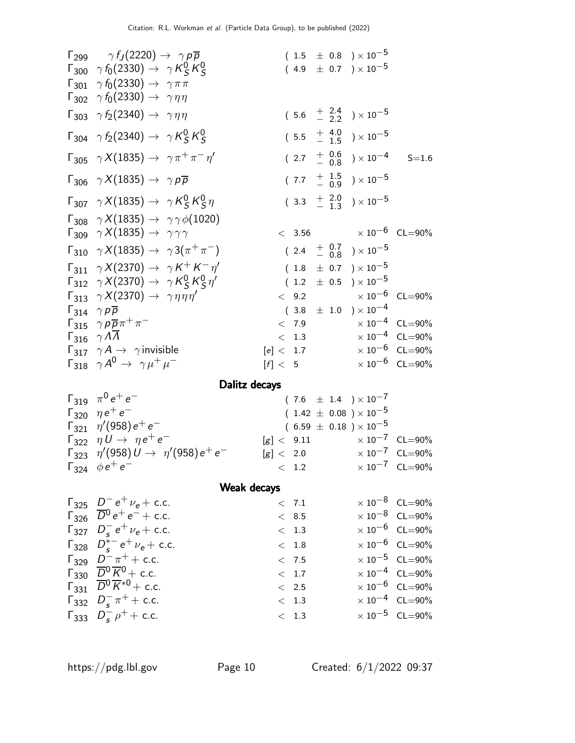| Mode | Decay | Fraction ($\Gamma_i/\Gamma$) | Scale factor/Confidence level |
|---|---|---|---|
| $\Gamma_{299}$ | $\gamma f_J(2220) \to \gamma p \overline{p}$ | $(1.5 \pm 0.8) \times 10^{-5}$ | |
| $\Gamma_{300}$ | $\gamma f_0(2330) \to \gamma K^0_S K^0_S$ | $(4.9 \pm 0.7) \times 10^{-5}$ | |
| $\Gamma_{301}$ | $\gamma f_0(2330) \to \gamma \pi \pi$ | | |
| $\Gamma_{302}$ | $\gamma f_0(2330) \to \gamma \eta \eta$ | | |
| $\Gamma_{303}$ | $\gamma f_2(2340) \to \gamma \eta \eta$ | $(5.6 \ {}^{+2.4}_{-2.2}) \times 10^{-5}$ | |
| $\Gamma_{304}$ | $\gamma f_2(2340) \to \gamma K^0_S K^0_S$ | $(5.5 \ {}^{+4.0}_{-1.5}) \times 10^{-5}$ | |
| $\Gamma_{305}$ | $\gamma X(1835) \to \gamma \pi^+ \pi^- \eta'$ | $(2.7 \ {}^{+0.6}_{-0.8}) \times 10^{-4}$ | S=1.6 |
| $\Gamma_{306}$ | $\gamma X(1835) \to \gamma p \overline{p}$ | $(7.7 \ {}^{+1.5}_{-0.9}) \times 10^{-5}$ | |
| $\Gamma_{307}$ | $\gamma X(1835) \to \gamma K^0_S K^0_S \eta$ | $(3.3 \ {}^{+2.0}_{-1.3}) \times 10^{-5}$ | |
| $\Gamma_{308}$ | $\gamma X(1835) \to \gamma \gamma \phi(1020)$ | | |
| $\Gamma_{309}$ | $\gamma X(1835) \to \gamma \gamma \gamma$ | $< 3.56 \times 10^{-6}$ | CL=90% |
| $\Gamma_{310}$ | $\gamma X(1835) \to \gamma 3(\pi^+ \pi^-)$ | $(2.4 \ {}^{+0.7}_{-0.8}) \times 10^{-5}$ | |
| $\Gamma_{311}$ | $\gamma X(2370) \to \gamma K^+ K^- \eta'$ | $(1.8 \pm 0.7) \times 10^{-5}$ | |
| $\Gamma_{312}$ | $\gamma X(2370) \to \gamma K^0_S K^0_S \eta'$ | $(1.2 \pm 0.5) \times 10^{-5}$ | |
| $\Gamma_{313}$ | $\gamma X(2370) \to \gamma \eta \eta \eta'$ | $< 9.2 \times 10^{-6}$ | CL=90% |
| $\Gamma_{314}$ | $\gamma p \overline{p}$ | $(3.8 \pm 1.0) \times 10^{-4}$ | |
| $\Gamma_{315}$ | $\gamma p \overline{p} \pi^+ \pi^-$ | $< 7.9 \times 10^{-4}$ | CL=90% |
| $\Gamma_{316}$ | $\gamma \Lambda \overline{\Lambda}$ | $< 1.3 \times 10^{-4}$ | CL=90% |
| $\Gamma_{317}$ | $\gamma A \to \gamma$invisible | [e] $< 1.7 \times 10^{-6}$ | CL=90% |
| $\Gamma_{318}$ | $\gamma A^0 \to \gamma \mu^+ \mu^-$ | [f] $< 5 \times 10^{-6}$ | CL=90% |

## Dalitz decays

| Mode | Decay | Fraction ($\Gamma_i/\Gamma$) | Confidence level |
|---|---|---|---|
| $\Gamma_{319}$ | $\pi^0 e^+ e^-$ | $(7.6 \pm 1.4) \times 10^{-7}$ | |
| $\Gamma_{320}$ | $\eta e^+ e^-$ | $(1.42 \pm 0.08) \times 10^{-5}$ | |
| $\Gamma_{321}$ | $\eta'(958) e^+ e^-$ | $(6.59 \pm 0.18) \times 10^{-5}$ | |
| $\Gamma_{322}$ | $\eta U \to \eta e^+ e^-$ | [g] $< 9.11 \times 10^{-7}$ | CL=90% |
| $\Gamma_{323}$ | $\eta'(958) U \to \eta'(958) e^+ e^-$ | [g] $< 2.0 \times 10^{-7}$ | CL=90% |
| $\Gamma_{324}$ | $\phi e^+ e^-$ | $< 1.2 \times 10^{-7}$ | CL=90% |

## Weak decays

| Mode | Decay | Fraction ($\Gamma_i/\Gamma$) | Confidence level |
|---|---|---|---|
| $\Gamma_{325}$ | $D^- e^+ \nu_e$ + c.c. | $< 7.1 \times 10^{-8}$ | CL=90% |
| $\Gamma_{326}$ | $\overline{D}^0 e^+ e^-$ + c.c. | $< 8.5 \times 10^{-8}$ | CL=90% |
| $\Gamma_{327}$ | $D^-_s e^+ \nu_e$ + c.c. | $< 1.3 \times 10^{-6}$ | CL=90% |
| $\Gamma_{328}$ | $D^{*-}_s e^+ \nu_e$ + c.c. | $< 1.8 \times 10^{-6}$ | CL=90% |
| $\Gamma_{329}$ | $D^- \pi^+$ + c.c. | $< 7.5 \times 10^{-5}$ | CL=90% |
| $\Gamma_{330}$ | $\overline{D}^0 \overline{K}^0$ + c.c. | $< 1.7 \times 10^{-4}$ | CL=90% |
| $\Gamma_{331}$ | $\overline{D}^0 \overline{K}^{*0}$ + c.c. | $< 2.5 \times 10^{-6}$ | CL=90% |
| $\Gamma_{332}$ | $D^-_s \pi^+$ + c.c. | $< 1.3 \times 10^{-4}$ | CL=90% |
| $\Gamma_{333}$ | $D^-_s \rho^+$ + c.c. | $< 1.3 \times 10^{-5}$ | CL=90% |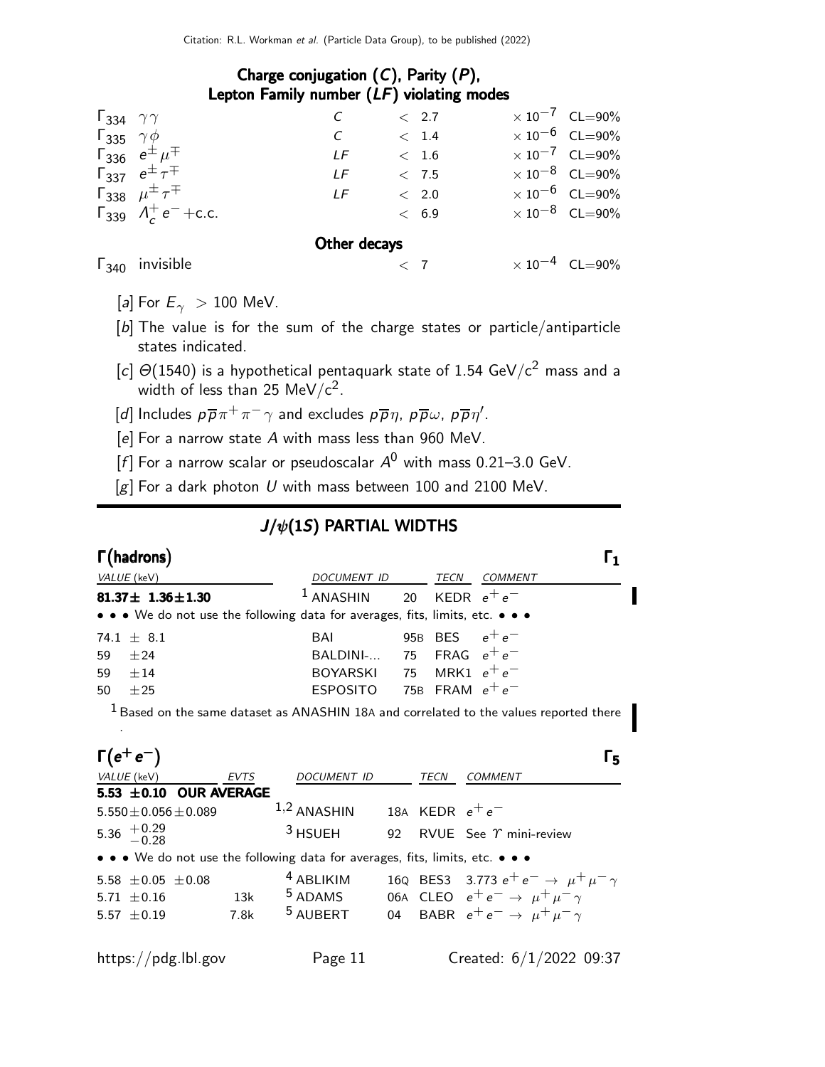### Charge conjugation ($C$), Parity ($P$), Lepton Family number ($LF$) violating modes

| | | | | |
|---|---|---|---|---|
| $\Gamma_{334}$ | $\gamma\gamma$ | $C$ | $< 2.7$ | $\times 10^{-7}$ CL=90% |
| $\Gamma_{335}$ | $\gamma\phi$ | $C$ | $< 1.4$ | $\times 10^{-6}$ CL=90% |
| $\Gamma_{336}$ | $e^{\pm}\mu^{\mp}$ | $LF$ | $< 1.6$ | $\times 10^{-7}$ CL=90% |
| $\Gamma_{337}$ | $e^{\pm}\tau^{\mp}$ | $LF$ | $< 7.5$ | $\times 10^{-8}$ CL=90% |
| $\Gamma_{338}$ | $\mu^{\pm}\tau^{\mp}$ | $LF$ | $< 2.0$ | $\times 10^{-6}$ CL=90% |
| $\Gamma_{339}$ | $\Lambda_c^+ e^-$+c.c. | | $< 6.9$ | $\times 10^{-8}$ CL=90% |

### Other decays

| | | | |
|---|---|---|---|
| $\Gamma_{340}$ | invisible | $< 7$ | $\times 10^{-4}$ CL=90% |

[a] For $E_\gamma > 100$ MeV.

[b] The value is for the sum of the charge states or particle/antiparticle states indicated.

[c] $\Theta(1540)$ is a hypothetical pentaquark state of 1.54 GeV/$c^2$ mass and a width of less than 25 MeV/$c^2$.

[d] Includes $p\overline{p}\pi^+\pi^-\gamma$ and excludes $p\overline{p}\eta$, $p\overline{p}\omega$, $p\overline{p}\eta'$.

[e] For a narrow state $A$ with mass less than 960 MeV.

[f] For a narrow scalar or pseudoscalar $A^0$ with mass 0.21–3.0 GeV.

[g] For a dark photon $U$ with mass between 100 and 2100 MeV.

## $J/\psi(1S)$ PARTIAL WIDTHS

### $\Gamma$(hadrons) $\Gamma_1$

| VALUE (keV) | DOCUMENT ID | | TECN | COMMENT |
|---|---|---|---|---|
| **81.37± 1.36±1.30** | [1] ANASHIN | 20 | KEDR | $e^+e^-$ |
| • • • We do not use the following data for averages, fits, limits, etc. • • • | | | | |
| 74.1 ± 8.1 | BAI | 95B | BES | $e^+e^-$ |
| 59 ±24 | BALDINI-... | 75 | FRAG | $e^+e^-$ |
| 59 ±14 | BOYARSKI | 75 | MRK1 | $e^+e^-$ |
| 50 ±25 | ESPOSITO | 75B | FRAM | $e^+e^-$ |

[1] Based on the same dataset as ANASHIN 18A and correlated to the values reported there .

### $\Gamma(e^+e^-)$ $\Gamma_5$

| VALUE (keV) | EVTS | DOCUMENT ID | | TECN | COMMENT |
|---|---|---|---|---|---|
| **5.53 ±0.10 OUR AVERAGE** | | | | | |
| 5.550±0.056±0.089 | | [1,2] ANASHIN | 18A | KEDR | $e^+e^-$ |
| 5.36 $^{+0.29}_{-0.28}$ | | [3] HSUEH | 92 | RVUE | See $\Upsilon$ mini-review |
| • • • We do not use the following data for averages, fits, limits, etc. • • • | | | | | |
| 5.58 ±0.05 ±0.08 | | [4] ABLIKIM | 16Q | BES3 | 3.773 $e^+e^- \rightarrow \mu^+\mu^-\gamma$ |
| 5.71 ±0.16 | 13k | [5] ADAMS | 06A | CLEO | $e^+e^- \rightarrow \mu^+\mu^-\gamma$ |
| 5.57 ±0.19 | 7.8k | [5] AUBERT | 04 | BABR | $e^+e^- \rightarrow \mu^+\mu^-\gamma$ |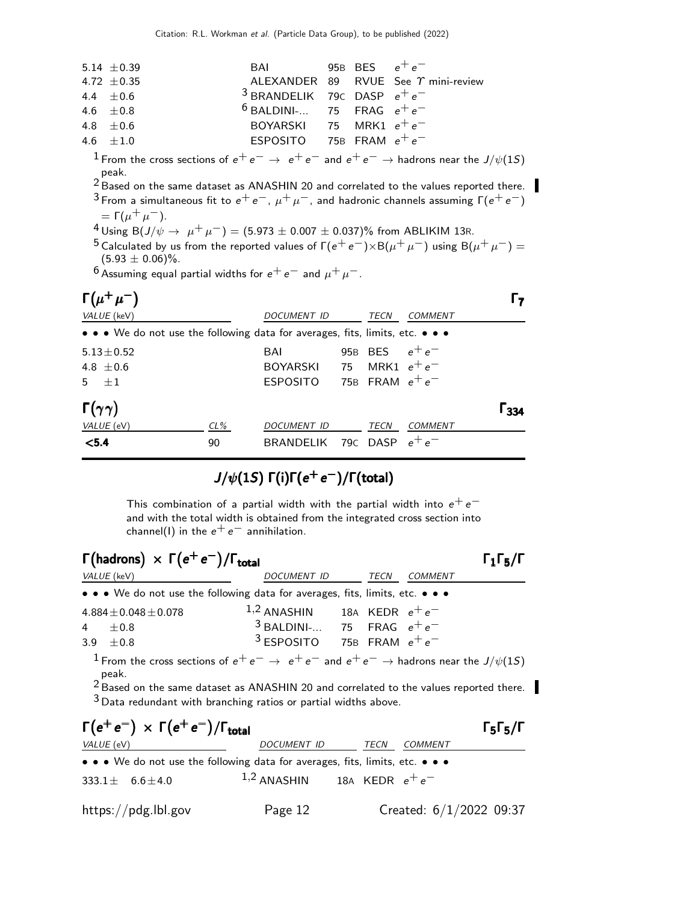| VALUE | DOCUMENT ID | TECN | COMMENT |
|---|---|---|---|
| 5.14 ±0.39 | BAI 95B | BES | $e^+e^-$ |
| 4.72 ±0.35 | ALEXANDER 89 | RVUE | See $\Upsilon$ mini-review |
| 4.4 ±0.6 | [3] BRANDELIK 79C | DASP | $e^+e^-$ |
| 4.6 ±0.8 | [6] BALDINI-... 75 | FRAG | $e^+e^-$ |
| 4.8 ±0.6 | BOYARSKI 75 | MRK1 | $e^+e^-$ |
| 4.6 ±1.0 | ESPOSITO 75B | FRAM | $e^+e^-$ |

[1] From the cross sections of $e^+e^- \rightarrow e^+e^-$ and $e^+e^- \rightarrow$ hadrons near the $J/\psi(1S)$ peak.

[2] Based on the same dataset as ANASHIN 20 and correlated to the values reported there.

[3] From a simultaneous fit to $e^+e^-$, $\mu^+\mu^-$, and hadronic channels assuming $\Gamma(e^+e^-) = \Gamma(\mu^+\mu^-)$.

[4] Using $B(J/\psi \rightarrow \mu^+\mu^-) = (5.973 \pm 0.007 \pm 0.037)\%$ from ABLIKIM 13R.

[5] Calculated by us from the reported values of $\Gamma(e^+e^-)\times B(\mu^+\mu^-)$ using $B(\mu^+\mu^-) = (5.93 \pm 0.06)\%$.

[6] Assuming equal partial widths for $e^+e^-$ and $\mu^+\mu^-$.

### $\Gamma(\mu^+\mu^-)$ — $\Gamma_7$

| VALUE (keV) | DOCUMENT ID | TECN | COMMENT |
|---|---|---|---|
| • • • We do not use the following data for averages, fits, limits, etc. • • • | | | |
| 5.13±0.52 | BAI 95B | BES | $e^+e^-$ |
| 4.8 ±0.6 | BOYARSKI 75 | MRK1 | $e^+e^-$ |
| 5 ±1 | ESPOSITO 75B | FRAM | $e^+e^-$ |

### $\Gamma(\gamma\gamma)$ — $\Gamma_{334}$

| VALUE (eV) | CL% | DOCUMENT ID | TECN | COMMENT |
|---|---|---|---|---|
| **<5.4** | 90 | BRANDELIK 79C | DASP | $e^+e^-$ |

## $J/\psi(1S)$ $\Gamma(i)\Gamma(e^+e^-)/\Gamma(\text{total})$

This combination of a partial width with the partial width into $e^+e^-$ and with the total width is obtained from the integrated cross section into channel(I) in the $e^+e^-$ annihilation.

### $\Gamma(\text{hadrons}) \times \Gamma(e^+e^-)/\Gamma_{\text{total}}$ — $\Gamma_1\Gamma_5/\Gamma$

| VALUE (keV) | DOCUMENT ID | TECN | COMMENT |
|---|---|---|---|
| • • • We do not use the following data for averages, fits, limits, etc. • • • | | | |
| 4.884±0.048±0.078 | [1,2] ANASHIN 18A | KEDR | $e^+e^-$ |
| 4 ±0.8 | [3] BALDINI-... 75 | FRAG | $e^+e^-$ |
| 3.9 ±0.8 | [3] ESPOSITO 75B | FRAM | $e^+e^-$ |

[1] From the cross sections of $e^+e^- \rightarrow e^+e^-$ and $e^+e^- \rightarrow$ hadrons near the $J/\psi(1S)$ peak.

[2] Based on the same dataset as ANASHIN 20 and correlated to the values reported there.

[3] Data redundant with branching ratios or partial widths above.

### $\Gamma(e^+e^-) \times \Gamma(e^+e^-)/\Gamma_{\text{total}}$ — $\Gamma_5\Gamma_5/\Gamma$

| VALUE (eV) | DOCUMENT ID | TECN | COMMENT |
|---|---|---|---|
| • • • We do not use the following data for averages, fits, limits, etc. • • • | | | |
| 333.1± 6.6±4.0 | [1,2] ANASHIN 18A | KEDR | $e^+e^-$ |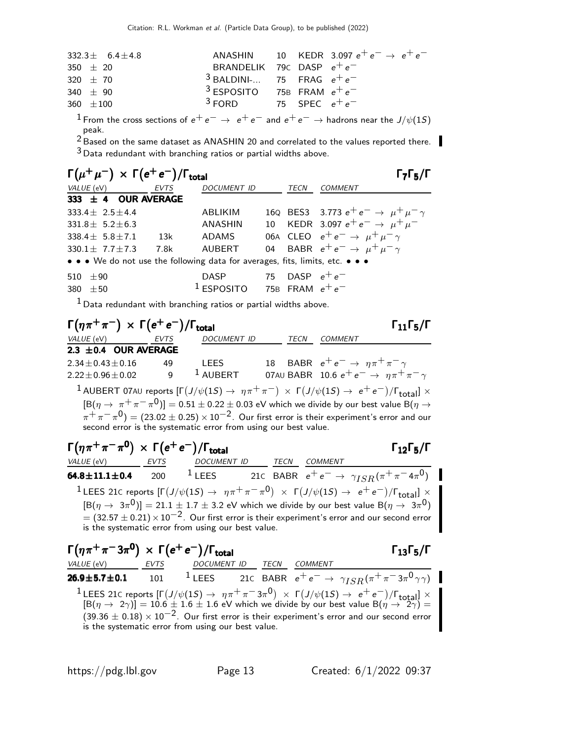| VALUE | DOCUMENT ID | | TECN | COMMENT |
|---|---|---|---|---|
| $332.3 \pm 6.4 \pm 4.8$ | ANASHIN | 10 | KEDR | $3.097\ e^+e^- \rightarrow e^+e^-$ |
| $350 \pm 20$ | BRANDELIK | 79C | DASP | $e^+e^-$ |
| $320 \pm 70$ | [3] BALDINI-... | 75 | FRAG | $e^+e^-$ |
| $340 \pm 90$ | [3] ESPOSITO | 75B | FRAM | $e^+e^-$ |
| $360 \pm 100$ | [3] FORD | 75 | SPEC | $e^+e^-$ |

[1] From the cross sections of $e^+e^- \rightarrow e^+e^-$ and $e^+e^- \rightarrow$ hadrons near the $J/\psi(1S)$ peak.

[2] Based on the same dataset as ANASHIN 20 and correlated to the values reported there.

[3] Data redundant with branching ratios or partial widths above.

### $\Gamma(\mu^+\mu^-) \times \Gamma(e^+e^-)/\Gamma_{\rm total}$ — $\Gamma_7\Gamma_5/\Gamma$

| VALUE (eV) | EVTS | DOCUMENT ID | | TECN | COMMENT |
|---|---|---|---|---|---|
| **333 ± 4 OUR AVERAGE** | | | | | |
| $333.4 \pm 2.5 \pm 4.4$ | | ABLIKIM | 16Q | BES3 | $3.773\ e^+e^- \rightarrow \mu^+\mu^-\gamma$ |
| $331.8 \pm 5.2 \pm 6.3$ | | ANASHIN | 10 | KEDR | $3.097\ e^+e^- \rightarrow \mu^+\mu^-$ |
| $338.4 \pm 5.8 \pm 7.1$ | 13k | ADAMS | 06A | CLEO | $e^+e^- \rightarrow \mu^+\mu^-\gamma$ |
| $330.1 \pm 7.7 \pm 7.3$ | 7.8k | AUBERT | 04 | BABR | $e^+e^- \rightarrow \mu^+\mu^-\gamma$ |
| • • • We do not use the following data for averages, fits, limits, etc. • • • | | | | | |
| $510 \pm 90$ | | DASP | 75 | DASP | $e^+e^-$ |
| $380 \pm 50$ | | [1] ESPOSITO | 75B | FRAM | $e^+e^-$ |

[1] Data redundant with branching ratios or partial widths above.

### $\Gamma(\eta\pi^+\pi^-) \times \Gamma(e^+e^-)/\Gamma_{\rm total}$ — $\Gamma_{11}\Gamma_5/\Gamma$

| VALUE (eV) | EVTS | DOCUMENT ID | | TECN | COMMENT |
|---|---|---|---|---|---|
| **2.3 ±0.4 OUR AVERAGE** | | | | | |
| $2.34 \pm 0.43 \pm 0.16$ | 49 | LEES | 18 | BABR | $e^+e^- \rightarrow \eta\pi^+\pi^-\gamma$ |
| $2.22 \pm 0.96 \pm 0.02$ | 9 | [1] AUBERT | 07AU | BABR | $10.6\ e^+e^- \rightarrow \eta\pi^+\pi^-\gamma$ |

[1] AUBERT 07AU reports $[\Gamma(J/\psi(1S) \rightarrow \eta\pi^+\pi^-) \times \Gamma(J/\psi(1S) \rightarrow e^+e^-)/\Gamma_{\rm total}] \times [B(\eta \rightarrow \pi^+\pi^-\pi^0)] = 0.51 \pm 0.22 \pm 0.03$ eV which we divide by our best value $B(\eta \rightarrow \pi^+\pi^-\pi^0) = (23.02 \pm 0.25) \times 10^{-2}$. Our first error is their experiment's error and our second error is the systematic error from using our best value.

### $\Gamma(\eta\pi^+\pi^-\pi^0) \times \Gamma(e^+e^-)/\Gamma_{\rm total}$ — $\Gamma_{12}\Gamma_5/\Gamma$

| VALUE (eV) | EVTS | DOCUMENT ID | | TECN | COMMENT |
|---|---|---|---|---|---|
| **64.8±11.1±0.4** | 200 | [1] LEES | 21C | BABR | $e^+e^- \rightarrow \gamma_{ISR}(\pi^+\pi^-4\pi^0)$ |

[1] LEES 21C reports $[\Gamma(J/\psi(1S) \rightarrow \eta\pi^+\pi^-\pi^0) \times \Gamma(J/\psi(1S) \rightarrow e^+e^-)/\Gamma_{\rm total}] \times [B(\eta \rightarrow 3\pi^0)] = 21.1 \pm 1.7 \pm 3.2$ eV which we divide by our best value $B(\eta \rightarrow 3\pi^0) = (32.57 \pm 0.21) \times 10^{-2}$. Our first error is their experiment's error and our second error is the systematic error from using our best value.

### $\Gamma(\eta\pi^+\pi^-3\pi^0) \times \Gamma(e^+e^-)/\Gamma_{\rm total}$ — $\Gamma_{13}\Gamma_5/\Gamma$

| VALUE (eV) | EVTS | DOCUMENT ID | | TECN | COMMENT |
|---|---|---|---|---|---|
| **26.9±5.7±0.1** | 101 | [1] LEES | 21C | BABR | $e^+e^- \rightarrow \gamma_{ISR}(\pi^+\pi^-3\pi^0\gamma\gamma)$ |

[1] LEES 21C reports $[\Gamma(J/\psi(1S) \rightarrow \eta\pi^+\pi^-3\pi^0) \times \Gamma(J/\psi(1S) \rightarrow e^+e^-)/\Gamma_{\rm total}] \times [B(\eta \rightarrow 2\gamma)] = 10.6 \pm 1.6 \pm 1.6$ eV which we divide by our best value $B(\eta \rightarrow 2\gamma) = (39.36 \pm 0.18) \times 10^{-2}$. Our first error is their experiment's error and our second error is the systematic error from using our best value.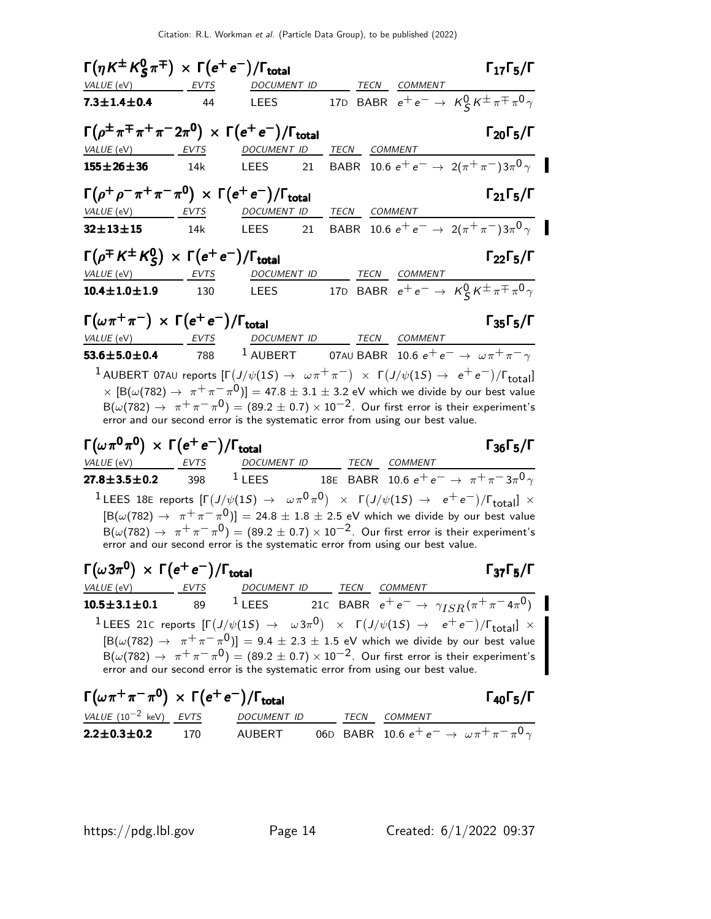### $\Gamma(\eta K^{\pm} K^0_S \pi^{\mp}) \times \Gamma(e^+e^-)/\Gamma_{total}$ — $\Gamma_{17}\Gamma_5/\Gamma$

| VALUE (eV) | EVTS | DOCUMENT ID | | TECN | COMMENT |
|---|---|---|---|---|---|
| **7.3±1.4±0.4** | 44 | LEES | 17D | BABR | $e^+e^- \rightarrow K^0_S K^{\pm} \pi^{\mp} \pi^0 \gamma$ |

### $\Gamma(\rho^{\pm} \pi^{\mp} \pi^+ \pi^- 2\pi^0) \times \Gamma(e^+e^-)/\Gamma_{total}$ — $\Gamma_{20}\Gamma_5/\Gamma$

| VALUE (eV) | EVTS | DOCUMENT ID | | TECN | COMMENT |
|---|---|---|---|---|---|
| **155±26±36** | 14k | LEES | 21 | BABR | 10.6 $e^+e^- \rightarrow 2(\pi^+\pi^-)3\pi^0\gamma$ |

### $\Gamma(\rho^+ \rho^- \pi^+ \pi^- \pi^0) \times \Gamma(e^+e^-)/\Gamma_{total}$ — $\Gamma_{21}\Gamma_5/\Gamma$

| VALUE (eV) | EVTS | DOCUMENT ID | | TECN | COMMENT |
|---|---|---|---|---|---|
| **32±13±15** | 14k | LEES | 21 | BABR | 10.6 $e^+e^- \rightarrow 2(\pi^+\pi^-)3\pi^0\gamma$ |

### $\Gamma(\rho^{\mp} K^{\pm} K^0_S) \times \Gamma(e^+e^-)/\Gamma_{total}$ — $\Gamma_{22}\Gamma_5/\Gamma$

| VALUE (eV) | EVTS | DOCUMENT ID | | TECN | COMMENT |
|---|---|---|---|---|---|
| **10.4±1.0±1.9** | 130 | LEES | 17D | BABR | $e^+e^- \rightarrow K^0_S K^{\pm} \pi^{\mp} \pi^0 \gamma$ |

### $\Gamma(\omega \pi^+ \pi^-) \times \Gamma(e^+e^-)/\Gamma_{total}$ — $\Gamma_{35}\Gamma_5/\Gamma$

| VALUE (eV) | EVTS | DOCUMENT ID | | TECN | COMMENT |
|---|---|---|---|---|---|
| **53.6±5.0±0.4** | 788 | [1] AUBERT | 07AU | BABR | 10.6 $e^+e^- \rightarrow \omega \pi^+ \pi^- \gamma$ |

[1] AUBERT 07AU reports $[\Gamma(J/\psi(1S) \rightarrow \omega \pi^+ \pi^-) \times \Gamma(J/\psi(1S) \rightarrow e^+e^-)/\Gamma_{total}] \times [B(\omega(782) \rightarrow \pi^+\pi^-\pi^0)] = 47.8 \pm 3.1 \pm 3.2$ eV which we divide by our best value $B(\omega(782) \rightarrow \pi^+\pi^-\pi^0) = (89.2 \pm 0.7) \times 10^{-2}$. Our first error is their experiment's error and our second error is the systematic error from using our best value.

### $\Gamma(\omega \pi^0 \pi^0) \times \Gamma(e^+e^-)/\Gamma_{total}$ — $\Gamma_{36}\Gamma_5/\Gamma$

| VALUE (eV) | EVTS | DOCUMENT ID | | TECN | COMMENT |
|---|---|---|---|---|---|
| **27.8±3.5±0.2** | 398 | [1] LEES | 18E | BABR | 10.6 $e^+e^- \rightarrow \pi^+\pi^- 3\pi^0 \gamma$ |

[1] LEES 18E reports $[\Gamma(J/\psi(1S) \rightarrow \omega \pi^0 \pi^0) \times \Gamma(J/\psi(1S) \rightarrow e^+e^-)/\Gamma_{total}] \times [B(\omega(782) \rightarrow \pi^+\pi^-\pi^0)] = 24.8 \pm 1.8 \pm 2.5$ eV which we divide by our best value $B(\omega(782) \rightarrow \pi^+\pi^-\pi^0) = (89.2 \pm 0.7) \times 10^{-2}$. Our first error is their experiment's error and our second error is the systematic error from using our best value.

### $\Gamma(\omega 3\pi^0) \times \Gamma(e^+e^-)/\Gamma_{total}$ — $\Gamma_{37}\Gamma_5/\Gamma$

| VALUE (eV) | EVTS | DOCUMENT ID | | TECN | COMMENT |
|---|---|---|---|---|---|
| **10.5±3.1±0.1** | 89 | [1] LEES | 21C | BABR | $e^+e^- \rightarrow \gamma_{ISR}(\pi^+\pi^- 4\pi^0)$ |

[1] LEES 21C reports $[\Gamma(J/\psi(1S) \rightarrow \omega 3\pi^0) \times \Gamma(J/\psi(1S) \rightarrow e^+e^-)/\Gamma_{total}] \times [B(\omega(782) \rightarrow \pi^+\pi^-\pi^0)] = 9.4 \pm 2.3 \pm 1.5$ eV which we divide by our best value $B(\omega(782) \rightarrow \pi^+\pi^-\pi^0) = (89.2 \pm 0.7) \times 10^{-2}$. Our first error is their experiment's error and our second error is the systematic error from using our best value.

### $\Gamma(\omega \pi^+ \pi^- \pi^0) \times \Gamma(e^+e^-)/\Gamma_{total}$ — $\Gamma_{40}\Gamma_5/\Gamma$

| VALUE ($10^{-2}$ keV) | EVTS | DOCUMENT ID | | TECN | COMMENT |
|---|---|---|---|---|---|
| **2.2±0.3±0.2** | 170 | AUBERT | 06D | BABR | 10.6 $e^+e^- \rightarrow \omega \pi^+ \pi^- \pi^0 \gamma$ |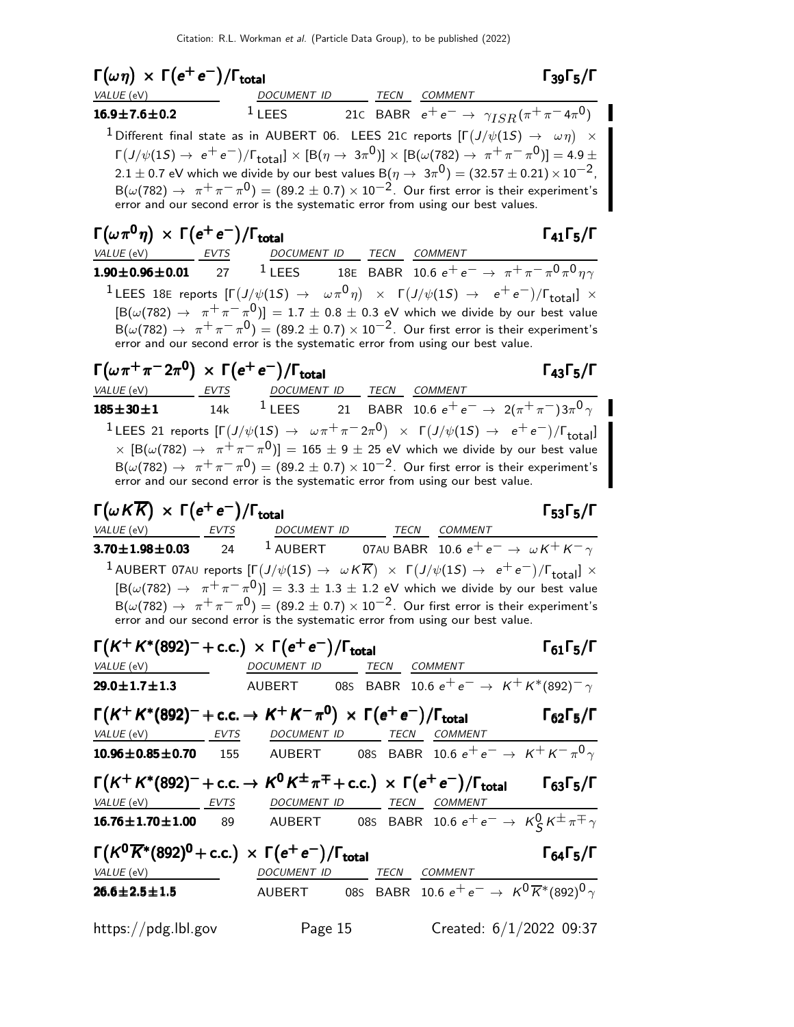### $\Gamma(\omega\eta) \times \Gamma(e^+e^-)/\Gamma_{total}$ — $\Gamma_{39}\Gamma_5/\Gamma$

| VALUE (eV) | DOCUMENT ID | | TECN | COMMENT |
|---|---|---|---|---|
| **16.9±7.6±0.2** | [1] LEES | 21C | BABR | $e^+e^- \to \gamma_{ISR}(\pi^+\pi^-4\pi^0)$ |

[1] Different final state as in AUBERT 06. LEES 21C reports $[\Gamma(J/\psi(1S) \to \omega\eta) \times \Gamma(J/\psi(1S) \to e^+e^-)/\Gamma_{total}] \times [B(\eta \to 3\pi^0)] \times [B(\omega(782) \to \pi^+\pi^-\pi^0)] = 4.9 \pm 2.1 \pm 0.7$ eV which we divide by our best values $B(\eta \to 3\pi^0) = (32.57 \pm 0.21) \times 10^{-2}$, $B(\omega(782) \to \pi^+\pi^-\pi^0) = (89.2 \pm 0.7) \times 10^{-2}$. Our first error is their experiment's error and our second error is the systematic error from using our best values.

### $\Gamma(\omega\pi^0\eta) \times \Gamma(e^+e^-)/\Gamma_{total}$ — $\Gamma_{41}\Gamma_5/\Gamma$

| VALUE (eV) | EVTS | DOCUMENT ID | | TECN | COMMENT |
|---|---|---|---|---|---|
| **1.90±0.96±0.01** | 27 | [1] LEES | 18E | BABR | $10.6\ e^+e^- \to \pi^+\pi^-\pi^0\pi^0\eta\gamma$ |

[1] LEES 18E reports $[\Gamma(J/\psi(1S) \to \omega\pi^0\eta) \times \Gamma(J/\psi(1S) \to e^+e^-)/\Gamma_{total}] \times [B(\omega(782) \to \pi^+\pi^-\pi^0)] = 1.7 \pm 0.8 \pm 0.3$ eV which we divide by our best value $B(\omega(782) \to \pi^+\pi^-\pi^0) = (89.2 \pm 0.7) \times 10^{-2}$. Our first error is their experiment's error and our second error is the systematic error from using our best value.

### $\Gamma(\omega\pi^+\pi^-2\pi^0) \times \Gamma(e^+e^-)/\Gamma_{total}$ — $\Gamma_{43}\Gamma_5/\Gamma$

| VALUE (eV) | EVTS | DOCUMENT ID | | TECN | COMMENT |
|---|---|---|---|---|---|
| **185±30±1** | 14k | [1] LEES | 21 | BABR | $10.6\ e^+e^- \to 2(\pi^+\pi^-)3\pi^0\gamma$ |

[1] LEES 21 reports $[\Gamma(J/\psi(1S) \to \omega\pi^+\pi^-2\pi^0) \times \Gamma(J/\psi(1S) \to e^+e^-)/\Gamma_{total}] \times [B(\omega(782) \to \pi^+\pi^-\pi^0)] = 165 \pm 9 \pm 25$ eV which we divide by our best value $B(\omega(782) \to \pi^+\pi^-\pi^0) = (89.2 \pm 0.7) \times 10^{-2}$. Our first error is their experiment's error and our second error is the systematic error from using our best value.

### $\Gamma(\omega K\overline{K}) \times \Gamma(e^+e^-)/\Gamma_{total}$ — $\Gamma_{53}\Gamma_5/\Gamma$

| VALUE (eV) | EVTS | DOCUMENT ID | | TECN | COMMENT |
|---|---|---|---|---|---|
| **3.70±1.98±0.03** | 24 | [1] AUBERT | 07AU | BABR | $10.6\ e^+e^- \to \omega K^+K^-\gamma$ |

[1] AUBERT 07AU reports $[\Gamma(J/\psi(1S) \to \omega K\overline{K}) \times \Gamma(J/\psi(1S) \to e^+e^-)/\Gamma_{total}] \times [B(\omega(782) \to \pi^+\pi^-\pi^0)] = 3.3 \pm 1.3 \pm 1.2$ eV which we divide by our best value $B(\omega(782) \to \pi^+\pi^-\pi^0) = (89.2 \pm 0.7) \times 10^{-2}$. Our first error is their experiment's error and our second error is the systematic error from using our best value.

### $\Gamma(K^+K^*(892)^- + c.c.) \times \Gamma(e^+e^-)/\Gamma_{total}$ — $\Gamma_{61}\Gamma_5/\Gamma$

| VALUE (eV) | DOCUMENT ID | | TECN | COMMENT |
|---|---|---|---|---|
| **29.0±1.7±1.3** | AUBERT | 08S | BABR | $10.6\ e^+e^- \to K^+K^*(892)^-\gamma$ |

### $\Gamma(K^+K^*(892)^- + c.c. \to K^+K^-\pi^0) \times \Gamma(e^+e^-)/\Gamma_{total}$ — $\Gamma_{62}\Gamma_5/\Gamma$

| VALUE (eV) | EVTS | DOCUMENT ID | | TECN | COMMENT |
|---|---|---|---|---|---|
| **10.96±0.85±0.70** | 155 | AUBERT | 08S | BABR | $10.6\ e^+e^- \to K^+K^-\pi^0\gamma$ |

### $\Gamma(K^+K^*(892)^- + c.c. \to K^0K^\pm\pi^\mp + c.c.) \times \Gamma(e^+e^-)/\Gamma_{total}$ — $\Gamma_{63}\Gamma_5/\Gamma$

| VALUE (eV) | EVTS | DOCUMENT ID | | TECN | COMMENT |
|---|---|---|---|---|---|
| **16.76±1.70±1.00** | 89 | AUBERT | 08S | BABR | $10.6\ e^+e^- \to K^0_S K^\pm\pi^\mp\gamma$ |

### $\Gamma(K^0\overline{K}^*(892)^0 + c.c.) \times \Gamma(e^+e^-)/\Gamma_{total}$ — $\Gamma_{64}\Gamma_5/\Gamma$

| VALUE (eV) | DOCUMENT ID | | TECN | COMMENT |
|---|---|---|---|---|
| **26.6±2.5±1.5** | AUBERT | 08S | BABR | $10.6\ e^+e^- \to K^0\overline{K}^*(892)^0\gamma$ |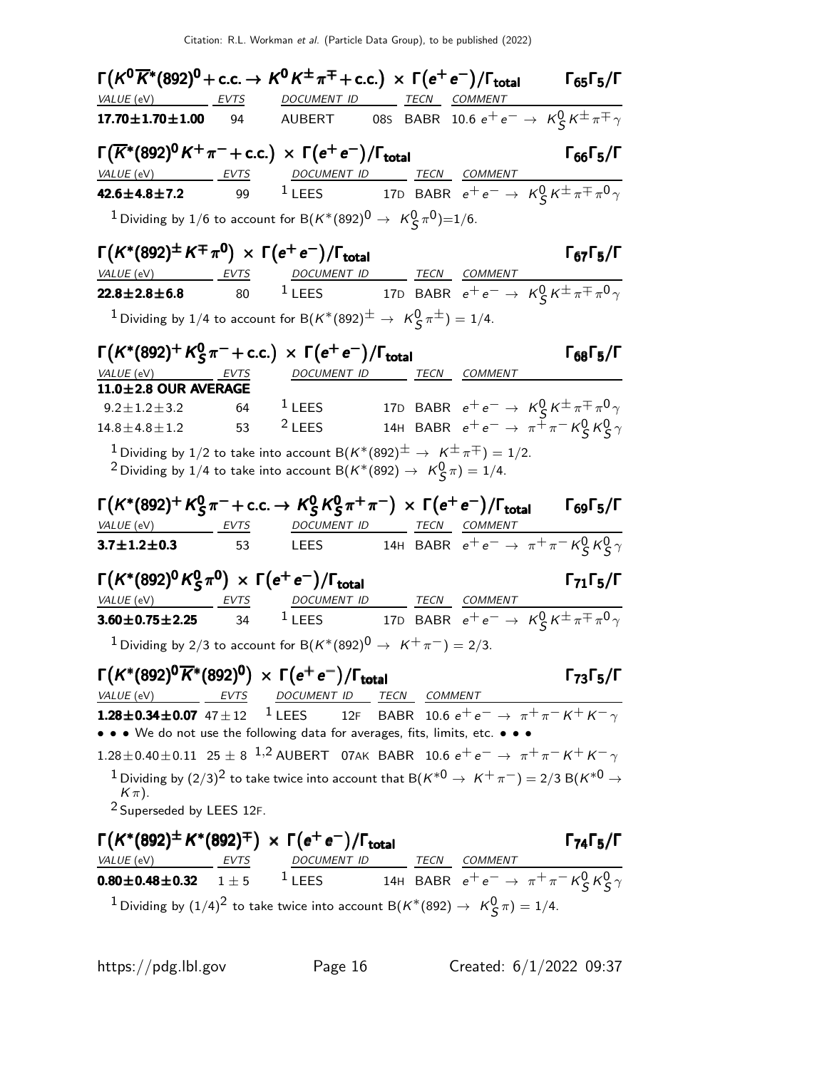### $\Gamma(K^0\overline{K}^*(892)^0 + \text{c.c.} \to K^0 K^\pm \pi^\mp + \text{c.c.}) \times \Gamma(e^+e^-)/\Gamma_{\text{total}}$ — $\Gamma_{65}\Gamma_5/\Gamma$

| VALUE (eV) | EVTS | DOCUMENT ID | | TECN | COMMENT |
|---|---|---|---|---|---|
| **17.70±1.70±1.00** | 94 | AUBERT | 08S | BABR | 10.6 $e^+e^- \to K^0_S K^\pm \pi^\mp \gamma$ |

### $\Gamma(\overline{K}^*(892)^0 K^+ \pi^- + \text{c.c.}) \times \Gamma(e^+e^-)/\Gamma_{\text{total}}$ — $\Gamma_{66}\Gamma_5/\Gamma$

| VALUE (eV) | EVTS | DOCUMENT ID | | TECN | COMMENT |
|---|---|---|---|---|---|
| **42.6±4.8±7.2** | 99 | [1] LEES | 17D | BABR | $e^+e^- \to K^0_S K^\pm \pi^\mp \pi^0 \gamma$ |

[1] Dividing by 1/6 to account for $B(K^*(892)^0 \to K^0_S \pi^0)$=1/6.

### $\Gamma(K^*(892)^\pm K^\mp \pi^0) \times \Gamma(e^+e^-)/\Gamma_{\text{total}}$ — $\Gamma_{67}\Gamma_5/\Gamma$

| VALUE (eV) | EVTS | DOCUMENT ID | | TECN | COMMENT |
|---|---|---|---|---|---|
| **22.8±2.8±6.8** | 80 | [1] LEES | 17D | BABR | $e^+e^- \to K^0_S K^\pm \pi^\mp \pi^0 \gamma$ |

[1] Dividing by 1/4 to account for $B(K^*(892)^\pm \to K^0_S \pi^\pm) = 1/4$.

### $\Gamma(K^*(892)^+ K^0_S \pi^- + \text{c.c.}) \times \Gamma(e^+e^-)/\Gamma_{\text{total}}$ — $\Gamma_{68}\Gamma_5/\Gamma$

| VALUE (eV) | EVTS | DOCUMENT ID | | TECN | COMMENT |
|---|---|---|---|---|---|
| **11.0±2.8 OUR AVERAGE** | | | | | |
| 9.2±1.2±3.2 | 64 | [1] LEES | 17D | BABR | $e^+e^- \to K^0_S K^\pm \pi^\mp \pi^0 \gamma$ |
| 14.8±4.8±1.2 | 53 | [2] LEES | 14H | BABR | $e^+e^- \to \pi^+\pi^- K^0_S K^0_S \gamma$ |

[1] Dividing by 1/2 to take into account $B(K^*(892)^\pm \to K^\pm \pi^\mp) = 1/2$.
[2] Dividing by 1/4 to take into account $B(K^*(892) \to K^0_S \pi) = 1/4$.

### $\Gamma(K^*(892)^+ K^0_S \pi^- + \text{c.c.} \to K^0_S K^0_S \pi^+ \pi^-) \times \Gamma(e^+e^-)/\Gamma_{\text{total}}$ — $\Gamma_{69}\Gamma_5/\Gamma$

| VALUE (eV) | EVTS | DOCUMENT ID | | TECN | COMMENT |
|---|---|---|---|---|---|
| **3.7±1.2±0.3** | 53 | LEES | 14H | BABR | $e^+e^- \to \pi^+\pi^- K^0_S K^0_S \gamma$ |

### $\Gamma(K^*(892)^0 K^0_S \pi^0) \times \Gamma(e^+e^-)/\Gamma_{\text{total}}$ — $\Gamma_{71}\Gamma_5/\Gamma$

| VALUE (eV) | EVTS | DOCUMENT ID | | TECN | COMMENT |
|---|---|---|---|---|---|
| **3.60±0.75±2.25** | 34 | [1] LEES | 17D | BABR | $e^+e^- \to K^0_S K^\pm \pi^\mp \pi^0 \gamma$ |

[1] Dividing by 2/3 to account for $B(K^*(892)^0 \to K^+\pi^-) = 2/3$.

### $\Gamma(K^*(892)^0 \overline{K}^*(892)^0) \times \Gamma(e^+e^-)/\Gamma_{\text{total}}$ — $\Gamma_{73}\Gamma_5/\Gamma$

| VALUE (eV) | EVTS | DOCUMENT ID | | TECN | COMMENT |
|---|---|---|---|---|---|
| **1.28±0.34±0.07** | 47±12 | [1] LEES | 12F | BABR | 10.6 $e^+e^- \to \pi^+\pi^- K^+ K^- \gamma$ |
| • • • We do not use the following data for averages, fits, limits, etc. • • • | | | | | |
| 1.28±0.40±0.11 | 25 ± 8 | [1,2] AUBERT | 07AK | BABR | 10.6 $e^+e^- \to \pi^+\pi^- K^+ K^- \gamma$ |

[1] Dividing by $(2/3)^2$ to take twice into account that $B(K^{*0} \to K^+\pi^-) = 2/3\, B(K^{*0} \to K\pi)$.
[2] Superseded by LEES 12F.

### $\Gamma(K^*(892)^\pm K^*(892)^\mp) \times \Gamma(e^+e^-)/\Gamma_{\text{total}}$ — $\Gamma_{74}\Gamma_5/\Gamma$

| VALUE (eV) | EVTS | DOCUMENT ID | | TECN | COMMENT |
|---|---|---|---|---|---|
| **0.80±0.48±0.32** | 1 ± 5 | [1] LEES | 14H | BABR | $e^+e^- \to \pi^+\pi^- K^0_S K^0_S \gamma$ |

[1] Dividing by $(1/4)^2$ to take twice into account $B(K^*(892) \to K^0_S \pi) = 1/4$.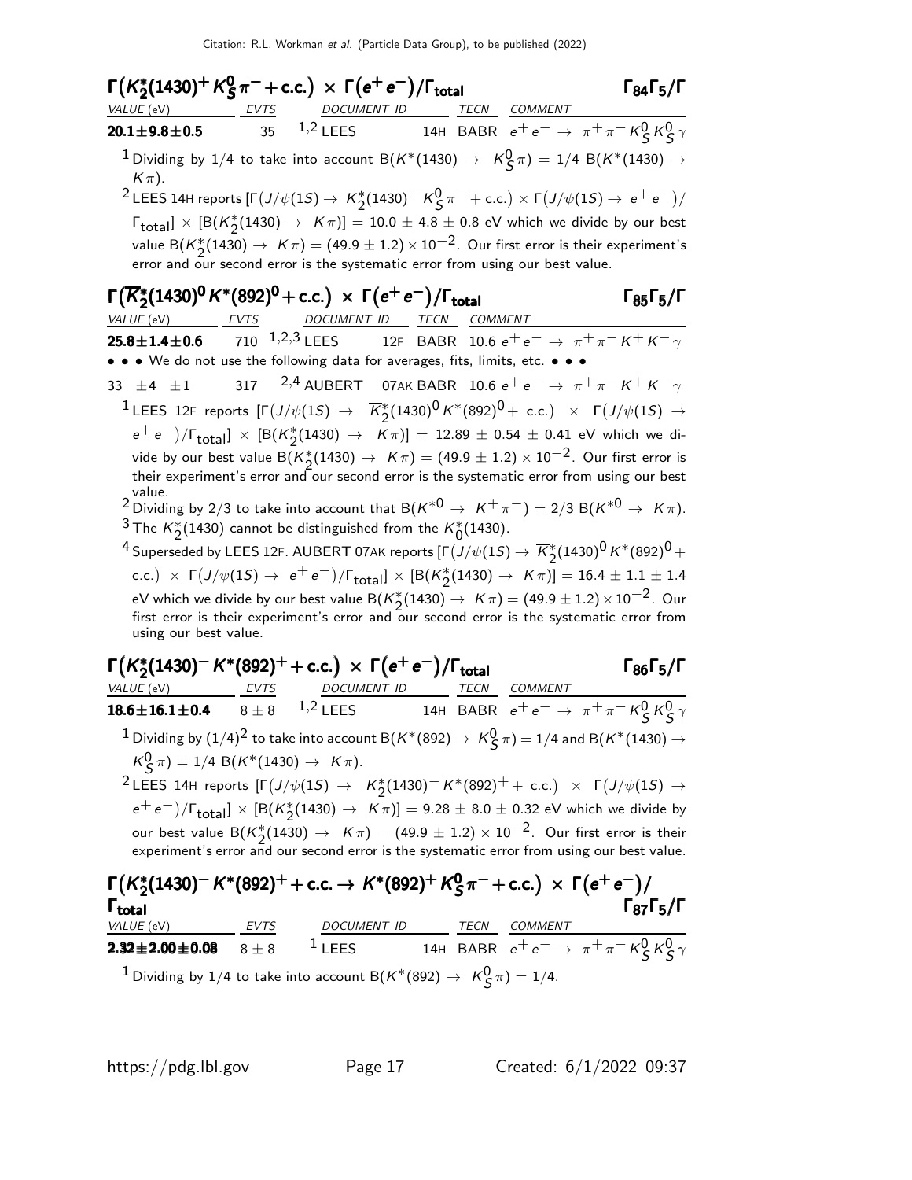### $\Gamma\big(K_2^*(1430)^+ K_S^0 \pi^- + \text{c.c.}\big) \times \Gamma\big(e^+e^-\big)/\Gamma_{\text{total}}$ $\qquad\Gamma_{84}\Gamma_5/\Gamma$

| VALUE (eV) | EVTS | DOCUMENT ID | TECN | COMMENT |
|---|---|---|---|---|
| **20.1±9.8±0.5** | 35 | [1,2] LEES 14H | BABR | $e^+e^- \to \pi^+\pi^- K_S^0 K_S^0 \gamma$ |

[1] Dividing by 1/4 to take into account $B(K^*(1430) \to K_S^0\pi) = 1/4\ B(K^*(1430) \to K\pi)$.

[2] LEES 14H reports $[\Gamma(J/\psi(1S) \to K_2^*(1430)^+ K_S^0 \pi^- + \text{c.c.}) \times \Gamma(J/\psi(1S) \to e^+e^-)/\Gamma_{\text{total}}] \times [B(K_2^*(1430) \to K\pi)] = 10.0 \pm 4.8 \pm 0.8$ eV which we divide by our best value $B(K_2^*(1430) \to K\pi) = (49.9 \pm 1.2) \times 10^{-2}$. Our first error is their experiment's error and our second error is the systematic error from using our best value.

### $\Gamma\big(\overline{K}_2^*(1430)^0 K^*(892)^0 + \text{c.c.}\big) \times \Gamma\big(e^+e^-\big)/\Gamma_{\text{total}}$ $\qquad\Gamma_{85}\Gamma_5/\Gamma$

| VALUE (eV) | EVTS | DOCUMENT ID | TECN | COMMENT |
|---|---|---|---|---|
| **25.8±1.4±0.6** | 710 | [1,2,3] LEES 12F | BABR | 10.6 $e^+e^- \to \pi^+\pi^- K^+ K^- \gamma$ |
| • • • We do not use the following data for averages, fits, limits, etc. • • • | | | | |
| 33 ±4 ±1 | 317 | [2,4] AUBERT 07AK | BABR | 10.6 $e^+e^- \to \pi^+\pi^- K^+ K^- \gamma$ |

[1] LEES 12F reports $[\Gamma(J/\psi(1S) \to \overline{K}_2^*(1430)^0 K^*(892)^0 + \text{c.c.}) \times \Gamma(J/\psi(1S) \to e^+e^-)/\Gamma_{\text{total}}] \times [B(K_2^*(1430) \to K\pi)] = 12.89 \pm 0.54 \pm 0.41$ eV which we divide by our best value $B(K_2^*(1430) \to K\pi) = (49.9 \pm 1.2) \times 10^{-2}$. Our first error is their experiment's error and our second error is the systematic error from using our best value.

[2] Dividing by 2/3 to take into account that $B(K^{*0} \to K^+\pi^-) = 2/3\ B(K^{*0} \to K\pi)$.

[3] The $K_2^*(1430)$ cannot be distinguished from the $K_0^*(1430)$.

[4] Superseded by LEES 12F. AUBERT 07AK reports $[\Gamma(J/\psi(1S) \to \overline{K}_2^*(1430)^0 K^*(892)^0 + \text{c.c.}) \times \Gamma(J/\psi(1S) \to e^+e^-)/\Gamma_{\text{total}}] \times [B(K_2^*(1430) \to K\pi)] = 16.4 \pm 1.1 \pm 1.4$ eV which we divide by our best value $B(K_2^*(1430) \to K\pi) = (49.9 \pm 1.2) \times 10^{-2}$. Our first error is their experiment's error and our second error is the systematic error from using our best value.

### $\Gamma\big(K_2^*(1430)^- K^*(892)^+ + \text{c.c.}\big) \times \Gamma\big(e^+e^-\big)/\Gamma_{\text{total}}$ $\qquad\Gamma_{86}\Gamma_5/\Gamma$

| VALUE (eV) | EVTS | DOCUMENT ID | TECN | COMMENT |
|---|---|---|---|---|
| **18.6±16.1±0.4** | 8 ± 8 | [1,2] LEES 14H | BABR | $e^+e^- \to \pi^+\pi^- K_S^0 K_S^0 \gamma$ |

[1] Dividing by $(1/4)^2$ to take into account $B(K^*(892) \to K_S^0\pi) = 1/4$ and $B(K^*(1430) \to K_S^0\pi) = 1/4\ B(K^*(1430) \to K\pi)$.

[2] LEES 14H reports $[\Gamma(J/\psi(1S) \to K_2^*(1430)^- K^*(892)^+ + \text{c.c.}) \times \Gamma(J/\psi(1S) \to e^+e^-)/\Gamma_{\text{total}}] \times [B(K_2^*(1430) \to K\pi)] = 9.28 \pm 8.0 \pm 0.32$ eV which we divide by our best value $B(K_2^*(1430) \to K\pi) = (49.9 \pm 1.2) \times 10^{-2}$. Our first error is their experiment's error and our second error is the systematic error from using our best value.

### $\Gamma\big(K_2^*(1430)^- K^*(892)^+ + \text{c.c.} \to K^*(892)^+ K_S^0 \pi^- + \text{c.c.}\big) \times \Gamma\big(e^+e^-\big)/\Gamma_{\text{total}}$ $\qquad\Gamma_{87}\Gamma_5/\Gamma$

| VALUE (eV) | EVTS | DOCUMENT ID | TECN | COMMENT |
|---|---|---|---|---|
| **2.32±2.00±0.08** | 8 ± 8 | [1] LEES 14H | BABR | $e^+e^- \to \pi^+\pi^- K_S^0 K_S^0 \gamma$ |

[1] Dividing by 1/4 to take into account $B(K^*(892) \to K_S^0\pi) = 1/4$.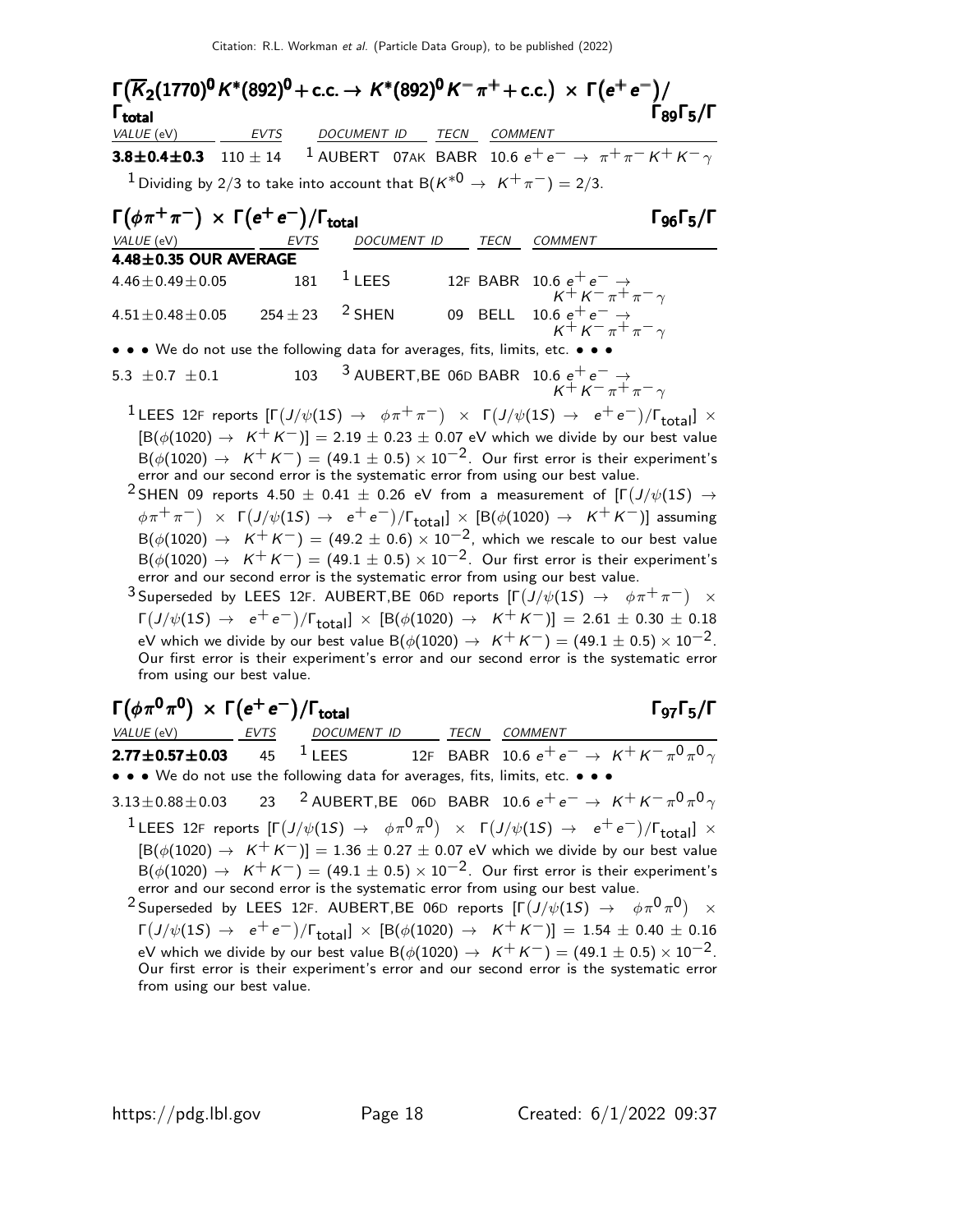### $\Gamma(\overline{K}_2(1770)^0 K^*(892)^0 + \text{c.c.} \to K^*(892)^0 K^- \pi^+ + \text{c.c.}) \times \Gamma(e^+e^-)/\Gamma_{\text{total}}$ — $\Gamma_{89}\Gamma_5/\Gamma$

| VALUE (eV) | EVTS | DOCUMENT ID | TECN | COMMENT |
|---|---|---|---|---|
| **3.8±0.4±0.3** | 110 ± 14 | [1] AUBERT 07AK | BABR | 10.6 $e^+e^- \to \pi^+\pi^- K^+ K^- \gamma$ |

[1] Dividing by 2/3 to take into account that $B(K^{*0} \to K^+\pi^-) = 2/3$.

### $\Gamma(\phi\pi^+\pi^-) \times \Gamma(e^+e^-)/\Gamma_{\text{total}}$ — $\Gamma_{96}\Gamma_5/\Gamma$

| VALUE (eV) | EVTS | DOCUMENT ID | TECN | COMMENT |
|---|---|---|---|---|
| **4.48±0.35 OUR AVERAGE** | | | | |
| 4.46±0.49±0.05 | 181 | [1] LEES 12F | BABR | 10.6 $e^+e^- \to K^+K^-\pi^+\pi^-\gamma$ |
| 4.51±0.48±0.05 | 254 ± 23 | [2] SHEN 09 | BELL | 10.6 $e^+e^- \to K^+K^-\pi^+\pi^-\gamma$ |
| • • • We do not use the following data for averages, fits, limits, etc. • • • | | | | |
| 5.3 ±0.7 ±0.1 | 103 | [3] AUBERT,BE 06D | BABR | 10.6 $e^+e^- \to K^+K^-\pi^+\pi^-\gamma$ |

[1] LEES 12F reports $[\Gamma(J/\psi(1S) \to \phi\pi^+\pi^-) \times \Gamma(J/\psi(1S) \to e^+e^-)/\Gamma_{\text{total}}] \times [B(\phi(1020) \to K^+K^-)] = 2.19 \pm 0.23 \pm 0.07$ eV which we divide by our best value $B(\phi(1020) \to K^+K^-) = (49.1 \pm 0.5) \times 10^{-2}$. Our first error is their experiment's error and our second error is the systematic error from using our best value.

[2] SHEN 09 reports $4.50 \pm 0.41 \pm 0.26$ eV from a measurement of $[\Gamma(J/\psi(1S) \to \phi\pi^+\pi^-) \times \Gamma(J/\psi(1S) \to e^+e^-)/\Gamma_{\text{total}}] \times [B(\phi(1020) \to K^+K^-)]$ assuming $B(\phi(1020) \to K^+K^-) = (49.2 \pm 0.6) \times 10^{-2}$, which we rescale to our best value $B(\phi(1020) \to K^+K^-) = (49.1 \pm 0.5) \times 10^{-2}$. Our first error is their experiment's error and our second error is the systematic error from using our best value.

[3] Superseded by LEES 12F. AUBERT,BE 06D reports $[\Gamma(J/\psi(1S) \to \phi\pi^+\pi^-) \times \Gamma(J/\psi(1S) \to e^+e^-)/\Gamma_{\text{total}}] \times [B(\phi(1020) \to K^+K^-)] = 2.61 \pm 0.30 \pm 0.18$ eV which we divide by our best value $B(\phi(1020) \to K^+K^-) = (49.1 \pm 0.5) \times 10^{-2}$. Our first error is their experiment's error and our second error is the systematic error from using our best value.

### $\Gamma(\phi\pi^0\pi^0) \times \Gamma(e^+e^-)/\Gamma_{\text{total}}$ — $\Gamma_{97}\Gamma_5/\Gamma$

| VALUE (eV) | EVTS | DOCUMENT ID | TECN | COMMENT |
|---|---|---|---|---|
| **2.77±0.57±0.03** | 45 | [1] LEES 12F | BABR | 10.6 $e^+e^- \to K^+K^-\pi^0\pi^0\gamma$ |
| • • • We do not use the following data for averages, fits, limits, etc. • • • | | | | |
| 3.13±0.88±0.03 | 23 | [2] AUBERT,BE 06D | BABR | 10.6 $e^+e^- \to K^+K^-\pi^0\pi^0\gamma$ |

[1] LEES 12F reports $[\Gamma(J/\psi(1S) \to \phi\pi^0\pi^0) \times \Gamma(J/\psi(1S) \to e^+e^-)/\Gamma_{\text{total}}] \times [B(\phi(1020) \to K^+K^-)] = 1.36 \pm 0.27 \pm 0.07$ eV which we divide by our best value $B(\phi(1020) \to K^+K^-) = (49.1 \pm 0.5) \times 10^{-2}$. Our first error is their experiment's error and our second error is the systematic error from using our best value.

[2] Superseded by LEES 12F. AUBERT,BE 06D reports $[\Gamma(J/\psi(1S) \to \phi\pi^0\pi^0) \times \Gamma(J/\psi(1S) \to e^+e^-)/\Gamma_{\text{total}}] \times [B(\phi(1020) \to K^+K^-)] = 1.54 \pm 0.40 \pm 0.16$ eV which we divide by our best value $B(\phi(1020) \to K^+K^-) = (49.1 \pm 0.5) \times 10^{-2}$. Our first error is their experiment's error and our second error is the systematic error from using our best value.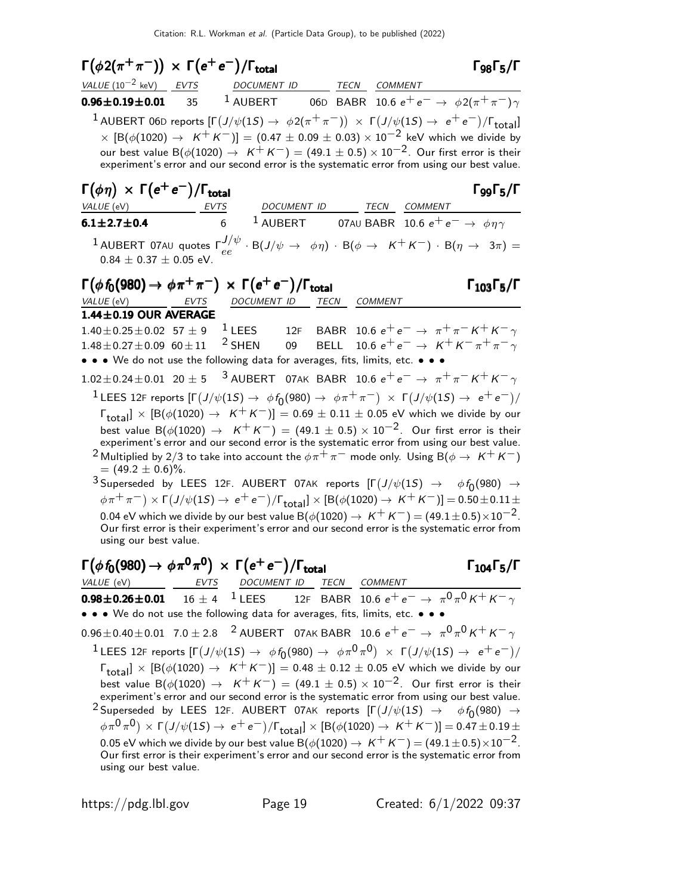### $\Gamma(\phi 2(\pi^+\pi^-)) \times \Gamma(e^+e^-)/\Gamma_{\rm total}$ — $\Gamma_{98}\Gamma_5/\Gamma$

| VALUE ($10^{-2}$ keV) | EVTS | DOCUMENT ID | | TECN | COMMENT |
|---|---|---|---|---|---|
| **0.96±0.19±0.01** | 35 | [1] AUBERT | 06D | BABR | 10.6 $e^+e^- \rightarrow \phi 2(\pi^+\pi^-)\gamma$ |

[1] AUBERT 06D reports $[\Gamma(J/\psi(1S) \rightarrow \phi 2(\pi^+\pi^-)) \times \Gamma(J/\psi(1S) \rightarrow e^+e^-)/\Gamma_{\rm total}] \times [B(\phi(1020) \rightarrow K^+K^-)] = (0.47 \pm 0.09 \pm 0.03) \times 10^{-2}$ keV which we divide by our best value $B(\phi(1020) \rightarrow K^+K^-) = (49.1 \pm 0.5) \times 10^{-2}$. Our first error is their experiment's error and our second error is the systematic error from using our best value.

### $\Gamma(\phi\eta) \times \Gamma(e^+e^-)/\Gamma_{\rm total}$ — $\Gamma_{99}\Gamma_5/\Gamma$

| VALUE (eV) | EVTS | DOCUMENT ID | | TECN | COMMENT |
|---|---|---|---|---|---|
| **6.1±2.7±0.4** | 6 | [1] AUBERT | 07AU | BABR | 10.6 $e^+e^- \rightarrow \phi\eta\gamma$ |

[1] AUBERT 07AU quotes $\Gamma^{J/\psi}_{ee} \cdot B(J/\psi \rightarrow \phi\eta) \cdot B(\phi \rightarrow K^+K^-) \cdot B(\eta \rightarrow 3\pi) = 0.84 \pm 0.37 \pm 0.05$ eV.

### $\Gamma(\phi f_0(980) \rightarrow \phi\pi^+\pi^-) \times \Gamma(e^+e^-)/\Gamma_{\rm total}$ — $\Gamma_{103}\Gamma_5/\Gamma$

| VALUE (eV) | EVTS | DOCUMENT ID | | TECN | COMMENT |
|---|---|---|---|---|---|
| **1.44±0.19 OUR AVERAGE** | | | | | |
| 1.40±0.25±0.02 | 57 ± 9 | [1] LEES | 12F | BABR | 10.6 $e^+e^- \rightarrow \pi^+\pi^-K^+K^-\gamma$ |
| 1.48±0.27±0.09 | 60±11 | [2] SHEN | 09 | BELL | 10.6 $e^+e^- \rightarrow K^+K^-\pi^+\pi^-\gamma$ |
| • • • We do not use the following data for averages, fits, limits, etc. • • • | | | | | |
| 1.02±0.24±0.01 | 20 ± 5 | [3] AUBERT | 07AK | BABR | 10.6 $e^+e^- \rightarrow \pi^+\pi^-K^+K^-\gamma$ |

[1] LEES 12F reports $[\Gamma(J/\psi(1S) \rightarrow \phi f_0(980) \rightarrow \phi\pi^+\pi^-) \times \Gamma(J/\psi(1S) \rightarrow e^+e^-)/\Gamma_{\rm total}] \times [B(\phi(1020) \rightarrow K^+K^-)] = 0.69 \pm 0.11 \pm 0.05$ eV which we divide by our best value $B(\phi(1020) \rightarrow K^+K^-) = (49.1 \pm 0.5) \times 10^{-2}$. Our first error is their experiment's error and our second error is the systematic error from using our best value.

[2] Multiplied by 2/3 to take into account the $\phi\pi^+\pi^-$ mode only. Using $B(\phi \rightarrow K^+K^-) = (49.2 \pm 0.6)\%$.

[3] Superseded by LEES 12F. AUBERT 07AK reports $[\Gamma(J/\psi(1S) \rightarrow \phi f_0(980) \rightarrow \phi\pi^+\pi^-) \times \Gamma(J/\psi(1S) \rightarrow e^+e^-)/\Gamma_{\rm total}] \times [B(\phi(1020) \rightarrow K^+K^-)] = 0.50 \pm 0.11 \pm 0.04$ eV which we divide by our best value $B(\phi(1020) \rightarrow K^+K^-) = (49.1 \pm 0.5) \times 10^{-2}$. Our first error is their experiment's error and our second error is the systematic error from using our best value.

### $\Gamma(\phi f_0(980) \rightarrow \phi\pi^0\pi^0) \times \Gamma(e^+e^-)/\Gamma_{\rm total}$ — $\Gamma_{104}\Gamma_5/\Gamma$

| VALUE (eV) | EVTS | DOCUMENT ID | | TECN | COMMENT |
|---|---|---|---|---|---|
| **0.98±0.26±0.01** | 16 ± 4 | [1] LEES | 12F | BABR | 10.6 $e^+e^- \rightarrow \pi^0\pi^0K^+K^-\gamma$ |
| • • • We do not use the following data for averages, fits, limits, etc. • • • | | | | | |
| 0.96±0.40±0.01 | 7.0 ± 2.8 | [2] AUBERT | 07AK | BABR | 10.6 $e^+e^- \rightarrow \pi^0\pi^0K^+K^-\gamma$ |

[1] LEES 12F reports $[\Gamma(J/\psi(1S) \rightarrow \phi f_0(980) \rightarrow \phi\pi^0\pi^0) \times \Gamma(J/\psi(1S) \rightarrow e^+e^-)/\Gamma_{\rm total}] \times [B(\phi(1020) \rightarrow K^+K^-)] = 0.48 \pm 0.12 \pm 0.05$ eV which we divide by our best value $B(\phi(1020) \rightarrow K^+K^-) = (49.1 \pm 0.5) \times 10^{-2}$. Our first error is their experiment's error and our second error is the systematic error from using our best value.

[2] Superseded by LEES 12F. AUBERT 07AK reports $[\Gamma(J/\psi(1S) \rightarrow \phi f_0(980) \rightarrow \phi\pi^0\pi^0) \times \Gamma(J/\psi(1S) \rightarrow e^+e^-)/\Gamma_{\rm total}] \times [B(\phi(1020) \rightarrow K^+K^-)] = 0.47 \pm 0.19 \pm 0.05$ eV which we divide by our best value $B(\phi(1020) \rightarrow K^+K^-) = (49.1 \pm 0.5) \times 10^{-2}$. Our first error is their experiment's error and our second error is the systematic error from using our best value.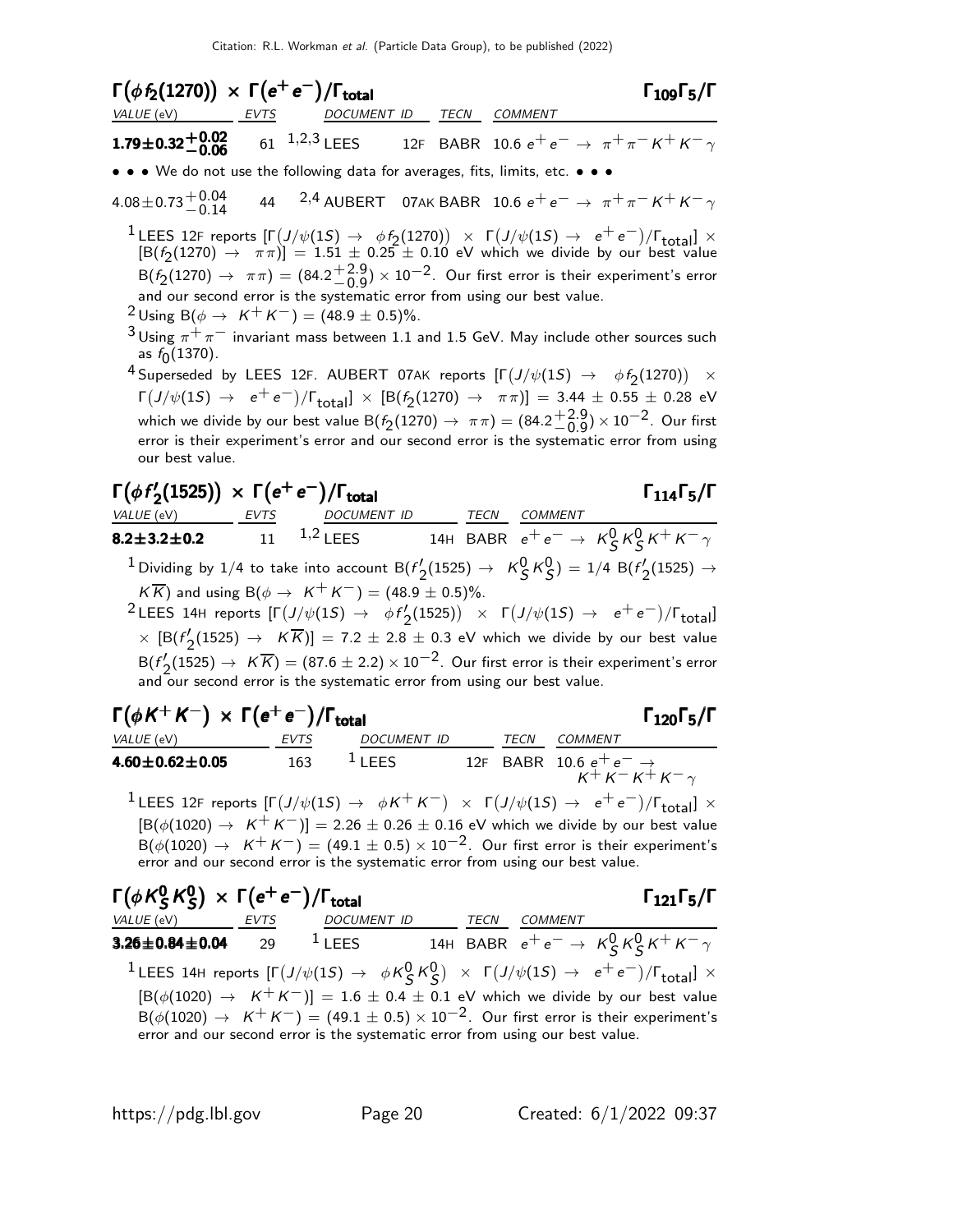## $\Gamma(\phi f_2(1270)) \times \Gamma(e^+e^-)/\Gamma_{\text{total}}$ — $\Gamma_{109}\Gamma_5/\Gamma$

| VALUE (eV) | EVTS | DOCUMENT ID | TECN | COMMENT |
|---|---|---|---|---|
| $\mathbf{1.79 \pm 0.32^{+0.02}_{-0.06}}$ | 61 | [1,2,3] LEES 12F | BABR | $10.6\ e^+e^- \rightarrow \pi^+\pi^-K^+K^-\gamma$ |
| • • • We do not use the following data for averages, fits, limits, etc. • • • | | | | |
| $4.08 \pm 0.73^{+0.04}_{-0.14}$ | 44 | [2,4] AUBERT 07AK | BABR | $10.6\ e^+e^- \rightarrow \pi^+\pi^-K^+K^-\gamma$ |

[1] LEES 12F reports $[\Gamma(J/\psi(1S) \rightarrow \phi f_2(1270)) \times \Gamma(J/\psi(1S) \rightarrow e^+e^-)/\Gamma_{\text{total}}] \times [B(f_2(1270) \rightarrow \pi\pi)] = 1.51 \pm 0.25 \pm 0.10$ eV which we divide by our best value $B(f_2(1270) \rightarrow \pi\pi) = (84.2^{+2.9}_{-0.9}) \times 10^{-2}$. Our first error is their experiment's error and our second error is the systematic error from using our best value.

[2] Using $B(\phi \rightarrow K^+K^-) = (48.9 \pm 0.5)\%$.

[3] Using $\pi^+\pi^-$ invariant mass between 1.1 and 1.5 GeV. May include other sources such as $f_0(1370)$.

[4] Superseded by LEES 12F. AUBERT 07AK reports $[\Gamma(J/\psi(1S) \rightarrow \phi f_2(1270)) \times \Gamma(J/\psi(1S) \rightarrow e^+e^-)/\Gamma_{\text{total}}] \times [B(f_2(1270) \rightarrow \pi\pi)] = 3.44 \pm 0.55 \pm 0.28$ eV which we divide by our best value $B(f_2(1270) \rightarrow \pi\pi) = (84.2^{+2.9}_{-0.9}) \times 10^{-2}$. Our first error is their experiment's error and our second error is the systematic error from using our best value.

## $\Gamma(\phi f_2'(1525)) \times \Gamma(e^+e^-)/\Gamma_{\text{total}}$ — $\Gamma_{114}\Gamma_5/\Gamma$

| VALUE (eV) | EVTS | DOCUMENT ID | TECN | COMMENT |
|---|---|---|---|---|
| $\mathbf{8.2 \pm 3.2 \pm 0.2}$ | 11 | [1,2] LEES 14H | BABR | $e^+e^- \rightarrow K^0_S K^0_S K^+K^-\gamma$ |

[1] Dividing by 1/4 to take into account $B(f_2'(1525) \rightarrow K^0_S K^0_S) = 1/4\ B(f_2'(1525) \rightarrow K\overline{K})$ and using $B(\phi \rightarrow K^+K^-) = (48.9 \pm 0.5)\%$.

[2] LEES 14H reports $[\Gamma(J/\psi(1S) \rightarrow \phi f_2'(1525)) \times \Gamma(J/\psi(1S) \rightarrow e^+e^-)/\Gamma_{\text{total}}] \times [B(f_2'(1525) \rightarrow K\overline{K})] = 7.2 \pm 2.8 \pm 0.3$ eV which we divide by our best value $B(f_2'(1525) \rightarrow K\overline{K}) = (87.6 \pm 2.2) \times 10^{-2}$. Our first error is their experiment's error and our second error is the systematic error from using our best value.

## $\Gamma(\phi K^+K^-) \times \Gamma(e^+e^-)/\Gamma_{\text{total}}$ — $\Gamma_{120}\Gamma_5/\Gamma$

| VALUE (eV) | EVTS | DOCUMENT ID | TECN | COMMENT |
|---|---|---|---|---|
| $\mathbf{4.60 \pm 0.62 \pm 0.05}$ | 163 | [1] LEES 12F | BABR | $10.6\ e^+e^- \rightarrow K^+K^-K^+K^-\gamma$ |

[1] LEES 12F reports $[\Gamma(J/\psi(1S) \rightarrow \phi K^+K^-) \times \Gamma(J/\psi(1S) \rightarrow e^+e^-)/\Gamma_{\text{total}}] \times [B(\phi(1020) \rightarrow K^+K^-)] = 2.26 \pm 0.26 \pm 0.16$ eV which we divide by our best value $B(\phi(1020) \rightarrow K^+K^-) = (49.1 \pm 0.5) \times 10^{-2}$. Our first error is their experiment's error and our second error is the systematic error from using our best value.

## $\Gamma(\phi K^0_S K^0_S) \times \Gamma(e^+e^-)/\Gamma_{\text{total}}$ — $\Gamma_{121}\Gamma_5/\Gamma$

| VALUE (eV) | EVTS | DOCUMENT ID | TECN | COMMENT |
|---|---|---|---|---|
| $\mathbf{3.26 \pm 0.84 \pm 0.04}$ | 29 | [1] LEES 14H | BABR | $e^+e^- \rightarrow K^0_S K^0_S K^+K^-\gamma$ |

[1] LEES 14H reports $[\Gamma(J/\psi(1S) \rightarrow \phi K^0_S K^0_S) \times \Gamma(J/\psi(1S) \rightarrow e^+e^-)/\Gamma_{\text{total}}] \times [B(\phi(1020) \rightarrow K^+K^-)] = 1.6 \pm 0.4 \pm 0.1$ eV which we divide by our best value $B(\phi(1020) \rightarrow K^+K^-) = (49.1 \pm 0.5) \times 10^{-2}$. Our first error is their experiment's error and our second error is the systematic error from using our best value.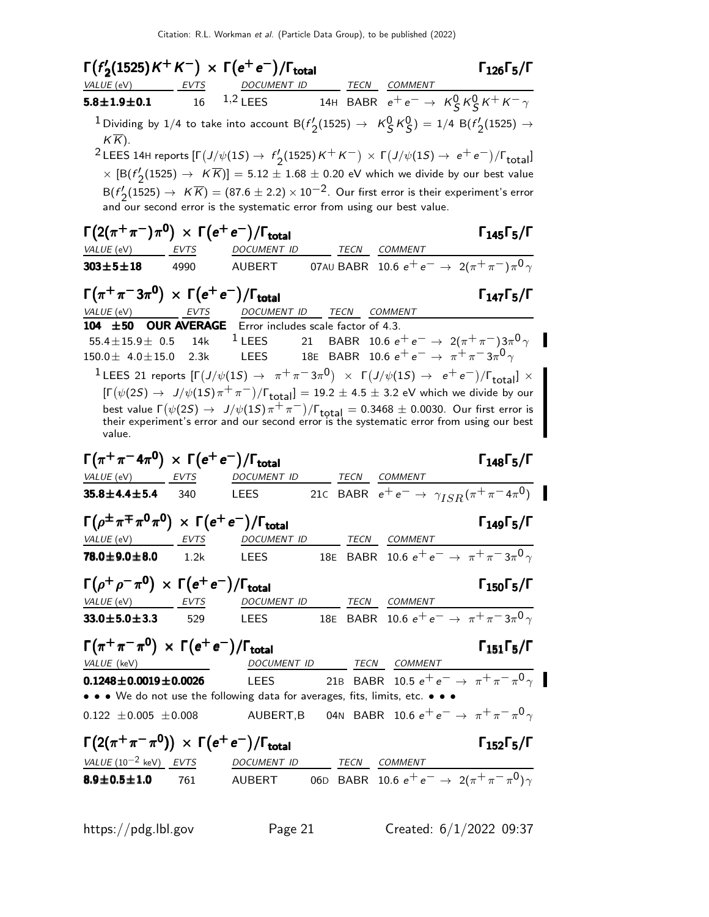### $\Gamma(f_2'(1525)K^+K^-) \times \Gamma(e^+e^-)/\Gamma_{total}$ $\Gamma_{126}\Gamma_5/\Gamma$

| VALUE (eV) | EVTS | DOCUMENT ID | TECN | COMMENT |
|---|---|---|---|---|
| **5.8±1.9±0.1** | 16 | [1,2] LEES 14H | BABR | $e^+e^- \to K^0_S K^0_S K^+K^-\gamma$ |

[1] Dividing by 1/4 to take into account $B(f_2'(1525) \to K^0_S K^0_S) = 1/4\ B(f_2'(1525) \to K\overline{K})$.

[2] LEES 14H reports $[\Gamma(J/\psi(1S) \to f_2'(1525)K^+K^-) \times \Gamma(J/\psi(1S) \to e^+e^-)/\Gamma_{total}] \times [B(f_2'(1525) \to K\overline{K})] = 5.12 \pm 1.68 \pm 0.20$ eV which we divide by our best value $B(f_2'(1525) \to K\overline{K}) = (87.6 \pm 2.2) \times 10^{-2}$. Our first error is their experiment's error and our second error is the systematic error from using our best value.

### $\Gamma(2(\pi^+\pi^-)\pi^0) \times \Gamma(e^+e^-)/\Gamma_{total}$ $\Gamma_{145}\Gamma_5/\Gamma$

| VALUE (eV) | EVTS | DOCUMENT ID | TECN | COMMENT |
|---|---|---|---|---|
| **303±5±18** | 4990 | AUBERT 07AU | BABR | 10.6 $e^+e^- \to 2(\pi^+\pi^-)\pi^0\gamma$ |

### $\Gamma(\pi^+\pi^- 3\pi^0) \times \Gamma(e^+e^-)/\Gamma_{total}$ $\Gamma_{147}\Gamma_5/\Gamma$

| VALUE (eV) | EVTS | DOCUMENT ID | TECN | COMMENT |
|---|---|---|---|---|
| **104 ±50 OUR AVERAGE** | | Error includes scale factor of 4.3. | | |
| 55.4±15.9± 0.5 | 14k | [1] LEES 21 | BABR | 10.6 $e^+e^- \to 2(\pi^+\pi^-)3\pi^0\gamma$ |
| 150.0± 4.0±15.0 | 2.3k | LEES 18E | BABR | 10.6 $e^+e^- \to \pi^+\pi^-3\pi^0\gamma$ |

[1] LEES 21 reports $[\Gamma(J/\psi(1S) \to \pi^+\pi^-3\pi^0) \times \Gamma(J/\psi(1S) \to e^+e^-)/\Gamma_{total}] \times [\Gamma(\psi(2S) \to J/\psi(1S)\pi^+\pi^-)/\Gamma_{total}] = 19.2 \pm 4.5 \pm 3.2$ eV which we divide by our best value $\Gamma(\psi(2S) \to J/\psi(1S)\pi^+\pi^-)/\Gamma_{total} = 0.3468 \pm 0.0030$. Our first error is their experiment's error and our second error is the systematic error from using our best value.

### $\Gamma(\pi^+\pi^- 4\pi^0) \times \Gamma(e^+e^-)/\Gamma_{total}$ $\Gamma_{148}\Gamma_5/\Gamma$

| VALUE (eV) | EVTS | DOCUMENT ID | TECN | COMMENT |
|---|---|---|---|---|
| **35.8±4.4±5.4** | 340 | LEES 21C | BABR | $e^+e^- \to \gamma_{ISR}(\pi^+\pi^-4\pi^0)$ |

### $\Gamma(\rho^\pm\pi^\mp\pi^0\pi^0) \times \Gamma(e^+e^-)/\Gamma_{total}$ $\Gamma_{149}\Gamma_5/\Gamma$

| VALUE (eV) | EVTS | DOCUMENT ID | TECN | COMMENT |
|---|---|---|---|---|
| **78.0±9.0±8.0** | 1.2k | LEES 18E | BABR | 10.6 $e^+e^- \to \pi^+\pi^-3\pi^0\gamma$ |

### $\Gamma(\rho^+\rho^-\pi^0) \times \Gamma(e^+e^-)/\Gamma_{total}$ $\Gamma_{150}\Gamma_5/\Gamma$

| VALUE (eV) | EVTS | DOCUMENT ID | TECN | COMMENT |
|---|---|---|---|---|
| **33.0±5.0±3.3** | 529 | LEES 18E | BABR | 10.6 $e^+e^- \to \pi^+\pi^-3\pi^0\gamma$ |

### $\Gamma(\pi^+\pi^-\pi^0) \times \Gamma(e^+e^-)/\Gamma_{total}$ $\Gamma_{151}\Gamma_5/\Gamma$

| VALUE (keV) | DOCUMENT ID | TECN | COMMENT |
|---|---|---|---|
| **0.1248±0.0019±0.0026** | LEES 21B | BABR | 10.5 $e^+e^- \to \pi^+\pi^-\pi^0\gamma$ |
| • • • We do not use the following data for averages, fits, limits, etc. • • • | | | |
| 0.122 ±0.005 ±0.008 | AUBERT,B 04N | BABR | 10.6 $e^+e^- \to \pi^+\pi^-\pi^0\gamma$ |

### $\Gamma(2(\pi^+\pi^-\pi^0)) \times \Gamma(e^+e^-)/\Gamma_{total}$ $\Gamma_{152}\Gamma_5/\Gamma$

| VALUE ($10^{-2}$ keV) | EVTS | DOCUMENT ID | TECN | COMMENT |
|---|---|---|---|---|
| **8.9±0.5±1.0** | 761 | AUBERT 06D | BABR | 10.6 $e^+e^- \to 2(\pi^+\pi^-\pi^0)\gamma$ |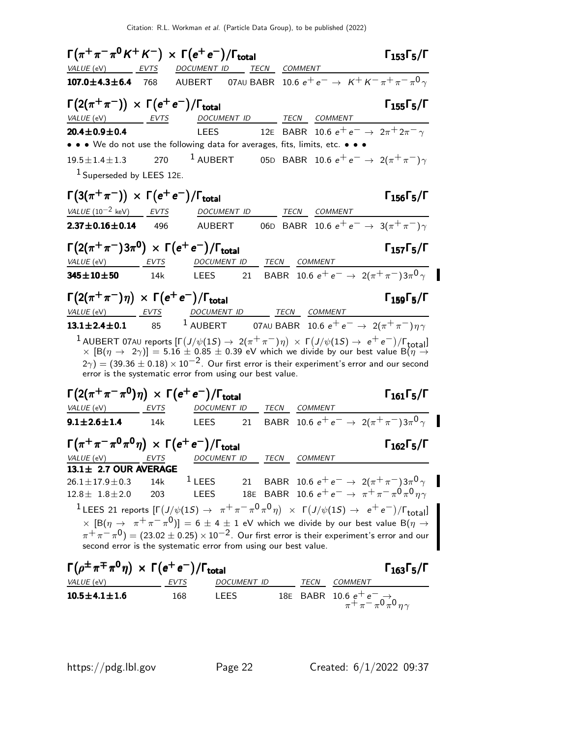### $\Gamma(\pi^+\pi^-\pi^0 K^+K^-) \times \Gamma(e^+e^-)/\Gamma_{\text{total}}$ — $\Gamma_{153}\Gamma_5/\Gamma$

| VALUE (eV) | EVTS | DOCUMENT ID | TECN | COMMENT |
|---|---|---|---|---|
| **107.0±4.3±6.4** | 768 | AUBERT 07AU | BABR | 10.6 $e^+e^- \to K^+K^-\pi^+\pi^-\pi^0\gamma$ |

### $\Gamma(2(\pi^+\pi^-)) \times \Gamma(e^+e^-)/\Gamma_{\text{total}}$ — $\Gamma_{155}\Gamma_5/\Gamma$

| VALUE (eV) | EVTS | DOCUMENT ID | TECN | COMMENT |
|---|---|---|---|---|
| **20.4±0.9±0.4** | | LEES 12E | BABR | 10.6 $e^+e^- \to 2\pi^+2\pi^-\gamma$ |
| • • • We do not use the following data for averages, fits, limits, etc. • • • | | | | |
| 19.5±1.4±1.3 | 270 | [1] AUBERT 05D | BABR | 10.6 $e^+e^- \to 2(\pi^+\pi^-)\gamma$ |

[1] Superseded by LEES 12E.

### $\Gamma(3(\pi^+\pi^-)) \times \Gamma(e^+e^-)/\Gamma_{\text{total}}$ — $\Gamma_{156}\Gamma_5/\Gamma$

| VALUE ($10^{-2}$ keV) | EVTS | DOCUMENT ID | TECN | COMMENT |
|---|---|---|---|---|
| **2.37±0.16±0.14** | 496 | AUBERT 06D | BABR | 10.6 $e^+e^- \to 3(\pi^+\pi^-)\gamma$ |

### $\Gamma(2(\pi^+\pi^-)3\pi^0) \times \Gamma(e^+e^-)/\Gamma_{\text{total}}$ — $\Gamma_{157}\Gamma_5/\Gamma$

| VALUE (eV) | EVTS | DOCUMENT ID | TECN | COMMENT |
|---|---|---|---|---|
| **345±10±50** | 14k | LEES 21 | BABR | 10.6 $e^+e^- \to 2(\pi^+\pi^-)3\pi^0\gamma$ |

### $\Gamma(2(\pi^+\pi^-)\eta) \times \Gamma(e^+e^-)/\Gamma_{\text{total}}$ — $\Gamma_{159}\Gamma_5/\Gamma$

| VALUE (eV) | EVTS | DOCUMENT ID | TECN | COMMENT |
|---|---|---|---|---|
| **13.1±2.4±0.1** | 85 | [1] AUBERT 07AU | BABR | 10.6 $e^+e^- \to 2(\pi^+\pi^-)\eta\gamma$ |

[1] AUBERT 07AU reports $[\Gamma(J/\psi(1S) \to 2(\pi^+\pi^-)\eta) \times \Gamma(J/\psi(1S) \to e^+e^-)/\Gamma_{\text{total}}] \times [B(\eta \to 2\gamma)] = 5.16 \pm 0.85 \pm 0.39$ eV which we divide by our best value $B(\eta \to 2\gamma) = (39.36 \pm 0.18) \times 10^{-2}$. Our first error is their experiment's error and our second error is the systematic error from using our best value.

### $\Gamma(2(\pi^+\pi^-\pi^0)\eta) \times \Gamma(e^+e^-)/\Gamma_{\text{total}}$ — $\Gamma_{161}\Gamma_5/\Gamma$

| VALUE (eV) | EVTS | DOCUMENT ID | TECN | COMMENT |
|---|---|---|---|---|
| **9.1±2.6±1.4** | 14k | LEES 21 | BABR | 10.6 $e^+e^- \to 2(\pi^+\pi^-)3\pi^0\gamma$ |

### $\Gamma(\pi^+\pi^-\pi^0\pi^0\eta) \times \Gamma(e^+e^-)/\Gamma_{\text{total}}$ — $\Gamma_{162}\Gamma_5/\Gamma$

| VALUE (eV) | EVTS | DOCUMENT ID | TECN | COMMENT |
|---|---|---|---|---|
| **13.1± 2.7 OUR AVERAGE** | | | | |
| 26.1±17.9±0.3 | 14k | [1] LEES 21 | BABR | 10.6 $e^+e^- \to 2(\pi^+\pi^-)3\pi^0\gamma$ |
| 12.8± 1.8±2.0 | 203 | LEES 18E | BABR | 10.6 $e^+e^- \to \pi^+\pi^-\pi^0\pi^0\eta\gamma$ |

[1] LEES 21 reports $[\Gamma(J/\psi(1S) \to \pi^+\pi^-\pi^0\pi^0\eta) \times \Gamma(J/\psi(1S) \to e^+e^-)/\Gamma_{\text{total}}] \times [B(\eta \to \pi^+\pi^-\pi^0)] = 6 \pm 4 \pm 1$ eV which we divide by our best value $B(\eta \to \pi^+\pi^-\pi^0) = (23.02 \pm 0.25) \times 10^{-2}$. Our first error is their experiment's error and our second error is the systematic error from using our best value.

### $\Gamma(\rho^\pm\pi^\mp\pi^0\eta) \times \Gamma(e^+e^-)/\Gamma_{\text{total}}$ — $\Gamma_{163}\Gamma_5/\Gamma$

| VALUE (eV) | EVTS | DOCUMENT ID | TECN | COMMENT |
|---|---|---|---|---|
| **10.5±4.1±1.6** | 168 | LEES 18E | BABR | 10.6 $e^+e^- \to \pi^+\pi^-\pi^0\pi^0\eta\gamma$ |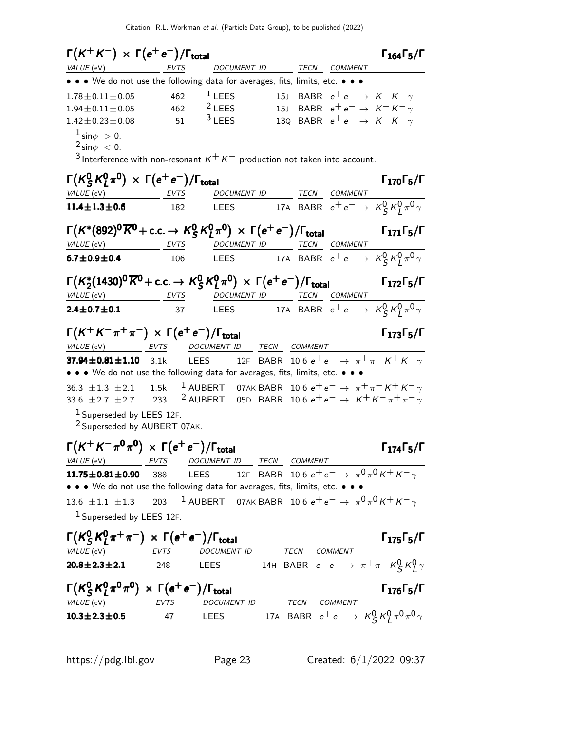### $\Gamma(K^+K^-) \times \Gamma(e^+e^-)/\Gamma_{\text{total}}$ — $\Gamma_{164}\Gamma_5/\Gamma$

| VALUE (eV) | EVTS | DOCUMENT ID | | TECN | COMMENT |
|---|---|---|---|---|---|
| • • • We do not use the following data for averages, fits, limits, etc. • • • | | | | | |
| $1.78 \pm 0.11 \pm 0.05$ | 462 | [1] LEES | 15J | BABR | $e^+e^- \rightarrow K^+K^-\gamma$ |
| $1.94 \pm 0.11 \pm 0.05$ | 462 | [2] LEES | 15J | BABR | $e^+e^- \rightarrow K^+K^-\gamma$ |
| $1.42 \pm 0.23 \pm 0.08$ | 51 | [3] LEES | 13Q | BABR | $e^+e^- \rightarrow K^+K^-\gamma$ |

[1] $\sin\phi > 0$.
[2] $\sin\phi < 0$.
[3] Interference with non-resonant $K^+K^-$ production not taken into account.

### $\Gamma(K^0_S K^0_L \pi^0) \times \Gamma(e^+e^-)/\Gamma_{\text{total}}$ — $\Gamma_{170}\Gamma_5/\Gamma$

| VALUE (eV) | EVTS | DOCUMENT ID | | TECN | COMMENT |
|---|---|---|---|---|---|
| **$11.4 \pm 1.3 \pm 0.6$** | 182 | LEES | 17A | BABR | $e^+e^- \rightarrow K^0_S K^0_L \pi^0 \gamma$ |

### $\Gamma(K^*(892)^0 \overline{K}^0 + \text{c.c.} \rightarrow K^0_S K^0_L \pi^0) \times \Gamma(e^+e^-)/\Gamma_{\text{total}}$ — $\Gamma_{171}\Gamma_5/\Gamma$

| VALUE (eV) | EVTS | DOCUMENT ID | | TECN | COMMENT |
|---|---|---|---|---|---|
| **$6.7 \pm 0.9 \pm 0.4$** | 106 | LEES | 17A | BABR | $e^+e^- \rightarrow K^0_S K^0_L \pi^0 \gamma$ |

### $\Gamma(K^*_2(1430)^0 \overline{K}^0 + \text{c.c.} \rightarrow K^0_S K^0_L \pi^0) \times \Gamma(e^+e^-)/\Gamma_{\text{total}}$ — $\Gamma_{172}\Gamma_5/\Gamma$

| VALUE (eV) | EVTS | DOCUMENT ID | | TECN | COMMENT |
|---|---|---|---|---|---|
| **$2.4 \pm 0.7 \pm 0.1$** | 37 | LEES | 17A | BABR | $e^+e^- \rightarrow K^0_S K^0_L \pi^0 \gamma$ |

### $\Gamma(K^+K^-\pi^+\pi^-) \times \Gamma(e^+e^-)/\Gamma_{\text{total}}$ — $\Gamma_{173}\Gamma_5/\Gamma$

| VALUE (eV) | EVTS | DOCUMENT ID | | TECN | COMMENT |
|---|---|---|---|---|---|
| **$37.94 \pm 0.81 \pm 1.10$** | 3.1k | LEES | 12F | BABR | $10.6\ e^+e^- \rightarrow \pi^+\pi^-K^+K^-\gamma$ |
| • • • We do not use the following data for averages, fits, limits, etc. • • • | | | | | |
| $36.3 \pm 1.3 \pm 2.1$ | 1.5k | [1] AUBERT | 07AK | BABR | $10.6\ e^+e^- \rightarrow \pi^+\pi^-K^+K^-\gamma$ |
| $33.6 \pm 2.7 \pm 2.7$ | 233 | [2] AUBERT | 05D | BABR | $10.6\ e^+e^- \rightarrow K^+K^-\pi^+\pi^-\gamma$ |

[1] Superseded by LEES 12F.
[2] Superseded by AUBERT 07AK.

### $\Gamma(K^+K^-\pi^0\pi^0) \times \Gamma(e^+e^-)/\Gamma_{\text{total}}$ — $\Gamma_{174}\Gamma_5/\Gamma$

| VALUE (eV) | EVTS | DOCUMENT ID | | TECN | COMMENT |
|---|---|---|---|---|---|
| **$11.75 \pm 0.81 \pm 0.90$** | 388 | LEES | 12F | BABR | $10.6\ e^+e^- \rightarrow \pi^0\pi^0K^+K^-\gamma$ |
| • • • We do not use the following data for averages, fits, limits, etc. • • • | | | | | |
| $13.6 \pm 1.1 \pm 1.3$ | 203 | [1] AUBERT | 07AK | BABR | $10.6\ e^+e^- \rightarrow \pi^0\pi^0K^+K^-\gamma$ |

[1] Superseded by LEES 12F.

### $\Gamma(K^0_S K^0_L \pi^+\pi^-) \times \Gamma(e^+e^-)/\Gamma_{\text{total}}$ — $\Gamma_{175}\Gamma_5/\Gamma$

| VALUE (eV) | EVTS | DOCUMENT ID | | TECN | COMMENT |
|---|---|---|---|---|---|
| **$20.8 \pm 2.3 \pm 2.1$** | 248 | LEES | 14H | BABR | $e^+e^- \rightarrow \pi^+\pi^- K^0_S K^0_L \gamma$ |

### $\Gamma(K^0_S K^0_L \pi^0\pi^0) \times \Gamma(e^+e^-)/\Gamma_{\text{total}}$ — $\Gamma_{176}\Gamma_5/\Gamma$

| VALUE (eV) | EVTS | DOCUMENT ID | | TECN | COMMENT |
|---|---|---|---|---|---|
| **$10.3 \pm 2.3 \pm 0.5$** | 47 | LEES | 17A | BABR | $e^+e^- \rightarrow K^0_S K^0_L \pi^0\pi^0\gamma$ |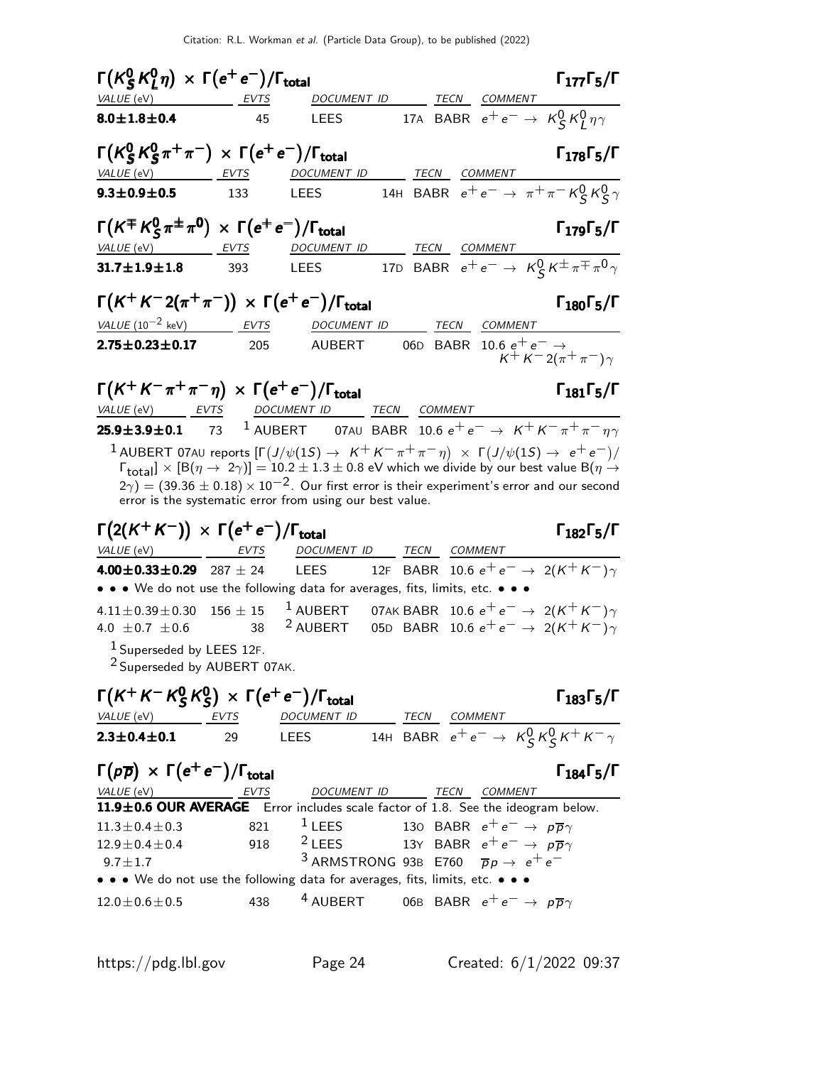### $\Gamma(K^0_S K^0_L \eta) \times \Gamma(e^+e^-)/\Gamma_{\text{total}}$ — $\Gamma_{177}\Gamma_5/\Gamma$

| VALUE (eV) | EVTS | DOCUMENT ID | | TECN | COMMENT |
|---|---|---|---|---|---|
| **8.0±1.8±0.4** | 45 | LEES | 17A | BABR | $e^+e^- \rightarrow K^0_S K^0_L \eta\gamma$ |

### $\Gamma(K^0_S K^0_S \pi^+\pi^-) \times \Gamma(e^+e^-)/\Gamma_{\text{total}}$ — $\Gamma_{178}\Gamma_5/\Gamma$

| VALUE (eV) | EVTS | DOCUMENT ID | | TECN | COMMENT |
|---|---|---|---|---|---|
| **9.3±0.9±0.5** | 133 | LEES | 14H | BABR | $e^+e^- \rightarrow \pi^+\pi^- K^0_S K^0_S \gamma$ |

### $\Gamma(K^\mp K^0_S \pi^\pm \pi^0) \times \Gamma(e^+e^-)/\Gamma_{\text{total}}$ — $\Gamma_{179}\Gamma_5/\Gamma$

| VALUE (eV) | EVTS | DOCUMENT ID | | TECN | COMMENT |
|---|---|---|---|---|---|
| **31.7±1.9±1.8** | 393 | LEES | 17D | BABR | $e^+e^- \rightarrow K^0_S K^\pm \pi^\mp \pi^0 \gamma$ |

### $\Gamma(K^+K^- 2(\pi^+\pi^-)) \times \Gamma(e^+e^-)/\Gamma_{\text{total}}$ — $\Gamma_{180}\Gamma_5/\Gamma$

| VALUE ($10^{-2}$ keV) | EVTS | DOCUMENT ID | | TECN | COMMENT |
|---|---|---|---|---|---|
| **2.75±0.23±0.17** | 205 | AUBERT | 06D | BABR | $10.6\ e^+e^- \rightarrow K^+K^- 2(\pi^+\pi^-)\gamma$ |

### $\Gamma(K^+K^-\pi^+\pi^-\eta) \times \Gamma(e^+e^-)/\Gamma_{\text{total}}$ — $\Gamma_{181}\Gamma_5/\Gamma$

| VALUE (eV) | EVTS | DOCUMENT ID | | TECN | COMMENT |
|---|---|---|---|---|---|
| **25.9±3.9±0.1** | 73 | [1] AUBERT | 07AU | BABR | $10.6\ e^+e^- \rightarrow K^+K^-\pi^+\pi^-\eta\gamma$ |

[1] AUBERT 07AU reports $[\Gamma(J/\psi(1S) \rightarrow K^+K^-\pi^+\pi^-\eta) \times \Gamma(J/\psi(1S) \rightarrow e^+e^-)/\Gamma_{\text{total}}] \times [B(\eta \rightarrow 2\gamma)] = 10.2 \pm 1.3 \pm 0.8$ eV which we divide by our best value $B(\eta \rightarrow 2\gamma) = (39.36 \pm 0.18) \times 10^{-2}$. Our first error is their experiment's error and our second error is the systematic error from using our best value.

### $\Gamma(2(K^+K^-)) \times \Gamma(e^+e^-)/\Gamma_{\text{total}}$ — $\Gamma_{182}\Gamma_5/\Gamma$

| VALUE (eV) | EVTS | DOCUMENT ID | | TECN | COMMENT |
|---|---|---|---|---|---|
| **4.00±0.33±0.29** | 287 ± 24 | LEES | 12F | BABR | $10.6\ e^+e^- \rightarrow 2(K^+K^-)\gamma$ |
| • • • We do not use the following data for averages, fits, limits, etc. • • • | | | | | |
| 4.11±0.39±0.30 | 156 ± 15 | [1] AUBERT | 07AK | BABR | $10.6\ e^+e^- \rightarrow 2(K^+K^-)\gamma$ |
| 4.0 ±0.7 ±0.6 | 38 | [2] AUBERT | 05D | BABR | $10.6\ e^+e^- \rightarrow 2(K^+K^-)\gamma$ |

[1] Superseded by LEES 12F.
[2] Superseded by AUBERT 07AK.

### $\Gamma(K^+K^- K^0_S K^0_S) \times \Gamma(e^+e^-)/\Gamma_{\text{total}}$ — $\Gamma_{183}\Gamma_5/\Gamma$

| VALUE (eV) | EVTS | DOCUMENT ID | | TECN | COMMENT |
|---|---|---|---|---|---|
| **2.3±0.4±0.1** | 29 | LEES | 14H | BABR | $e^+e^- \rightarrow K^0_S K^0_S K^+K^-\gamma$ |

### $\Gamma(p\overline{p}) \times \Gamma(e^+e^-)/\Gamma_{\text{total}}$ — $\Gamma_{184}\Gamma_5/\Gamma$

| VALUE (eV) | EVTS | DOCUMENT ID | | TECN | COMMENT |
|---|---|---|---|---|---|
| **11.9±0.6 OUR AVERAGE** Error includes scale factor of 1.8. See the ideogram below. | | | | | |
| 11.3±0.4±0.3 | 821 | [1] LEES | 13O | BABR | $e^+e^- \rightarrow p\overline{p}\gamma$ |
| 12.9±0.4±0.4 | 918 | [2] LEES | 13Y | BABR | $e^+e^- \rightarrow p\overline{p}\gamma$ |
| 9.7±1.7 | | [3] ARMSTRONG | 93B | E760 | $\overline{p}p \rightarrow e^+e^-$ |
| • • • We do not use the following data for averages, fits, limits, etc. • • • | | | | | |
| 12.0±0.6±0.5 | 438 | [4] AUBERT | 06B | BABR | $e^+e^- \rightarrow p\overline{p}\gamma$ |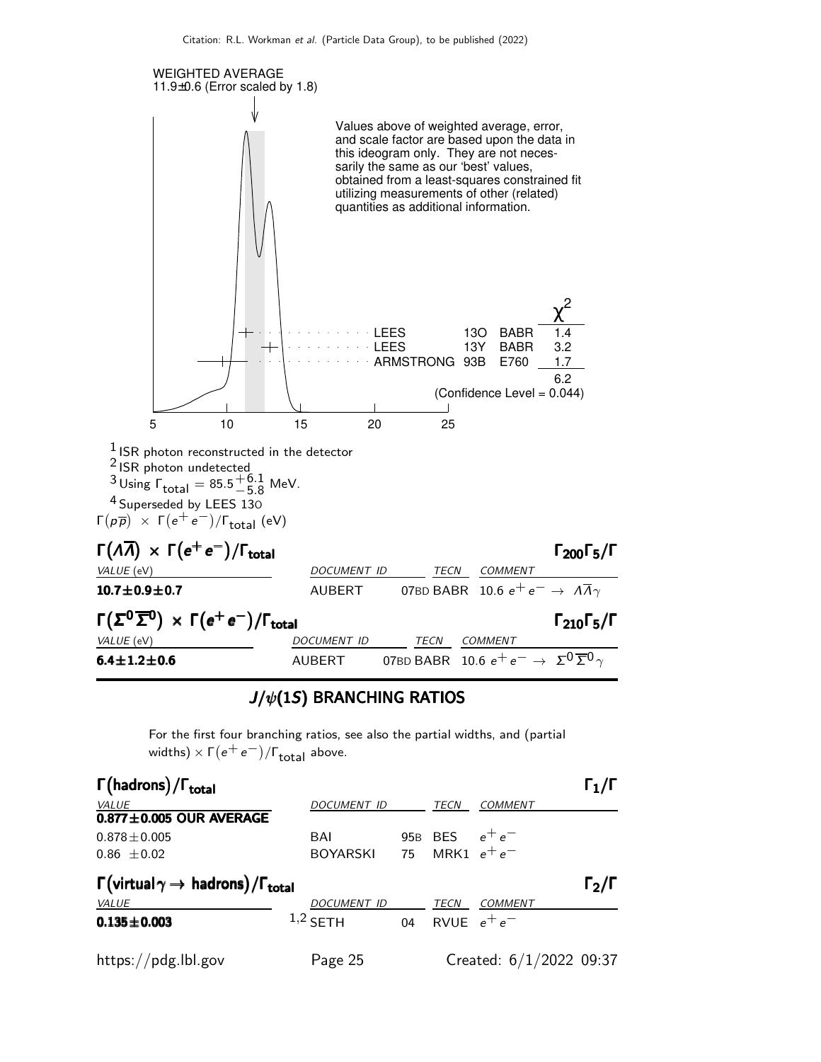WEIGHTED AVERAGE
11.9±0.6 (Error scaled by 1.8)

Values above of weighted average, error, and scale factor are based upon the data in this ideogram only. They are not necessarily the same as our 'best' values, obtained from a least-squares constrained fit utilizing measurements of other (related) quantities as additional information.

| | | | $\chi^2$ |
|---|---|---|---|
| LEES | 13O | BABR | 1.4 |
| LEES | 13Y | BABR | 3.2 |
| ARMSTRONG | 93B | E760 | 1.7 |
| | | | 6.2 |
| (Confidence Level = 0.044) | | | |

[1] ISR photon reconstructed in the detector
[2] ISR photon undetected
[3] Using $\Gamma_{total} = 85.5^{+6.1}_{-5.8}$ MeV.
[4] Superseded by LEES 13O

$\Gamma(p\overline{p}) \times \Gamma(e^+e^-)/\Gamma_{total}$ (eV)

### $\Gamma(\Lambda\overline{\Lambda}) \times \Gamma(e^+e^-)/\Gamma_{total}$ — $\Gamma_{200}\Gamma_5/\Gamma$

| VALUE (eV) | DOCUMENT ID | TECN | COMMENT |
|---|---|---|---|
| **10.7±0.9±0.7** | AUBERT 07BD | BABR | 10.6 $e^+e^- \to \Lambda\overline{\Lambda}\gamma$ |

### $\Gamma(\Sigma^0\overline{\Sigma}^0) \times \Gamma(e^+e^-)/\Gamma_{total}$ — $\Gamma_{210}\Gamma_5/\Gamma$

| VALUE (eV) | DOCUMENT ID | TECN | COMMENT |
|---|---|---|---|
| **6.4±1.2±0.6** | AUBERT 07BD | BABR | 10.6 $e^+e^- \to \Sigma^0\overline{\Sigma}^0\gamma$ |

## $J/\psi(1S)$ BRANCHING RATIOS

For the first four branching ratios, see also the partial widths, and (partial widths) $\times \Gamma(e^+e^-)/\Gamma_{total}$ above.

### $\Gamma(\text{hadrons})/\Gamma_{total}$ — $\Gamma_1/\Gamma$

| VALUE | DOCUMENT ID | TECN | COMMENT |
|---|---|---|---|
| **0.877±0.005 OUR AVERAGE** | | | |
| 0.878±0.005 | BAI 95B | BES | $e^+e^-$ |
| 0.86 ±0.02 | BOYARSKI 75 | MRK1 | $e^+e^-$ |

### $\Gamma(\text{virtual}\gamma \to \text{hadrons})/\Gamma_{total}$ — $\Gamma_2/\Gamma$

| VALUE | DOCUMENT ID | TECN | COMMENT |
|---|---|---|---|
| **0.135±0.003** | [1,2] SETH 04 | RVUE | $e^+e^-$ |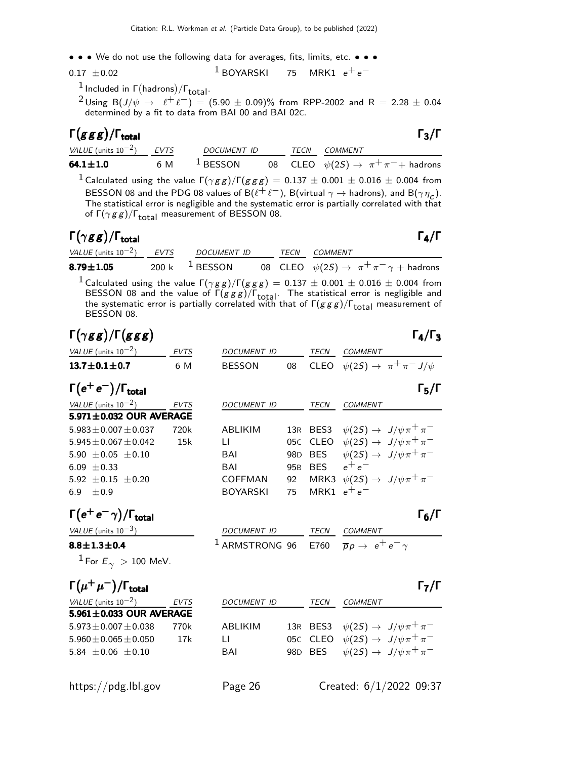Citation: R.L. Workman et al. (Particle Data Group), to be published (2022)

• • • We do not use the following data for averages, fits, limits, etc. • • •

| | | | | |
|---|---|---|---|---|
| $0.17 \pm 0.02$ | | [1] BOYARSKI | 75 MRK1 | $e^+e^-$ |

[1] Included in $\Gamma(\text{hadrons})/\Gamma_{\text{total}}$.

[2] Using $B(J/\psi \rightarrow \ell^+\ell^-) = (5.90 \pm 0.09)\%$ from RPP-2002 and $R = 2.28 \pm 0.04$ determined by a fit to data from BAI 00 and BAI 02C.

## $\Gamma(ggg)/\Gamma_{\text{total}}$ — $\Gamma_3/\Gamma$

| VALUE (units $10^{-2}$) | EVTS | DOCUMENT ID | | TECN | COMMENT |
|---|---|---|---|---|---|
| **64.1±1.0** | 6 M | [1] BESSON | 08 | CLEO | $\psi(2S) \rightarrow \pi^+\pi^- +$ hadrons |

[1] Calculated using the value $\Gamma(\gamma gg)/\Gamma(ggg) = 0.137 \pm 0.001 \pm 0.016 \pm 0.004$ from BESSON 08 and the PDG 08 values of $B(\ell^+\ell^-)$, $B(\text{virtual } \gamma \rightarrow \text{hadrons})$, and $B(\gamma\eta_c)$. The statistical error is negligible and the systematic error is partially correlated with that of $\Gamma(\gamma gg)/\Gamma_{\text{total}}$ measurement of BESSON 08.

## $\Gamma(\gamma gg)/\Gamma_{\text{total}}$ — $\Gamma_4/\Gamma$

| VALUE (units $10^{-2}$) | EVTS | DOCUMENT ID | | TECN | COMMENT |
|---|---|---|---|---|---|
| **8.79±1.05** | 200 k | [1] BESSON | 08 | CLEO | $\psi(2S) \rightarrow \pi^+\pi^-\gamma +$ hadrons |

[1] Calculated using the value $\Gamma(\gamma gg)/\Gamma(ggg) = 0.137 \pm 0.001 \pm 0.016 \pm 0.004$ from BESSON 08 and the value of $\Gamma(ggg)/\Gamma_{\text{total}}$. The statistical error is negligible and the systematic error is partially correlated with that of $\Gamma(ggg)/\Gamma_{\text{total}}$ measurement of BESSON 08.

## $\Gamma(\gamma gg)/\Gamma(ggg)$ — $\Gamma_4/\Gamma_3$

| VALUE (units $10^{-2}$) | EVTS | DOCUMENT ID | | TECN | COMMENT |
|---|---|---|---|---|---|
| **13.7±0.1±0.7** | 6 M | BESSON | 08 | CLEO | $\psi(2S) \rightarrow \pi^+\pi^- J/\psi$ |

## $\Gamma(e^+e^-)/\Gamma_{\text{total}}$ — $\Gamma_5/\Gamma$

| VALUE (units $10^{-2}$) | EVTS | DOCUMENT ID | | TECN | COMMENT |
|---|---|---|---|---|---|
| **5.971±0.032 OUR AVERAGE** | | | | | |
| $5.983 \pm 0.007 \pm 0.037$ | 720k | ABLIKIM | 13R | BES3 | $\psi(2S) \rightarrow J/\psi\pi^+\pi^-$ |
| $5.945 \pm 0.067 \pm 0.042$ | 15k | LI | 05C | CLEO | $\psi(2S) \rightarrow J/\psi\pi^+\pi^-$ |
| $5.90 \pm 0.05 \pm 0.10$ | | BAI | 98D | BES | $\psi(2S) \rightarrow J/\psi\pi^+\pi^-$ |
| $6.09 \pm 0.33$ | | BAI | 95B | BES | $e^+e^-$ |
| $5.92 \pm 0.15 \pm 0.20$ | | COFFMAN | 92 | MRK3 | $\psi(2S) \rightarrow J/\psi\pi^+\pi^-$ |
| $6.9 \pm 0.9$ | | BOYARSKI | 75 | MRK1 | $e^+e^-$ |

## $\Gamma(e^+e^-\gamma)/\Gamma_{\text{total}}$ — $\Gamma_6/\Gamma$

| VALUE (units $10^{-3}$) | DOCUMENT ID | | TECN | COMMENT |
|---|---|---|---|---|
| **8.8±1.3±0.4** | [1] ARMSTRONG | 96 | E760 | $\overline{p}p \rightarrow e^+e^-\gamma$ |

[1] For $E_\gamma > 100$ MeV.

## $\Gamma(\mu^+\mu^-)/\Gamma_{\text{total}}$ — $\Gamma_7/\Gamma$

| VALUE (units $10^{-2}$) | EVTS | DOCUMENT ID | | TECN | COMMENT |
|---|---|---|---|---|---|
| **5.961±0.033 OUR AVERAGE** | | | | | |
| $5.973 \pm 0.007 \pm 0.038$ | 770k | ABLIKIM | 13R | BES3 | $\psi(2S) \rightarrow J/\psi\pi^+\pi^-$ |
| $5.960 \pm 0.065 \pm 0.050$ | 17k | LI | 05C | CLEO | $\psi(2S) \rightarrow J/\psi\pi^+\pi^-$ |
| $5.84 \pm 0.06 \pm 0.10$ | | BAI | 98D | BES | $\psi(2S) \rightarrow J/\psi\pi^+\pi^-$ |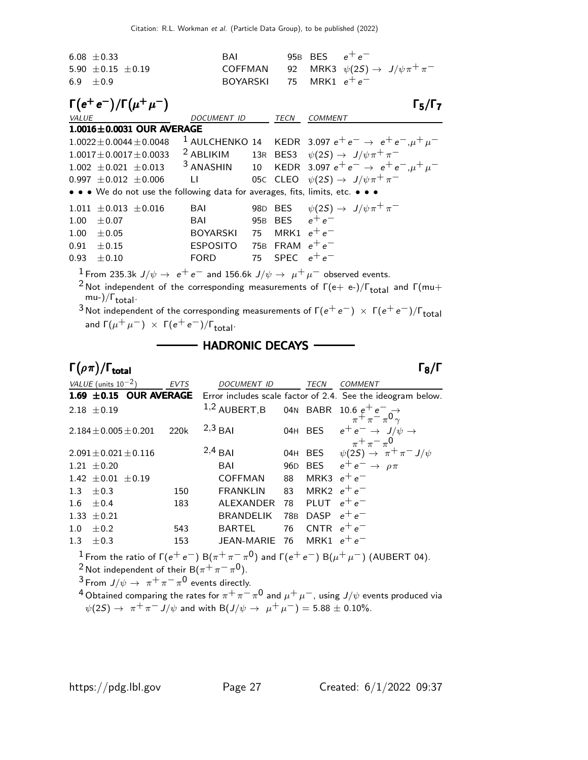| | | | |
|---|---|---|---|
| 6.08 ±0.33 | BAI | 95B BES | $e^+e^-$ |
| 5.90 ±0.15 ±0.19 | COFFMAN | 92 MRK3 | $\psi(2S) \rightarrow J/\psi\pi^+\pi^-$ |
| 6.9 ±0.9 | BOYARSKI | 75 MRK1 | $e^+e^-$ |

## $\Gamma(e^+e^-)/\Gamma(\mu^+\mu^-)$ — $\Gamma_5/\Gamma_7$

| VALUE | DOCUMENT ID | | TECN | COMMENT |
|---|---|---|---|---|
| **1.0016±0.0031 OUR AVERAGE** | | | | |
| 1.0022±0.0044±0.0048 | [1] AULCHENKO | 14 | KEDR | 3.097 $e^+e^- \rightarrow e^+e^-, \mu^+\mu^-$ |
| 1.0017±0.0017±0.0033 | [2] ABLIKIM | 13R | BES3 | $\psi(2S) \rightarrow J/\psi\pi^+\pi^-$ |
| 1.002 ±0.021 ±0.013 | [3] ANASHIN | 10 | KEDR | 3.097 $e^+e^- \rightarrow e^+e^-, \mu^+\mu^-$ |
| 0.997 ±0.012 ±0.006 | LI | 05C | CLEO | $\psi(2S) \rightarrow J/\psi\pi^+\pi^-$ |
| • • • We do not use the following data for averages, fits, limits, etc. • • • | | | | |
| 1.011 ±0.013 ±0.016 | BAI | 98D | BES | $\psi(2S) \rightarrow J/\psi\pi^+\pi^-$ |
| 1.00 ±0.07 | BAI | 95B | BES | $e^+e^-$ |
| 1.00 ±0.05 | BOYARSKI | 75 | MRK1 | $e^+e^-$ |
| 0.91 ±0.15 | ESPOSITO | 75B | FRAM | $e^+e^-$ |
| 0.93 ±0.10 | FORD | 75 | SPEC | $e^+e^-$ |

[1] From 235.3k $J/\psi \rightarrow e^+e^-$ and 156.6k $J/\psi \rightarrow \mu^+\mu^-$ observed events.

[2] Not independent of the corresponding measurements of $\Gamma$(e+ e-)/$\Gamma_{total}$ and $\Gamma$(mu+ mu-)/$\Gamma_{total}$.

[3] Not independent of the corresponding measurements of $\Gamma(e^+e^-) \times \Gamma(e^+e^-)/\Gamma_{total}$ and $\Gamma(\mu^+\mu^-) \times \Gamma(e^+e^-)/\Gamma_{total}$.

## HADRONIC DECAYS

## $\Gamma(\rho\pi)/\Gamma_{total}$ — $\Gamma_8/\Gamma$

| VALUE (units $10^{-2}$) | EVTS | DOCUMENT ID | | TECN | COMMENT |
|---|---|---|---|---|---|
| **1.69 ±0.15 OUR AVERAGE** | | Error includes scale factor of 2.4. See the ideogram below. | | | |
| 2.18 ±0.19 | | [1,2] AUBERT,B | 04N | BABR | 10.6 $e^+e^- \rightarrow \pi^+\pi^-\pi^0\gamma$ |
| 2.184±0.005±0.201 | 220k | [2,3] BAI | 04H | BES | $e^+e^- \rightarrow J/\psi \rightarrow \pi^+\pi^-\pi^0$ |
| 2.091±0.021±0.116 | | [2,4] BAI | 04H | BES | $\psi(2S) \rightarrow \pi^+\pi^- J/\psi$ |
| 1.21 ±0.20 | | BAI | 96D | BES | $e^+e^- \rightarrow \rho\pi$ |
| 1.42 ±0.01 ±0.19 | | COFFMAN | 88 | MRK3 | $e^+e^-$ |
| 1.3 ±0.3 | 150 | FRANKLIN | 83 | MRK2 | $e^+e^-$ |
| 1.6 ±0.4 | 183 | ALEXANDER | 78 | PLUT | $e^+e^-$ |
| 1.33 ±0.21 | | BRANDELIK | 78B | DASP | $e^+e^-$ |
| 1.0 ±0.2 | 543 | BARTEL | 76 | CNTR | $e^+e^-$ |
| 1.3 ±0.3 | 153 | JEAN-MARIE | 76 | MRK1 | $e^+e^-$ |

[1] From the ratio of $\Gamma(e^+e^-)$ B$(\pi^+\pi^-\pi^0)$ and $\Gamma(e^+e^-)$ B$(\mu^+\mu^-)$ (AUBERT 04).

[2] Not independent of their B$(\pi^+\pi^-\pi^0)$.

[3] From $J/\psi \rightarrow \pi^+\pi^-\pi^0$ events directly.

[4] Obtained comparing the rates for $\pi^+\pi^-\pi^0$ and $\mu^+\mu^-$, using $J/\psi$ events produced via $\psi(2S) \rightarrow \pi^+\pi^- J/\psi$ and with B$(J/\psi \rightarrow \mu^+\mu^-) = 5.88 \pm 0.10\%$.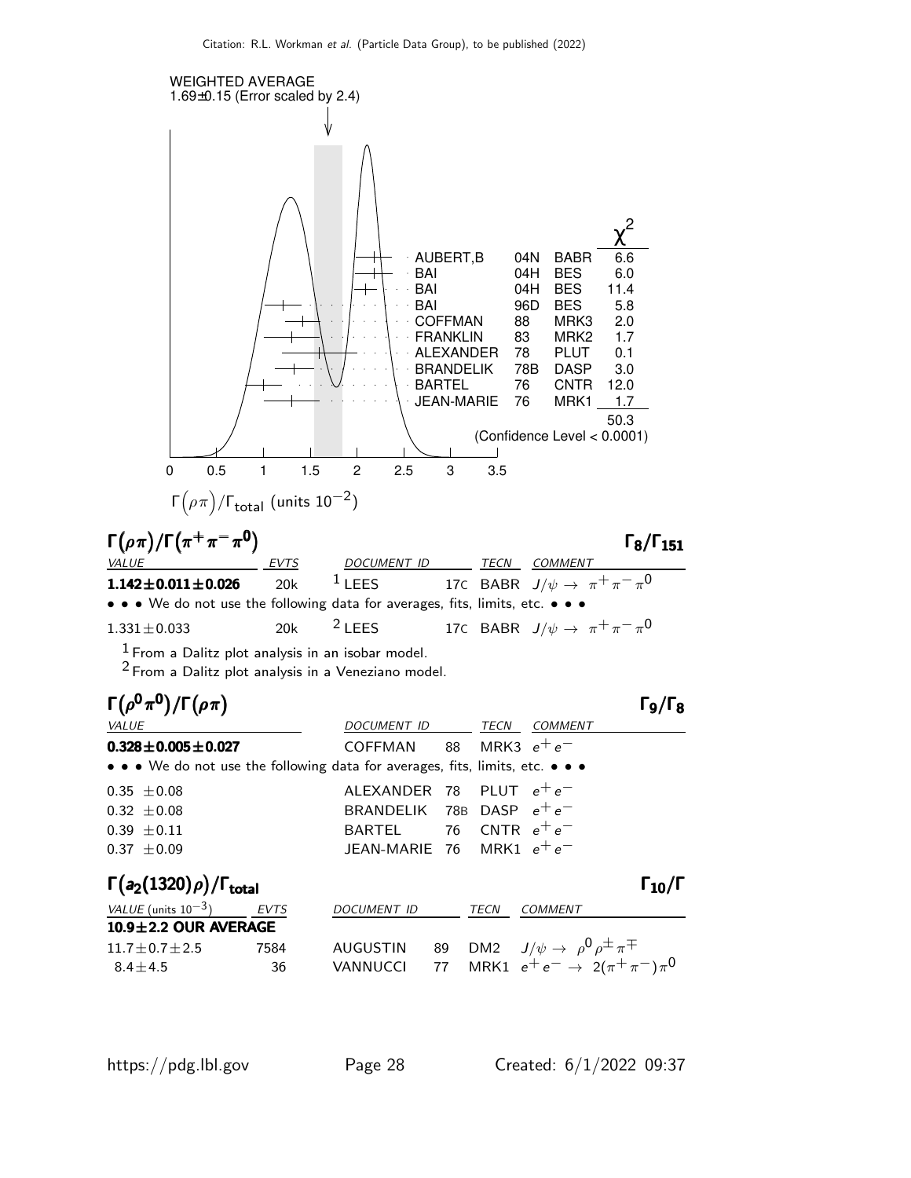WEIGHTED AVERAGE
1.69±0.15 (Error scaled by 2.4)

| | | | $\chi^2$ |
|---|---|---|---|
| AUBERT,B | 04N | BABR | 6.6 |
| BAI | 04H | BES | 6.0 |
| BAI | 04H | BES | 11.4 |
| BAI | 96D | BES | 5.8 |
| COFFMAN | 88 | MRK3 | 2.0 |
| FRANKLIN | 83 | MRK2 | 1.7 |
| ALEXANDER | 78 | PLUT | 0.1 |
| BRANDELIK | 78B | DASP | 3.0 |
| BARTEL | 76 | CNTR | 12.0 |
| JEAN-MARIE | 76 | MRK1 | 1.7 |
| | | | 50.3 |

(Confidence Level < 0.0001)

$\Gamma\big(\rho\pi\big)/\Gamma_{\text{total}}$ (units $10^{-2}$)

## $\Gamma(\rho\pi)/\Gamma(\pi^+\pi^-\pi^0)$ $\quad\Gamma_8/\Gamma_{151}$

| VALUE | EVTS | DOCUMENT ID | | TECN | COMMENT |
|---|---|---|---|---|---|
| **1.142±0.011±0.026** | 20k | [1] LEES | 17C | BABR | $J/\psi \to \pi^+\pi^-\pi^0$ |
| • • • We do not use the following data for averages, fits, limits, etc. • • • | | | | | |
| 1.331±0.033 | 20k | [2] LEES | 17C | BABR | $J/\psi \to \pi^+\pi^-\pi^0$ |

[1] From a Dalitz plot analysis in an isobar model.
[2] From a Dalitz plot analysis in a Veneziano model.

## $\Gamma(\rho^0\pi^0)/\Gamma(\rho\pi)$ $\quad\Gamma_9/\Gamma_8$

| VALUE | DOCUMENT ID | | TECN | COMMENT |
|---|---|---|---|---|
| **0.328±0.005±0.027** | COFFMAN | 88 | MRK3 | $e^+e^-$ |
| • • • We do not use the following data for averages, fits, limits, etc. • • • | | | | |
| 0.35 ±0.08 | ALEXANDER | 78 | PLUT | $e^+e^-$ |
| 0.32 ±0.08 | BRANDELIK | 78B | DASP | $e^+e^-$ |
| 0.39 ±0.11 | BARTEL | 76 | CNTR | $e^+e^-$ |
| 0.37 ±0.09 | JEAN-MARIE | 76 | MRK1 | $e^+e^-$ |

## $\Gamma(a_2(1320)\rho)/\Gamma_{\text{total}}$ $\quad\Gamma_{10}/\Gamma$

| VALUE (units $10^{-3}$) | EVTS | DOCUMENT ID | | TECN | COMMENT |
|---|---|---|---|---|---|
| **10.9±2.2 OUR AVERAGE** | | | | | |
| 11.7±0.7±2.5 | 7584 | AUGUSTIN | 89 | DM2 | $J/\psi \to \rho^0\rho^\pm\pi^\mp$ |
| 8.4±4.5 | 36 | VANNUCCI | 77 | MRK1 | $e^+e^- \to 2(\pi^+\pi^-)\pi^0$ |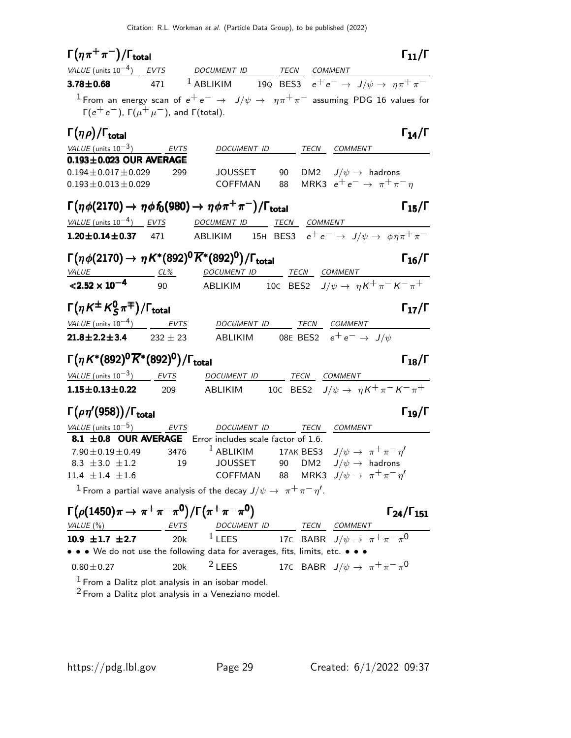### $\Gamma(\eta\pi^+\pi^-)/\Gamma_{total}$ — $\Gamma_{11}/\Gamma$

| VALUE (units $10^{-4}$) | EVTS | DOCUMENT ID | | TECN | COMMENT |
|---|---|---|---|---|---|
| **3.78±0.68** | 471 | [1] ABLIKIM | 19Q | BES3 | $e^+e^- \rightarrow J/\psi \rightarrow \eta\pi^+\pi^-$ |

[1] From an energy scan of $e^+e^- \rightarrow J/\psi \rightarrow \eta\pi^+\pi^-$ assuming PDG 16 values for $\Gamma(e^+e^-)$, $\Gamma(\mu^+\mu^-)$, and $\Gamma$(total).

### $\Gamma(\eta\rho)/\Gamma_{total}$ — $\Gamma_{14}/\Gamma$

| VALUE (units $10^{-3}$) | EVTS | DOCUMENT ID | | TECN | COMMENT |
|---|---|---|---|---|---|
| **0.193±0.023 OUR AVERAGE** | | | | | |
| 0.194±0.017±0.029 | 299 | JOUSSET | 90 | DM2 | $J/\psi \rightarrow$ hadrons |
| 0.193±0.013±0.029 | | COFFMAN | 88 | MRK3 | $e^+e^- \rightarrow \pi^+\pi^-\eta$ |

### $\Gamma(\eta\phi(2170) \rightarrow \eta\phi f_0(980) \rightarrow \eta\phi\pi^+\pi^-)/\Gamma_{total}$ — $\Gamma_{15}/\Gamma$

| VALUE (units $10^{-4}$) | EVTS | DOCUMENT ID | | TECN | COMMENT |
|---|---|---|---|---|---|
| **1.20±0.14±0.37** | 471 | ABLIKIM | 15H | BES3 | $e^+e^- \rightarrow J/\psi \rightarrow \phi\eta\pi^+\pi^-$ |

### $\Gamma(\eta\phi(2170) \rightarrow \eta K^*(892)^0\overline{K}^*(892)^0)/\Gamma_{total}$ — $\Gamma_{16}/\Gamma$

| VALUE | CL% | DOCUMENT ID | | TECN | COMMENT |
|---|---|---|---|---|---|
| **<2.52 × 10$^{-4}$** | 90 | ABLIKIM | 10C | BES2 | $J/\psi \rightarrow \eta K^+\pi^-K^-\pi^+$ |

### $\Gamma(\eta K^\pm K^0_S\pi^\mp)/\Gamma_{total}$ — $\Gamma_{17}/\Gamma$

| VALUE (units $10^{-4}$) | EVTS | DOCUMENT ID | | TECN | COMMENT |
|---|---|---|---|---|---|
| **21.8±2.2±3.4** | 232 ± 23 | ABLIKIM | 08E | BES2 | $e^+e^- \rightarrow J/\psi$ |

### $\Gamma(\eta K^*(892)^0\overline{K}^*(892)^0)/\Gamma_{total}$ — $\Gamma_{18}/\Gamma$

| VALUE (units $10^{-3}$) | EVTS | DOCUMENT ID | | TECN | COMMENT |
|---|---|---|---|---|---|
| **1.15±0.13±0.22** | 209 | ABLIKIM | 10C | BES2 | $J/\psi \rightarrow \eta K^+\pi^-K^-\pi^+$ |

### $\Gamma(\rho\eta'(958))/\Gamma_{total}$ — $\Gamma_{19}/\Gamma$

| VALUE (units $10^{-5}$) | EVTS | DOCUMENT ID | | TECN | COMMENT |
|---|---|---|---|---|---|
| **8.1 ±0.8 OUR AVERAGE** | Error includes scale factor of 1.6. | | | | |
| 7.90±0.19±0.49 | 3476 | [1] ABLIKIM | 17AK | BES3 | $J/\psi \rightarrow \pi^+\pi^-\eta'$ |
| 8.3 ±3.0 ±1.2 | 19 | JOUSSET | 90 | DM2 | $J/\psi \rightarrow$ hadrons |
| 11.4 ±1.4 ±1.6 | | COFFMAN | 88 | MRK3 | $J/\psi \rightarrow \pi^+\pi^-\eta'$ |

[1] From a partial wave analysis of the decay $J/\psi \rightarrow \pi^+\pi^-\eta'$.

### $\Gamma(\rho(1450)\pi \rightarrow \pi^+\pi^-\pi^0)/\Gamma(\pi^+\pi^-\pi^0)$ — $\Gamma_{24}/\Gamma_{151}$

| VALUE (%) | EVTS | DOCUMENT ID | | TECN | COMMENT |
|---|---|---|---|---|---|
| **10.9 ±1.7 ±2.7** | 20k | [1] LEES | 17C | BABR | $J/\psi \rightarrow \pi^+\pi^-\pi^0$ |
| • • • We do not use the following data for averages, fits, limits, etc. • • • | | | | | |
| 0.80±0.27 | 20k | [2] LEES | 17C | BABR | $J/\psi \rightarrow \pi^+\pi^-\pi^0$ |

[1] From a Dalitz plot analysis in an isobar model.

[2] From a Dalitz plot analysis in a Veneziano model.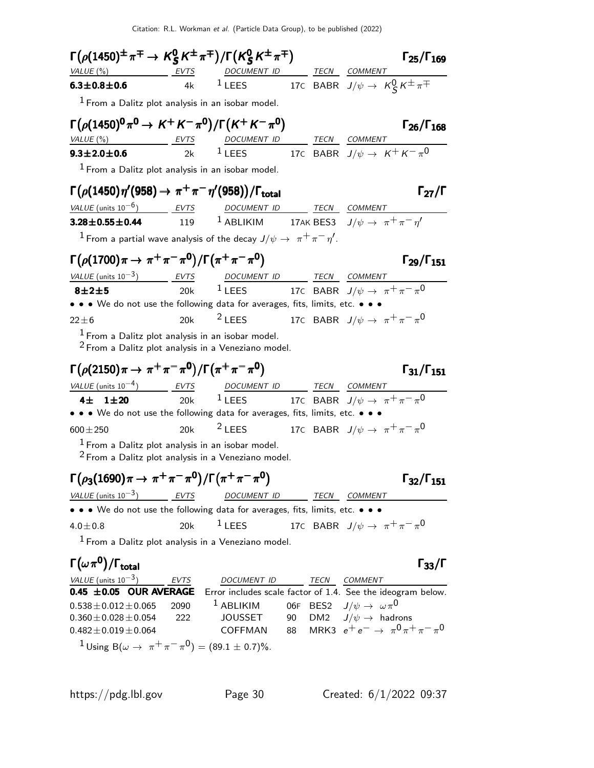### $\Gamma\big(\rho(1450)^{\pm}\pi^{\mp} \to K^0_S K^{\pm}\pi^{\mp}\big)/\Gamma\big(K^0_S K^{\pm}\pi^{\mp}\big)$ $\qquad\Gamma_{25}/\Gamma_{169}$

| VALUE (%) | EVTS | DOCUMENT ID | | TECN | COMMENT |
|---|---|---|---|---|---|
| **6.3±0.8±0.6** | 4k | [1] LEES | 17C | BABR | $J/\psi \to K^0_S K^{\pm}\pi^{\mp}$ |

[1] From a Dalitz plot analysis in an isobar model.

### $\Gamma\big(\rho(1450)^0\pi^0 \to K^+K^-\pi^0\big)/\Gamma\big(K^+K^-\pi^0\big)$ $\qquad\Gamma_{26}/\Gamma_{168}$

| VALUE (%) | EVTS | DOCUMENT ID | | TECN | COMMENT |
|---|---|---|---|---|---|
| **9.3±2.0±0.6** | 2k | [1] LEES | 17C | BABR | $J/\psi \to K^+K^-\pi^0$ |

[1] From a Dalitz plot analysis in an isobar model.

### $\Gamma\big(\rho(1450)\eta'(958) \to \pi^+\pi^-\eta'(958)\big)/\Gamma_{\text{total}}$ $\qquad\Gamma_{27}/\Gamma$

| VALUE (units $10^{-6}$) | EVTS | DOCUMENT ID | | TECN | COMMENT |
|---|---|---|---|---|---|
| **3.28±0.55±0.44** | 119 | [1] ABLIKIM | 17AK | BES3 | $J/\psi \to \pi^+\pi^-\eta'$ |

[1] From a partial wave analysis of the decay $J/\psi \to \pi^+\pi^-\eta'$.

### $\Gamma\big(\rho(1700)\pi \to \pi^+\pi^-\pi^0\big)/\Gamma\big(\pi^+\pi^-\pi^0\big)$ $\qquad\Gamma_{29}/\Gamma_{151}$

| VALUE (units $10^{-3}$) | EVTS | DOCUMENT ID | | TECN | COMMENT |
|---|---|---|---|---|---|
| **8±2±5** | 20k | [1] LEES | 17C | BABR | $J/\psi \to \pi^+\pi^-\pi^0$ |
| • • • We do not use the following data for averages, fits, limits, etc. • • • | | | | | |
| 22±6 | 20k | [2] LEES | 17C | BABR | $J/\psi \to \pi^+\pi^-\pi^0$ |

[1] From a Dalitz plot analysis in an isobar model.
[2] From a Dalitz plot analysis in a Veneziano model.

### $\Gamma\big(\rho(2150)\pi \to \pi^+\pi^-\pi^0\big)/\Gamma\big(\pi^+\pi^-\pi^0\big)$ $\qquad\Gamma_{31}/\Gamma_{151}$

| VALUE (units $10^{-4}$) | EVTS | DOCUMENT ID | | TECN | COMMENT |
|---|---|---|---|---|---|
| **4± 1±20** | 20k | [1] LEES | 17C | BABR | $J/\psi \to \pi^+\pi^-\pi^0$ |
| • • • We do not use the following data for averages, fits, limits, etc. • • • | | | | | |
| 600±250 | 20k | [2] LEES | 17C | BABR | $J/\psi \to \pi^+\pi^-\pi^0$ |

[1] From a Dalitz plot analysis in an isobar model.
[2] From a Dalitz plot analysis in a Veneziano model.

### $\Gamma\big(\rho_3(1690)\pi \to \pi^+\pi^-\pi^0\big)/\Gamma\big(\pi^+\pi^-\pi^0\big)$ $\qquad\Gamma_{32}/\Gamma_{151}$

| VALUE (units $10^{-3}$) | EVTS | DOCUMENT ID | | TECN | COMMENT |
|---|---|---|---|---|---|
| • • • We do not use the following data for averages, fits, limits, etc. • • • | | | | | |
| 4.0±0.8 | 20k | [1] LEES | 17C | BABR | $J/\psi \to \pi^+\pi^-\pi^0$ |

[1] From a Dalitz plot analysis in a Veneziano model.

### $\Gamma\big(\omega\pi^0\big)/\Gamma_{\text{total}}$ $\qquad\Gamma_{33}/\Gamma$

| VALUE (units $10^{-3}$) | EVTS | DOCUMENT ID | | TECN | COMMENT |
|---|---|---|---|---|---|
| **0.45 ±0.05 OUR AVERAGE** | | Error includes scale factor of 1.4. See the ideogram below. | | | |
| 0.538±0.012±0.065 | 2090 | [1] ABLIKIM | 06F | BES2 | $J/\psi \to \omega\pi^0$ |
| 0.360±0.028±0.054 | 222 | JOUSSET | 90 | DM2 | $J/\psi \to$ hadrons |
| 0.482±0.019±0.064 | | COFFMAN | 88 | MRK3 | $e^+e^- \to \pi^0\pi^+\pi^-\pi^0$ |

[1] Using $B(\omega \to \pi^+\pi^-\pi^0) = (89.1 \pm 0.7)\%$.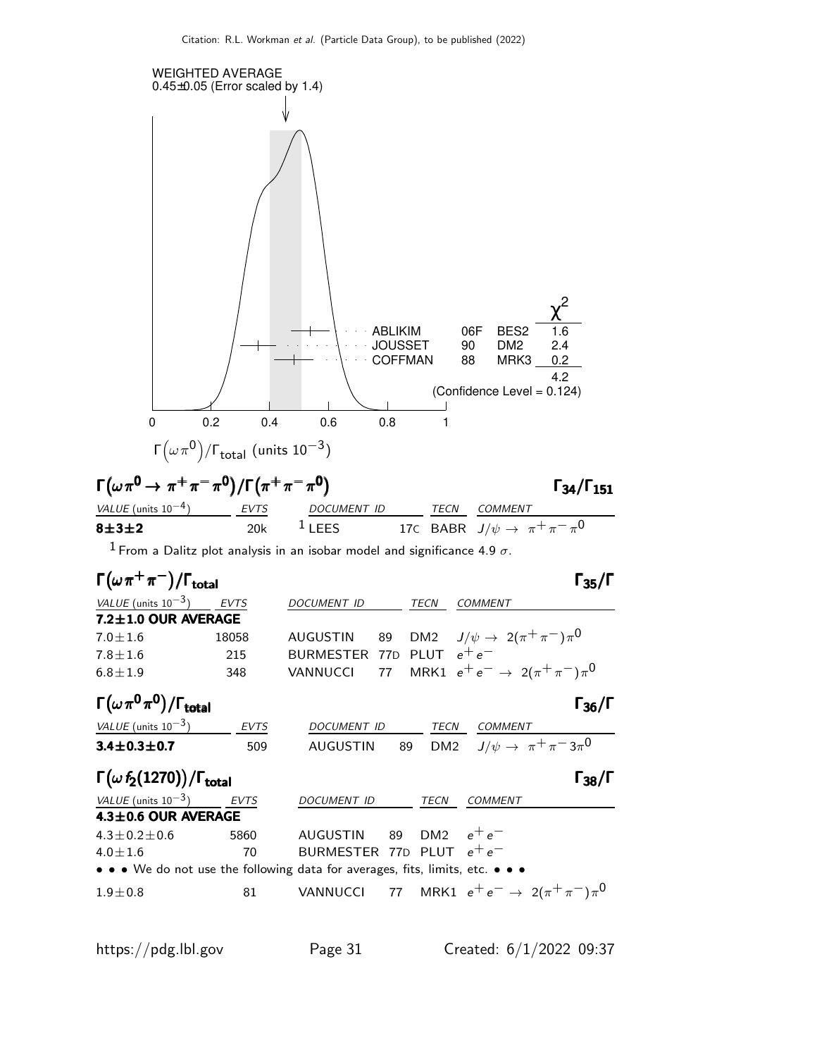WEIGHTED AVERAGE
0.45±0.05 (Error scaled by 1.4)

| | | | $\chi^2$ |
|---|---|---|---|
| ABLIKIM | 06F | BES2 | 1.6 |
| JOUSSET | 90 | DM2 | 2.4 |
| COFFMAN | 88 | MRK3 | 0.2 |
| | | | 4.2 |

(Confidence Level = 0.124)

$\Gamma\left(\omega\pi^0\right)/\Gamma_{\rm total}$ (units $10^{-3}$)

## $\Gamma\left(\omega\pi^0 \to \pi^+\pi^-\pi^0\right)/\Gamma\left(\pi^+\pi^-\pi^0\right)$ $\qquad\Gamma_{34}/\Gamma_{151}$

| VALUE (units $10^{-4}$) | EVTS | DOCUMENT ID | | TECN | COMMENT |
|---|---|---|---|---|---|
| **8±3±2** | 20k | [1] LEES | 17C | BABR | $J/\psi \to \pi^+\pi^-\pi^0$ |

[1] From a Dalitz plot analysis in an isobar model and significance 4.9 $\sigma$.

## $\Gamma\left(\omega\pi^+\pi^-\right)/\Gamma_{\rm total}$ $\qquad\Gamma_{35}/\Gamma$

| VALUE (units $10^{-3}$) | EVTS | DOCUMENT ID | | TECN | COMMENT |
|---|---|---|---|---|---|
| **7.2±1.0 OUR AVERAGE** | | | | | |
| 7.0±1.6 | 18058 | AUGUSTIN | 89 | DM2 | $J/\psi \to 2(\pi^+\pi^-)\pi^0$ |
| 7.8±1.6 | 215 | BURMESTER | 77D | PLUT | $e^+e^-$ |
| 6.8±1.9 | 348 | VANNUCCI | 77 | MRK1 | $e^+e^- \to 2(\pi^+\pi^-)\pi^0$ |

## $\Gamma\left(\omega\pi^0\pi^0\right)/\Gamma_{\rm total}$ $\qquad\Gamma_{36}/\Gamma$

| VALUE (units $10^{-3}$) | EVTS | DOCUMENT ID | | TECN | COMMENT |
|---|---|---|---|---|---|
| **3.4±0.3±0.7** | 509 | AUGUSTIN | 89 | DM2 | $J/\psi \to \pi^+\pi^- 3\pi^0$ |

## $\Gamma\left(\omega f_2(1270)\right)/\Gamma_{\rm total}$ $\qquad\Gamma_{38}/\Gamma$

| VALUE (units $10^{-3}$) | EVTS | DOCUMENT ID | | TECN | COMMENT |
|---|---|---|---|---|---|
| **4.3±0.6 OUR AVERAGE** | | | | | |
| 4.3±0.2±0.6 | 5860 | AUGUSTIN | 89 | DM2 | $e^+e^-$ |
| 4.0±1.6 | 70 | BURMESTER | 77D | PLUT | $e^+e^-$ |
| • • • We do not use the following data for averages, fits, limits, etc. • • • | | | | | |
| 1.9±0.8 | 81 | VANNUCCI | 77 | MRK1 | $e^+e^- \to 2(\pi^+\pi^-)\pi^0$ |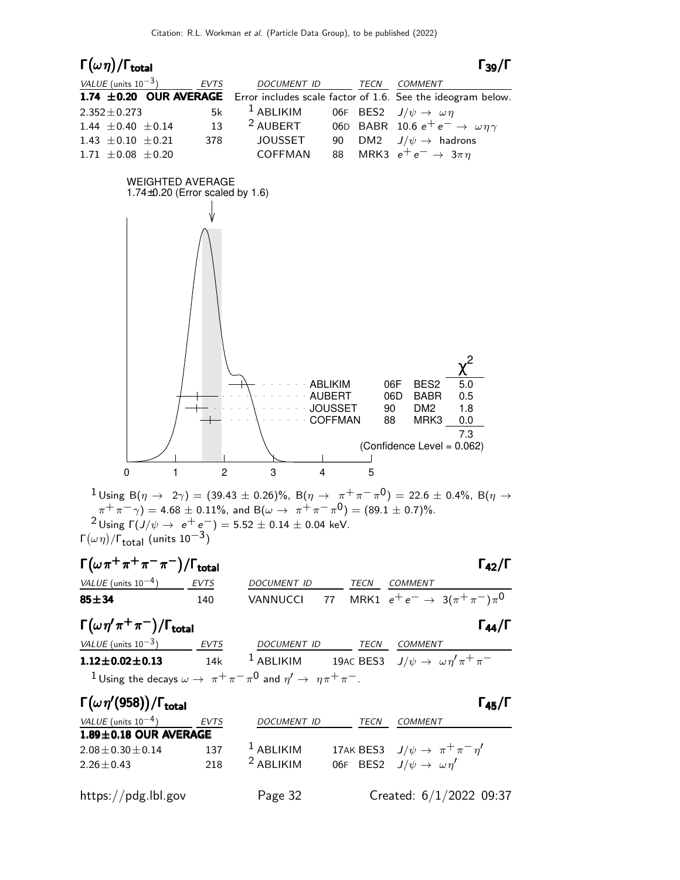## $\Gamma(\omega\eta)/\Gamma_{\text{total}}$ — $\Gamma_{39}/\Gamma$

| VALUE (units $10^{-3}$) | EVTS | DOCUMENT ID | | TECN | COMMENT |
|---|---|---|---|---|---|
| **1.74 ±0.20 OUR AVERAGE** | | Error includes scale factor of 1.6. See the ideogram below. | | | |
| $2.352\pm0.273$ | 5k | [1] ABLIKIM | 06F | BES2 | $J/\psi \to \omega\eta$ |
| $1.44 \pm0.40 \pm0.14$ | 13 | [2] AUBERT | 06D | BABR | $10.6\ e^+e^- \to \omega\eta\gamma$ |
| $1.43 \pm0.10 \pm0.21$ | 378 | JOUSSET | 90 | DM2 | $J/\psi \to$ hadrons |
| $1.71 \pm0.08 \pm0.20$ | | COFFMAN | 88 | MRK3 | $e^+e^- \to 3\pi\eta$ |

WEIGHTED AVERAGE
1.74±0.20 (Error scaled by 1.6)

| | | | $\chi^2$ |
|---|---|---|---|
| ABLIKIM | 06F | BES2 | 5.0 |
| AUBERT | 06D | BABR | 0.5 |
| JOUSSET | 90 | DM2 | 1.8 |
| COFFMAN | 88 | MRK3 | 0.0 |
| | | | 7.3 |

(Confidence Level = 0.062)

$\Gamma(\omega\eta)/\Gamma_{\text{total}}$ (units $10^{-3}$)

[1] Using B($\eta \to 2\gamma$) = (39.43 ± 0.26)%, B($\eta \to \pi^+\pi^-\pi^0$) = 22.6 ± 0.4%, B($\eta \to \pi^+\pi^-\gamma$) = 4.68 ± 0.11%, and B($\omega \to \pi^+\pi^-\pi^0$) = (89.1 ± 0.7)%.

[2] Using $\Gamma(J/\psi \to e^+e^-)$ = 5.52 ± 0.14 ± 0.04 keV.

## $\Gamma(\omega\pi^+\pi^+\pi^-\pi^-)/\Gamma_{\text{total}}$ — $\Gamma_{42}/\Gamma$

| VALUE (units $10^{-4}$) | EVTS | DOCUMENT ID | | TECN | COMMENT |
|---|---|---|---|---|---|
| **85±34** | 140 | VANNUCCI | 77 | MRK1 | $e^+e^- \to 3(\pi^+\pi^-)\pi^0$ |

## $\Gamma(\omega\eta'\pi^+\pi^-)/\Gamma_{\text{total}}$ — $\Gamma_{44}/\Gamma$

| VALUE (units $10^{-3}$) | EVTS | DOCUMENT ID | | TECN | COMMENT |
|---|---|---|---|---|---|
| **1.12±0.02±0.13** | 14k | [1] ABLIKIM | 19AC | BES3 | $J/\psi \to \omega\eta'\pi^+\pi^-$ |

[1] Using the decays $\omega \to \pi^+\pi^-\pi^0$ and $\eta' \to \eta\pi^+\pi^-$.

## $\Gamma(\omega\eta'(958))/\Gamma_{\text{total}}$ — $\Gamma_{45}/\Gamma$

| VALUE (units $10^{-4}$) | EVTS | DOCUMENT ID | | TECN | COMMENT |
|---|---|---|---|---|---|
| **1.89±0.18 OUR AVERAGE** | | | | | |
| $2.08\pm0.30\pm0.14$ | 137 | [1] ABLIKIM | 17AK | BES3 | $J/\psi \to \pi^+\pi^-\eta'$ |
| $2.26\pm0.43$ | 218 | [2] ABLIKIM | 06F | BES2 | $J/\psi \to \omega\eta'$ |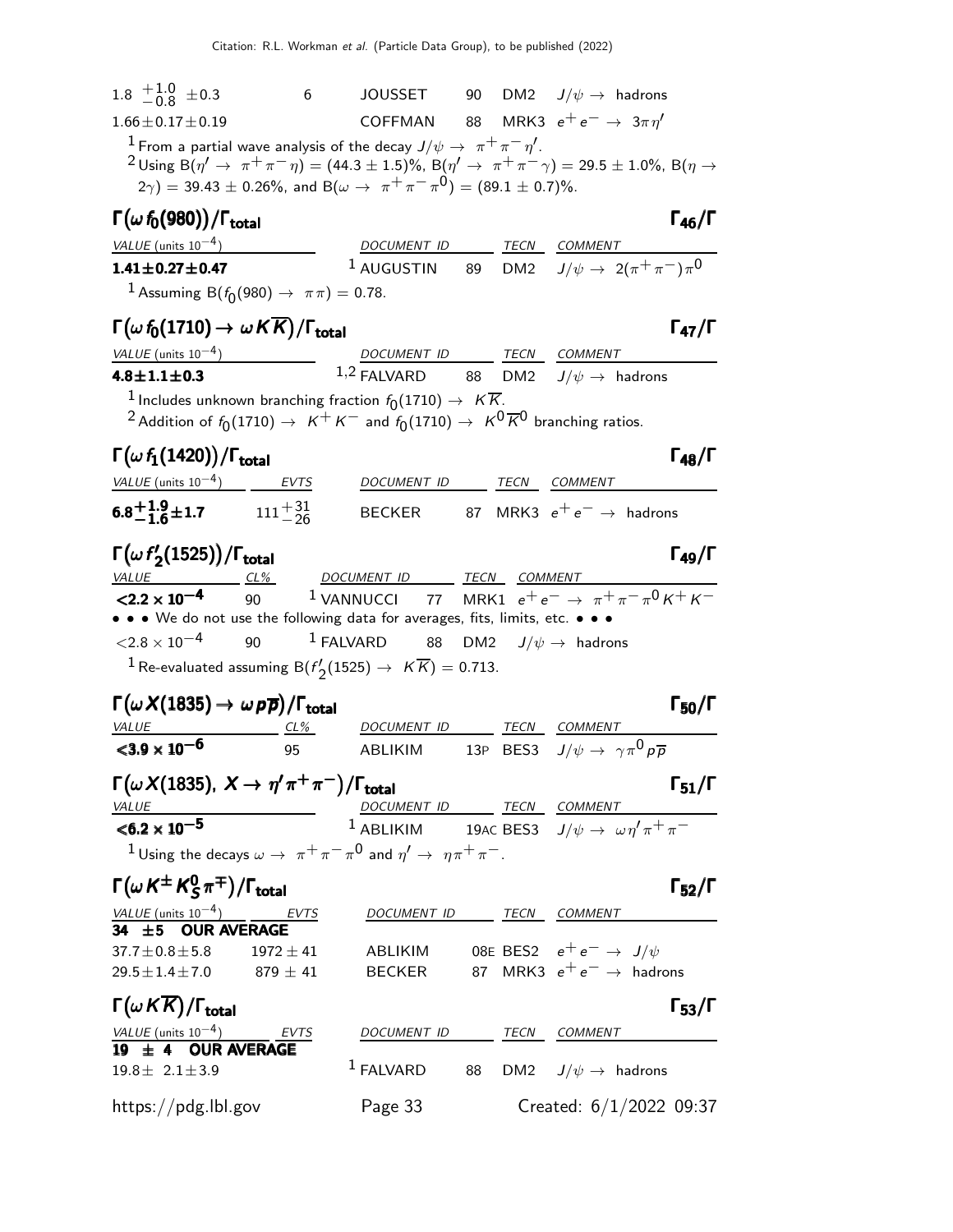| VALUE | EVTS | DOCUMENT ID | | TECN | COMMENT |
|---|---|---|---|---|---|
| $1.8\ ^{+1.0}_{-0.8} \pm 0.3$ | 6 | JOUSSET | 90 | DM2 | $J/\psi \to$ hadrons |
| $1.66 \pm 0.17 \pm 0.19$ | | COFFMAN | 88 | MRK3 | $e^+e^- \to 3\pi\eta'$ |

[1] From a partial wave analysis of the decay $J/\psi \to \pi^+\pi^-\eta'$.

[2] Using $B(\eta' \to \pi^+\pi^-\eta) = (44.3 \pm 1.5)\%$, $B(\eta' \to \pi^+\pi^-\gamma) = 29.5 \pm 1.0\%$, $B(\eta \to 2\gamma) = 39.43 \pm 0.26\%$, and $B(\omega \to \pi^+\pi^-\pi^0) = (89.1 \pm 0.7)\%$.

### $\Gamma(\omega f_0(980))/\Gamma_{total}$ — $\Gamma_{46}/\Gamma$

| VALUE (units $10^{-4}$) | DOCUMENT ID | | TECN | COMMENT |
|---|---|---|---|---|
| **$1.41 \pm 0.27 \pm 0.47$** | [1] AUGUSTIN | 89 | DM2 | $J/\psi \to 2(\pi^+\pi^-)\pi^0$ |

[1] Assuming $B(f_0(980) \to \pi\pi) = 0.78$.

### $\Gamma(\omega f_0(1710) \to \omega K\overline{K})/\Gamma_{total}$ — $\Gamma_{47}/\Gamma$

| VALUE (units $10^{-4}$) | DOCUMENT ID | | TECN | COMMENT |
|---|---|---|---|---|
| **$4.8 \pm 1.1 \pm 0.3$** | [1,2] FALVARD | 88 | DM2 | $J/\psi \to$ hadrons |

[1] Includes unknown branching fraction $f_0(1710) \to K\overline{K}$.

[2] Addition of $f_0(1710) \to K^+K^-$ and $f_0(1710) \to K^0\overline{K}^0$ branching ratios.

### $\Gamma(\omega f_1(1420))/\Gamma_{total}$ — $\Gamma_{48}/\Gamma$

| VALUE (units $10^{-4}$) | EVTS | DOCUMENT ID | | TECN | COMMENT |
|---|---|---|---|---|---|
| **$6.8^{+1.9}_{-1.6} \pm 1.7$** | $111^{+31}_{-26}$ | BECKER | 87 | MRK3 | $e^+e^- \to$ hadrons |

### $\Gamma(\omega f'_2(1525))/\Gamma_{total}$ — $\Gamma_{49}/\Gamma$

| VALUE | CL% | DOCUMENT ID | | TECN | COMMENT |
|---|---|---|---|---|---|
| **$<2.2 \times 10^{-4}$** | 90 | [1] VANNUCCI | 77 | MRK1 | $e^+e^- \to \pi^+\pi^-\pi^0K^+K^-$ |
| • • • We do not use the following data for averages, fits, limits, etc. • • • | | | | | |
| $<2.8 \times 10^{-4}$ | 90 | [1] FALVARD | 88 | DM2 | $J/\psi \to$ hadrons |

[1] Re-evaluated assuming $B(f'_2(1525) \to K\overline{K}) = 0.713$.

### $\Gamma(\omega X(1835) \to \omega p\overline{p})/\Gamma_{total}$ — $\Gamma_{50}/\Gamma$

| VALUE | CL% | DOCUMENT ID | | TECN | COMMENT |
|---|---|---|---|---|---|
| **$<3.9 \times 10^{-6}$** | 95 | ABLIKIM | 13P | BES3 | $J/\psi \to \gamma\pi^0 p\overline{p}$ |

### $\Gamma(\omega X(1835),\ X \to \eta'\pi^+\pi^-)/\Gamma_{total}$ — $\Gamma_{51}/\Gamma$

| VALUE | DOCUMENT ID | | TECN | COMMENT |
|---|---|---|---|---|
| **$<6.2 \times 10^{-5}$** | [1] ABLIKIM | 19AC | BES3 | $J/\psi \to \omega\eta'\pi^+\pi^-$ |

[1] Using the decays $\omega \to \pi^+\pi^-\pi^0$ and $\eta' \to \eta\pi^+\pi^-$.

### $\Gamma(\omega K^\pm K^0_S \pi^\mp)/\Gamma_{total}$ — $\Gamma_{52}/\Gamma$

| VALUE (units $10^{-4}$) | EVTS | DOCUMENT ID | | TECN | COMMENT |
|---|---|---|---|---|---|
| **34 ± 5 OUR AVERAGE** | | | | | |
| $37.7 \pm 0.8 \pm 5.8$ | $1972 \pm 41$ | ABLIKIM | 08E | BES2 | $e^+e^- \to J/\psi$ |
| $29.5 \pm 1.4 \pm 7.0$ | $879 \pm 41$ | BECKER | 87 | MRK3 | $e^+e^- \to$ hadrons |

### $\Gamma(\omega K\overline{K})/\Gamma_{total}$ — $\Gamma_{53}/\Gamma$

| VALUE (units $10^{-4}$) | EVTS | DOCUMENT ID | | TECN | COMMENT |
|---|---|---|---|---|---|
| **19 ± 4 OUR AVERAGE** | | | | | |
| $19.8 \pm 2.1 \pm 3.9$ | | [1] FALVARD | 88 | DM2 | $J/\psi \to$ hadrons |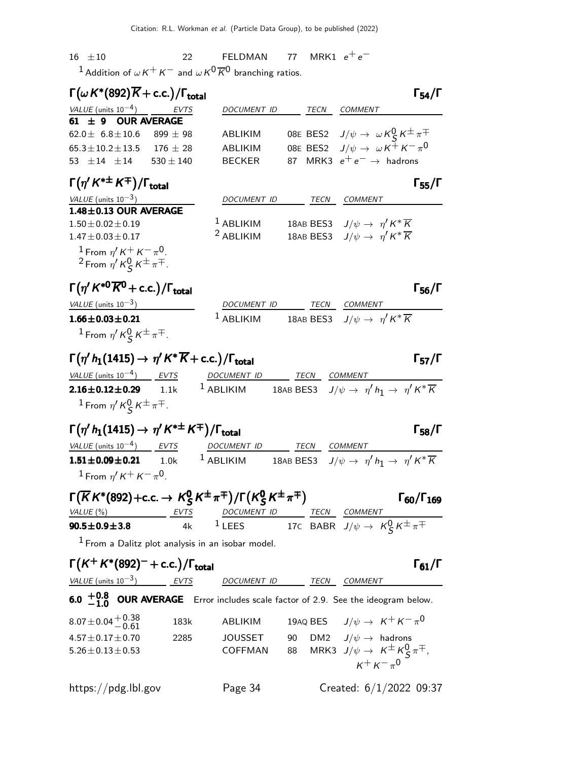| | | | | | |
|---|---|---|---|---|---|
| 16 $\pm$10 | 22 | FELDMAN | 77 | MRK1 | $e^+e^-$ |

[1] Addition of $\omega K^+K^-$ and $\omega K^0\overline{K}^0$ branching ratios.

### $\Gamma(\omega K^*(892)\overline{K}+\text{c.c.})/\Gamma_{\text{total}}$ — $\Gamma_{54}/\Gamma$

| VALUE (units $10^{-4}$) | EVTS | DOCUMENT ID | | TECN | COMMENT |
|---|---|---|---|---|---|
| **61 $\pm$ 9 OUR AVERAGE** | | | | | |
| 62.0$\pm$ 6.8$\pm$10.6 | 899 $\pm$ 98 | ABLIKIM | 08E | BES2 | $J/\psi \to \omega K^0_S K^\pm\pi^\mp$ |
| 65.3$\pm$10.2$\pm$13.5 | 176 $\pm$ 28 | ABLIKIM | 08E | BES2 | $J/\psi \to \omega K^+K^-\pi^0$ |
| 53 $\pm$14 $\pm$14 | 530 $\pm$ 140 | BECKER | 87 | MRK3 | $e^+e^- \to$ hadrons |

### $\Gamma(\eta' K^{*\pm}K^\mp)/\Gamma_{\text{total}}$ — $\Gamma_{55}/\Gamma$

| VALUE (units $10^{-3}$) | DOCUMENT ID | | TECN | COMMENT |
|---|---|---|---|---|
| **1.48$\pm$0.13 OUR AVERAGE** | | | | |
| 1.50$\pm$0.02$\pm$0.19 | [1] ABLIKIM | 18AB | BES3 | $J/\psi \to \eta' K^*\overline{K}$ |
| 1.47$\pm$0.03$\pm$0.17 | [2] ABLIKIM | 18AB | BES3 | $J/\psi \to \eta' K^*\overline{K}$ |

[1] From $\eta' K^+K^-\pi^0$.
[2] From $\eta' K^0_S K^\pm\pi^\mp$.

### $\Gamma(\eta' K^{*0}\overline{K}^0+\text{c.c.})/\Gamma_{\text{total}}$ — $\Gamma_{56}/\Gamma$

| VALUE (units $10^{-3}$) | DOCUMENT ID | | TECN | COMMENT |
|---|---|---|---|---|
| **1.66$\pm$0.03$\pm$0.21** | [1] ABLIKIM | 18AB | BES3 | $J/\psi \to \eta' K^*\overline{K}$ |

[1] From $\eta' K^0_S K^\pm\pi^\mp$.

### $\Gamma(\eta' h_1(1415) \to \eta' K^*\overline{K}+\text{c.c.})/\Gamma_{\text{total}}$ — $\Gamma_{57}/\Gamma$

| VALUE (units $10^{-4}$) | EVTS | DOCUMENT ID | | TECN | COMMENT |
|---|---|---|---|---|---|
| **2.16$\pm$0.12$\pm$0.29** | 1.1k | [1] ABLIKIM | 18AB | BES3 | $J/\psi \to \eta' h_1 \to \eta' K^*\overline{K}$ |

[1] From $\eta' K^0_S K^\pm\pi^\mp$.

### $\Gamma(\eta' h_1(1415) \to \eta' K^{*\pm}K^\mp)/\Gamma_{\text{total}}$ — $\Gamma_{58}/\Gamma$

| VALUE (units $10^{-4}$) | EVTS | DOCUMENT ID | | TECN | COMMENT |
|---|---|---|---|---|---|
| **1.51$\pm$0.09$\pm$0.21** | 1.0k | [1] ABLIKIM | 18AB | BES3 | $J/\psi \to \eta' h_1 \to \eta' K^*\overline{K}$ |

[1] From $\eta' K^+K^-\pi^0$.

### $\Gamma(\overline{K}K^*(892)+\text{c.c.} \to K^0_S K^\pm\pi^\mp)/\Gamma(K^0_S K^\pm\pi^\mp)$ — $\Gamma_{60}/\Gamma_{169}$

| VALUE (%) | EVTS | DOCUMENT ID | | TECN | COMMENT |
|---|---|---|---|---|---|
| **90.5$\pm$0.9$\pm$3.8** | 4k | [1] LEES | 17C | BABR | $J/\psi \to K^0_S K^\pm\pi^\mp$ |

[1] From a Dalitz plot analysis in an isobar model.

### $\Gamma(K^+K^*(892)^-+\text{c.c.})/\Gamma_{\text{total}}$ — $\Gamma_{61}/\Gamma$

| VALUE (units $10^{-3}$) | EVTS | DOCUMENT ID | | TECN | COMMENT |
|---|---|---|---|---|---|
| **6.0 $^{+0.8}_{-1.0}$ OUR AVERAGE** Error includes scale factor of 2.9. See the ideogram below. | | | | | |
| 8.07$\pm$0.04$^{+0.38}_{-0.61}$ | 183k | ABLIKIM | 19AQ | BES | $J/\psi \to K^+K^-\pi^0$ |
| 4.57$\pm$0.17$\pm$0.70 | 2285 | JOUSSET | 90 | DM2 | $J/\psi \to$ hadrons |
| 5.26$\pm$0.13$\pm$0.53 | | COFFMAN | 88 | MRK3 | $J/\psi \to K^\pm K^0_S\pi^\mp$, $K^+K^-\pi^0$ |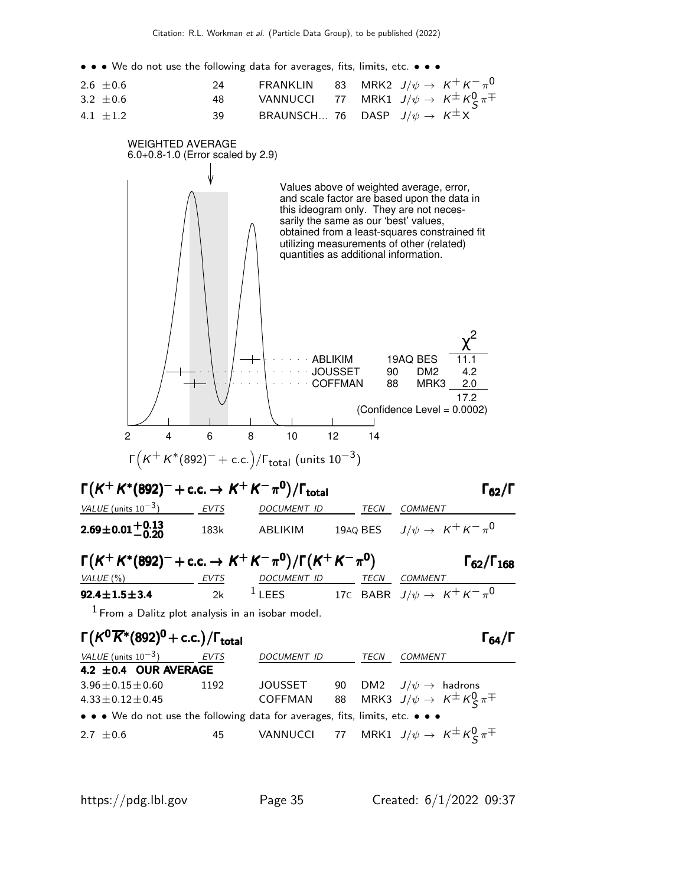• • • We do not use the following data for averages, fits, limits, etc. • • •

| | | | | | |
|---|---|---|---|---|---|
| $2.6 \pm 0.6$ | 24 | FRANKLIN | 83 | MRK2 | $J/\psi \rightarrow K^+ K^- \pi^0$ |
| $3.2 \pm 0.6$ | 48 | VANNUCCI | 77 | MRK1 | $J/\psi \rightarrow K^\pm K^0_S \pi^\mp$ |
| $4.1 \pm 1.2$ | 39 | BRAUNSCH... | 76 | DASP | $J/\psi \rightarrow K^\pm X$ |

WEIGHTED AVERAGE
6.0+0.8-1.0 (Error scaled by 2.9)

Values above of weighted average, error, and scale factor are based upon the data in this ideogram only. They are not necessarily the same as our 'best' values, obtained from a least-squares constrained fit utilizing measurements of other (related) quantities as additional information.

| | | | $\chi^2$ |
|---|---|---|---|
| ABLIKIM | 19AQ | BES | 11.1 |
| JOUSSET | 90 | DM2 | 4.2 |
| COFFMAN | 88 | MRK3 | 2.0 |
| | | | 17.2 |

(Confidence Level = 0.0002)

$\Gamma\big(K^+ K^*(892)^- + \text{c.c.}\big)/\Gamma_{\text{total}}$ (units $10^{-3}$)

### $\Gamma(K^+ K^*(892)^- + \text{c.c.} \rightarrow K^+ K^- \pi^0)/\Gamma_{\text{total}}$ — $\Gamma_{62}/\Gamma$

| VALUE (units $10^{-3}$) | EVTS | DOCUMENT ID | TECN | COMMENT |
|---|---|---|---|---|
| $\mathbf{2.69 \pm 0.01^{+0.13}_{-0.20}}$ | 183k | ABLIKIM | 19AQ BES | $J/\psi \rightarrow K^+ K^- \pi^0$ |

### $\Gamma(K^+ K^*(892)^- + \text{c.c.} \rightarrow K^+ K^- \pi^0)/\Gamma(K^+ K^- \pi^0)$ — $\Gamma_{62}/\Gamma_{168}$

| VALUE (%) | EVTS | DOCUMENT ID | TECN | COMMENT |
|---|---|---|---|---|
| $\mathbf{92.4 \pm 1.5 \pm 3.4}$ | 2k | [1] LEES | 17C BABR | $J/\psi \rightarrow K^+ K^- \pi^0$ |

[1] From a Dalitz plot analysis in an isobar model.

### $\Gamma(K^0 \overline{K}^*(892)^0 + \text{c.c.})/\Gamma_{\text{total}}$ — $\Gamma_{64}/\Gamma$

| VALUE (units $10^{-3}$) | EVTS | DOCUMENT ID | | TECN | COMMENT |
|---|---|---|---|---|---|
| **4.2 ± 0.4 OUR AVERAGE** | | | | | |
| $3.96 \pm 0.15 \pm 0.60$ | 1192 | JOUSSET | 90 | DM2 | $J/\psi \rightarrow$ hadrons |
| $4.33 \pm 0.12 \pm 0.45$ | | COFFMAN | 88 | MRK3 | $J/\psi \rightarrow K^\pm K^0_S \pi^\mp$ |
| • • • We do not use the following data for averages, fits, limits, etc. • • • | | | | | |
| $2.7 \pm 0.6$ | 45 | VANNUCCI | 77 | MRK1 | $J/\psi \rightarrow K^\pm K^0_S \pi^\mp$ |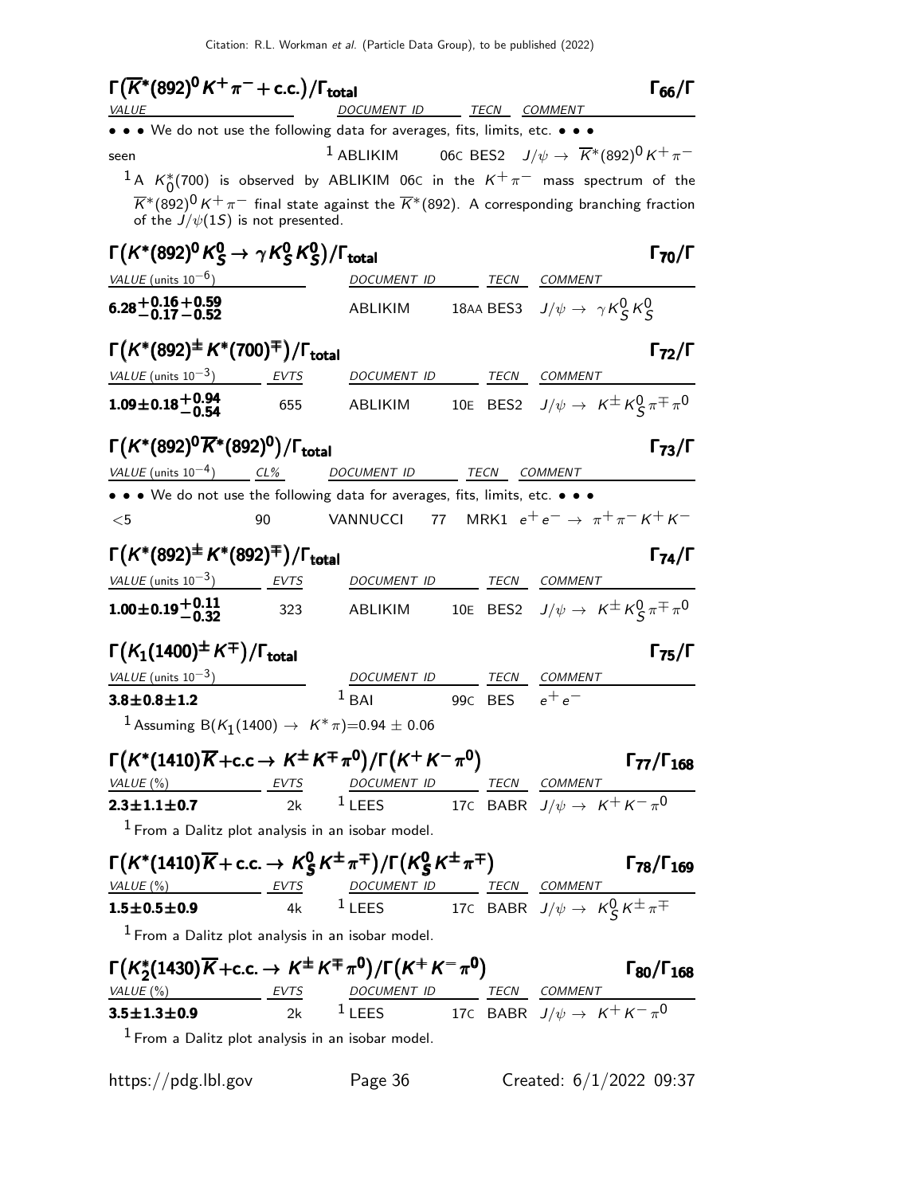### $\Gamma\left(\overline{K}^*(892)^0 K^+ \pi^- + \text{c.c.}\right)/\Gamma_{\text{total}}$ — $\Gamma_{66}/\Gamma$

| VALUE | DOCUMENT ID | TECN | COMMENT |
|---|---|---|---|
| • • • We do not use the following data for averages, fits, limits, etc. • • • | | | |
| seen | [1] ABLIKIM 06C | BES2 | $J/\psi \to \overline{K}^*(892)^0 K^+ \pi^-$ |

[1] A $K_0^*(700)$ is observed by ABLIKIM 06C in the $K^+\pi^-$ mass spectrum of the $\overline{K}^*(892)^0 K^+ \pi^-$ final state against the $\overline{K}^*(892)$. A corresponding branching fraction of the $J/\psi(1S)$ is not presented.

### $\Gamma\left(K^*(892)^0 K_S^0 \to \gamma K_S^0 K_S^0\right)/\Gamma_{\text{total}}$ — $\Gamma_{70}/\Gamma$

| VALUE (units $10^{-6}$) | DOCUMENT ID | TECN | COMMENT |
|---|---|---|---|
| **$6.28^{+0.16}_{-0.17}{}^{+0.59}_{-0.52}$** | ABLIKIM 18AA | BES3 | $J/\psi \to \gamma K_S^0 K_S^0$ |

### $\Gamma\left(K^*(892)^{\pm} K^*(700)^{\mp}\right)/\Gamma_{\text{total}}$ — $\Gamma_{72}/\Gamma$

| VALUE (units $10^{-3}$) | EVTS | DOCUMENT ID | TECN | COMMENT |
|---|---|---|---|---|
| **$1.09 \pm 0.18^{+0.94}_{-0.54}$** | 655 | ABLIKIM 10E | BES2 | $J/\psi \to K^{\pm} K_S^0 \pi^{\mp} \pi^0$ |

### $\Gamma\left(K^*(892)^0 \overline{K}^*(892)^0\right)/\Gamma_{\text{total}}$ — $\Gamma_{73}/\Gamma$

| VALUE (units $10^{-4}$) | CL% | DOCUMENT ID | TECN | COMMENT |
|---|---|---|---|---|
| • • • We do not use the following data for averages, fits, limits, etc. • • • | | | | |
| $<5$ | 90 | VANNUCCI 77 | MRK1 | $e^+ e^- \to \pi^+ \pi^- K^+ K^-$ |

### $\Gamma\left(K^*(892)^{\pm} K^*(892)^{\mp}\right)/\Gamma_{\text{total}}$ — $\Gamma_{74}/\Gamma$

| VALUE (units $10^{-3}$) | EVTS | DOCUMENT ID | TECN | COMMENT |
|---|---|---|---|---|
| **$1.00 \pm 0.19^{+0.11}_{-0.32}$** | 323 | ABLIKIM 10E | BES2 | $J/\psi \to K^{\pm} K_S^0 \pi^{\mp} \pi^0$ |

### $\Gamma\left(K_1(1400)^{\pm} K^{\mp}\right)/\Gamma_{\text{total}}$ — $\Gamma_{75}/\Gamma$

| VALUE (units $10^{-3}$) | DOCUMENT ID | TECN | COMMENT |
|---|---|---|---|
| **$3.8 \pm 0.8 \pm 1.2$** | [1] BAI 99C | BES | $e^+ e^-$ |

[1] Assuming $B(K_1(1400) \to K^* \pi) = 0.94 \pm 0.06$

### $\Gamma\left(K^*(1410)\overline{K} + \text{c.c} \to K^{\pm} K^{\mp} \pi^0\right)/\Gamma\left(K^+ K^- \pi^0\right)$ — $\Gamma_{77}/\Gamma_{168}$

| VALUE (%) | EVTS | DOCUMENT ID | TECN | COMMENT |
|---|---|---|---|---|
| **$2.3 \pm 1.1 \pm 0.7$** | 2k | [1] LEES 17C | BABR | $J/\psi \to K^+ K^- \pi^0$ |

[1] From a Dalitz plot analysis in an isobar model.

### $\Gamma\left(K^*(1410)\overline{K} + \text{c.c.} \to K_S^0 K^{\pm} \pi^{\mp}\right)/\Gamma\left(K_S^0 K^{\pm} \pi^{\mp}\right)$ — $\Gamma_{78}/\Gamma_{169}$

| VALUE (%) | EVTS | DOCUMENT ID | TECN | COMMENT |
|---|---|---|---|---|
| **$1.5 \pm 0.5 \pm 0.9$** | 4k | [1] LEES 17C | BABR | $J/\psi \to K_S^0 K^{\pm} \pi^{\mp}$ |

[1] From a Dalitz plot analysis in an isobar model.

### $\Gamma\left(K_2^*(1430)\overline{K} + \text{c.c.} \to K^{\pm} K^{\mp} \pi^0\right)/\Gamma\left(K^+ K^- \pi^0\right)$ — $\Gamma_{80}/\Gamma_{168}$

| VALUE (%) | EVTS | DOCUMENT ID | TECN | COMMENT |
|---|---|---|---|---|
| **$3.5 \pm 1.3 \pm 0.9$** | 2k | [1] LEES 17C | BABR | $J/\psi \to K^+ K^- \pi^0$ |

[1] From a Dalitz plot analysis in an isobar model.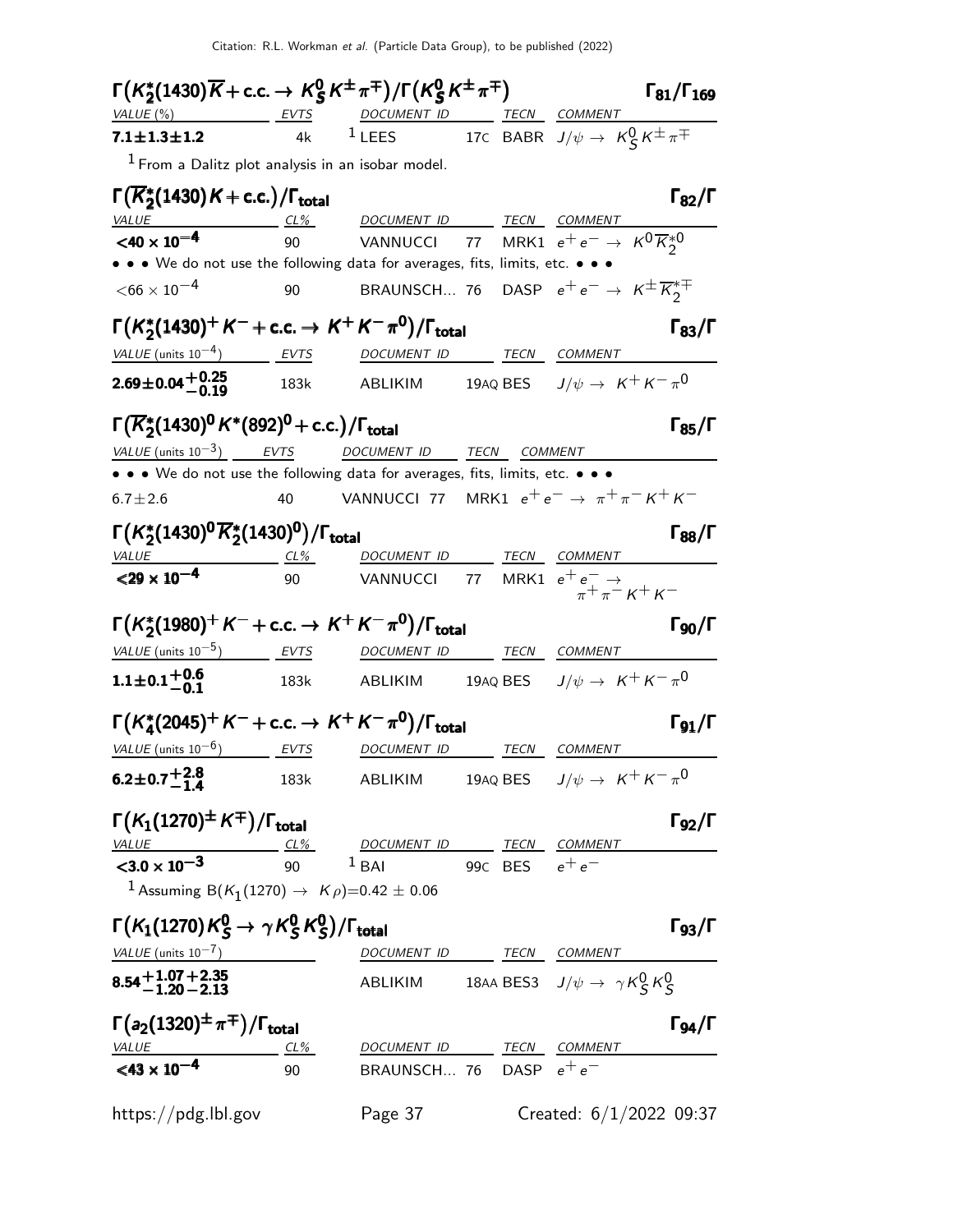### $\Gamma\big(K_2^*(1430)\overline{K}+\text{c.c.}\to K_S^0 K^\pm \pi^\mp\big)/\Gamma\big(K_S^0 K^\pm \pi^\mp\big)$ $\Gamma_{81}/\Gamma_{169}$

| VALUE (%) | EVTS | DOCUMENT ID | | TECN | COMMENT |
|---|---|---|---|---|---|
| **$7.1\pm1.3\pm1.2$** | 4k | [1] LEES | 17C | BABR | $J/\psi \to K_S^0 K^\pm \pi^\mp$ |

[1] From a Dalitz plot analysis in an isobar model.

### $\Gamma\big(\overline{K}_2^*(1430)K+\text{c.c.}\big)/\Gamma_{\text{total}}$ $\Gamma_{82}/\Gamma$

| VALUE | CL% | DOCUMENT ID | | TECN | COMMENT |
|---|---|---|---|---|---|
| **$<40\times10^{-4}$** | 90 | VANNUCCI | 77 | MRK1 | $e^+e^- \to K^0\overline{K}_2^{*0}$ |
| • • • We do not use the following data for averages, fits, limits, etc. • • • | | | | | |
| $<66\times10^{-4}$ | 90 | BRAUNSCH... | 76 | DASP | $e^+e^- \to K^\pm\overline{K}_2^{*\mp}$ |

### $\Gamma\big(K_2^*(1430)^+K^-+\text{c.c.}\to K^+K^-\pi^0\big)/\Gamma_{\text{total}}$ $\Gamma_{83}/\Gamma$

| VALUE (units $10^{-4}$) | EVTS | DOCUMENT ID | | TECN | COMMENT |
|---|---|---|---|---|---|
| **$2.69\pm0.04^{+0.25}_{-0.19}$** | 183k | ABLIKIM | 19AQ | BES | $J/\psi \to K^+K^-\pi^0$ |

### $\Gamma\big(\overline{K}_2^*(1430)^0K^*(892)^0+\text{c.c.}\big)/\Gamma_{\text{total}}$ $\Gamma_{85}/\Gamma$

| VALUE (units $10^{-3}$) | EVTS | DOCUMENT ID | | TECN | COMMENT |
|---|---|---|---|---|---|
| • • • We do not use the following data for averages, fits, limits, etc. • • • | | | | | |
| $6.7\pm2.6$ | 40 | VANNUCCI | 77 | MRK1 | $e^+e^- \to \pi^+\pi^-K^+K^-$ |

### $\Gamma\big(K_2^*(1430)^0\overline{K}_2^*(1430)^0\big)/\Gamma_{\text{total}}$ $\Gamma_{88}/\Gamma$

| VALUE | CL% | DOCUMENT ID | | TECN | COMMENT |
|---|---|---|---|---|---|
| **$<29\times10^{-4}$** | 90 | VANNUCCI | 77 | MRK1 | $e^+e^- \to \pi^+\pi^-K^+K^-$ |

### $\Gamma\big(K_2^*(1980)^+K^-+\text{c.c.}\to K^+K^-\pi^0\big)/\Gamma_{\text{total}}$ $\Gamma_{90}/\Gamma$

| VALUE (units $10^{-5}$) | EVTS | DOCUMENT ID | | TECN | COMMENT |
|---|---|---|---|---|---|
| **$1.1\pm0.1^{+0.6}_{-0.1}$** | 183k | ABLIKIM | 19AQ | BES | $J/\psi \to K^+K^-\pi^0$ |

### $\Gamma\big(K_4^*(2045)^+K^-+\text{c.c.}\to K^+K^-\pi^0\big)/\Gamma_{\text{total}}$ $\Gamma_{91}/\Gamma$

| VALUE (units $10^{-6}$) | EVTS | DOCUMENT ID | | TECN | COMMENT |
|---|---|---|---|---|---|
| **$6.2\pm0.7^{+2.8}_{-1.4}$** | 183k | ABLIKIM | 19AQ | BES | $J/\psi \to K^+K^-\pi^0$ |

### $\Gamma\big(K_1(1270)^\pm K^\mp\big)/\Gamma_{\text{total}}$ $\Gamma_{92}/\Gamma$

| VALUE | CL% | DOCUMENT ID | | TECN | COMMENT |
|---|---|---|---|---|---|
| **$<3.0\times10^{-3}$** | 90 | [1] BAI | 99C | BES | $e^+e^-$ |

[1] Assuming $B(K_1(1270) \to K\rho)=0.42 \pm 0.06$

### $\Gamma\big(K_1(1270)K_S^0 \to \gamma K_S^0 K_S^0\big)/\Gamma_{\text{total}}$ $\Gamma_{93}/\Gamma$

| VALUE (units $10^{-7}$) | DOCUMENT ID | | TECN | COMMENT |
|---|---|---|---|---|
| **$8.54^{+1.07}_{-1.20}{}^{+2.35}_{-2.13}$** | ABLIKIM | 18AA | BES3 | $J/\psi \to \gamma K_S^0 K_S^0$ |

### $\Gamma\big(a_2(1320)^\pm\pi^\mp\big)/\Gamma_{\text{total}}$ $\Gamma_{94}/\Gamma$

| VALUE | CL% | DOCUMENT ID | | TECN | COMMENT |
|---|---|---|---|---|---|
| **$<43\times10^{-4}$** | 90 | BRAUNSCH... | 76 | DASP | $e^+e^-$ |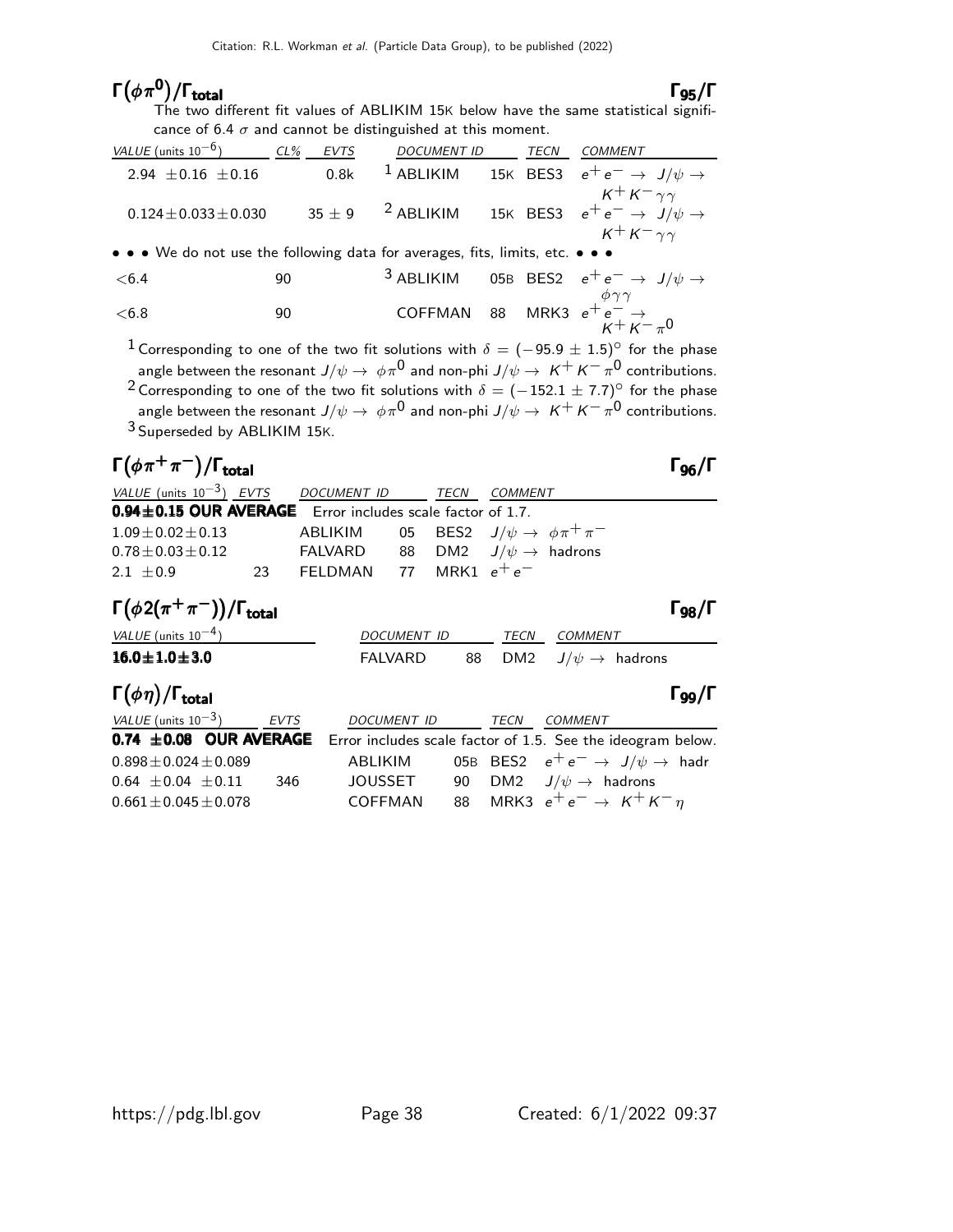## $\Gamma(\phi\pi^0)/\Gamma_{total}$ $\Gamma_{95}/\Gamma$

The two different fit values of ABLIKIM 15K below have the same statistical significance of 6.4 $\sigma$ and cannot be distinguished at this moment.

| VALUE (units $10^{-6}$) | CL% | EVTS | DOCUMENT ID | | TECN | COMMENT |
|---|---|---|---|---|---|---|
| $2.94 \pm 0.16 \pm 0.16$ | | 0.8k | [1] ABLIKIM | 15K | BES3 | $e^+e^- \to J/\psi \to K^+K^-\gamma\gamma$ |
| $0.124 \pm 0.033 \pm 0.030$ | | $35 \pm 9$ | [2] ABLIKIM | 15K | BES3 | $e^+e^- \to J/\psi \to K^+K^-\gamma\gamma$ |
| • • • We do not use the following data for averages, fits, limits, etc. • • • | | | | | | |
| $<6.4$ | 90 | | [3] ABLIKIM | 05B | BES2 | $e^+e^- \to J/\psi \to \phi\gamma\gamma$ |
| $<6.8$ | 90 | | COFFMAN | 88 | MRK3 | $e^+e^- \to K^+K^-\pi^0$ |

[1] Corresponding to one of the two fit solutions with $\delta = (-95.9 \pm 1.5)^\circ$ for the phase angle between the resonant $J/\psi \to \phi\pi^0$ and non-phi $J/\psi \to K^+K^-\pi^0$ contributions.

[2] Corresponding to one of the two fit solutions with $\delta = (-152.1 \pm 7.7)^\circ$ for the phase angle between the resonant $J/\psi \to \phi\pi^0$ and non-phi $J/\psi \to K^+K^-\pi^0$ contributions.

[3] Superseded by ABLIKIM 15K.

## $\Gamma(\phi\pi^+\pi^-)/\Gamma_{total}$ $\Gamma_{96}/\Gamma$

| VALUE (units $10^{-3}$) | EVTS | DOCUMENT ID | | TECN | COMMENT |
|---|---|---|---|---|---|
| **$0.94 \pm 0.15$ OUR AVERAGE** | | Error includes scale factor of 1.7. | | | |
| $1.09 \pm 0.02 \pm 0.13$ | | ABLIKIM | 05 | BES2 | $J/\psi \to \phi\pi^+\pi^-$ |
| $0.78 \pm 0.03 \pm 0.12$ | | FALVARD | 88 | DM2 | $J/\psi \to$ hadrons |
| $2.1 \pm 0.9$ | 23 | FELDMAN | 77 | MRK1 | $e^+e^-$ |

## $\Gamma(\phi 2(\pi^+\pi^-))/\Gamma_{total}$ $\Gamma_{98}/\Gamma$

| VALUE (units $10^{-4}$) | DOCUMENT ID | | TECN | COMMENT |
|---|---|---|---|---|
| **$16.0 \pm 1.0 \pm 3.0$** | FALVARD | 88 | DM2 | $J/\psi \to$ hadrons |

## $\Gamma(\phi\eta)/\Gamma_{total}$ $\Gamma_{99}/\Gamma$

| VALUE (units $10^{-3}$) | EVTS | DOCUMENT ID | | TECN | COMMENT |
|---|---|---|---|---|---|
| **$0.74 \pm 0.08$ OUR AVERAGE** | | Error includes scale factor of 1.5. See the ideogram below. | | | |
| $0.898 \pm 0.024 \pm 0.089$ | | ABLIKIM | 05B | BES2 | $e^+e^- \to J/\psi \to$ hadr |
| $0.64 \pm 0.04 \pm 0.11$ | 346 | JOUSSET | 90 | DM2 | $J/\psi \to$ hadrons |
| $0.661 \pm 0.045 \pm 0.078$ | | COFFMAN | 88 | MRK3 | $e^+e^- \to K^+K^-\eta$ |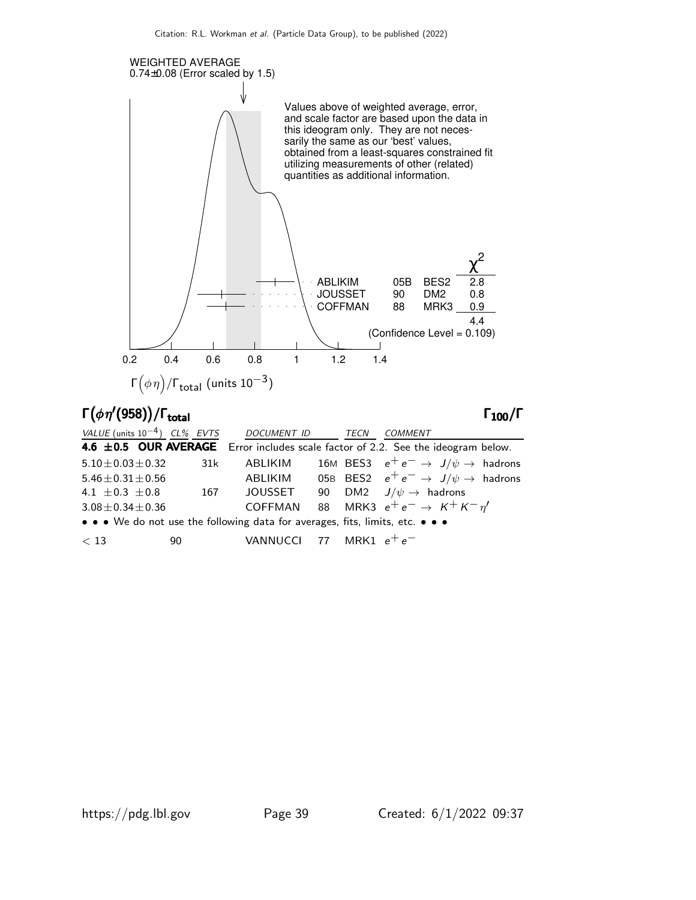WEIGHTED AVERAGE
0.74±0.08 (Error scaled by 1.5)

Values above of weighted average, error, and scale factor are based upon the data in this ideogram only. They are not necessarily the same as our 'best' values, obtained from a least-squares constrained fit utilizing measurements of other (related) quantities as additional information.

| | | | $\chi^2$ |
|---|---|---|---|
| ABLIKIM | 05B | BES2 | 2.8 |
| JOUSSET | 90 | DM2 | 0.8 |
| COFFMAN | 88 | MRK3 | 0.9 |
| | | | 4.4 |

(Confidence Level = 0.109)

$\Gamma\big(\phi\eta\big)/\Gamma_{\text{total}}$ (units $10^{-3}$)

## $\Gamma\big(\phi\eta'(958)\big)/\Gamma_{\text{total}}$ — $\Gamma_{100}/\Gamma$

| VALUE (units $10^{-4}$) | CL% | EVTS | DOCUMENT ID | | TECN | COMMENT |
|---|---|---|---|---|---|---|
| **4.6 ±0.5 OUR AVERAGE** | | | Error includes scale factor of 2.2. See the ideogram below. | | | |
| $5.10 \pm 0.03 \pm 0.32$ | | 31k | ABLIKIM | 16M | BES3 | $e^+e^- \rightarrow J/\psi \rightarrow$ hadrons |
| $5.46 \pm 0.31 \pm 0.56$ | | | ABLIKIM | 05B | BES2 | $e^+e^- \rightarrow J/\psi \rightarrow$ hadrons |
| $4.1 \pm 0.3 \pm 0.8$ | | 167 | JOUSSET | 90 | DM2 | $J/\psi \rightarrow$ hadrons |
| $3.08 \pm 0.34 \pm 0.36$ | | | COFFMAN | 88 | MRK3 | $e^+e^- \rightarrow K^+K^-\eta'$ |
| • • • We do not use the following data for averages, fits, limits, etc. • • • | | | | | | |
| $<13$ | 90 | | VANNUCCI | 77 | MRK1 | $e^+e^-$ |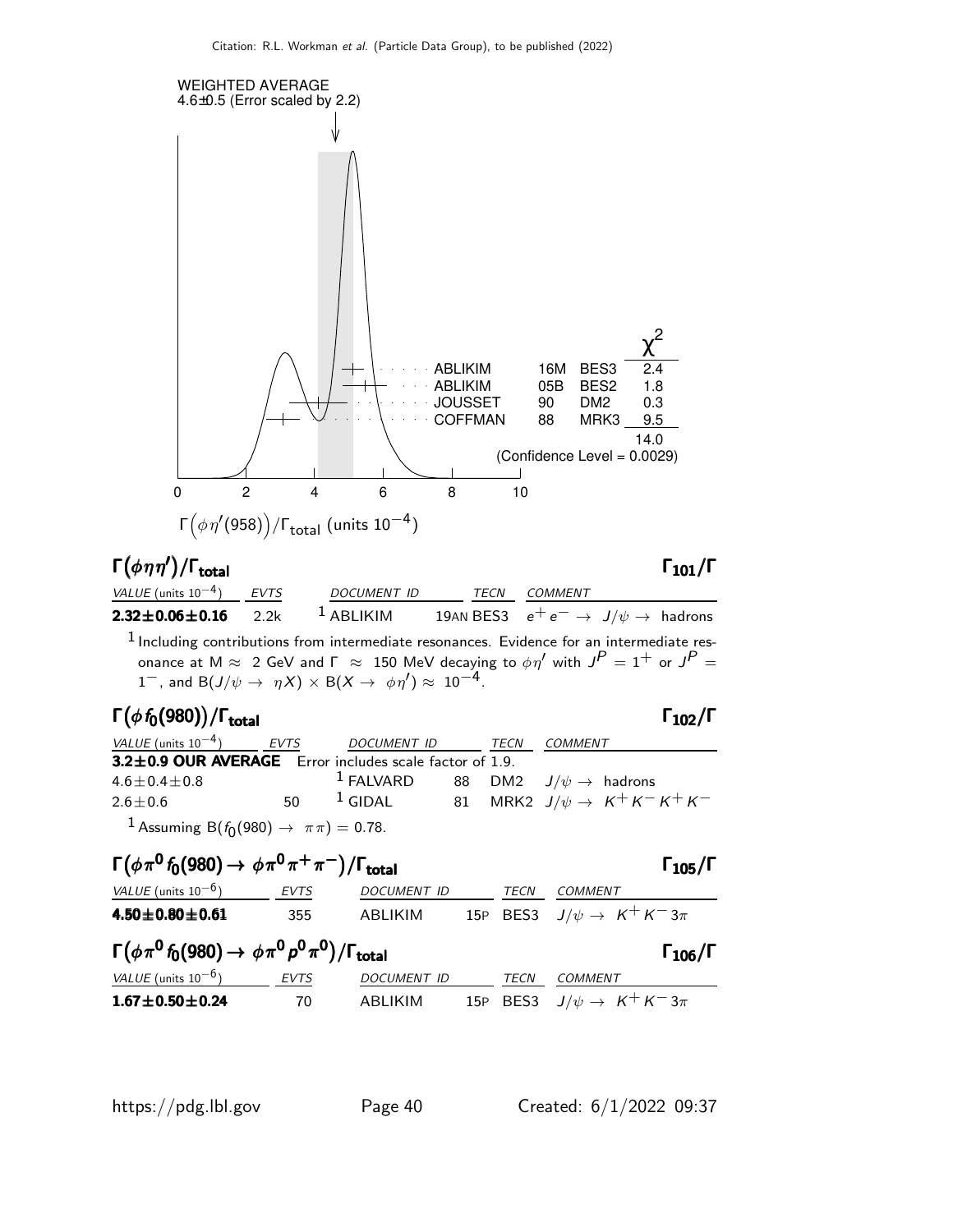WEIGHTED AVERAGE
4.6±0.5 (Error scaled by 2.2)

| | | | $\chi^2$ |
|---|---|---|---|
| ABLIKIM | 16M | BES3 | 2.4 |
| ABLIKIM | 05B | BES2 | 1.8 |
| JOUSSET | 90 | DM2 | 0.3 |
| COFFMAN | 88 | MRK3 | 9.5 |
| | | | 14.0 |

(Confidence Level = 0.0029)

$\Gamma\big(\phi\eta'(958)\big)/\Gamma_{\rm total}$ (units $10^{-4}$)

## $\Gamma(\phi\eta\eta')/\Gamma_{\rm total}$ — $\Gamma_{101}/\Gamma$

| VALUE (units $10^{-4}$) | EVTS | DOCUMENT ID | TECN | COMMENT |
|---|---|---|---|---|
| **2.32±0.06±0.16** | 2.2k | [1] ABLIKIM 19AN | BES3 | $e^+e^- \rightarrow J/\psi \rightarrow$ hadrons |

[1] Including contributions from intermediate resonances. Evidence for an intermediate resonance at M $\approx$ 2 GeV and $\Gamma \approx$ 150 MeV decaying to $\phi\eta'$ with $J^P = 1^+$ or $J^P = 1^-$, and $B(J/\psi \rightarrow \eta X) \times B(X \rightarrow \phi\eta') \approx 10^{-4}$.

## $\Gamma(\phi f_0(980))/\Gamma_{\rm total}$ — $\Gamma_{102}/\Gamma$

| VALUE (units $10^{-4}$) | EVTS | DOCUMENT ID | TECN | COMMENT |
|---|---|---|---|---|
| **3.2±0.9 OUR AVERAGE** Error includes scale factor of 1.9. | | | | |
| 4.6±0.4±0.8 | | [1] FALVARD 88 | DM2 | $J/\psi \rightarrow$ hadrons |
| 2.6±0.6 | 50 | [1] GIDAL 81 | MRK2 | $J/\psi \rightarrow K^+K^-K^+K^-$ |

[1] Assuming $B(f_0(980) \rightarrow \pi\pi) = 0.78$.

## $\Gamma(\phi\pi^0 f_0(980) \rightarrow \phi\pi^0\pi^+\pi^-)/\Gamma_{\rm total}$ — $\Gamma_{105}/\Gamma$

| VALUE (units $10^{-6}$) | EVTS | DOCUMENT ID | TECN | COMMENT |
|---|---|---|---|---|
| **4.50±0.80±0.61** | 355 | ABLIKIM 15P | BES3 | $J/\psi \rightarrow K^+K^-3\pi$ |

## $\Gamma(\phi\pi^0 f_0(980) \rightarrow \phi\pi^0 p^0\pi^0)/\Gamma_{\rm total}$ — $\Gamma_{106}/\Gamma$

| VALUE (units $10^{-6}$) | EVTS | DOCUMENT ID | TECN | COMMENT |
|---|---|---|---|---|
| **1.67±0.50±0.24** | 70 | ABLIKIM 15P | BES3 | $J/\psi \rightarrow K^+K^-3\pi$ |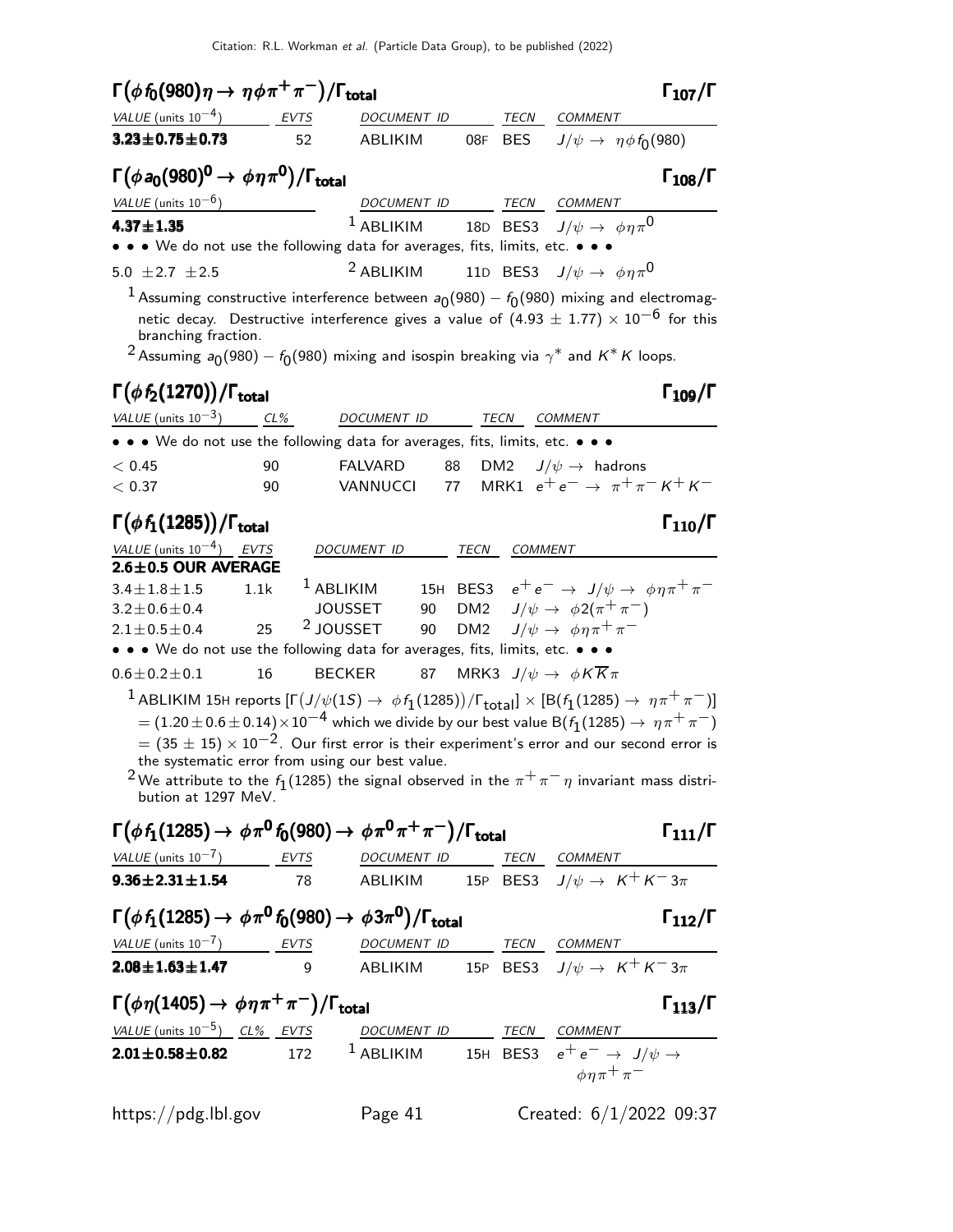## $\Gamma(\phi f_0(980)\eta \to \eta\phi\pi^+\pi^-)/\Gamma_{\rm total}$ — $\Gamma_{107}/\Gamma$

| VALUE (units $10^{-4}$) | EVTS | DOCUMENT ID | | TECN | COMMENT |
|---|---|---|---|---|---|
| **3.23±0.75±0.73** | 52 | ABLIKIM | 08F | BES | $J/\psi \to \eta\phi f_0(980)$ |

## $\Gamma(\phi a_0(980)^0 \to \phi\eta\pi^0)/\Gamma_{\rm total}$ — $\Gamma_{108}/\Gamma$

| VALUE (units $10^{-6}$) | DOCUMENT ID | | TECN | COMMENT |
|---|---|---|---|---|
| **4.37±1.35** | [1] ABLIKIM | 18D | BES3 | $J/\psi \to \phi\eta\pi^0$ |
| • • • We do not use the following data for averages, fits, limits, etc. • • • | | | | |
| 5.0 ±2.7 ±2.5 | [2] ABLIKIM | 11D | BES3 | $J/\psi \to \phi\eta\pi^0$ |

[1] Assuming constructive interference between $a_0(980) - f_0(980)$ mixing and electromagnetic decay. Destructive interference gives a value of $(4.93 \pm 1.77) \times 10^{-6}$ for this branching fraction.

[2] Assuming $a_0(980) - f_0(980)$ mixing and isospin breaking via $\gamma^*$ and $K^* K$ loops.

## $\Gamma(\phi f_2(1270))/\Gamma_{\rm total}$ — $\Gamma_{109}/\Gamma$

| VALUE (units $10^{-3}$) | CL% | DOCUMENT ID | | TECN | COMMENT |
|---|---|---|---|---|---|
| • • • We do not use the following data for averages, fits, limits, etc. • • • | | | | | |
| $<0.45$ | 90 | FALVARD | 88 | DM2 | $J/\psi \to$ hadrons |
| $<0.37$ | 90 | VANNUCCI | 77 | MRK1 | $e^+e^- \to \pi^+\pi^- K^+K^-$ |

## $\Gamma(\phi f_1(1285))/\Gamma_{\rm total}$ — $\Gamma_{110}/\Gamma$

| VALUE (units $10^{-4}$) | EVTS | DOCUMENT ID | | TECN | COMMENT |
|---|---|---|---|---|---|
| **2.6±0.5 OUR AVERAGE** | | | | | |
| 3.4±1.8±1.5 | 1.1k | [1] ABLIKIM | 15H | BES3 | $e^+e^- \to J/\psi \to \phi\eta\pi^+\pi^-$ |
| 3.2±0.6±0.4 | | JOUSSET | 90 | DM2 | $J/\psi \to \phi 2(\pi^+\pi^-)$ |
| 2.1±0.5±0.4 | 25 | [2] JOUSSET | 90 | DM2 | $J/\psi \to \phi\eta\pi^+\pi^-$ |
| • • • We do not use the following data for averages, fits, limits, etc. • • • | | | | | |
| 0.6±0.2±0.1 | 16 | BECKER | 87 | MRK3 | $J/\psi \to \phi K\overline{K}\pi$ |

[1] ABLIKIM 15H reports $[\Gamma(J/\psi(1S) \to \phi f_1(1285))/\Gamma_{\rm total}] \times [B(f_1(1285) \to \eta\pi^+\pi^-)] = (1.20 \pm 0.6 \pm 0.14)\times 10^{-4}$ which we divide by our best value $B(f_1(1285) \to \eta\pi^+\pi^-) = (35 \pm 15) \times 10^{-2}$. Our first error is their experiment's error and our second error is the systematic error from using our best value.

[2] We attribute to the $f_1(1285)$ the signal observed in the $\pi^+\pi^-\eta$ invariant mass distribution at 1297 MeV.

## $\Gamma(\phi f_1(1285) \to \phi\pi^0 f_0(980) \to \phi\pi^0\pi^+\pi^-)/\Gamma_{\rm total}$ — $\Gamma_{111}/\Gamma$

| VALUE (units $10^{-7}$) | EVTS | DOCUMENT ID | | TECN | COMMENT |
|---|---|---|---|---|---|
| **9.36±2.31±1.54** | 78 | ABLIKIM | 15P | BES3 | $J/\psi \to K^+K^-3\pi$ |

## $\Gamma(\phi f_1(1285) \to \phi\pi^0 f_0(980) \to \phi 3\pi^0)/\Gamma_{\rm total}$ — $\Gamma_{112}/\Gamma$

| VALUE (units $10^{-7}$) | EVTS | DOCUMENT ID | | TECN | COMMENT |
|---|---|---|---|---|---|
| **2.08±1.63±1.47** | 9 | ABLIKIM | 15P | BES3 | $J/\psi \to K^+K^-3\pi$ |

## $\Gamma(\phi\eta(1405) \to \phi\eta\pi^+\pi^-)/\Gamma_{\rm total}$ — $\Gamma_{113}/\Gamma$

| VALUE (units $10^{-5}$) | CL% | EVTS | DOCUMENT ID | | TECN | COMMENT |
|---|---|---|---|---|---|---|
| **2.01±0.58±0.82** | | 172 | [1] ABLIKIM | 15H | BES3 | $e^+e^- \to J/\psi \to \phi\eta\pi^+\pi^-$ |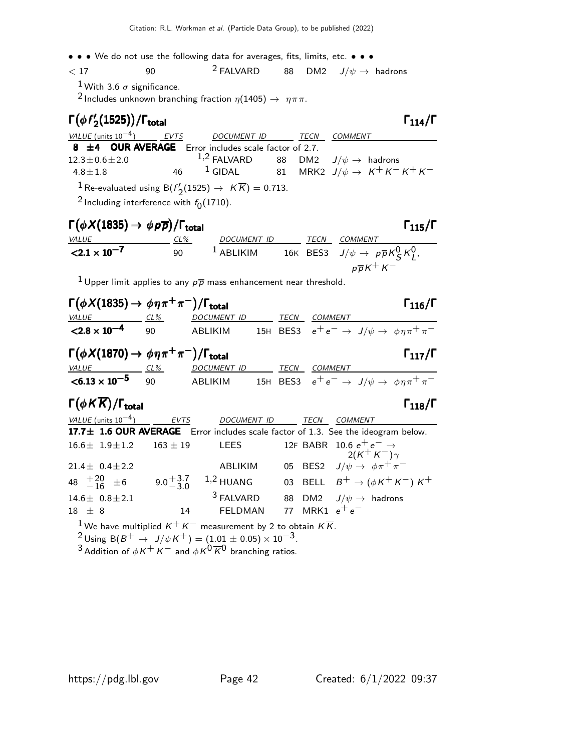• • • We do not use the following data for averages, fits, limits, etc. • • •

| | | | | | |
|---|---|---|---|---|---|
| $<17$ | 90 | [2] FALVARD | 88 | DM2 | $J/\psi \to$ hadrons |

[1] With 3.6 $\sigma$ significance.

[2] Includes unknown branching fraction $\eta(1405) \to \eta\pi\pi$.

## $\Gamma(\phi f_2'(1525))/\Gamma_{\text{total}}$ $\Gamma_{114}/\Gamma$

| VALUE (units $10^{-4}$) | EVTS | DOCUMENT ID | | TECN | COMMENT |
|---|---|---|---|---|---|
| **8 ±4 OUR AVERAGE** | Error includes scale factor of 2.7. | | | | |
| $12.3 \pm 0.6 \pm 2.0$ | | [1,2] FALVARD | 88 | DM2 | $J/\psi \to$ hadrons |
| $4.8 \pm 1.8$ | 46 | [1] GIDAL | 81 | MRK2 | $J/\psi \to K^+K^-K^+K^-$ |

[1] Re-evaluated using $B(f_2'(1525) \to K\overline{K}) = 0.713$.

[2] Including interference with $f_0(1710)$.

## $\Gamma(\phi X(1835) \to \phi p\overline{p})/\Gamma_{\text{total}}$ $\Gamma_{115}/\Gamma$

| VALUE | CL% | DOCUMENT ID | | TECN | COMMENT |
|---|---|---|---|---|---|
| $<2.1 \times 10^{-7}$ | 90 | [1] ABLIKIM | 16K | BES3 | $J/\psi \to p\overline{p}K^0_S K^0_L$, $p\overline{p}K^+K^-$ |

[1] Upper limit applies to any $p\overline{p}$ mass enhancement near threshold.

## $\Gamma(\phi X(1835) \to \phi\eta\pi^+\pi^-)/\Gamma_{\text{total}}$ $\Gamma_{116}/\Gamma$

| VALUE | CL% | DOCUMENT ID | | TECN | COMMENT |
|---|---|---|---|---|---|
| $<2.8 \times 10^{-4}$ | 90 | ABLIKIM | 15H | BES3 | $e^+e^- \to J/\psi \to \phi\eta\pi^+\pi^-$ |

## $\Gamma(\phi X(1870) \to \phi\eta\pi^+\pi^-)/\Gamma_{\text{total}}$ $\Gamma_{117}/\Gamma$

| VALUE | CL% | DOCUMENT ID | | TECN | COMMENT |
|---|---|---|---|---|---|
| $<6.13 \times 10^{-5}$ | 90 | ABLIKIM | 15H | BES3 | $e^+e^- \to J/\psi \to \phi\eta\pi^+\pi^-$ |

## $\Gamma(\phi K\overline{K})/\Gamma_{\text{total}}$ $\Gamma_{118}/\Gamma$

| VALUE (units $10^{-4}$) | EVTS | DOCUMENT ID | | TECN | COMMENT |
|---|---|---|---|---|---|
| **17.7± 1.6 OUR AVERAGE** | Error includes scale factor of 1.3. See the ideogram below. | | | | |
| $16.6 \pm 1.9 \pm 1.2$ | $163 \pm 19$ | LEES | 12F | BABR | 10.6 $e^+e^- \to 2(K^+K^-)\gamma$ |
| $21.4 \pm 0.4 \pm 2.2$ | | ABLIKIM | 05 | BES2 | $J/\psi \to \phi\pi^+\pi^-$ |
| $48 \ ^{+20}_{-16} \pm 6$ | $9.0^{+3.7}_{-3.0}$ | [1,2] HUANG | 03 | BELL | $B^+ \to (\phi K^+K^-) K^+$ |
| $14.6 \pm 0.8 \pm 2.1$ | | [3] FALVARD | 88 | DM2 | $J/\psi \to$ hadrons |
| $18 \pm 8$ | 14 | FELDMAN | 77 | MRK1 | $e^+e^-$ |

[1] We have multiplied $K^+K^-$ measurement by 2 to obtain $K\overline{K}$.

[2] Using $B(B^+ \to J/\psi K^+) = (1.01 \pm 0.05) \times 10^{-3}$.

[3] Addition of $\phi K^+K^-$ and $\phi K^0\overline{K}^0$ branching ratios.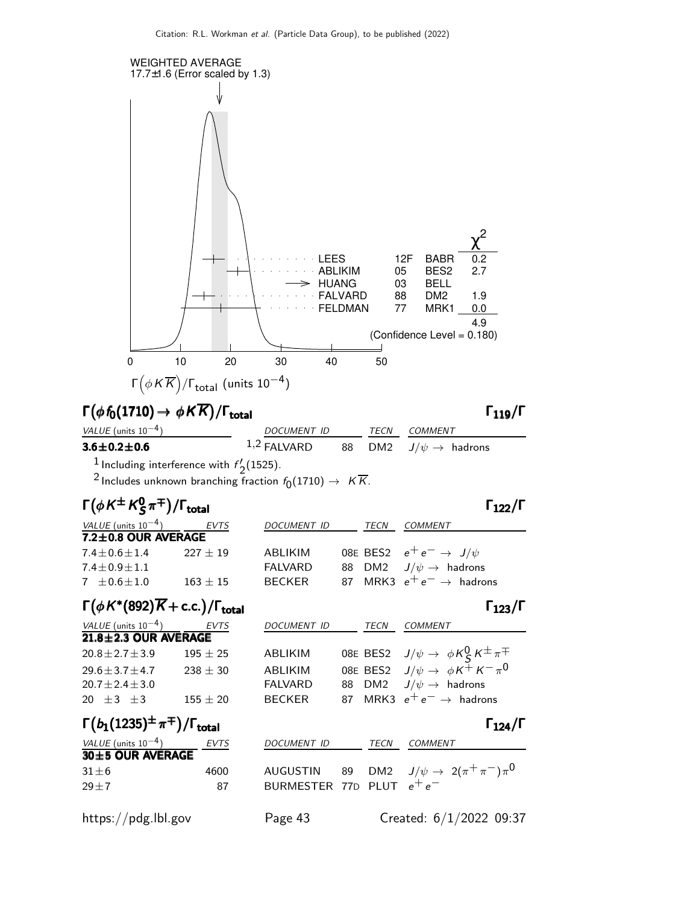WEIGHTED AVERAGE
17.7±1.6 (Error scaled by 1.3)

| | | | $\chi^2$ |
|---|---|---|---|
| LEES | 12F | BABR | 0.2 |
| ABLIKIM | 05 | BES2 | 2.7 |
| HUANG | 03 | BELL | |
| FALVARD | 88 | DM2 | 1.9 |
| FELDMAN | 77 | MRK1 | 0.0 |
| | | | 4.9 |

(Confidence Level = 0.180)

$\Gamma(\phi K\overline{K})/\Gamma_{total}$ (units $10^{-4}$)

## $\Gamma(\phi f_0(1710) \to \phi K\overline{K})/\Gamma_{total}$ $\Gamma_{119}/\Gamma$

| VALUE (units $10^{-4}$) | DOCUMENT ID | | TECN | COMMENT |
|---|---|---|---|---|
| **3.6±0.2±0.6** | [1,2] FALVARD | 88 | DM2 | $J/\psi \to$ hadrons |

[1] Including interference with $f'_2(1525)$.

[2] Includes unknown branching fraction $f_0(1710) \to K\overline{K}$.

## $\Gamma(\phi K^{\pm} K^0_S \pi^{\mp})/\Gamma_{total}$ $\Gamma_{122}/\Gamma$

| VALUE (units $10^{-4}$) | EVTS | DOCUMENT ID | | TECN | COMMENT |
|---|---|---|---|---|---|
| **7.2±0.8 OUR AVERAGE** | | | | | |
| 7.4±0.6±1.4 | 227 ± 19 | ABLIKIM | 08E | BES2 | $e^+e^- \to J/\psi$ |
| 7.4±0.9±1.1 | | FALVARD | 88 | DM2 | $J/\psi \to$ hadrons |
| 7 ±0.6±1.0 | 163 ± 15 | BECKER | 87 | MRK3 | $e^+e^- \to$ hadrons |

## $\Gamma(\phi K^*(892)\overline{K}+\text{c.c.})/\Gamma_{total}$ $\Gamma_{123}/\Gamma$

| VALUE (units $10^{-4}$) | EVTS | DOCUMENT ID | | TECN | COMMENT |
|---|---|---|---|---|---|
| **21.8±2.3 OUR AVERAGE** | | | | | |
| 20.8±2.7±3.9 | 195 ± 25 | ABLIKIM | 08E | BES2 | $J/\psi \to \phi K^0_S K^{\pm}\pi^{\mp}$ |
| 29.6±3.7±4.7 | 238 ± 30 | ABLIKIM | 08E | BES2 | $J/\psi \to \phi K^+ K^- \pi^0$ |
| 20.7±2.4±3.0 | | FALVARD | 88 | DM2 | $J/\psi \to$ hadrons |
| 20 ±3 ±3 | 155 ± 20 | BECKER | 87 | MRK3 | $e^+e^- \to$ hadrons |

## $\Gamma(b_1(1235)^{\pm}\pi^{\mp})/\Gamma_{total}$ $\Gamma_{124}/\Gamma$

| VALUE (units $10^{-4}$) | EVTS | DOCUMENT ID | | TECN | COMMENT |
|---|---|---|---|---|---|
| **30±5 OUR AVERAGE** | | | | | |
| 31±6 | 4600 | AUGUSTIN | 89 | DM2 | $J/\psi \to 2(\pi^+\pi^-)\pi^0$ |
| 29±7 | 87 | BURMESTER | 77D | PLUT | $e^+e^-$ |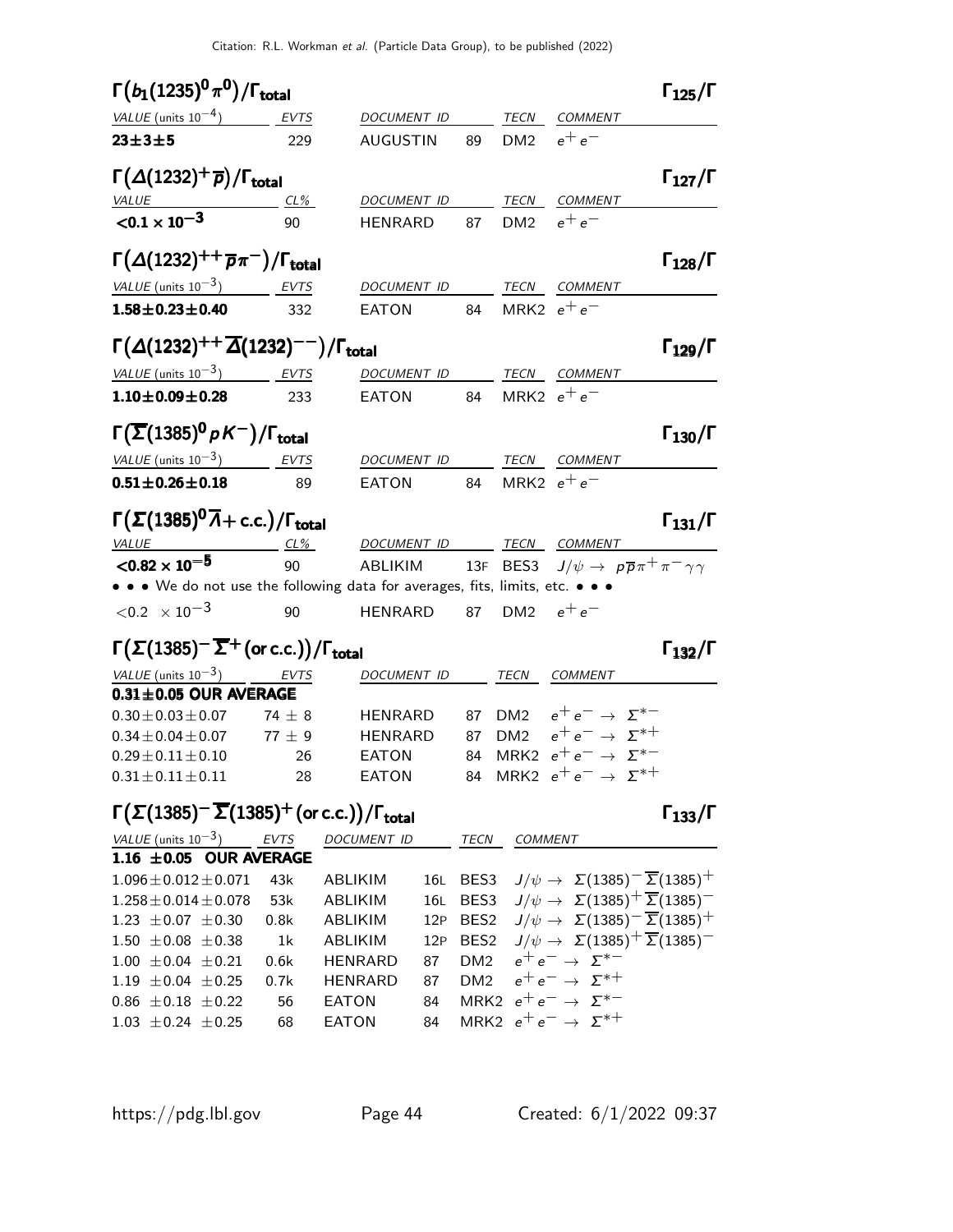### $\Gamma(b_1(1235)^0\pi^0)/\Gamma_{\text{total}}$ $\Gamma_{125}/\Gamma$

| VALUE (units $10^{-4}$) | EVTS | DOCUMENT ID | | TECN | COMMENT |
|---|---|---|---|---|---|
| **23±3±5** | 229 | AUGUSTIN | 89 | DM2 | $e^+e^-$ |

### $\Gamma(\Delta(1232)^+\overline{p})/\Gamma_{\text{total}}$ $\Gamma_{127}/\Gamma$

| VALUE | CL% | DOCUMENT ID | | TECN | COMMENT |
|---|---|---|---|---|---|
| **<0.1 × 10$^{-3}$** | 90 | HENRARD | 87 | DM2 | $e^+e^-$ |

### $\Gamma(\Delta(1232)^{++}\overline{p}\pi^-)/\Gamma_{\text{total}}$ $\Gamma_{128}/\Gamma$

| VALUE (units $10^{-3}$) | EVTS | DOCUMENT ID | | TECN | COMMENT |
|---|---|---|---|---|---|
| **1.58±0.23±0.40** | 332 | EATON | 84 | MRK2 | $e^+e^-$ |

### $\Gamma(\Delta(1232)^{++}\overline{\Delta}(1232)^{--})/\Gamma_{\text{total}}$ $\Gamma_{129}/\Gamma$

| VALUE (units $10^{-3}$) | EVTS | DOCUMENT ID | | TECN | COMMENT |
|---|---|---|---|---|---|
| **1.10±0.09±0.28** | 233 | EATON | 84 | MRK2 | $e^+e^-$ |

### $\Gamma(\overline{\Sigma}(1385)^0 pK^-)/\Gamma_{\text{total}}$ $\Gamma_{130}/\Gamma$

| VALUE (units $10^{-3}$) | EVTS | DOCUMENT ID | | TECN | COMMENT |
|---|---|---|---|---|---|
| **0.51±0.26±0.18** | 89 | EATON | 84 | MRK2 | $e^+e^-$ |

### $\Gamma(\Sigma(1385)^0\overline{\Lambda}+\text{c.c.})/\Gamma_{\text{total}}$ $\Gamma_{131}/\Gamma$

| VALUE | CL% | DOCUMENT ID | | TECN | COMMENT |
|---|---|---|---|---|---|
| **<0.82 × 10$^{-5}$** | 90 | ABLIKIM | 13F | BES3 | $J/\psi \to p\overline{p}\pi^+\pi^-\gamma\gamma$ |
| • • • We do not use the following data for averages, fits, limits, etc. • • • | | | | | |
| <0.2 × 10$^{-3}$ | 90 | HENRARD | 87 | DM2 | $e^+e^-$ |

### $\Gamma(\Sigma(1385)^-\overline{\Sigma}^+ \text{(or c.c.)})/\Gamma_{\text{total}}$ $\Gamma_{132}/\Gamma$

| VALUE (units $10^{-3}$) | EVTS | DOCUMENT ID | | TECN | COMMENT |
|---|---|---|---|---|---|
| **0.31±0.05 OUR AVERAGE** | | | | | |
| 0.30±0.03±0.07 | 74 ± 8 | HENRARD | 87 | DM2 | $e^+e^- \to \Sigma^{*-}$ |
| 0.34±0.04±0.07 | 77 ± 9 | HENRARD | 87 | DM2 | $e^+e^- \to \Sigma^{*+}$ |
| 0.29±0.11±0.10 | 26 | EATON | 84 | MRK2 | $e^+e^- \to \Sigma^{*-}$ |
| 0.31±0.11±0.11 | 28 | EATON | 84 | MRK2 | $e^+e^- \to \Sigma^{*+}$ |

### $\Gamma(\Sigma(1385)^-\overline{\Sigma}(1385)^+ \text{(or c.c.)})/\Gamma_{\text{total}}$ $\Gamma_{133}/\Gamma$

| VALUE (units $10^{-3}$) | EVTS | DOCUMENT ID | | TECN | COMMENT |
|---|---|---|---|---|---|
| **1.16 ±0.05 OUR AVERAGE** | | | | | |
| 1.096±0.012±0.071 | 43k | ABLIKIM | 16L | BES3 | $J/\psi \to \Sigma(1385)^-\overline{\Sigma}(1385)^+$ |
| 1.258±0.014±0.078 | 53k | ABLIKIM | 16L | BES3 | $J/\psi \to \Sigma(1385)^+\overline{\Sigma}(1385)^-$ |
| 1.23 ±0.07 ±0.30 | 0.8k | ABLIKIM | 12P | BES2 | $J/\psi \to \Sigma(1385)^-\overline{\Sigma}(1385)^+$ |
| 1.50 ±0.08 ±0.38 | 1k | ABLIKIM | 12P | BES2 | $J/\psi \to \Sigma(1385)^+\overline{\Sigma}(1385)^-$ |
| 1.00 ±0.04 ±0.21 | 0.6k | HENRARD | 87 | DM2 | $e^+e^- \to \Sigma^{*-}$ |
| 1.19 ±0.04 ±0.25 | 0.7k | HENRARD | 87 | DM2 | $e^+e^- \to \Sigma^{*+}$ |
| 0.86 ±0.18 ±0.22 | 56 | EATON | 84 | MRK2 | $e^+e^- \to \Sigma^{*-}$ |
| 1.03 ±0.24 ±0.25 | 68 | EATON | 84 | MRK2 | $e^+e^- \to \Sigma^{*+}$ |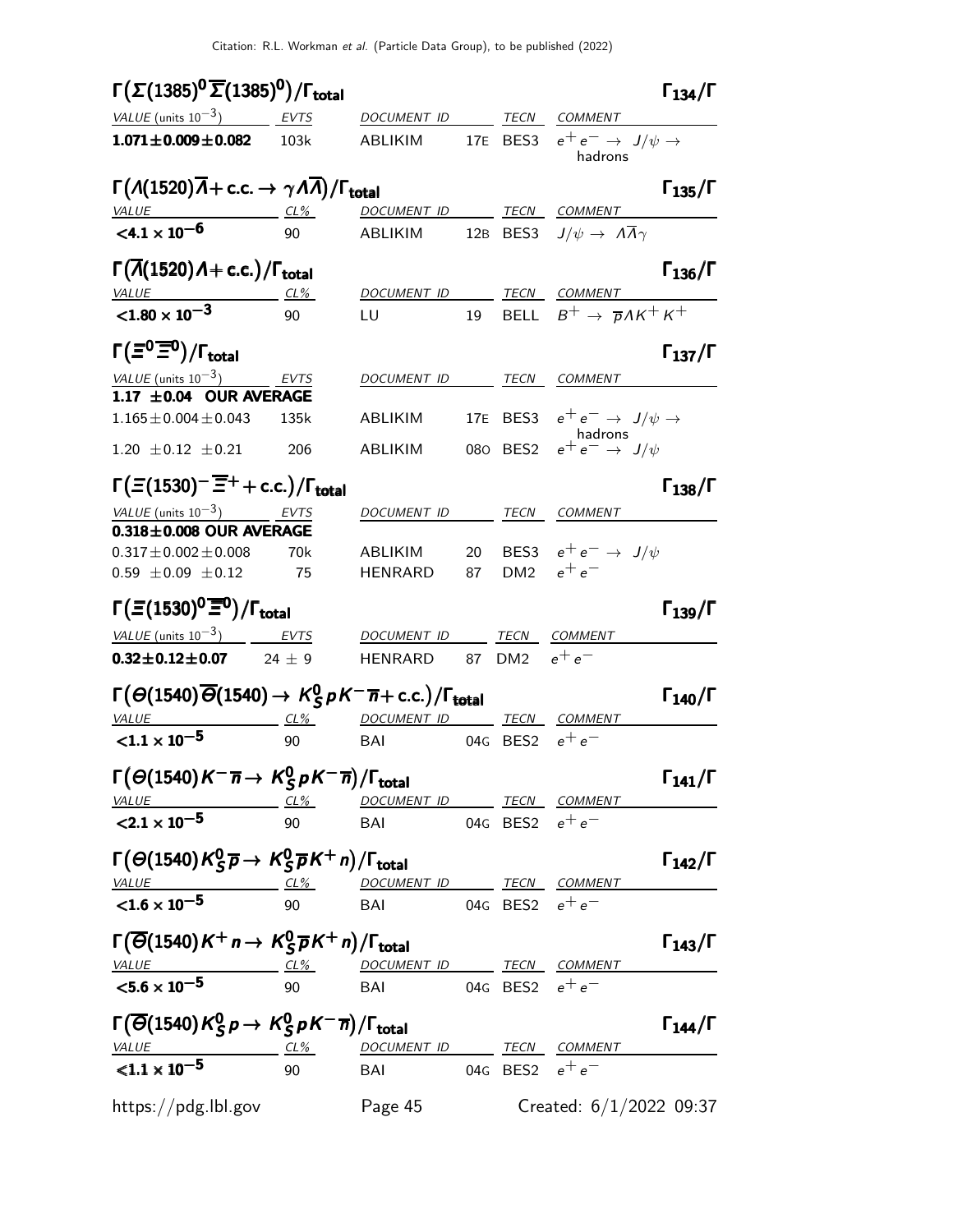### $\Gamma\big(\Sigma(1385)^0\overline{\Sigma}(1385)^0\big)/\Gamma_{\text{total}}$ — $\Gamma_{134}/\Gamma$

| VALUE (units $10^{-3}$) | EVTS | DOCUMENT ID | | TECN | COMMENT |
|---|---|---|---|---|---|
| **$1.071\pm0.009\pm0.082$** | 103k | ABLIKIM | 17E | BES3 | $e^+e^- \rightarrow J/\psi \rightarrow$ hadrons |

### $\Gamma\big(\Lambda(1520)\overline{\Lambda}+\text{c.c.} \rightarrow \gamma\Lambda\overline{\Lambda}\big)/\Gamma_{\text{total}}$ — $\Gamma_{135}/\Gamma$

| VALUE | CL% | DOCUMENT ID | | TECN | COMMENT |
|---|---|---|---|---|---|
| **$<4.1\times10^{-6}$** | 90 | ABLIKIM | 12B | BES3 | $J/\psi \rightarrow \Lambda\overline{\Lambda}\gamma$ |

### $\Gamma\big(\overline{\Lambda}(1520)\Lambda+\text{c.c.}\big)/\Gamma_{\text{total}}$ — $\Gamma_{136}/\Gamma$

| VALUE | CL% | DOCUMENT ID | | TECN | COMMENT |
|---|---|---|---|---|---|
| **$<1.80\times10^{-3}$** | 90 | LU | 19 | BELL | $B^+ \rightarrow \overline{p}\Lambda K^+K^+$ |

### $\Gamma\big(\Xi^0\overline{\Xi}^0\big)/\Gamma_{\text{total}}$ — $\Gamma_{137}/\Gamma$

| VALUE (units $10^{-3}$) | EVTS | DOCUMENT ID | | TECN | COMMENT |
|---|---|---|---|---|---|
| **$1.17\pm0.04$ OUR AVERAGE** | | | | | |
| $1.165\pm0.004\pm0.043$ | 135k | ABLIKIM | 17E | BES3 | $e^+e^- \rightarrow J/\psi \rightarrow$ hadrons |
| $1.20\ \pm0.12\ \pm0.21$ | 206 | ABLIKIM | 08O | BES2 | $e^+e^- \rightarrow J/\psi$ |

### $\Gamma\big(\Xi(1530)^-\overline{\Xi}^+ +\text{c.c.}\big)/\Gamma_{\text{total}}$ — $\Gamma_{138}/\Gamma$

| VALUE (units $10^{-3}$) | EVTS | DOCUMENT ID | | TECN | COMMENT |
|---|---|---|---|---|---|
| **$0.318\pm0.008$ OUR AVERAGE** | | | | | |
| $0.317\pm0.002\pm0.008$ | 70k | ABLIKIM | 20 | BES3 | $e^+e^- \rightarrow J/\psi$ |
| $0.59\ \pm0.09\ \pm0.12$ | 75 | HENRARD | 87 | DM2 | $e^+e^-$ |

### $\Gamma\big(\Xi(1530)^0\overline{\Xi}^0\big)/\Gamma_{\text{total}}$ — $\Gamma_{139}/\Gamma$

| VALUE (units $10^{-3}$) | EVTS | DOCUMENT ID | | TECN | COMMENT |
|---|---|---|---|---|---|
| **$0.32\pm0.12\pm0.07$** | $24\pm9$ | HENRARD | 87 | DM2 | $e^+e^-$ |

### $\Gamma\big(\Theta(1540)\overline{\Theta}(1540) \rightarrow K^0_S pK^-\overline{n}+\text{c.c.}\big)/\Gamma_{\text{total}}$ — $\Gamma_{140}/\Gamma$

| VALUE | CL% | DOCUMENT ID | | TECN | COMMENT |
|---|---|---|---|---|---|
| **$<1.1\times10^{-5}$** | 90 | BAI | 04G | BES2 | $e^+e^-$ |

### $\Gamma\big(\Theta(1540)K^-\overline{n} \rightarrow K^0_S pK^-\overline{n}\big)/\Gamma_{\text{total}}$ — $\Gamma_{141}/\Gamma$

| VALUE | CL% | DOCUMENT ID | | TECN | COMMENT |
|---|---|---|---|---|---|
| **$<2.1\times10^{-5}$** | 90 | BAI | 04G | BES2 | $e^+e^-$ |

### $\Gamma\big(\Theta(1540)K^0_S\overline{p} \rightarrow K^0_S\overline{p}K^+n\big)/\Gamma_{\text{total}}$ — $\Gamma_{142}/\Gamma$

| VALUE | CL% | DOCUMENT ID | | TECN | COMMENT |
|---|---|---|---|---|---|
| **$<1.6\times10^{-5}$** | 90 | BAI | 04G | BES2 | $e^+e^-$ |

### $\Gamma\big(\overline{\Theta}(1540)K^+n \rightarrow K^0_S\overline{p}K^+n\big)/\Gamma_{\text{total}}$ — $\Gamma_{143}/\Gamma$

| VALUE | CL% | DOCUMENT ID | | TECN | COMMENT |
|---|---|---|---|---|---|
| **$<5.6\times10^{-5}$** | 90 | BAI | 04G | BES2 | $e^+e^-$ |

### $\Gamma\big(\overline{\Theta}(1540)K^0_S p \rightarrow K^0_S pK^-\overline{n}\big)/\Gamma_{\text{total}}$ — $\Gamma_{144}/\Gamma$

| VALUE | CL% | DOCUMENT ID | | TECN | COMMENT |
|---|---|---|---|---|---|
| **$<1.1\times10^{-5}$** | 90 | BAI | 04G | BES2 | $e^+e^-$ |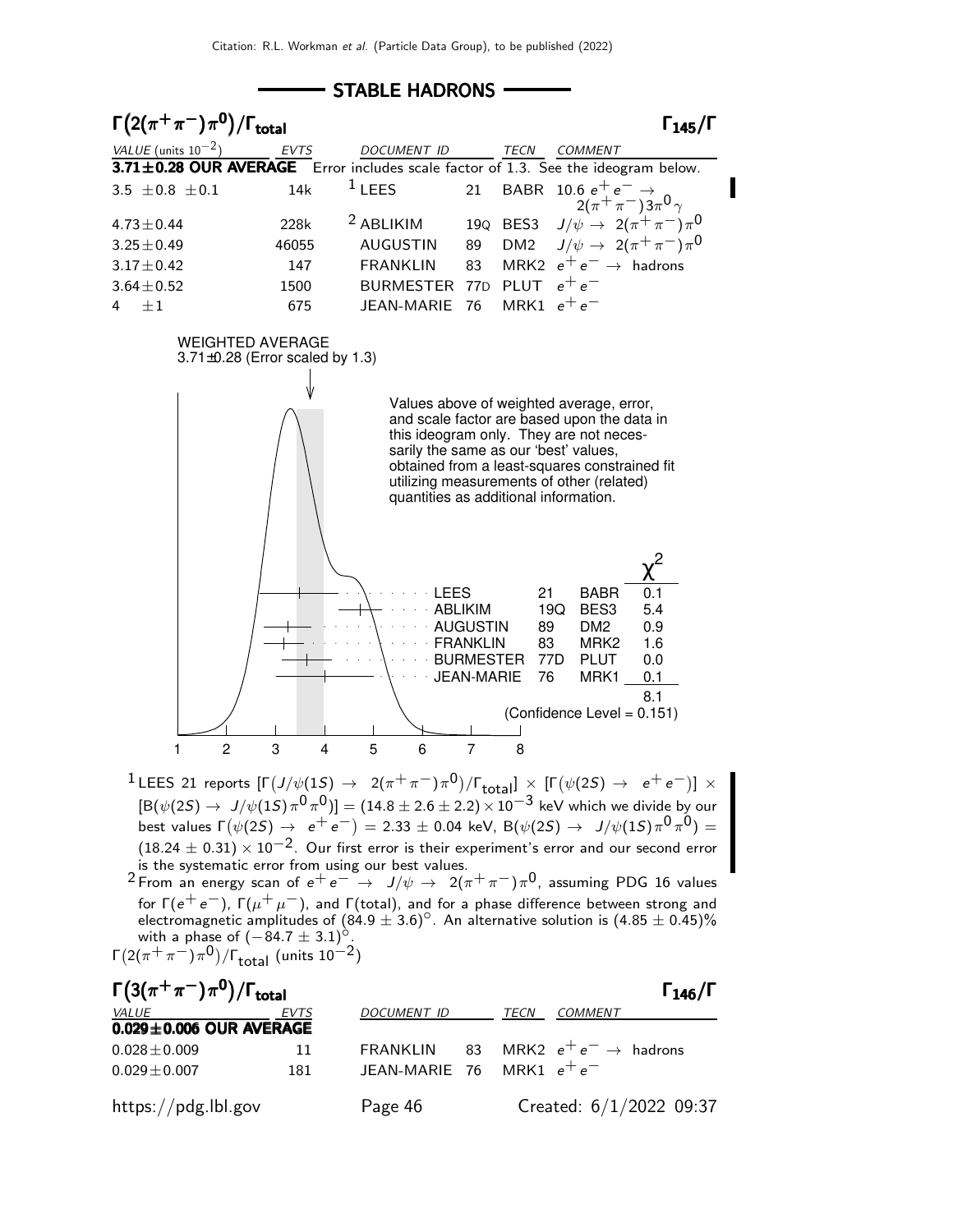## STABLE HADRONS

### $\Gamma(2(\pi^+\pi^-)\pi^0)/\Gamma_{\rm total}$ $\Gamma_{145}/\Gamma$

| VALUE (units $10^{-2}$) | EVTS | DOCUMENT ID | | TECN | COMMENT |
|---|---|---|---|---|---|
| **3.71±0.28 OUR AVERAGE** | Error includes scale factor of 1.3. See the ideogram below. | | | | |
| $3.5 \pm 0.8 \pm 0.1$ | 14k | [1] LEES | 21 | BABR | 10.6 $e^+e^- \to 2(\pi^+\pi^-)3\pi^0\gamma$ |
| $4.73 \pm 0.44$ | 228k | [2] ABLIKIM | 19Q | BES3 | $J/\psi \to 2(\pi^+\pi^-)\pi^0$ |
| $3.25 \pm 0.49$ | 46055 | AUGUSTIN | 89 | DM2 | $J/\psi \to 2(\pi^+\pi^-)\pi^0$ |
| $3.17 \pm 0.42$ | 147 | FRANKLIN | 83 | MRK2 | $e^+e^- \to$ hadrons |
| $3.64 \pm 0.52$ | 1500 | BURMESTER | 77D | PLUT | $e^+e^-$ |
| $4 \quad \pm 1$ | 675 | JEAN-MARIE | 76 | MRK1 | $e^+e^-$ |

WEIGHTED AVERAGE
3.71±0.28 (Error scaled by 1.3)

Values above of weighted average, error, and scale factor are based upon the data in this ideogram only. They are not necessarily the same as our 'best' values, obtained from a least-squares constrained fit utilizing measurements of other (related) quantities as additional information.

| | | | $\chi^2$ |
|---|---|---|---|
| LEES | 21 | BABR | 0.1 |
| ABLIKIM | 19Q | BES3 | 5.4 |
| AUGUSTIN | 89 | DM2 | 0.9 |
| FRANKLIN | 83 | MRK2 | 1.6 |
| BURMESTER | 77D | PLUT | 0.0 |
| JEAN-MARIE | 76 | MRK1 | 0.1 |
| | | | 8.1 |

(Confidence Level = 0.151)

$\Gamma(2(\pi^+\pi^-)\pi^0)/\Gamma_{\rm total}$ (units $10^{-2}$)

[1] LEES 21 reports $[\Gamma(J/\psi(1S) \to 2(\pi^+\pi^-)\pi^0)/\Gamma_{\rm total}] \times [\Gamma(\psi(2S) \to e^+e^-)] \times [B(\psi(2S) \to J/\psi(1S)\pi^0\pi^0)] = (14.8 \pm 2.6 \pm 2.2) \times 10^{-3}$ keV which we divide by our best values $\Gamma(\psi(2S) \to e^+e^-) = 2.33 \pm 0.04$ keV, $B(\psi(2S) \to J/\psi(1S)\pi^0\pi^0) = (18.24 \pm 0.31) \times 10^{-2}$. Our first error is their experiment's error and our second error is the systematic error from using our best values.

[2] From an energy scan of $e^+e^- \to J/\psi \to 2(\pi^+\pi^-)\pi^0$, assuming PDG 16 values for $\Gamma(e^+e^-)$, $\Gamma(\mu^+\mu^-)$, and $\Gamma$(total), and for a phase difference between strong and electromagnetic amplitudes of $(84.9 \pm 3.6)^\circ$. An alternative solution is $(4.85 \pm 0.45)$% with a phase of $(-84.7 \pm 3.1)^\circ$.

### $\Gamma(3(\pi^+\pi^-)\pi^0)/\Gamma_{\rm total}$ $\Gamma_{146}/\Gamma$

| VALUE | EVTS | DOCUMENT ID | | TECN | COMMENT |
|---|---|---|---|---|---|
| **0.029±0.006 OUR AVERAGE** | | | | | |
| $0.028 \pm 0.009$ | 11 | FRANKLIN | 83 | MRK2 | $e^+e^- \to$ hadrons |
| $0.029 \pm 0.007$ | 181 | JEAN-MARIE | 76 | MRK1 | $e^+e^-$ |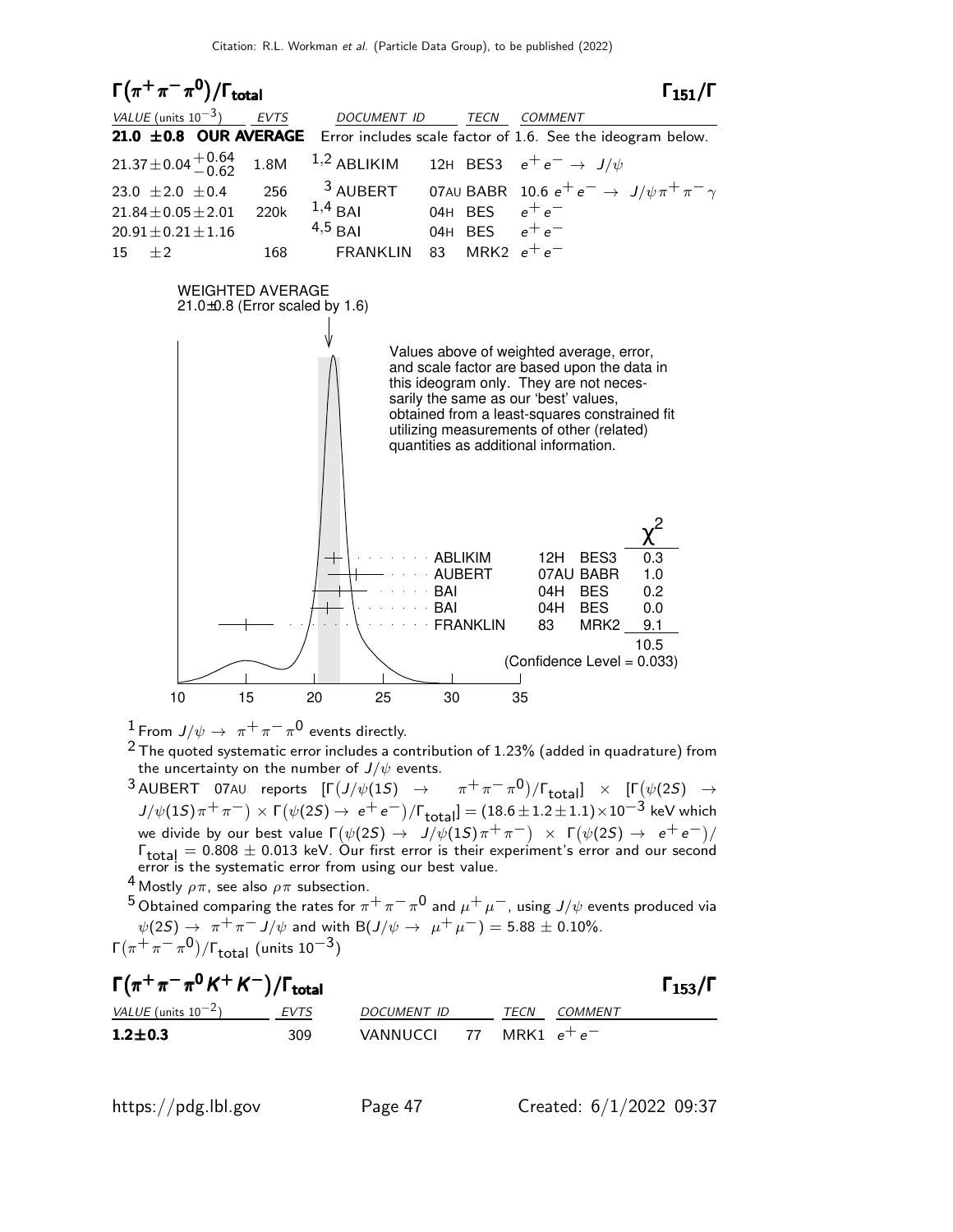## $\Gamma(\pi^+\pi^-\pi^0)/\Gamma_{total}$ $\Gamma_{151}/\Gamma$

| VALUE (units $10^{-3}$) | EVTS | DOCUMENT ID | | TECN | COMMENT |
|---|---|---|---|---|---|
| **21.0 ±0.8 OUR AVERAGE** | | Error includes scale factor of 1.6. See the ideogram below. | | | |
| $21.37 \pm 0.04 ^{+0.64}_{-0.62}$ | 1.8M | [1,2] ABLIKIM | 12H | BES3 | $e^+e^- \rightarrow J/\psi$ |
| $23.0 \pm 2.0 \pm 0.4$ | 256 | [3] AUBERT | 07AU | BABR | $10.6\ e^+e^- \rightarrow J/\psi\pi^+\pi^-\gamma$ |
| $21.84 \pm 0.05 \pm 2.01$ | 220k | [1,4] BAI | 04H | BES | $e^+e^-$ |
| $20.91 \pm 0.21 \pm 1.16$ | | [4,5] BAI | 04H | BES | $e^+e^-$ |
| $15 \quad \pm 2$ | 168 | FRANKLIN | 83 | MRK2 | $e^+e^-$ |

WEIGHTED AVERAGE
21.0±0.8 (Error scaled by 1.6)

Values above of weighted average, error, and scale factor are based upon the data in this ideogram only. They are not necessarily the same as our 'best' values, obtained from a least-squares constrained fit utilizing measurements of other (related) quantities as additional information.

| | | | $\chi^2$ |
|---|---|---|---|
| ABLIKIM | 12H | BES3 | 0.3 |
| AUBERT | 07AU | BABR | 1.0 |
| BAI | 04H | BES | 0.2 |
| BAI | 04H | BES | 0.0 |
| FRANKLIN | 83 | MRK2 | 9.1 |
| | | | 10.5 |

(Confidence Level = 0.033)

$\Gamma(\pi^+\pi^-\pi^0)/\Gamma_{total}$ (units $10^{-3}$)

[1] From $J/\psi \rightarrow \pi^+\pi^-\pi^0$ events directly.

[2] The quoted systematic error includes a contribution of 1.23% (added in quadrature) from the uncertainty on the number of $J/\psi$ events.

[3] AUBERT 07AU reports $[\Gamma(J/\psi(1S) \rightarrow \pi^+\pi^-\pi^0)/\Gamma_{total}] \times [\Gamma(\psi(2S) \rightarrow J/\psi(1S)\pi^+\pi^-) \times \Gamma(\psi(2S) \rightarrow e^+e^-)/\Gamma_{total}] = (18.6 \pm 1.2 \pm 1.1) \times 10^{-3}$ keV which we divide by our best value $\Gamma(\psi(2S) \rightarrow J/\psi(1S)\pi^+\pi^-) \times \Gamma(\psi(2S) \rightarrow e^+e^-)/\Gamma_{total} = 0.808 \pm 0.013$ keV. Our first error is their experiment's error and our second error is the systematic error from using our best value.

[4] Mostly $\rho\pi$, see also $\rho\pi$ subsection.

[5] Obtained comparing the rates for $\pi^+\pi^-\pi^0$ and $\mu^+\mu^-$, using $J/\psi$ events produced via $\psi(2S) \rightarrow \pi^+\pi^- J/\psi$ and with $B(J/\psi \rightarrow \mu^+\mu^-) = 5.88 \pm 0.10\%$.

## $\Gamma(\pi^+\pi^-\pi^0 K^+K^-)/\Gamma_{total}$ $\Gamma_{153}/\Gamma$

| VALUE (units $10^{-2}$) | EVTS | DOCUMENT ID | | TECN | COMMENT |
|---|---|---|---|---|---|
| **1.2±0.3** | 309 | VANNUCCI | 77 | MRK1 | $e^+e^-$ |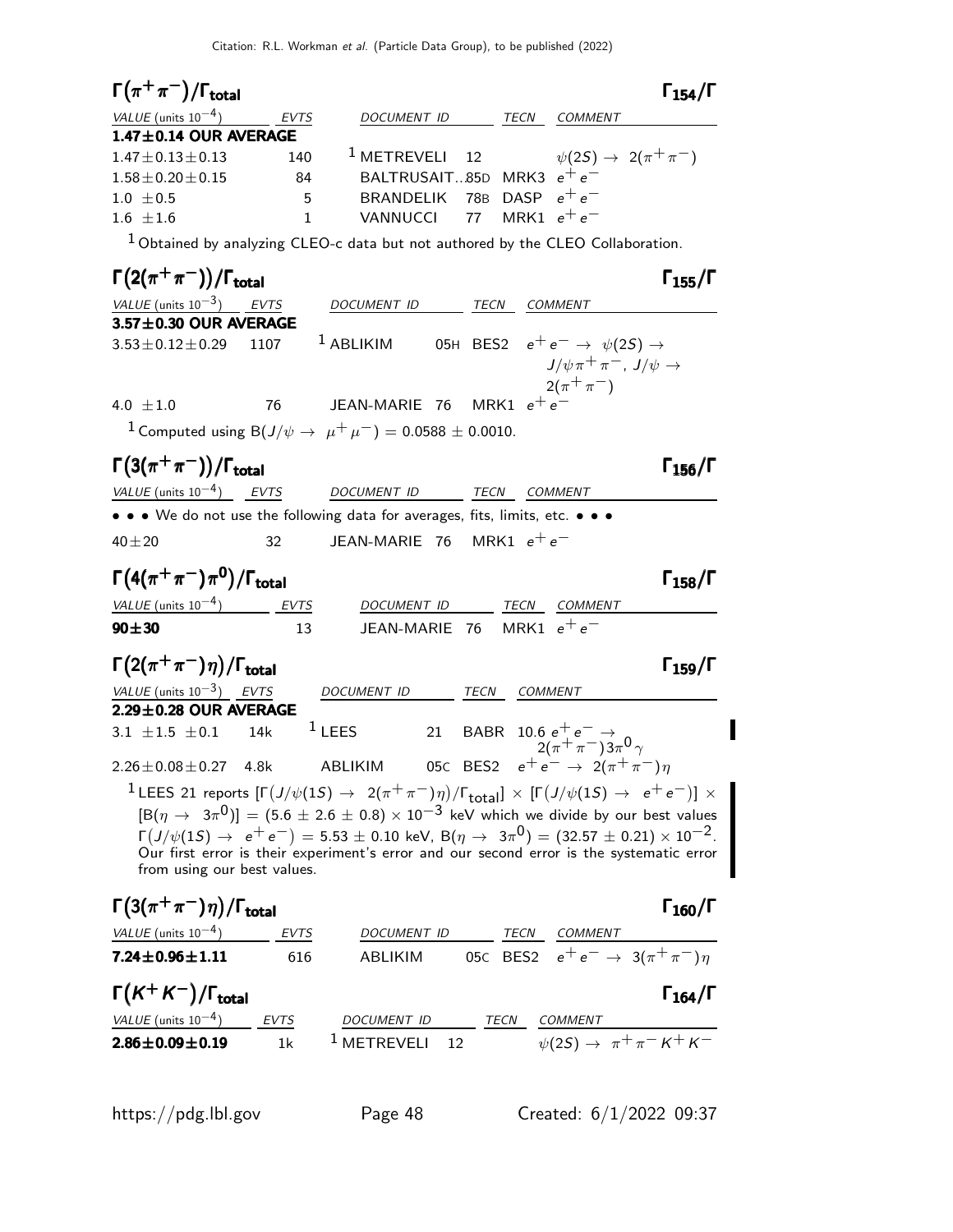## $\Gamma(\pi^+\pi^-)/\Gamma_{total}$ — $\Gamma_{154}/\Gamma$

| VALUE (units $10^{-4}$) | EVTS | DOCUMENT ID | | TECN | COMMENT |
|---|---|---|---|---|---|
| **1.47±0.14 OUR AVERAGE** | | | | | |
| $1.47\pm0.13\pm0.13$ | 140 | [1] METREVELI | 12 | | $\psi(2S) \to 2(\pi^+\pi^-)$ |
| $1.58\pm0.20\pm0.15$ | 84 | BALTRUSAIT... | 85D | MRK3 | $e^+e^-$ |
| $1.0 \pm0.5$ | 5 | BRANDELIK | 78B | DASP | $e^+e^-$ |
| $1.6 \pm1.6$ | 1 | VANNUCCI | 77 | MRK1 | $e^+e^-$ |

[1] Obtained by analyzing CLEO-c data but not authored by the CLEO Collaboration.

## $\Gamma(2(\pi^+\pi^-))/\Gamma_{total}$ — $\Gamma_{155}/\Gamma$

| VALUE (units $10^{-3}$) | EVTS | DOCUMENT ID | | TECN | COMMENT |
|---|---|---|---|---|---|
| **3.57±0.30 OUR AVERAGE** | | | | | |
| $3.53\pm0.12\pm0.29$ | 1107 | [1] ABLIKIM | 05H | BES2 | $e^+e^- \to \psi(2S) \to J/\psi\pi^+\pi^-$, $J/\psi \to 2(\pi^+\pi^-)$ |
| $4.0 \pm1.0$ | 76 | JEAN-MARIE | 76 | MRK1 | $e^+e^-$ |

[1] Computed using $B(J/\psi \to \mu^+\mu^-) = 0.0588 \pm 0.0010$.

## $\Gamma(3(\pi^+\pi^-))/\Gamma_{total}$ — $\Gamma_{156}/\Gamma$

| VALUE (units $10^{-4}$) | EVTS | DOCUMENT ID | | TECN | COMMENT |
|---|---|---|---|---|---|
| • • • We do not use the following data for averages, fits, limits, etc. • • • | | | | | |
| $40\pm20$ | 32 | JEAN-MARIE | 76 | MRK1 | $e^+e^-$ |

## $\Gamma(4(\pi^+\pi^-)\pi^0)/\Gamma_{total}$ — $\Gamma_{158}/\Gamma$

| VALUE (units $10^{-4}$) | EVTS | DOCUMENT ID | | TECN | COMMENT |
|---|---|---|---|---|---|
| **90±30** | 13 | JEAN-MARIE | 76 | MRK1 | $e^+e^-$ |

## $\Gamma(2(\pi^+\pi^-)\eta)/\Gamma_{total}$ — $\Gamma_{159}/\Gamma$

| VALUE (units $10^{-3}$) | EVTS | DOCUMENT ID | | TECN | COMMENT |
|---|---|---|---|---|---|
| **2.29±0.28 OUR AVERAGE** | | | | | |
| $3.1 \pm1.5 \pm0.1$ | 14k | [1] LEES | 21 | BABR | $10.6\ e^+e^- \to 2(\pi^+\pi^-)3\pi^0\gamma$ |
| $2.26\pm0.08\pm0.27$ | 4.8k | ABLIKIM | 05C | BES2 | $e^+e^- \to 2(\pi^+\pi^-)\eta$ |

[1] LEES 21 reports $[\Gamma(J/\psi(1S) \to 2(\pi^+\pi^-)\eta)/\Gamma_{total}] \times [\Gamma(J/\psi(1S) \to e^+e^-)] \times [B(\eta \to 3\pi^0)] = (5.6 \pm 2.6 \pm 0.8) \times 10^{-3}$ keV which we divide by our best values $\Gamma(J/\psi(1S) \to e^+e^-) = 5.53 \pm 0.10$ keV, $B(\eta \to 3\pi^0) = (32.57 \pm 0.21) \times 10^{-2}$. Our first error is their experiment's error and our second error is the systematic error from using our best values.

## $\Gamma(3(\pi^+\pi^-)\eta)/\Gamma_{total}$ — $\Gamma_{160}/\Gamma$

| VALUE (units $10^{-4}$) | EVTS | DOCUMENT ID | | TECN | COMMENT |
|---|---|---|---|---|---|
| **7.24±0.96±1.11** | 616 | ABLIKIM | 05C | BES2 | $e^+e^- \to 3(\pi^+\pi^-)\eta$ |

## $\Gamma(K^+K^-)/\Gamma_{total}$ — $\Gamma_{164}/\Gamma$

| VALUE (units $10^{-4}$) | EVTS | DOCUMENT ID | | TECN | COMMENT |
|---|---|---|---|---|---|
| **2.86±0.09±0.19** | 1k | [1] METREVELI | 12 | | $\psi(2S) \to \pi^+\pi^-K^+K^-$ |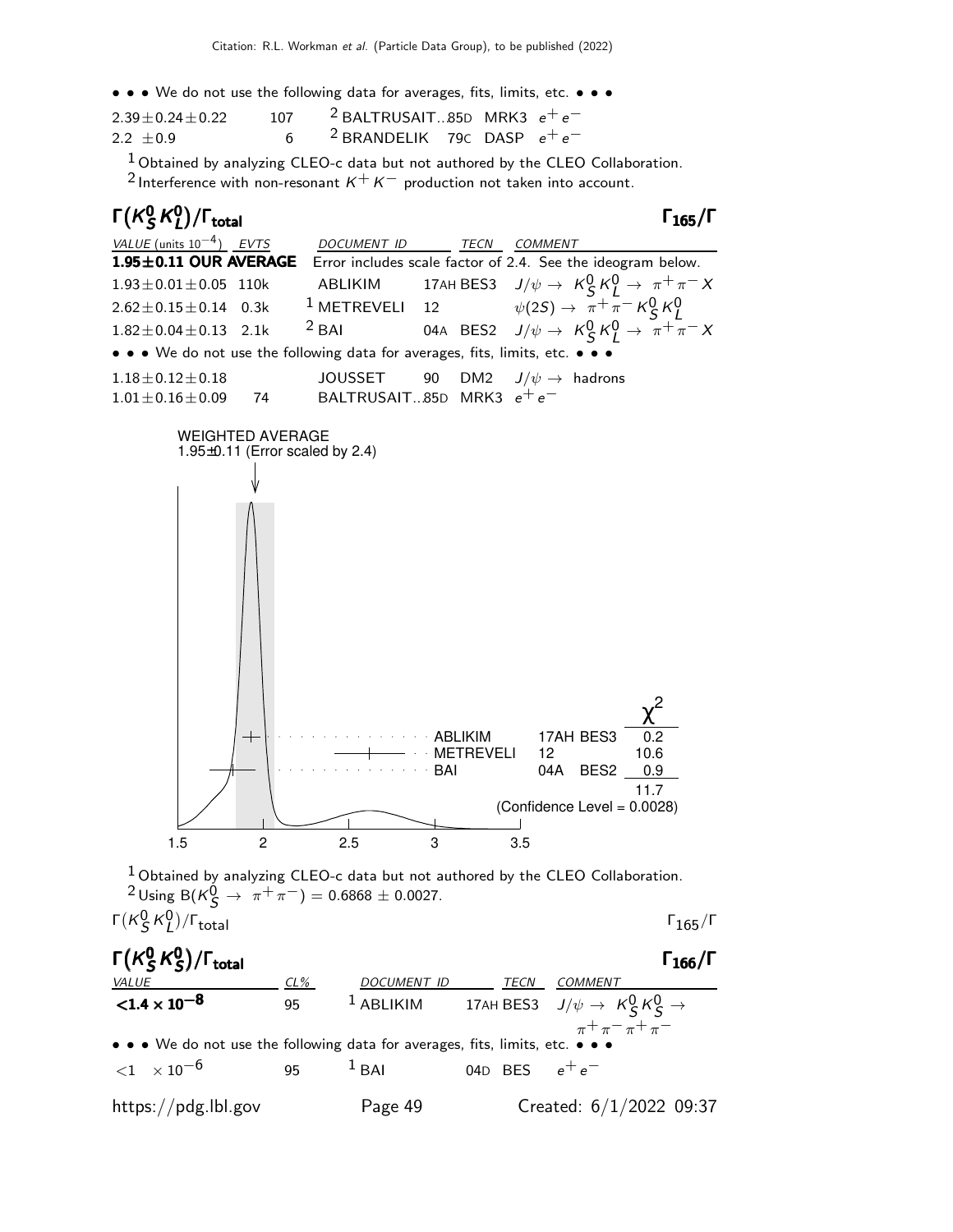• • • We do not use the following data for averages, fits, limits, etc. • • •

| | | | | |
|---|---|---|---|---|
| $2.39 \pm 0.24 \pm 0.22$ | 107 | [2] BALTRUSAIT...85D | MRK3 | $e^+e^-$ |
| $2.2 \pm 0.9$ | 6 | [2] BRANDELIK 79C | DASP | $e^+e^-$ |

[1] Obtained by analyzing CLEO-c data but not authored by the CLEO Collaboration.
[2] Interference with non-resonant $K^+K^-$ production not taken into account.

## $\Gamma(K^0_S K^0_L)/\Gamma_{\text{total}}$ $\Gamma_{165}/\Gamma$

| VALUE (units $10^{-4}$) | EVTS | DOCUMENT ID | TECN | COMMENT |
|---|---|---|---|---|
| **1.95±0.11 OUR AVERAGE** | | Error includes scale factor of 2.4. See the ideogram below. | | |
| $1.93 \pm 0.01 \pm 0.05$ | 110k | ABLIKIM 17AH | BES3 | $J/\psi \to K^0_S K^0_L \to \pi^+\pi^- X$ |
| $2.62 \pm 0.15 \pm 0.14$ | 0.3k | [1] METREVELI 12 | | $\psi(2S) \to \pi^+\pi^- K^0_S K^0_L$ |
| $1.82 \pm 0.04 \pm 0.13$ | 2.1k | [2] BAI 04A | BES2 | $J/\psi \to K^0_S K^0_L \to \pi^+\pi^- X$ |
| • • • We do not use the following data for averages, fits, limits, etc. • • • | | | | |
| $1.18 \pm 0.12 \pm 0.18$ | | JOUSSET 90 | DM2 | $J/\psi \to$ hadrons |
| $1.01 \pm 0.16 \pm 0.09$ | 74 | BALTRUSAIT...85D | MRK3 | $e^+e^-$ |

WEIGHTED AVERAGE
1.95±0.11 (Error scaled by 2.4)

| | | | $\chi^2$ |
|---|---|---|---|
| ABLIKIM | 17AH | BES3 | 0.2 |
| METREVELI | 12 | | 10.6 |
| BAI | 04A | BES2 | 0.9 |
| | | | 11.7 |

(Confidence Level = 0.0028)

[1] Obtained by analyzing CLEO-c data but not authored by the CLEO Collaboration.
[2] Using $B(K^0_S \to \pi^+\pi^-) = 0.6868 \pm 0.0027$.

$\Gamma(K^0_S K^0_L)/\Gamma_{\text{total}}$ $\Gamma_{165}/\Gamma$

## $\Gamma(K^0_S K^0_S)/\Gamma_{\text{total}}$ $\Gamma_{166}/\Gamma$

| VALUE | CL% | DOCUMENT ID | TECN | COMMENT |
|---|---|---|---|---|
| **$<1.4 \times 10^{-8}$** | 95 | [1] ABLIKIM 17AH | BES3 | $J/\psi \to K^0_S K^0_S \to \pi^+\pi^-\pi^+\pi^-$ |
| • • • We do not use the following data for averages, fits, limits, etc. • • • | | | | |
| $<1 \times 10^{-6}$ | 95 | [1] BAI 04D | BES | $e^+e^-$ |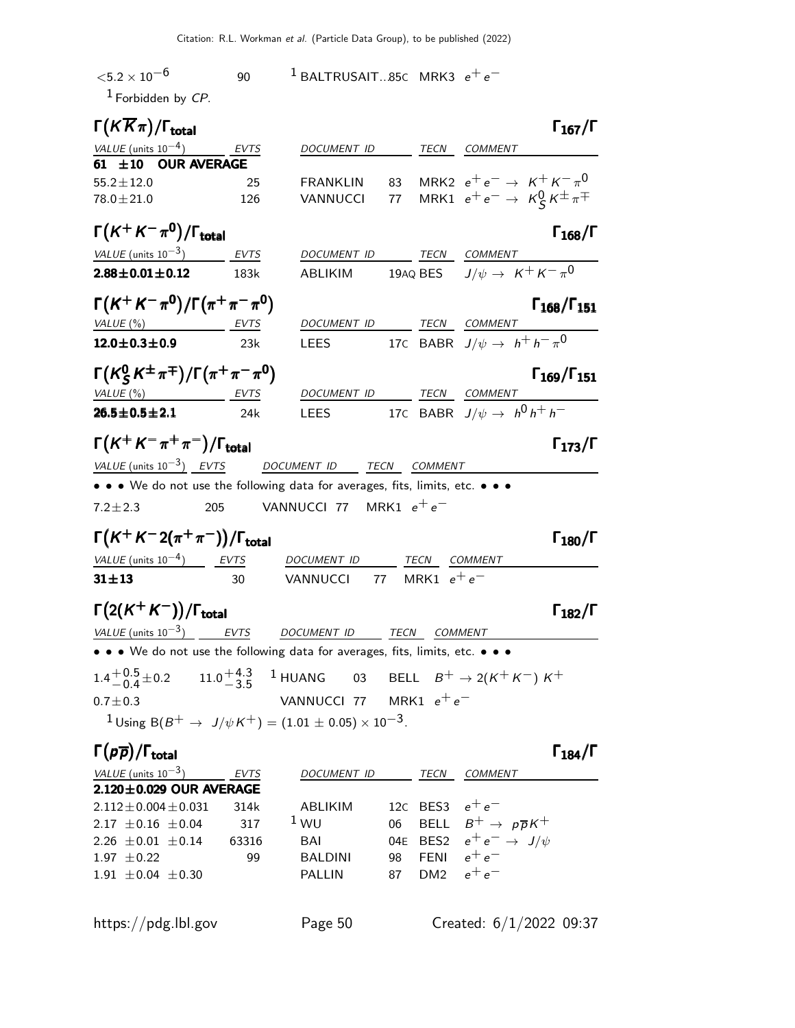| | | | | | |
|---|---|---|---|---|---|
| $<5.2 \times 10^{-6}$ | 90 | [1] BALTRUSAIT...85C | MRK3 | $e^+e^-$ | |

[1] Forbidden by $CP$.

### $\Gamma(K\overline{K}\pi)/\Gamma_{\text{total}}$ $\Gamma_{167}/\Gamma$

| VALUE (units $10^{-4}$) | EVTS | DOCUMENT ID | | TECN | COMMENT |
|---|---|---|---|---|---|
| **61 ±10 OUR AVERAGE** | | | | | |
| $55.2 \pm 12.0$ | 25 | FRANKLIN | 83 | MRK2 | $e^+e^- \to K^+K^-\pi^0$ |
| $78.0 \pm 21.0$ | 126 | VANNUCCI | 77 | MRK1 | $e^+e^- \to K^0_S K^\pm\pi^\mp$ |

### $\Gamma(K^+K^-\pi^0)/\Gamma_{\text{total}}$ $\Gamma_{168}/\Gamma$

| VALUE (units $10^{-3}$) | EVTS | DOCUMENT ID | | TECN | COMMENT |
|---|---|---|---|---|---|
| **$2.88 \pm 0.01 \pm 0.12$** | 183k | ABLIKIM | 19AQ | BES | $J/\psi \to K^+K^-\pi^0$ |

### $\Gamma(K^+K^-\pi^0)/\Gamma(\pi^+\pi^-\pi^0)$ $\Gamma_{168}/\Gamma_{151}$

| VALUE (%) | EVTS | DOCUMENT ID | | TECN | COMMENT |
|---|---|---|---|---|---|
| **$12.0 \pm 0.3 \pm 0.9$** | 23k | LEES | 17C | BABR | $J/\psi \to h^+h^-\pi^0$ |

### $\Gamma(K^0_S K^\pm\pi^\mp)/\Gamma(\pi^+\pi^-\pi^0)$ $\Gamma_{169}/\Gamma_{151}$

| VALUE (%) | EVTS | DOCUMENT ID | | TECN | COMMENT |
|---|---|---|---|---|---|
| **$26.5 \pm 0.5 \pm 2.1$** | 24k | LEES | 17C | BABR | $J/\psi \to h^0h^+h^-$ |

### $\Gamma(K^+K^-\pi^+\pi^-)/\Gamma_{\text{total}}$ $\Gamma_{173}/\Gamma$

| VALUE (units $10^{-3}$) | EVTS | DOCUMENT ID | | TECN | COMMENT |
|---|---|---|---|---|---|
| • • • We do not use the following data for averages, fits, limits, etc. • • • | | | | | |
| $7.2 \pm 2.3$ | 205 | VANNUCCI | 77 | MRK1 | $e^+e^-$ |

### $\Gamma(K^+K^-2(\pi^+\pi^-))/\Gamma_{\text{total}}$ $\Gamma_{180}/\Gamma$

| VALUE (units $10^{-4}$) | EVTS | DOCUMENT ID | | TECN | COMMENT |
|---|---|---|---|---|---|
| **$31 \pm 13$** | 30 | VANNUCCI | 77 | MRK1 | $e^+e^-$ |

### $\Gamma(2(K^+K^-))/\Gamma_{\text{total}}$ $\Gamma_{182}/\Gamma$

| VALUE (units $10^{-3}$) | EVTS | DOCUMENT ID | | TECN | COMMENT |
|---|---|---|---|---|---|
| • • • We do not use the following data for averages, fits, limits, etc. • • • | | | | | |
| $1.4^{+0.5}_{-0.4} \pm 0.2$ | $11.0^{+4.3}_{-3.5}$ | [1] HUANG | 03 | BELL | $B^+ \to 2(K^+K^-)\,K^+$ |
| $0.7 \pm 0.3$ | | VANNUCCI | 77 | MRK1 | $e^+e^-$ |

[1] Using $B(B^+ \to J/\psi K^+) = (1.01 \pm 0.05) \times 10^{-3}$.

### $\Gamma(p\overline{p})/\Gamma_{\text{total}}$ $\Gamma_{184}/\Gamma$

| VALUE (units $10^{-3}$) | EVTS | DOCUMENT ID | | TECN | COMMENT |
|---|---|---|---|---|---|
| **$2.120 \pm 0.029$ OUR AVERAGE** | | | | | |
| $2.112 \pm 0.004 \pm 0.031$ | 314k | ABLIKIM | 12C | BES3 | $e^+e^-$ |
| $2.17 \pm 0.16 \pm 0.04$ | 317 | [1] WU | 06 | BELL | $B^+ \to p\overline{p}K^+$ |
| $2.26 \pm 0.01 \pm 0.14$ | 63316 | BAI | 04E | BES2 | $e^+e^- \to J/\psi$ |
| $1.97 \pm 0.22$ | 99 | BALDINI | 98 | FENI | $e^+e^-$ |
| $1.91 \pm 0.04 \pm 0.30$ | | PALLIN | 87 | DM2 | $e^+e^-$ |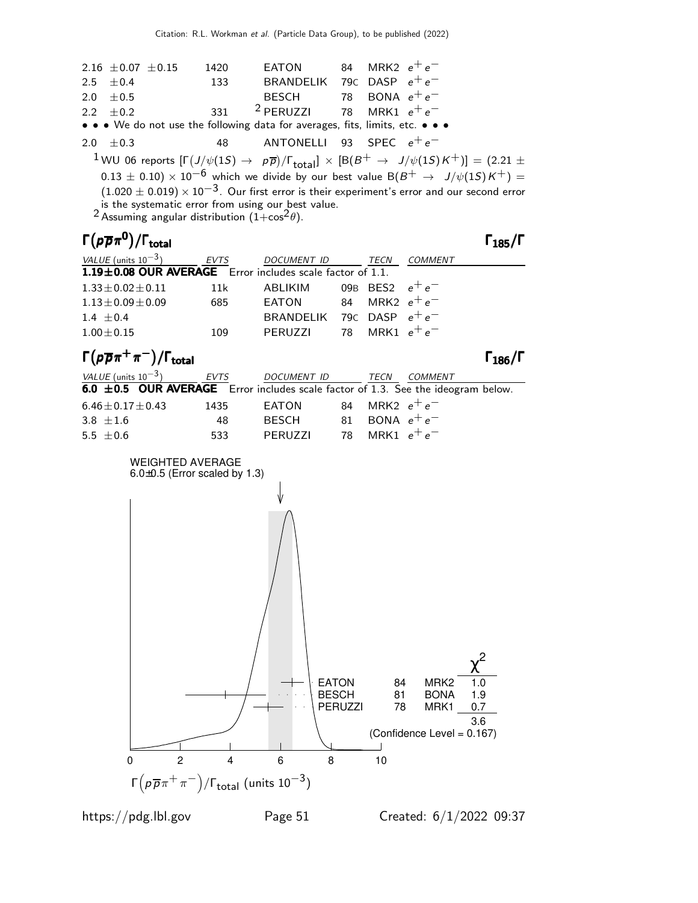| VALUE | EVTS | DOCUMENT ID | | TECN | COMMENT |
|---|---|---|---|---|---|
| $2.16 \pm 0.07 \pm 0.15$ | 1420 | EATON | 84 | MRK2 | $e^+e^-$ |
| $2.5 \pm 0.4$ | 133 | BRANDELIK | 79C | DASP | $e^+e^-$ |
| $2.0 \pm 0.5$ | | BESCH | 78 | BONA | $e^+e^-$ |
| $2.2 \pm 0.2$ | 331 | [2] PERUZZI | 78 | MRK1 | $e^+e^-$ |
| • • • We do not use the following data for averages, fits, limits, etc. • • • | | | | | |
| $2.0 \pm 0.3$ | 48 | ANTONELLI | 93 | SPEC | $e^+e^-$ |

[1] WU 06 reports $[\Gamma(J/\psi(1S) \rightarrow p\overline{p})/\Gamma_{total}] \times [B(B^+ \rightarrow J/\psi(1S)K^+)] = (2.21 \pm 0.13 \pm 0.10) \times 10^{-6}$ which we divide by our best value $B(B^+ \rightarrow J/\psi(1S)K^+) = (1.020 \pm 0.019) \times 10^{-3}$. Our first error is their experiment's error and our second error is the systematic error from using our best value.

[2] Assuming angular distribution $(1+\cos^2\theta)$.

## $\Gamma(p\overline{p}\pi^0)/\Gamma_{total}$ — $\Gamma_{185}/\Gamma$

| VALUE (units $10^{-3}$) | EVTS | DOCUMENT ID | | TECN | COMMENT |
|---|---|---|---|---|---|
| **$1.19 \pm 0.08$ OUR AVERAGE** Error includes scale factor of 1.1. | | | | | |
| $1.33 \pm 0.02 \pm 0.11$ | 11k | ABLIKIM | 09B | BES2 | $e^+e^-$ |
| $1.13 \pm 0.09 \pm 0.09$ | 685 | EATON | 84 | MRK2 | $e^+e^-$ |
| $1.4 \pm 0.4$ | | BRANDELIK | 79C | DASP | $e^+e^-$ |
| $1.00 \pm 0.15$ | 109 | PERUZZI | 78 | MRK1 | $e^+e^-$ |

## $\Gamma(p\overline{p}\pi^+\pi^-)/\Gamma_{total}$ — $\Gamma_{186}/\Gamma$

| VALUE (units $10^{-3}$) | EVTS | DOCUMENT ID | | TECN | COMMENT |
|---|---|---|---|---|---|
| **$6.0 \pm 0.5$ OUR AVERAGE** Error includes scale factor of 1.3. See the ideogram below. | | | | | |
| $6.46 \pm 0.17 \pm 0.43$ | 1435 | EATON | 84 | MRK2 | $e^+e^-$ |
| $3.8 \pm 1.6$ | 48 | BESCH | 81 | BONA | $e^+e^-$ |
| $5.5 \pm 0.6$ | 533 | PERUZZI | 78 | MRK1 | $e^+e^-$ |

WEIGHTED AVERAGE
6.0±0.5 (Error scaled by 1.3)

| | | | $\chi^2$ |
|---|---|---|---|
| EATON | 84 | MRK2 | 1.0 |
| BESCH | 81 | BONA | 1.9 |
| PERUZZI | 78 | MRK1 | 0.7 |
| | | | 3.6 |

(Confidence Level = 0.167)

$\Gamma(p\overline{p}\pi^+\pi^-)/\Gamma_{total}$ (units $10^{-3}$)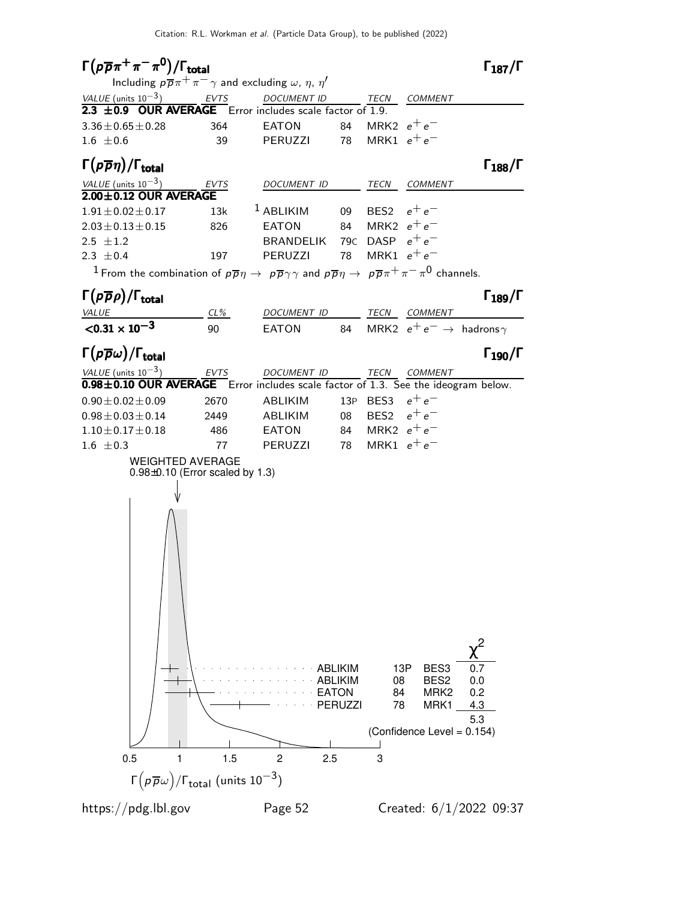## $\Gamma(p\overline{p}\pi^+\pi^-\pi^0)/\Gamma_{\rm total}$ $\Gamma_{187}/\Gamma$

Including $p\overline{p}\pi^+\pi^-\gamma$ and excluding $\omega$, $\eta$, $\eta'$

| VALUE (units $10^{-3}$) | EVTS | DOCUMENT ID | | TECN | COMMENT |
|---|---|---|---|---|---|
| **2.3 ±0.9 OUR AVERAGE** | Error includes scale factor of 1.9. | | | | |
| $3.36\pm0.65\pm0.28$ | 364 | EATON | 84 | MRK2 | $e^+e^-$ |
| $1.6\ \pm0.6$ | 39 | PERUZZI | 78 | MRK1 | $e^+e^-$ |

## $\Gamma(p\overline{p}\eta)/\Gamma_{\rm total}$ $\Gamma_{188}/\Gamma$

| VALUE (units $10^{-3}$) | EVTS | DOCUMENT ID | | TECN | COMMENT |
|---|---|---|---|---|---|
| **2.00±0.12 OUR AVERAGE** | | | | | |
| $1.91\pm0.02\pm0.17$ | 13k | [1] ABLIKIM | 09 | BES2 | $e^+e^-$ |
| $2.03\pm0.13\pm0.15$ | 826 | EATON | 84 | MRK2 | $e^+e^-$ |
| $2.5\ \pm1.2$ | | BRANDELIK | 79C | DASP | $e^+e^-$ |
| $2.3\ \pm0.4$ | 197 | PERUZZI | 78 | MRK1 | $e^+e^-$ |

[1] From the combination of $p\overline{p}\eta \rightarrow p\overline{p}\gamma\gamma$ and $p\overline{p}\eta \rightarrow p\overline{p}\pi^+\pi^-\pi^0$ channels.

## $\Gamma(p\overline{p}\rho)/\Gamma_{\rm total}$ $\Gamma_{189}/\Gamma$

| VALUE | CL% | DOCUMENT ID | | TECN | COMMENT |
|---|---|---|---|---|---|
| $\mathbf{<0.31\times10^{-3}}$ | 90 | EATON | 84 | MRK2 | $e^+e^-\rightarrow$ hadrons$\gamma$ |

## $\Gamma(p\overline{p}\omega)/\Gamma_{\rm total}$ $\Gamma_{190}/\Gamma$

| VALUE (units $10^{-3}$) | EVTS | DOCUMENT ID | | TECN | COMMENT |
|---|---|---|---|---|---|
| **0.98±0.10 OUR AVERAGE** | Error includes scale factor of 1.3. See the ideogram below. | | | | |
| $0.90\pm0.02\pm0.09$ | 2670 | ABLIKIM | 13P | BES3 | $e^+e^-$ |
| $0.98\pm0.03\pm0.14$ | 2449 | ABLIKIM | 08 | BES2 | $e^+e^-$ |
| $1.10\pm0.17\pm0.18$ | 486 | EATON | 84 | MRK2 | $e^+e^-$ |
| $1.6\ \pm0.3$ | 77 | PERUZZI | 78 | MRK1 | $e^+e^-$ |

WEIGHTED AVERAGE
0.98±0.10 (Error scaled by 1.3)

| | | | $\chi^2$ |
|---|---|---|---|
| ABLIKIM | 13P | BES3 | 0.7 |
| ABLIKIM | 08 | BES2 | 0.0 |
| EATON | 84 | MRK2 | 0.2 |
| PERUZZI | 78 | MRK1 | 4.3 |
| | | | 5.3 |

(Confidence Level = 0.154)

$\Gamma\left(p\overline{p}\omega\right)/\Gamma_{\rm total}$ (units $10^{-3}$)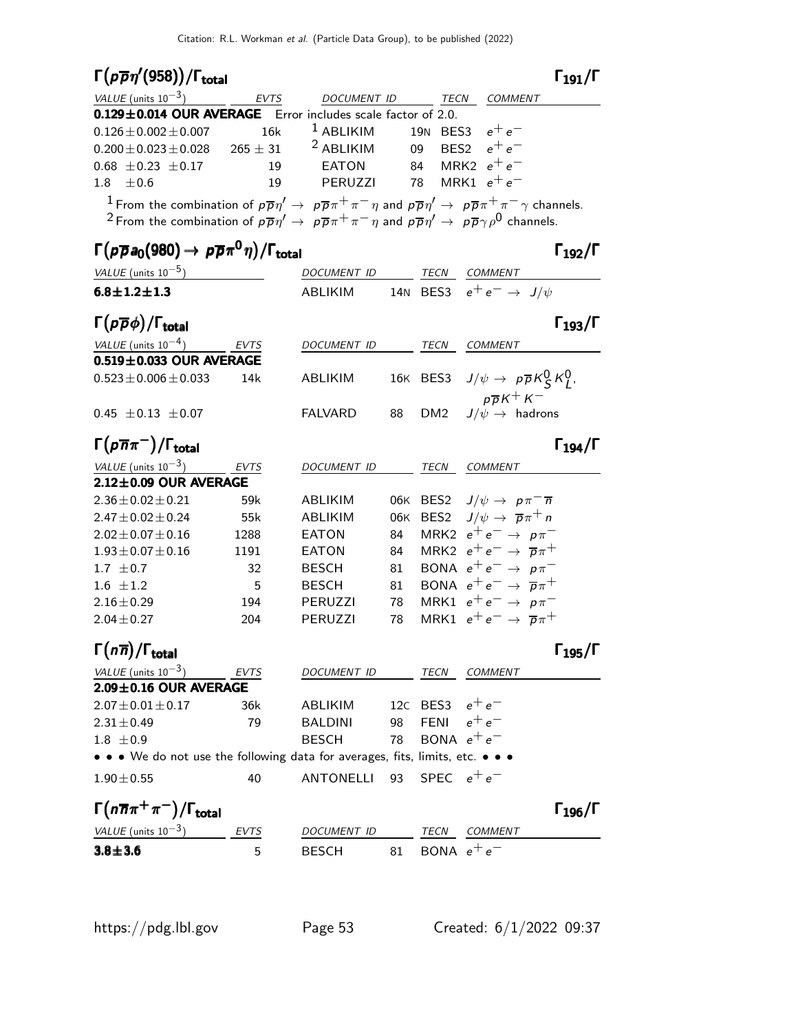## $\Gamma(p\overline{p}\eta'(958))/\Gamma_{\text{total}}$ $\Gamma_{191}/\Gamma$

| VALUE (units $10^{-3}$) | EVTS | DOCUMENT ID | | TECN | COMMENT |
|---|---|---|---|---|---|
| **0.129±0.014 OUR AVERAGE** | Error includes scale factor of 2.0. | | | | |
| $0.126 \pm 0.002 \pm 0.007$ | 16k | [1] ABLIKIM | 19N | BES3 | $e^+e^-$ |
| $0.200 \pm 0.023 \pm 0.028$ | $265 \pm 31$ | [2] ABLIKIM | 09 | BES2 | $e^+e^-$ |
| $0.68 \pm 0.23 \pm 0.17$ | 19 | EATON | 84 | MRK2 | $e^+e^-$ |
| $1.8 \pm 0.6$ | 19 | PERUZZI | 78 | MRK1 | $e^+e^-$ |

[1] From the combination of $p\overline{p}\eta' \rightarrow p\overline{p}\pi^+\pi^-\eta$ and $p\overline{p}\eta' \rightarrow p\overline{p}\pi^+\pi^-\gamma$ channels.
[2] From the combination of $p\overline{p}\eta' \rightarrow p\overline{p}\pi^+\pi^-\eta$ and $p\overline{p}\eta' \rightarrow p\overline{p}\gamma\rho^0$ channels.

## $\Gamma(p\overline{p}a_0(980) \rightarrow p\overline{p}\pi^0\eta)/\Gamma_{\text{total}}$ $\Gamma_{192}/\Gamma$

| VALUE (units $10^{-5}$) | DOCUMENT ID | | TECN | COMMENT |
|---|---|---|---|---|
| **6.8±1.2±1.3** | ABLIKIM | 14N | BES3 | $e^+e^- \rightarrow J/\psi$ |

## $\Gamma(p\overline{p}\phi)/\Gamma_{\text{total}}$ $\Gamma_{193}/\Gamma$

| VALUE (units $10^{-4}$) | EVTS | DOCUMENT ID | | TECN | COMMENT |
|---|---|---|---|---|---|
| **0.519±0.033 OUR AVERAGE** | | | | | |
| $0.523 \pm 0.006 \pm 0.033$ | 14k | ABLIKIM | 16K | BES3 | $J/\psi \rightarrow p\overline{p}K^0_S K^0_L$, $p\overline{p}K^+K^-$ |
| $0.45 \pm 0.13 \pm 0.07$ | | FALVARD | 88 | DM2 | $J/\psi \rightarrow$ hadrons |

## $\Gamma(p\overline{n}\pi^-)/\Gamma_{\text{total}}$ $\Gamma_{194}/\Gamma$

| VALUE (units $10^{-3}$) | EVTS | DOCUMENT ID | | TECN | COMMENT |
|---|---|---|---|---|---|
| **2.12±0.09 OUR AVERAGE** | | | | | |
| $2.36 \pm 0.02 \pm 0.21$ | 59k | ABLIKIM | 06K | BES2 | $J/\psi \rightarrow p\pi^-\overline{n}$ |
| $2.47 \pm 0.02 \pm 0.24$ | 55k | ABLIKIM | 06K | BES2 | $J/\psi \rightarrow \overline{p}\pi^+ n$ |
| $2.02 \pm 0.07 \pm 0.16$ | 1288 | EATON | 84 | MRK2 | $e^+e^- \rightarrow p\pi^-$ |
| $1.93 \pm 0.07 \pm 0.16$ | 1191 | EATON | 84 | MRK2 | $e^+e^- \rightarrow \overline{p}\pi^+$ |
| $1.7 \pm 0.7$ | 32 | BESCH | 81 | BONA | $e^+e^- \rightarrow p\pi^-$ |
| $1.6 \pm 1.2$ | 5 | BESCH | 81 | BONA | $e^+e^- \rightarrow \overline{p}\pi^+$ |
| $2.16 \pm 0.29$ | 194 | PERUZZI | 78 | MRK1 | $e^+e^- \rightarrow p\pi^-$ |
| $2.04 \pm 0.27$ | 204 | PERUZZI | 78 | MRK1 | $e^+e^- \rightarrow \overline{p}\pi^+$ |

## $\Gamma(n\overline{n})/\Gamma_{\text{total}}$ $\Gamma_{195}/\Gamma$

| VALUE (units $10^{-3}$) | EVTS | DOCUMENT ID | | TECN | COMMENT |
|---|---|---|---|---|---|
| **2.09±0.16 OUR AVERAGE** | | | | | |
| $2.07 \pm 0.01 \pm 0.17$ | 36k | ABLIKIM | 12C | BES3 | $e^+e^-$ |
| $2.31 \pm 0.49$ | 79 | BALDINI | 98 | FENI | $e^+e^-$ |
| $1.8 \pm 0.9$ | | BESCH | 78 | BONA | $e^+e^-$ |
| • • • We do not use the following data for averages, fits, limits, etc. • • • | | | | | |
| $1.90 \pm 0.55$ | 40 | ANTONELLI | 93 | SPEC | $e^+e^-$ |

## $\Gamma(n\overline{n}\pi^+\pi^-)/\Gamma_{\text{total}}$ $\Gamma_{196}/\Gamma$

| VALUE (units $10^{-3}$) | EVTS | DOCUMENT ID | | TECN | COMMENT |
|---|---|---|---|---|---|
| **3.8±3.6** | 5 | BESCH | 81 | BONA | $e^+e^-$ |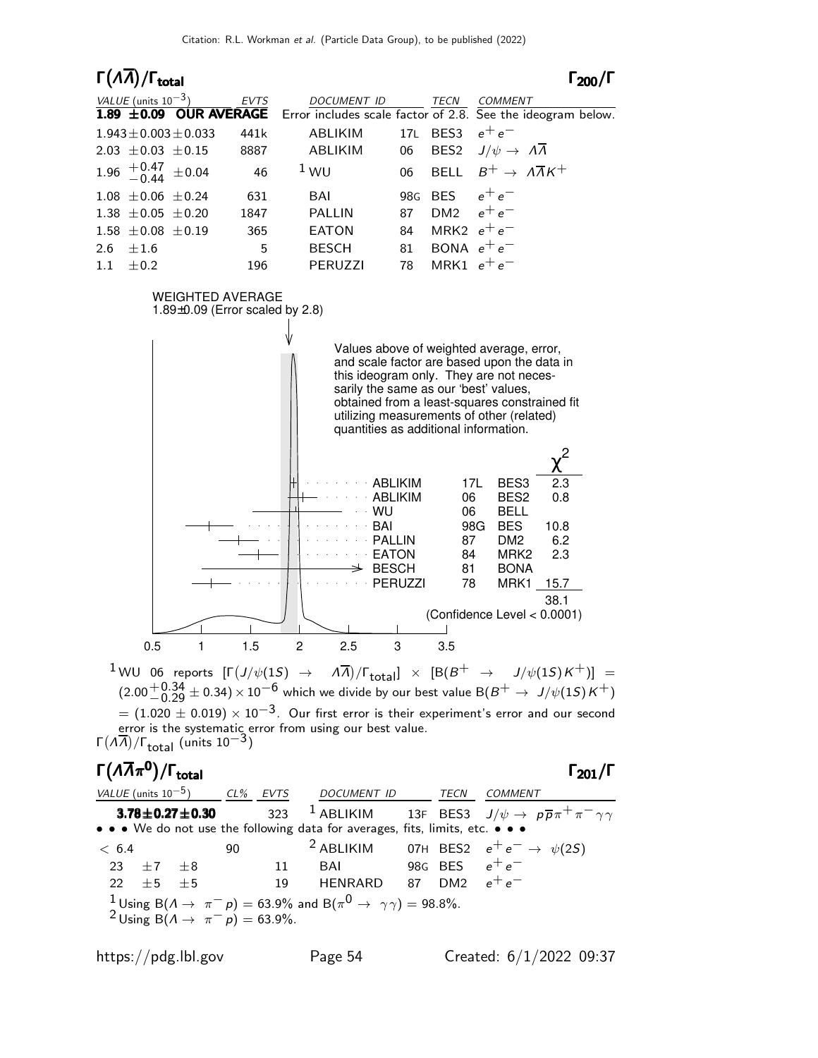## $\Gamma(\Lambda\overline{\Lambda})/\Gamma_{total}$ — $\Gamma_{200}/\Gamma$

| VALUE (units $10^{-3}$) | EVTS | DOCUMENT ID | | TECN | COMMENT |
|---|---|---|---|---|---|
| **1.89 ±0.09 OUR AVERAGE** | | Error includes scale factor of 2.8. See the ideogram below. | | | |
| $1.943 \pm 0.003 \pm 0.033$ | 441k | ABLIKIM | 17L | BES3 | $e^+e^-$ |
| $2.03 \pm 0.03 \pm 0.15$ | 8887 | ABLIKIM | 06 | BES2 | $J/\psi \to \Lambda\overline{\Lambda}$ |
| $1.96\ ^{+0.47}_{-0.44} \pm 0.04$ | 46 | WU [1] | 06 | BELL | $B^+ \to \Lambda\overline{\Lambda}K^+$ |
| $1.08 \pm 0.06 \pm 0.24$ | 631 | BAI | 98G | BES | $e^+e^-$ |
| $1.38 \pm 0.05 \pm 0.20$ | 1847 | PALLIN | 87 | DM2 | $e^+e^-$ |
| $1.58 \pm 0.08 \pm 0.19$ | 365 | EATON | 84 | MRK2 | $e^+e^-$ |
| $2.6 \pm 1.6$ | 5 | BESCH | 81 | BONA | $e^+e^-$ |
| $1.1 \pm 0.2$ | 196 | PERUZZI | 78 | MRK1 | $e^+e^-$ |

WEIGHTED AVERAGE
1.89±0.09 (Error scaled by 2.8)

Values above of weighted average, error, and scale factor are based upon the data in this ideogram only. They are not necessarily the same as our 'best' values, obtained from a least-squares constrained fit utilizing measurements of other (related) quantities as additional information.

| | | | $\chi^2$ |
|---|---|---|---|
| ABLIKIM | 17L | BES3 | 2.3 |
| ABLIKIM | 06 | BES2 | 0.8 |
| WU | 06 | BELL | |
| BAI | 98G | BES | 10.8 |
| PALLIN | 87 | DM2 | 6.2 |
| EATON | 84 | MRK2 | 2.3 |
| BESCH | 81 | BONA | |
| PERUZZI | 78 | MRK1 | 15.7 |
| | | | 38.1 |

(Confidence Level < 0.0001)

$\Gamma(\Lambda\overline{\Lambda})/\Gamma_{total}$ (units $10^{-3}$)

[1] WU 06 reports $[\Gamma(J/\psi(1S) \to \Lambda\overline{\Lambda})/\Gamma_{total}] \times [B(B^+ \to J/\psi(1S)K^+)] = (2.00^{+0.34}_{-0.29} \pm 0.34) \times 10^{-6}$ which we divide by our best value $B(B^+ \to J/\psi(1S)K^+) = (1.020 \pm 0.019) \times 10^{-3}$. Our first error is their experiment's error and our second error is the systematic error from using our best value.

## $\Gamma(\Lambda\overline{\Lambda}\pi^0)/\Gamma_{total}$ — $\Gamma_{201}/\Gamma$

| VALUE (units $10^{-5}$) | CL% | EVTS | DOCUMENT ID | | TECN | COMMENT |
|---|---|---|---|---|---|---|
| **3.78±0.27±0.30** | | 323 | ABLIKIM [1] | 13F | BES3 | $J/\psi \to p\overline{p}\pi^+\pi^-\gamma\gamma$ |
| • • • We do not use the following data for averages, fits, limits, etc. • • • | | | | | | |
| $< 6.4$ | 90 | | ABLIKIM [2] | 07H | BES2 | $e^+e^- \to \psi(2S)$ |
| $23 \pm 7 \pm 8$ | | 11 | BAI | 98G | BES | $e^+e^-$ |
| $22 \pm 5 \pm 5$ | | 19 | HENRARD | 87 | DM2 | $e^+e^-$ |

[1] Using $B(\Lambda \to \pi^- p) = 63.9\%$ and $B(\pi^0 \to \gamma\gamma) = 98.8\%$.
[2] Using $B(\Lambda \to \pi^- p) = 63.9\%$.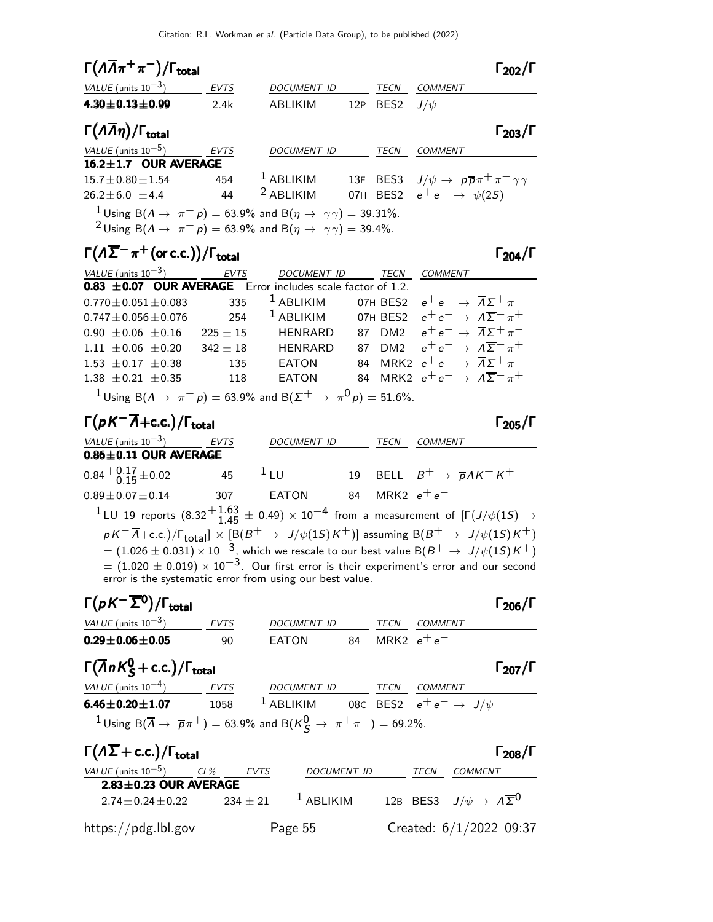## $\Gamma(\Lambda\overline{\Lambda}\pi^+\pi^-)/\Gamma_{\rm total}$ — $\Gamma_{202}/\Gamma$

| VALUE (units $10^{-3}$) | EVTS | DOCUMENT ID | | TECN | COMMENT |
|---|---|---|---|---|---|
| **4.30±0.13±0.99** | 2.4k | ABLIKIM | 12P | BES2 | $J/\psi$ |

## $\Gamma(\Lambda\overline{\Lambda}\eta)/\Gamma_{\rm total}$ — $\Gamma_{203}/\Gamma$

| VALUE (units $10^{-5}$) | EVTS | DOCUMENT ID | | TECN | COMMENT |
|---|---|---|---|---|---|
| **16.2±1.7 OUR AVERAGE** | | | | | |
| 15.7±0.80±1.54 | 454 | [1] ABLIKIM | 13F | BES3 | $J/\psi \rightarrow p\overline{p}\pi^+\pi^-\gamma\gamma$ |
| 26.2±6.0 ±4.4 | 44 | [2] ABLIKIM | 07H | BES2 | $e^+e^- \rightarrow \psi(2S)$ |

[1] Using $B(\Lambda \rightarrow \pi^- p) = 63.9\%$ and $B(\eta \rightarrow \gamma\gamma) = 39.31\%$.
[2] Using $B(\Lambda \rightarrow \pi^- p) = 63.9\%$ and $B(\eta \rightarrow \gamma\gamma) = 39.4\%$.

## $\Gamma(\Lambda\overline{\Sigma}^-\pi^+ \text{(or c.c.)})/\Gamma_{\rm total}$ — $\Gamma_{204}/\Gamma$

| VALUE (units $10^{-3}$) | EVTS | DOCUMENT ID | | TECN | COMMENT |
|---|---|---|---|---|---|
| **0.83 ±0.07 OUR AVERAGE** Error includes scale factor of 1.2. | | | | | |
| 0.770±0.051±0.083 | 335 | [1] ABLIKIM | 07H | BES2 | $e^+e^- \rightarrow \overline{\Lambda}\Sigma^+\pi^-$ |
| 0.747±0.056±0.076 | 254 | [1] ABLIKIM | 07H | BES2 | $e^+e^- \rightarrow \Lambda\overline{\Sigma}^-\pi^+$ |
| 0.90 ±0.06 ±0.16 | 225 ± 15 | HENRARD | 87 | DM2 | $e^+e^- \rightarrow \overline{\Lambda}\Sigma^+\pi^-$ |
| 1.11 ±0.06 ±0.20 | 342 ± 18 | HENRARD | 87 | DM2 | $e^+e^- \rightarrow \Lambda\overline{\Sigma}^-\pi^+$ |
| 1.53 ±0.17 ±0.38 | 135 | EATON | 84 | MRK2 | $e^+e^- \rightarrow \overline{\Lambda}\Sigma^+\pi^-$ |
| 1.38 ±0.21 ±0.35 | 118 | EATON | 84 | MRK2 | $e^+e^- \rightarrow \Lambda\overline{\Sigma}^-\pi^+$ |

[1] Using $B(\Lambda \rightarrow \pi^- p) = 63.9\%$ and $B(\Sigma^+ \rightarrow \pi^0 p) = 51.6\%$.

## $\Gamma(pK^-\overline{\Lambda}+\text{c.c.})/\Gamma_{\rm total}$ — $\Gamma_{205}/\Gamma$

| VALUE (units $10^{-3}$) | EVTS | DOCUMENT ID | | TECN | COMMENT |
|---|---|---|---|---|---|
| **0.86±0.11 OUR AVERAGE** | | | | | |
| $0.84^{+0.17}_{-0.15}\pm0.02$ | 45 | [1] LU | 19 | BELL | $B^+ \rightarrow \overline{p}\Lambda K^+K^+$ |
| 0.89±0.07±0.14 | 307 | EATON | 84 | MRK2 | $e^+e^-$ |

[1] LU 19 reports $(8.32^{+1.63}_{-1.45} \pm 0.49) \times 10^{-4}$ from a measurement of $[\Gamma(J/\psi(1S) \rightarrow pK^-\overline{\Lambda}+\text{c.c.})/\Gamma_{\rm total}] \times [B(B^+ \rightarrow J/\psi(1S)K^+)]$ assuming $B(B^+ \rightarrow J/\psi(1S)K^+) = (1.026 \pm 0.031) \times 10^{-3}$, which we rescale to our best value $B(B^+ \rightarrow J/\psi(1S)K^+) = (1.020 \pm 0.019) \times 10^{-3}$. Our first error is their experiment's error and our second error is the systematic error from using our best value.

## $\Gamma(pK^-\overline{\Sigma}^0)/\Gamma_{\rm total}$ — $\Gamma_{206}/\Gamma$

| VALUE (units $10^{-3}$) | EVTS | DOCUMENT ID | | TECN | COMMENT |
|---|---|---|---|---|---|
| **0.29±0.06±0.05** | 90 | EATON | 84 | MRK2 | $e^+e^-$ |

## $\Gamma(\overline{\Lambda}nK^0_S+\text{c.c.})/\Gamma_{\rm total}$ — $\Gamma_{207}/\Gamma$

| VALUE (units $10^{-4}$) | EVTS | DOCUMENT ID | | TECN | COMMENT |
|---|---|---|---|---|---|
| **6.46±0.20±1.07** | 1058 | [1] ABLIKIM | 08C | BES2 | $e^+e^- \rightarrow J/\psi$ |

[1] Using $B(\overline{\Lambda} \rightarrow \overline{p}\pi^+) = 63.9\%$ and $B(K^0_S \rightarrow \pi^+\pi^-) = 69.2\%$.

## $\Gamma(\Lambda\overline{\Sigma}+\text{c.c.})/\Gamma_{\rm total}$ — $\Gamma_{208}/\Gamma$

| VALUE (units $10^{-5}$) | CL% | EVTS | DOCUMENT ID | | TECN | COMMENT |
|---|---|---|---|---|---|---|
| **2.83±0.23 OUR AVERAGE** | | | | | | |
| 2.74±0.24±0.22 | | 234 ± 21 | [1] ABLIKIM | 12B | BES3 | $J/\psi \rightarrow \Lambda\overline{\Sigma}^0$ |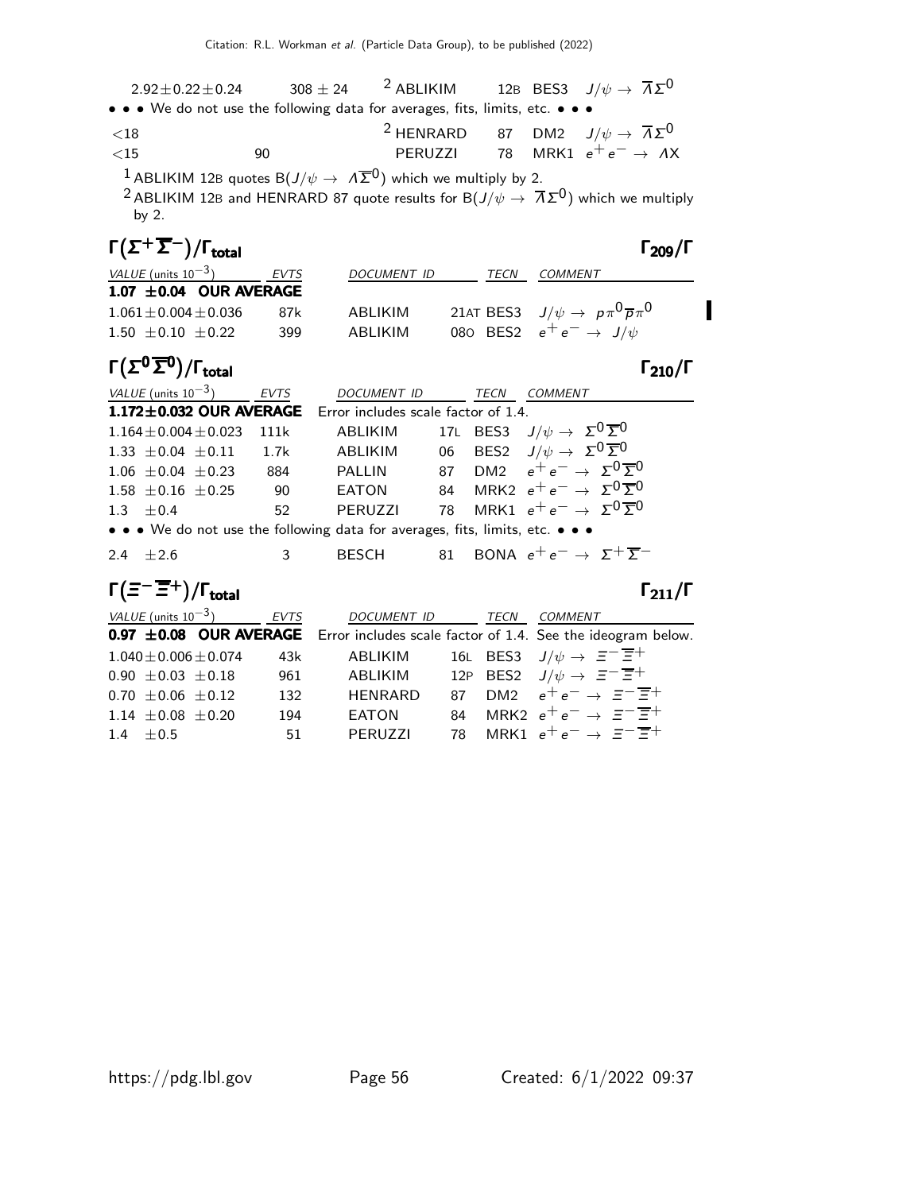| VALUE (units $10^{-3}$) | EVTS | DOCUMENT ID | | TECN | COMMENT |
|---|---|---|---|---|---|
| $2.92 \pm 0.22 \pm 0.24$ | $308 \pm 24$ | [2] ABLIKIM | 12B | BES3 | $J/\psi \to \overline{\Lambda}\Sigma^0$ |
| • • • We do not use the following data for averages, fits, limits, etc. • • • | | | | | |
| $<18$ | | [2] HENRARD | 87 | DM2 | $J/\psi \to \overline{\Lambda}\Sigma^0$ |
| $<15$ | 90 | PERUZZI | 78 | MRK1 | $e^+e^- \to \Lambda X$ |

[1] ABLIKIM 12B quotes $B(J/\psi \to \Lambda\overline{\Sigma}^0)$ which we multiply by 2.

[2] ABLIKIM 12B and HENRARD 87 quote results for $B(J/\psi \to \overline{\Lambda}\Sigma^0)$ which we multiply by 2.

## $\Gamma(\Sigma^+\overline{\Sigma}^-)/\Gamma_{total}$ — $\Gamma_{209}/\Gamma$

| VALUE (units $10^{-3}$) | EVTS | DOCUMENT ID | | TECN | COMMENT |
|---|---|---|---|---|---|
| **1.07 ±0.04 OUR AVERAGE** | | | | | |
| $1.061 \pm 0.004 \pm 0.036$ | 87k | ABLIKIM | 21AT | BES3 | $J/\psi \to p\pi^0\overline{p}\pi^0$ |
| $1.50 \pm 0.10 \pm 0.22$ | 399 | ABLIKIM | 08O | BES2 | $e^+e^- \to J/\psi$ |

## $\Gamma(\Sigma^0\overline{\Sigma}^0)/\Gamma_{total}$ — $\Gamma_{210}/\Gamma$

| VALUE (units $10^{-3}$) | EVTS | DOCUMENT ID | | TECN | COMMENT |
|---|---|---|---|---|---|
| **1.172±0.032 OUR AVERAGE** | | Error includes scale factor of 1.4. | | | |
| $1.164 \pm 0.004 \pm 0.023$ | 111k | ABLIKIM | 17L | BES3 | $J/\psi \to \Sigma^0\overline{\Sigma}^0$ |
| $1.33 \pm 0.04 \pm 0.11$ | 1.7k | ABLIKIM | 06 | BES2 | $J/\psi \to \Sigma^0\overline{\Sigma}^0$ |
| $1.06 \pm 0.04 \pm 0.23$ | 884 | PALLIN | 87 | DM2 | $e^+e^- \to \Sigma^0\overline{\Sigma}^0$ |
| $1.58 \pm 0.16 \pm 0.25$ | 90 | EATON | 84 | MRK2 | $e^+e^- \to \Sigma^0\overline{\Sigma}^0$ |
| $1.3 \pm 0.4$ | 52 | PERUZZI | 78 | MRK1 | $e^+e^- \to \Sigma^0\overline{\Sigma}^0$ |
| • • • We do not use the following data for averages, fits, limits, etc. • • • | | | | | |
| $2.4 \pm 2.6$ | 3 | BESCH | 81 | BONA | $e^+e^- \to \Sigma^+\overline{\Sigma}^-$ |

## $\Gamma(\Xi^-\overline{\Xi}^+)/\Gamma_{total}$ — $\Gamma_{211}/\Gamma$

| VALUE (units $10^{-3}$) | EVTS | DOCUMENT ID | | TECN | COMMENT |
|---|---|---|---|---|---|
| **0.97 ±0.08 OUR AVERAGE** | | Error includes scale factor of 1.4. See the ideogram below. | | | |
| $1.040 \pm 0.006 \pm 0.074$ | 43k | ABLIKIM | 16L | BES3 | $J/\psi \to \Xi^-\overline{\Xi}^+$ |
| $0.90 \pm 0.03 \pm 0.18$ | 961 | ABLIKIM | 12P | BES2 | $J/\psi \to \Xi^-\overline{\Xi}^+$ |
| $0.70 \pm 0.06 \pm 0.12$ | 132 | HENRARD | 87 | DM2 | $e^+e^- \to \Xi^-\overline{\Xi}^+$ |
| $1.14 \pm 0.08 \pm 0.20$ | 194 | EATON | 84 | MRK2 | $e^+e^- \to \Xi^-\overline{\Xi}^+$ |
| $1.4 \pm 0.5$ | 51 | PERUZZI | 78 | MRK1 | $e^+e^- \to \Xi^-\overline{\Xi}^+$ |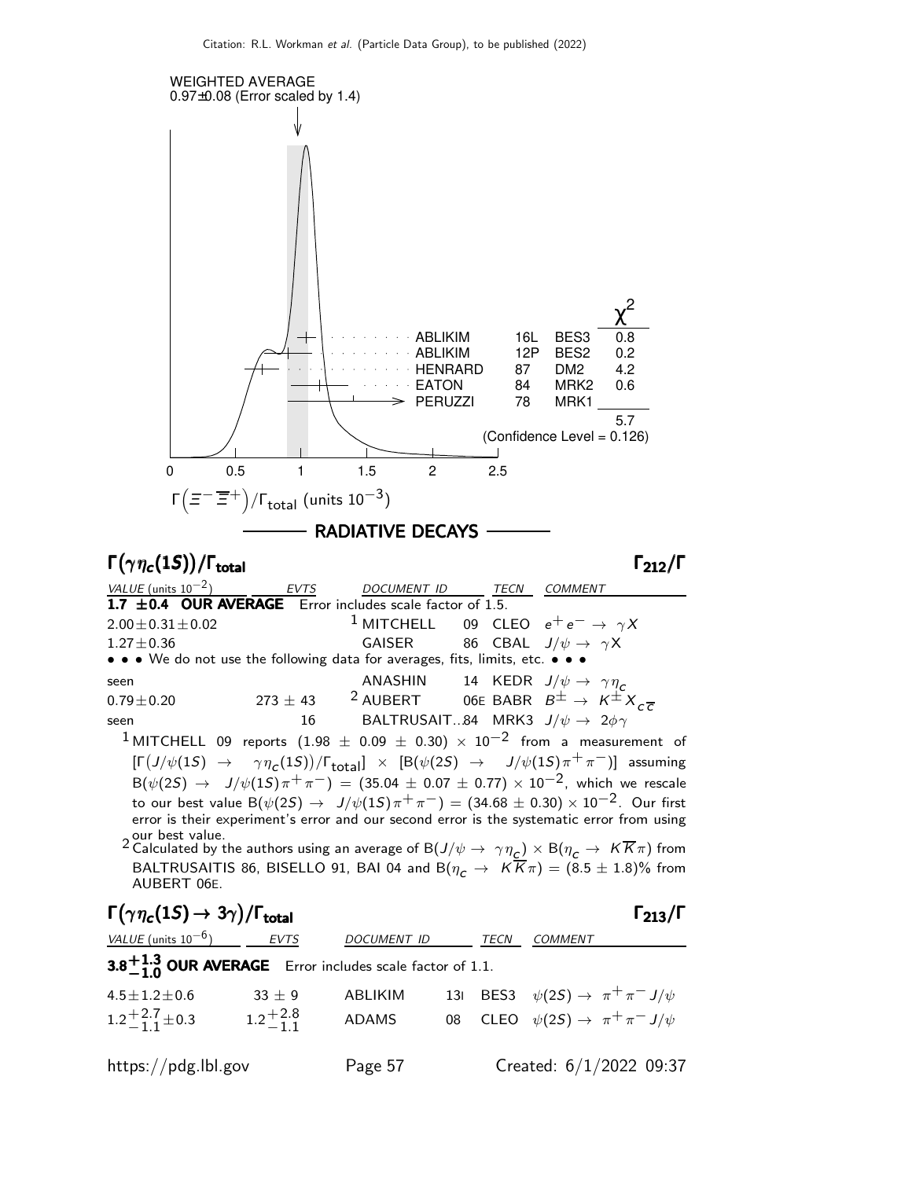WEIGHTED AVERAGE
0.97±0.08 (Error scaled by 1.4)

| | | | $\chi^2$ |
|---|---|---|---|
| ABLIKIM | 16L | BES3 | 0.8 |
| ABLIKIM | 12P | BES2 | 0.2 |
| HENRARD | 87 | DM2 | 4.2 |
| EATON | 84 | MRK2 | 0.6 |
| PERUZZI | 78 | MRK1 | |
| | | | 5.7 |

(Confidence Level = 0.126)

$\Gamma\big(\Xi^- \overline{\Xi}^+\big)/\Gamma_{\text{total}}$ (units $10^{-3}$)

## RADIATIVE DECAYS

### $\Gamma(\gamma\eta_c(1S))/\Gamma_{\text{total}}$ — $\Gamma_{212}/\Gamma$

| VALUE (units $10^{-2}$) | EVTS | DOCUMENT ID | | TECN | COMMENT |
|---|---|---|---|---|---|
| **1.7 ±0.4 OUR AVERAGE** Error includes scale factor of 1.5. | | | | | |
| $2.00\pm0.31\pm0.02$ | | [1] MITCHELL | 09 | CLEO | $e^+e^- \to \gamma X$ |
| $1.27\pm0.36$ | | GAISER | 86 | CBAL | $J/\psi \to \gamma X$ |
| • • • We do not use the following data for averages, fits, limits, etc. • • • | | | | | |
| seen | | ANASHIN | 14 | KEDR | $J/\psi \to \gamma\eta_c$ |
| $0.79\pm0.20$ | $273\pm43$ | [2] AUBERT | 06E | BABR | $B^\pm \to K^\pm X_{c\overline{c}}$ |
| seen | 16 | BALTRUSAIT...84 | | MRK3 | $J/\psi \to 2\phi\gamma$ |

[1] MITCHELL 09 reports $(1.98 \pm 0.09 \pm 0.30) \times 10^{-2}$ from a measurement of $[\Gamma(J/\psi(1S) \to \gamma\eta_c(1S))/\Gamma_{\text{total}}] \times [B(\psi(2S) \to J/\psi(1S)\pi^+\pi^-)]$ assuming $B(\psi(2S) \to J/\psi(1S)\pi^+\pi^-) = (35.04 \pm 0.07 \pm 0.77) \times 10^{-2}$, which we rescale to our best value $B(\psi(2S) \to J/\psi(1S)\pi^+\pi^-) = (34.68 \pm 0.30) \times 10^{-2}$. Our first error is their experiment's error and our second error is the systematic error from using our best value.

[2] Calculated by the authors using an average of $B(J/\psi \to \gamma\eta_c) \times B(\eta_c \to K\overline{K}\pi)$ from BALTRUSAITIS 86, BISELLO 91, BAI 04 and $B(\eta_c \to K\overline{K}\pi) = (8.5 \pm 1.8)\%$ from AUBERT 06E.

### $\Gamma(\gamma\eta_c(1S) \to 3\gamma)/\Gamma_{\text{total}}$ — $\Gamma_{213}/\Gamma$

| VALUE (units $10^{-6}$) | EVTS | DOCUMENT ID | | TECN | COMMENT |
|---|---|---|---|---|---|
| **$3.8^{+1.3}_{-1.0}$ OUR AVERAGE** Error includes scale factor of 1.1. | | | | | |
| $4.5\pm1.2\pm0.6$ | $33\pm9$ | ABLIKIM | 13I | BES3 | $\psi(2S) \to \pi^+\pi^- J/\psi$ |
| $1.2^{+2.7}_{-1.1}\pm0.3$ | $1.2^{+2.8}_{-1.1}$ | ADAMS | 08 | CLEO | $\psi(2S) \to \pi^+\pi^- J/\psi$ |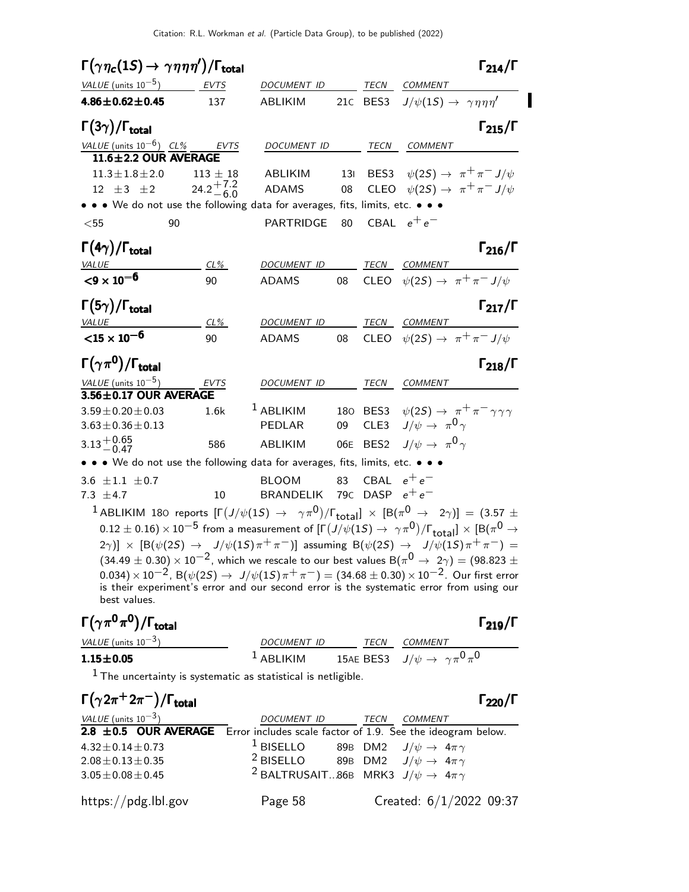## $\Gamma(\gamma\eta_c(1S) \to \gamma\eta\eta')/\Gamma_{\text{total}}$ $\Gamma_{214}/\Gamma$

| VALUE (units $10^{-5}$) | EVTS | DOCUMENT ID | | TECN | COMMENT |
|---|---|---|---|---|---|
| **4.86±0.62±0.45** | 137 | ABLIKIM | 21C | BES3 | $J/\psi(1S) \to \gamma\eta\eta'$ |

## $\Gamma(3\gamma)/\Gamma_{\text{total}}$ $\Gamma_{215}/\Gamma$

| VALUE (units $10^{-6}$) | CL% | EVTS | DOCUMENT ID | | TECN | COMMENT |
|---|---|---|---|---|---|---|
| **11.6±2.2 OUR AVERAGE** | | | | | | |
| 11.3±1.8±2.0 | | 113 ± 18 | ABLIKIM | 13I | BES3 | $\psi(2S) \to \pi^+\pi^- J/\psi$ |
| 12 ±3 ±2 | | $24.2^{+7.2}_{-6.0}$ | ADAMS | 08 | CLEO | $\psi(2S) \to \pi^+\pi^- J/\psi$ |
| • • • We do not use the following data for averages, fits, limits, etc. • • • | | | | | | |
| <55 | 90 | | PARTRIDGE | 80 | CBAL | $e^+e^-$ |

## $\Gamma(4\gamma)/\Gamma_{\text{total}}$ $\Gamma_{216}/\Gamma$

| VALUE | CL% | DOCUMENT ID | | TECN | COMMENT |
|---|---|---|---|---|---|
| **<9 × 10$^{-6}$** | 90 | ADAMS | 08 | CLEO | $\psi(2S) \to \pi^+\pi^- J/\psi$ |

## $\Gamma(5\gamma)/\Gamma_{\text{total}}$ $\Gamma_{217}/\Gamma$

| VALUE | CL% | DOCUMENT ID | | TECN | COMMENT |
|---|---|---|---|---|---|
| **<15 × 10$^{-6}$** | 90 | ADAMS | 08 | CLEO | $\psi(2S) \to \pi^+\pi^- J/\psi$ |

## $\Gamma(\gamma\pi^0)/\Gamma_{\text{total}}$ $\Gamma_{218}/\Gamma$

| VALUE (units $10^{-5}$) | EVTS | DOCUMENT ID | | TECN | COMMENT |
|---|---|---|---|---|---|
| **3.56±0.17 OUR AVERAGE** | | | | | |
| 3.59±0.20±0.03 | 1.6k | [1] ABLIKIM | 18O | BES3 | $\psi(2S) \to \pi^+\pi^-\gamma\gamma\gamma$ |
| 3.63±0.36±0.13 | | PEDLAR | 09 | CLE3 | $J/\psi \to \pi^0\gamma$ |
| $3.13^{+0.65}_{-0.47}$ | 586 | ABLIKIM | 06E | BES2 | $J/\psi \to \pi^0\gamma$ |
| • • • We do not use the following data for averages, fits, limits, etc. • • • | | | | | |
| 3.6 ±1.1 ±0.7 | | BLOOM | 83 | CBAL | $e^+e^-$ |
| 7.3 ±4.7 | 10 | BRANDELIK | 79C | DASP | $e^+e^-$ |

[1] ABLIKIM 18O reports $[\Gamma(J/\psi(1S) \to \gamma\pi^0)/\Gamma_{\text{total}}] \times [B(\pi^0 \to 2\gamma)] = (3.57 \pm 0.12 \pm 0.16) \times 10^{-5}$ from a measurement of $[\Gamma(J/\psi(1S) \to \gamma\pi^0)/\Gamma_{\text{total}}] \times [B(\pi^0 \to 2\gamma)] \times [B(\psi(2S) \to J/\psi(1S)\pi^+\pi^-)]$ assuming $B(\psi(2S) \to J/\psi(1S)\pi^+\pi^-) = (34.49 \pm 0.30) \times 10^{-2}$, which we rescale to our best values $B(\pi^0 \to 2\gamma) = (98.823 \pm 0.034) \times 10^{-2}$, $B(\psi(2S) \to J/\psi(1S)\pi^+\pi^-) = (34.68 \pm 0.30) \times 10^{-2}$. Our first error is their experiment's error and our second error is the systematic error from using our best values.

## $\Gamma(\gamma\pi^0\pi^0)/\Gamma_{\text{total}}$ $\Gamma_{219}/\Gamma$

| VALUE (units $10^{-3}$) | DOCUMENT ID | | TECN | COMMENT |
|---|---|---|---|---|
| **1.15±0.05** | [1] ABLIKIM | 15AE | BES3 | $J/\psi \to \gamma\pi^0\pi^0$ |

[1] The uncertainty is systematic as statistical is netligible.

## $\Gamma(\gamma 2\pi^+ 2\pi^-)/\Gamma_{\text{total}}$ $\Gamma_{220}/\Gamma$

| VALUE (units $10^{-3}$) | DOCUMENT ID | | TECN | COMMENT |
|---|---|---|---|---|
| **2.8 ±0.5 OUR AVERAGE** | Error includes scale factor of 1.9. See the ideogram below. | | | |
| 4.32±0.14±0.73 | [1] BISELLO | 89B | DM2 | $J/\psi \to 4\pi\gamma$ |
| 2.08±0.13±0.35 | [2] BISELLO | 89B | DM2 | $J/\psi \to 4\pi\gamma$ |
| 3.05±0.08±0.45 | [2] BALTRUSAIT...| 86B | MRK3 | $J/\psi \to 4\pi\gamma$ |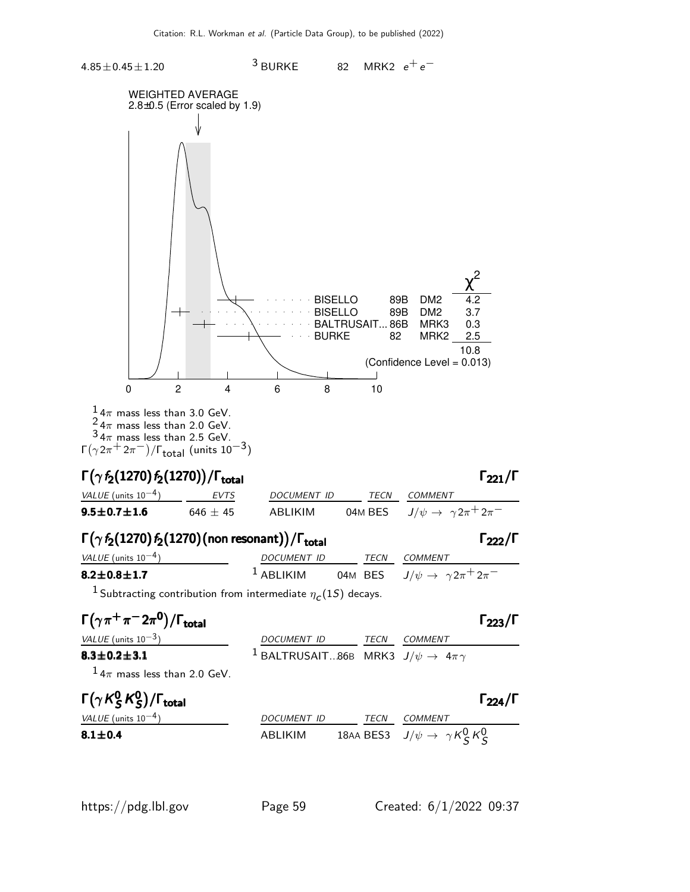| | | | | |
|---|---|---|---|---|
| $4.85 \pm 0.45 \pm 1.20$ | [3] BURKE | 82 | MRK2 | $e^+e^-$ |

WEIGHTED AVERAGE
2.8±0.5 (Error scaled by 1.9)

| | | | $\chi^2$ |
|---|---|---|---|
| BISELLO | 89B | DM2 | 4.2 |
| BISELLO | 89B | DM2 | 3.7 |
| BALTRUSAIT... | 86B | MRK3 | 0.3 |
| BURKE | 82 | MRK2 | 2.5 |
| | | | 10.8 |

(Confidence Level = 0.013)

[1] $4\pi$ mass less than 3.0 GeV.
[2] $4\pi$ mass less than 2.0 GeV.
[3] $4\pi$ mass less than 2.5 GeV.

$\Gamma(\gamma 2\pi^+ 2\pi^-)/\Gamma_{\text{total}}$ (units $10^{-3}$)

## $\Gamma(\gamma f_2(1270) f_2(1270))/\Gamma_{\text{total}}$ — $\Gamma_{221}/\Gamma$

| VALUE (units $10^{-4}$) | EVTS | DOCUMENT ID | TECN | COMMENT |
|---|---|---|---|---|
| **9.5±0.7±1.6** | 646 ± 45 | ABLIKIM | 04M BES | $J/\psi \rightarrow \gamma 2\pi^+ 2\pi^-$ |

## $\Gamma(\gamma f_2(1270) f_2(1270)(\text{non resonant}))/\Gamma_{\text{total}}$ — $\Gamma_{222}/\Gamma$

| VALUE (units $10^{-4}$) | DOCUMENT ID | TECN | COMMENT |
|---|---|---|---|
| **8.2±0.8±1.7** | [1] ABLIKIM | 04M BES | $J/\psi \rightarrow \gamma 2\pi^+ 2\pi^-$ |

[1] Subtracting contribution from intermediate $\eta_c(1S)$ decays.

## $\Gamma(\gamma \pi^+ \pi^- 2\pi^0)/\Gamma_{\text{total}}$ — $\Gamma_{223}/\Gamma$

| VALUE (units $10^{-3}$) | DOCUMENT ID | TECN | COMMENT |
|---|---|---|---|
| **8.3±0.2±3.1** | [1] BALTRUSAIT...86B | MRK3 | $J/\psi \rightarrow 4\pi\gamma$ |

[1] $4\pi$ mass less than 2.0 GeV.

## $\Gamma(\gamma K^0_S K^0_S)/\Gamma_{\text{total}}$ — $\Gamma_{224}/\Gamma$

| VALUE (units $10^{-4}$) | DOCUMENT ID | TECN | COMMENT |
|---|---|---|---|
| **8.1±0.4** | ABLIKIM | 18AA BES3 | $J/\psi \rightarrow \gamma K^0_S K^0_S$ |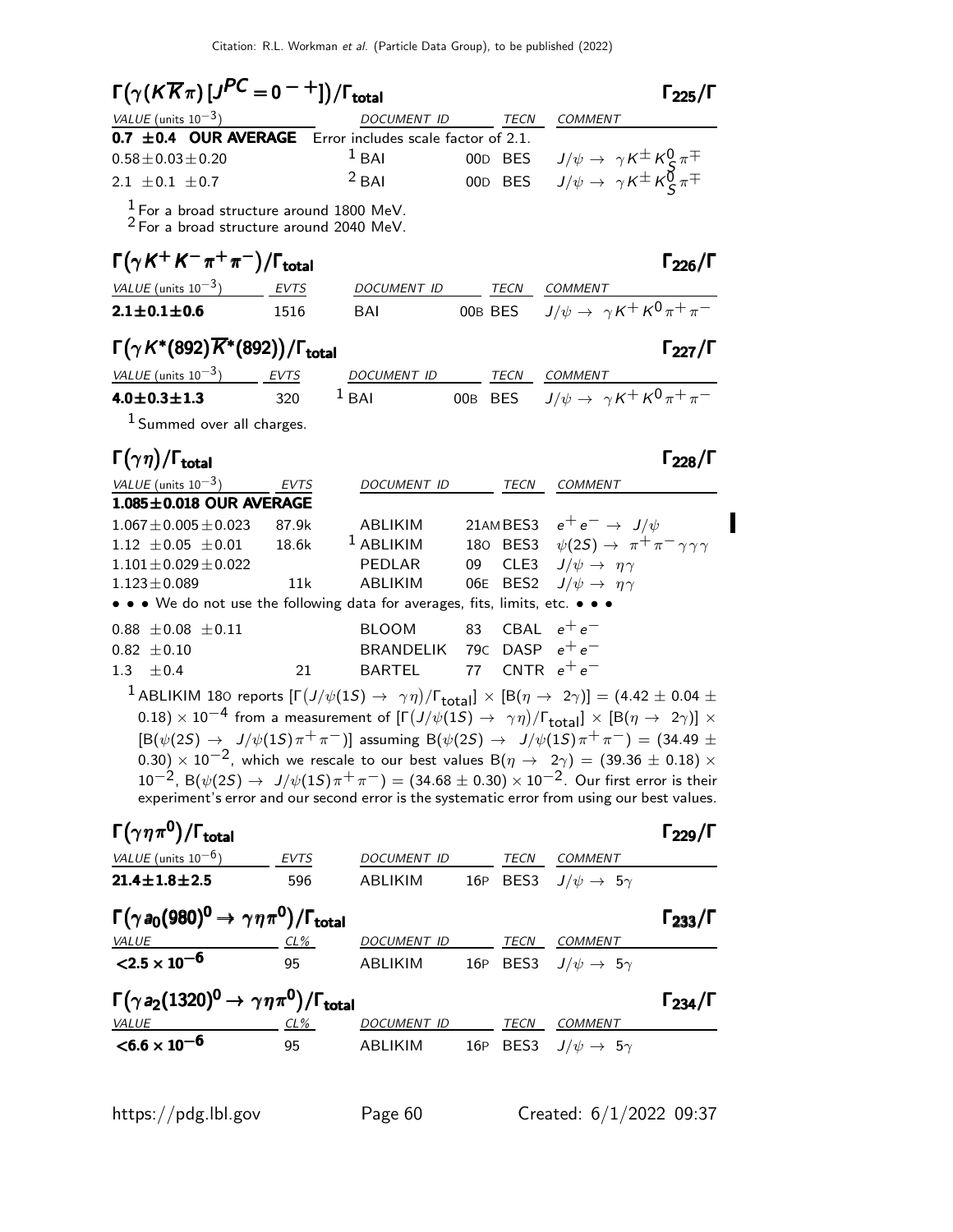### $\Gamma(\gamma(K\overline{K}\pi)[J^{PC}=0^{-+}])/\Gamma_{total}$ — $\Gamma_{225}/\Gamma$

| VALUE (units $10^{-3}$) | DOCUMENT ID | | TECN | COMMENT |
|---|---|---|---|---|
| **0.7 ±0.4 OUR AVERAGE** | Error includes scale factor of 2.1. | | | |
| $0.58\pm0.03\pm0.20$ | [1] BAI | 00D | BES | $J/\psi \to \gamma K^{\pm} K^0_S \pi^{\mp}$ |
| $2.1\ \pm0.1\ \pm0.7$ | [2] BAI | 00D | BES | $J/\psi \to \gamma K^{\pm} K^0_S \pi^{\mp}$ |

[1] For a broad structure around 1800 MeV.
[2] For a broad structure around 2040 MeV.

### $\Gamma(\gamma K^+ K^- \pi^+ \pi^-)/\Gamma_{total}$ — $\Gamma_{226}/\Gamma$

| VALUE (units $10^{-3}$) | EVTS | DOCUMENT ID | | TECN | COMMENT |
|---|---|---|---|---|---|
| **$2.1\pm0.1\pm0.6$** | 1516 | BAI | 00B | BES | $J/\psi \to \gamma K^+ K^0 \pi^+ \pi^-$ |

### $\Gamma(\gamma K^*(892)\overline{K}^*(892))/\Gamma_{total}$ — $\Gamma_{227}/\Gamma$

| VALUE (units $10^{-3}$) | EVTS | DOCUMENT ID | | TECN | COMMENT |
|---|---|---|---|---|---|
| **$4.0\pm0.3\pm1.3$** | 320 | [1] BAI | 00B | BES | $J/\psi \to \gamma K^+ K^0 \pi^+ \pi^-$ |

[1] Summed over all charges.

### $\Gamma(\gamma\eta)/\Gamma_{total}$ — $\Gamma_{228}/\Gamma$

| VALUE (units $10^{-3}$) | EVTS | DOCUMENT ID | | TECN | COMMENT |
|---|---|---|---|---|---|
| **$1.085\pm0.018$ OUR AVERAGE** | | | | | |
| $1.067\pm0.005\pm0.023$ | 87.9k | ABLIKIM | 21AM | BES3 | $e^+e^- \to J/\psi$ |
| $1.12\ \pm0.05\ \pm0.01$ | 18.6k | [1] ABLIKIM | 18O | BES3 | $\psi(2S) \to \pi^+\pi^-\gamma\gamma\gamma$ |
| $1.101\pm0.029\pm0.022$ | | PEDLAR | 09 | CLE3 | $J/\psi \to \eta\gamma$ |
| $1.123\pm0.089$ | 11k | ABLIKIM | 06E | BES2 | $J/\psi \to \eta\gamma$ |
| • • • We do not use the following data for averages, fits, limits, etc. • • • | | | | | |
| $0.88\ \pm0.08\ \pm0.11$ | | BLOOM | 83 | CBAL | $e^+e^-$ |
| $0.82\ \pm0.10$ | | BRANDELIK | 79C | DASP | $e^+e^-$ |
| $1.3\ \ \pm0.4$ | 21 | BARTEL | 77 | CNTR | $e^+e^-$ |

[1] ABLIKIM 18O reports $[\Gamma(J/\psi(1S) \to \gamma\eta)/\Gamma_{total}] \times [B(\eta \to 2\gamma)] = (4.42 \pm 0.04 \pm 0.18) \times 10^{-4}$ from a measurement of $[\Gamma(J/\psi(1S) \to \gamma\eta)/\Gamma_{total}] \times [B(\eta \to 2\gamma)] \times [B(\psi(2S) \to J/\psi(1S)\pi^+\pi^-)]$ assuming $B(\psi(2S) \to J/\psi(1S)\pi^+\pi^-) = (34.49 \pm 0.30) \times 10^{-2}$, which we rescale to our best values $B(\eta \to 2\gamma) = (39.36 \pm 0.18) \times 10^{-2}$, $B(\psi(2S) \to J/\psi(1S)\pi^+\pi^-) = (34.68 \pm 0.30) \times 10^{-2}$. Our first error is their experiment's error and our second error is the systematic error from using our best values.

### $\Gamma(\gamma\eta\pi^0)/\Gamma_{total}$ — $\Gamma_{229}/\Gamma$

| VALUE (units $10^{-6}$) | EVTS | DOCUMENT ID | | TECN | COMMENT |
|---|---|---|---|---|---|
| **$21.4\pm1.8\pm2.5$** | 596 | ABLIKIM | 16P | BES3 | $J/\psi \to 5\gamma$ |

### $\Gamma(\gamma a_0(980)^0 \to \gamma\eta\pi^0)/\Gamma_{total}$ — $\Gamma_{233}/\Gamma$

| VALUE | CL% | DOCUMENT ID | | TECN | COMMENT |
|---|---|---|---|---|---|
| **$<2.5\times10^{-6}$** | 95 | ABLIKIM | 16P | BES3 | $J/\psi \to 5\gamma$ |

### $\Gamma(\gamma a_2(1320)^0 \to \gamma\eta\pi^0)/\Gamma_{total}$ — $\Gamma_{234}/\Gamma$

| VALUE | CL% | DOCUMENT ID | | TECN | COMMENT |
|---|---|---|---|---|---|
| **$<6.6\times10^{-6}$** | 95 | ABLIKIM | 16P | BES3 | $J/\psi \to 5\gamma$ |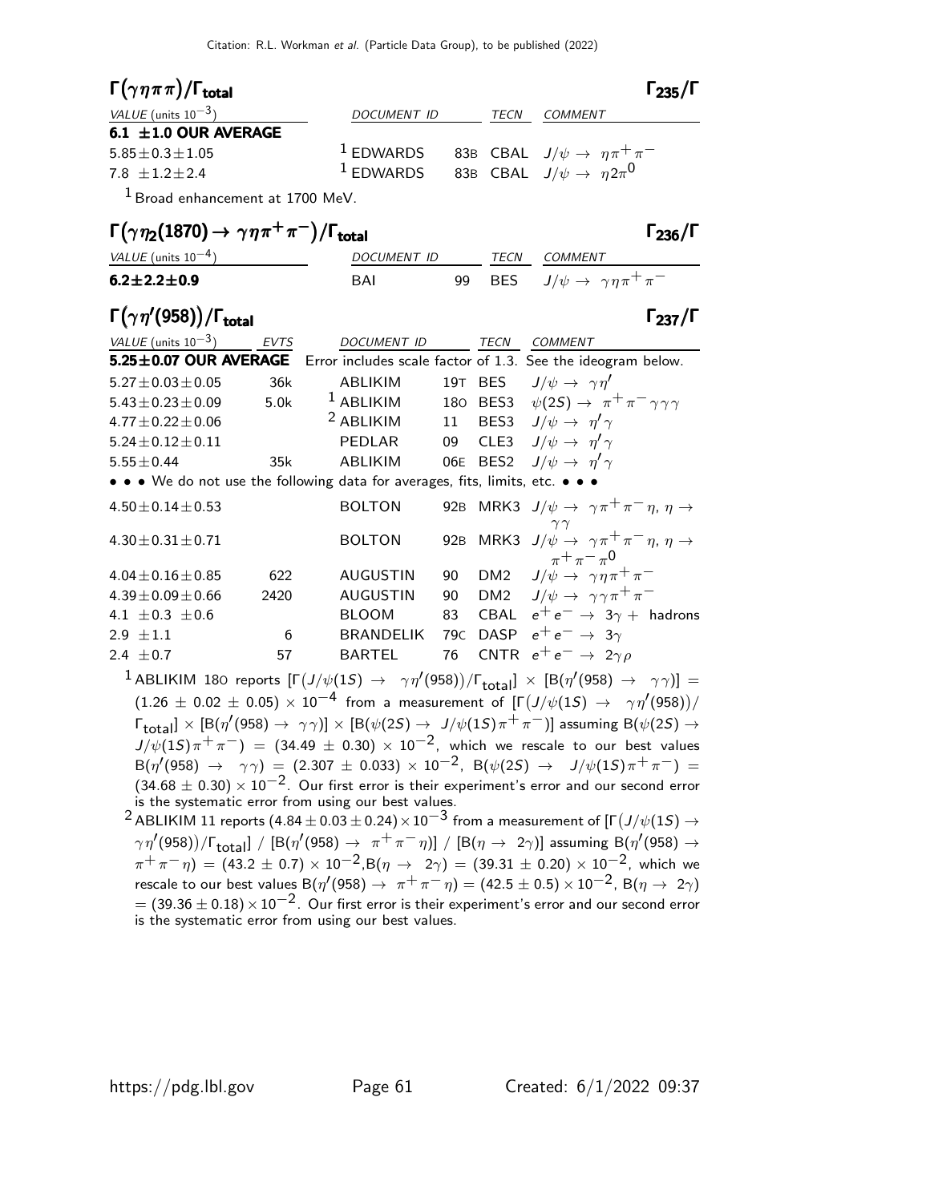## $\Gamma(\gamma\eta\pi\pi)/\Gamma_{total}$ — $\Gamma_{235}/\Gamma$

| VALUE (units $10^{-3}$) | DOCUMENT ID | | TECN | COMMENT |
|---|---|---|---|---|
| **6.1 ±1.0 OUR AVERAGE** | | | | |
| $5.85\pm0.3\pm1.05$ | [1] EDWARDS | 83B | CBAL | $J/\psi \to \eta\pi^+\pi^-$ |
| $7.8\ \pm1.2\pm2.4$ | [1] EDWARDS | 83B | CBAL | $J/\psi \to \eta 2\pi^0$ |

[1] Broad enhancement at 1700 MeV.

## $\Gamma(\gamma\eta_2(1870) \to \gamma\eta\pi^+\pi^-)/\Gamma_{total}$ — $\Gamma_{236}/\Gamma$

| VALUE (units $10^{-4}$) | DOCUMENT ID | | TECN | COMMENT |
|---|---|---|---|---|
| **6.2±2.2±0.9** | BAI | 99 | BES | $J/\psi \to \gamma\eta\pi^+\pi^-$ |

## $\Gamma(\gamma\eta'(958))/\Gamma_{total}$ — $\Gamma_{237}/\Gamma$

| VALUE (units $10^{-3}$) | EVTS | DOCUMENT ID | | TECN | COMMENT |
|---|---|---|---|---|---|
| **5.25±0.07 OUR AVERAGE** | | Error includes scale factor of 1.3. See the ideogram below. | | | |
| $5.27\pm0.03\pm0.05$ | 36k | ABLIKIM | 19T | BES | $J/\psi \to \gamma\eta'$ |
| $5.43\pm0.23\pm0.09$ | 5.0k | [1] ABLIKIM | 18O | BES3 | $\psi(2S) \to \pi^+\pi^-\gamma\gamma\gamma$ |
| $4.77\pm0.22\pm0.06$ | | [2] ABLIKIM | 11 | BES3 | $J/\psi \to \eta'\gamma$ |
| $5.24\pm0.12\pm0.11$ | | PEDLAR | 09 | CLE3 | $J/\psi \to \eta'\gamma$ |
| $5.55\pm0.44$ | 35k | ABLIKIM | 06E | BES2 | $J/\psi \to \eta'\gamma$ |
| • • • We do not use the following data for averages, fits, limits, etc. • • • | | | | | |
| $4.50\pm0.14\pm0.53$ | | BOLTON | 92B | MRK3 | $J/\psi \to \gamma\pi^+\pi^-\eta$, $\eta \to \gamma\gamma$ |
| $4.30\pm0.31\pm0.71$ | | BOLTON | 92B | MRK3 | $J/\psi \to \gamma\pi^+\pi^-\eta$, $\eta \to \pi^+\pi^-\pi^0$ |
| $4.04\pm0.16\pm0.85$ | 622 | AUGUSTIN | 90 | DM2 | $J/\psi \to \gamma\eta\pi^+\pi^-$ |
| $4.39\pm0.09\pm0.66$ | 2420 | AUGUSTIN | 90 | DM2 | $J/\psi \to \gamma\gamma\pi^+\pi^-$ |
| $4.1\ \pm0.3\ \pm0.6$ | | BLOOM | 83 | CBAL | $e^+e^- \to 3\gamma +$ hadrons |
| $2.9\ \pm1.1$ | 6 | BRANDELIK | 79C | DASP | $e^+e^- \to 3\gamma$ |
| $2.4\ \pm0.7$ | 57 | BARTEL | 76 | CNTR | $e^+e^- \to 2\gamma\rho$ |

[1] ABLIKIM 18O reports $[\Gamma(J/\psi(1S) \to \gamma\eta'(958))/\Gamma_{total}] \times [B(\eta'(958) \to \gamma\gamma)] = (1.26 \pm 0.02 \pm 0.05) \times 10^{-4}$ from a measurement of $[\Gamma(J/\psi(1S) \to \gamma\eta'(958))/\Gamma_{total}] \times [B(\eta'(958) \to \gamma\gamma)] \times [B(\psi(2S) \to J/\psi(1S)\pi^+\pi^-)]$ assuming $B(\psi(2S) \to J/\psi(1S)\pi^+\pi^-) = (34.49 \pm 0.30) \times 10^{-2}$, which we rescale to our best values $B(\eta'(958) \to \gamma\gamma) = (2.307 \pm 0.033) \times 10^{-2}$, $B(\psi(2S) \to J/\psi(1S)\pi^+\pi^-) = (34.68 \pm 0.30) \times 10^{-2}$. Our first error is their experiment's error and our second error is the systematic error from using our best values.

[2] ABLIKIM 11 reports $(4.84 \pm 0.03 \pm 0.24) \times 10^{-3}$ from a measurement of $[\Gamma(J/\psi(1S) \to \gamma\eta'(958))/\Gamma_{total}]$ / $[B(\eta'(958) \to \pi^+\pi^-\eta)]$ / $[B(\eta \to 2\gamma)]$ assuming $B(\eta'(958) \to \pi^+\pi^-\eta) = (43.2 \pm 0.7) \times 10^{-2}$, $B(\eta \to 2\gamma) = (39.31 \pm 0.20) \times 10^{-2}$, which we rescale to our best values $B(\eta'(958) \to \pi^+\pi^-\eta) = (42.5 \pm 0.5) \times 10^{-2}$, $B(\eta \to 2\gamma) = (39.36 \pm 0.18) \times 10^{-2}$. Our first error is their experiment's error and our second error is the systematic error from using our best values.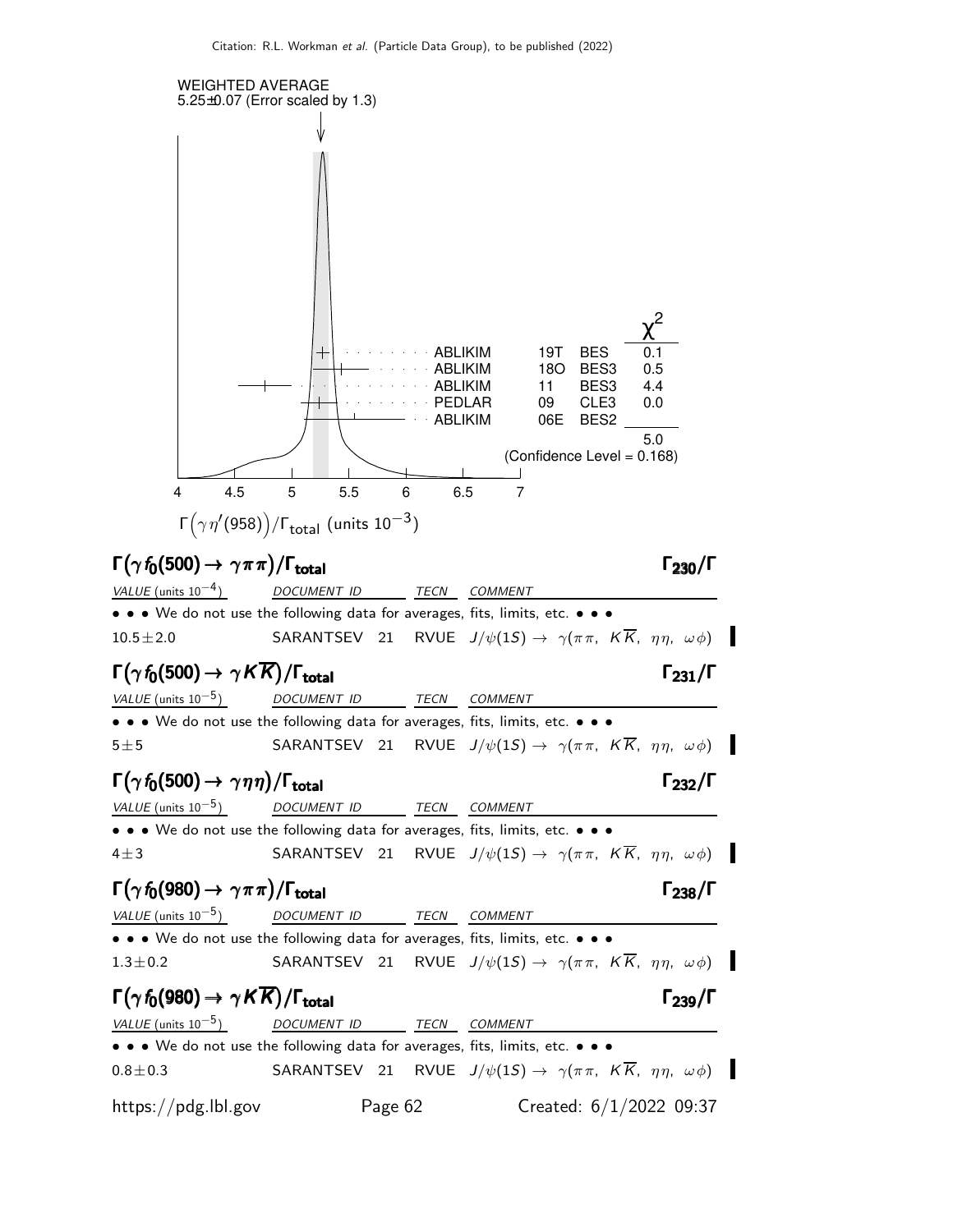WEIGHTED AVERAGE
5.25±0.07 (Error scaled by 1.3)

| | | | | $\chi^2$ |
|---|---|---|---|---|
| ABLIKIM | 19T | BES | | 0.1 |
| ABLIKIM | 18O | BES3 | | 0.5 |
| ABLIKIM | 11 | BES3 | | 4.4 |
| PEDLAR | 09 | CLE3 | | 0.0 |
| ABLIKIM | 06E | BES2 | | |
| | | | | 5.0 |

(Confidence Level = 0.168)

$\Gamma\left(\gamma\eta'(958)\right)/\Gamma_{\text{total}}$ (units $10^{-3}$)

## $\Gamma\left(\gamma f_0(500) \to \gamma\pi\pi\right)/\Gamma_{\text{total}}$ $\Gamma_{230}/\Gamma$

| VALUE (units $10^{-4}$) | DOCUMENT ID | | TECN | COMMENT |
|---|---|---|---|---|
| • • • We do not use the following data for averages, fits, limits, etc. • • • | | | | |
| $10.5\pm2.0$ | SARANTSEV | 21 | RVUE | $J/\psi(1S) \to \gamma(\pi\pi,\ K\overline{K},\ \eta\eta,\ \omega\phi)$ |

## $\Gamma\left(\gamma f_0(500) \to \gamma K\overline{K}\right)/\Gamma_{\text{total}}$ $\Gamma_{231}/\Gamma$

| VALUE (units $10^{-5}$) | DOCUMENT ID | | TECN | COMMENT |
|---|---|---|---|---|
| • • • We do not use the following data for averages, fits, limits, etc. • • • | | | | |
| $5\pm5$ | SARANTSEV | 21 | RVUE | $J/\psi(1S) \to \gamma(\pi\pi,\ K\overline{K},\ \eta\eta,\ \omega\phi)$ |

## $\Gamma\left(\gamma f_0(500) \to \gamma\eta\eta\right)/\Gamma_{\text{total}}$ $\Gamma_{232}/\Gamma$

| VALUE (units $10^{-5}$) | DOCUMENT ID | | TECN | COMMENT |
|---|---|---|---|---|
| • • • We do not use the following data for averages, fits, limits, etc. • • • | | | | |
| $4\pm3$ | SARANTSEV | 21 | RVUE | $J/\psi(1S) \to \gamma(\pi\pi,\ K\overline{K},\ \eta\eta,\ \omega\phi)$ |

## $\Gamma\left(\gamma f_0(980) \to \gamma\pi\pi\right)/\Gamma_{\text{total}}$ $\Gamma_{238}/\Gamma$

| VALUE (units $10^{-5}$) | DOCUMENT ID | | TECN | COMMENT |
|---|---|---|---|---|
| • • • We do not use the following data for averages, fits, limits, etc. • • • | | | | |
| $1.3\pm0.2$ | SARANTSEV | 21 | RVUE | $J/\psi(1S) \to \gamma(\pi\pi,\ K\overline{K},\ \eta\eta,\ \omega\phi)$ |

## $\Gamma\left(\gamma f_0(980) \to \gamma K\overline{K}\right)/\Gamma_{\text{total}}$ $\Gamma_{239}/\Gamma$

| VALUE (units $10^{-5}$) | DOCUMENT ID | | TECN | COMMENT |
|---|---|---|---|---|
| • • • We do not use the following data for averages, fits, limits, etc. • • • | | | | |
| $0.8\pm0.3$ | SARANTSEV | 21 | RVUE | $J/\psi(1S) \to \gamma(\pi\pi,\ K\overline{K},\ \eta\eta,\ \omega\phi)$ |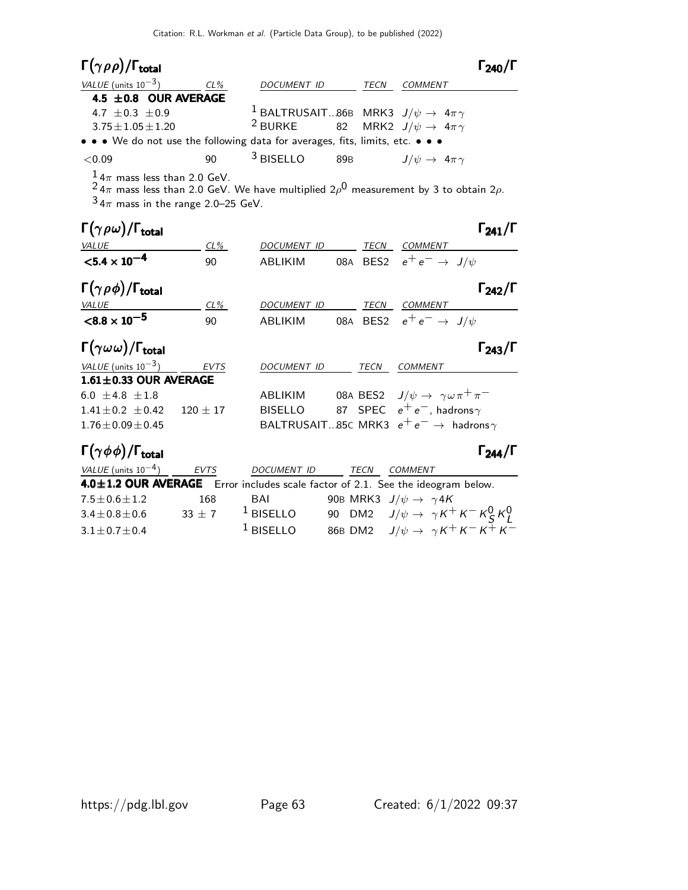### $\Gamma(\gamma\rho\rho)/\Gamma_{total}$ — $\Gamma_{240}/\Gamma$

| VALUE (units $10^{-3}$) | CL% | DOCUMENT ID | | TECN | COMMENT |
|---|---|---|---|---|---|
| **4.5 ±0.8 OUR AVERAGE** | | | | | |
| 4.7 ±0.3 ±0.9 | | [1] BALTRUSAIT... | 86B | MRK3 | $J/\psi \to 4\pi\gamma$ |
| 3.75±1.05±1.20 | | [2] BURKE | 82 | MRK2 | $J/\psi \to 4\pi\gamma$ |
| • • • We do not use the following data for averages, fits, limits, etc. • • • | | | | | |
| <0.09 | 90 | [3] BISELLO | 89B | | $J/\psi \to 4\pi\gamma$ |

[1] $4\pi$ mass less than 2.0 GeV.

[2] $4\pi$ mass less than 2.0 GeV. We have multiplied $2\rho^0$ measurement by 3 to obtain $2\rho$.

[3] $4\pi$ mass in the range 2.0–25 GeV.

### $\Gamma(\gamma\rho\omega)/\Gamma_{total}$ — $\Gamma_{241}/\Gamma$

| VALUE | CL% | DOCUMENT ID | | TECN | COMMENT |
|---|---|---|---|---|---|
| **$<5.4 \times 10^{-4}$** | 90 | ABLIKIM | 08A | BES2 | $e^+e^- \to J/\psi$ |

### $\Gamma(\gamma\rho\phi)/\Gamma_{total}$ — $\Gamma_{242}/\Gamma$

| VALUE | CL% | DOCUMENT ID | | TECN | COMMENT |
|---|---|---|---|---|---|
| **$<8.8 \times 10^{-5}$** | 90 | ABLIKIM | 08A | BES2 | $e^+e^- \to J/\psi$ |

### $\Gamma(\gamma\omega\omega)/\Gamma_{total}$ — $\Gamma_{243}/\Gamma$

| VALUE (units $10^{-3}$) | EVTS | DOCUMENT ID | | TECN | COMMENT |
|---|---|---|---|---|---|
| **1.61±0.33 OUR AVERAGE** | | | | | |
| 6.0 ±4.8 ±1.8 | | ABLIKIM | 08A | BES2 | $J/\psi \to \gamma\omega\pi^+\pi^-$ |
| 1.41±0.2 ±0.42 | 120 ± 17 | BISELLO | 87 | SPEC | $e^+e^-$, hadrons$\gamma$ |
| 1.76±0.09±0.45 | | BALTRUSAIT... | 85C | MRK3 | $e^+e^- \to$ hadrons$\gamma$ |

### $\Gamma(\gamma\phi\phi)/\Gamma_{total}$ — $\Gamma_{244}/\Gamma$

| VALUE (units $10^{-4}$) | EVTS | DOCUMENT ID | | TECN | COMMENT |
|---|---|---|---|---|---|
| **4.0±1.2 OUR AVERAGE** | Error includes scale factor of 2.1. See the ideogram below. | | | | |
| 7.5±0.6±1.2 | 168 | BAI | 90B | MRK3 | $J/\psi \to \gamma 4K$ |
| 3.4±0.8±0.6 | 33 ± 7 | [1] BISELLO | 90 | DM2 | $J/\psi \to \gamma K^+K^-K^0_S K^0_L$ |
| 3.1±0.7±0.4 | | [1] BISELLO | 86B | DM2 | $J/\psi \to \gamma K^+K^-K^+K^-$ |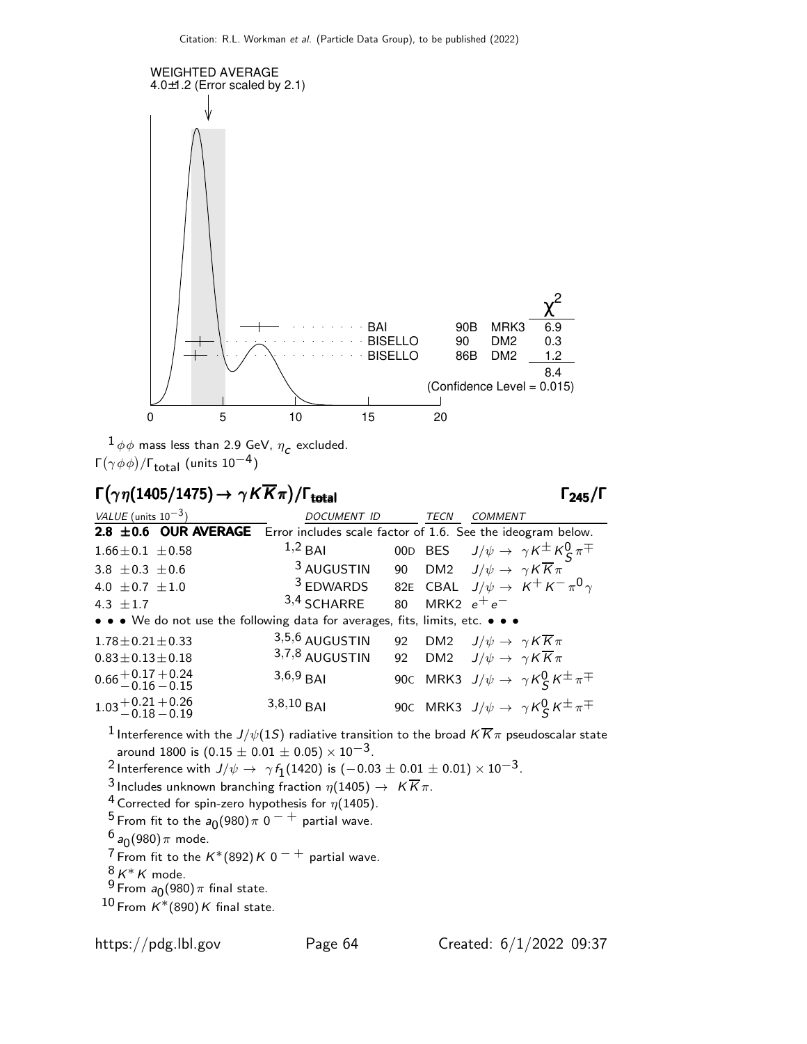WEIGHTED AVERAGE
4.0±1.2 (Error scaled by 2.1)

| | | | $\chi^2$ |
|---|---|---|---|
| BAI | 90B | MRK3 | 6.9 |
| BISELLO | 90 | DM2 | 0.3 |
| BISELLO | 86B | DM2 | 1.2 |
| | | | 8.4 |

(Confidence Level = 0.015)

[1] $\phi\phi$ mass less than 2.9 GeV, $\eta_c$ excluded.

$\Gamma(\gamma\phi\phi)/\Gamma_{\rm total}$ (units $10^{-4}$)

## $\Gamma(\gamma\eta(1405/1475) \to \gamma K\overline{K}\pi)/\Gamma_{\rm total}$ $\Gamma_{245}/\Gamma$

| VALUE (units $10^{-3}$) | DOCUMENT ID | | TECN | COMMENT |
|---|---|---|---|---|
| **2.8 ±0.6 OUR AVERAGE** | Error includes scale factor of 1.6. See the ideogram below. | | | |
| $1.66\pm0.1\ \pm0.58$ | [1,2] BAI | 00D | BES | $J/\psi \to \gamma K^{\pm} K^0_S \pi^{\mp}$ |
| $3.8\ \pm0.3\ \pm0.6$ | [3] AUGUSTIN | 90 | DM2 | $J/\psi \to \gamma K\overline{K}\pi$ |
| $4.0\ \pm0.7\ \pm1.0$ | [3] EDWARDS | 82E | CBAL | $J/\psi \to K^+ K^- \pi^0 \gamma$ |
| $4.3\ \pm1.7$ | [3,4] SCHARRE | 80 | MRK2 | $e^+ e^-$ |
| • • • We do not use the following data for averages, fits, limits, etc. • • • | | | | |
| $1.78\pm0.21\pm0.33$ | [3,5,6] AUGUSTIN | 92 | DM2 | $J/\psi \to \gamma K\overline{K}\pi$ |
| $0.83\pm0.13\pm0.18$ | [3,7,8] AUGUSTIN | 92 | DM2 | $J/\psi \to \gamma K\overline{K}\pi$ |
| $0.66^{+0.17}_{-0.16}{}^{+0.24}_{-0.15}$ | [3,6,9] BAI | 90C | MRK3 | $J/\psi \to \gamma K^0_S K^{\pm}\pi^{\mp}$ |
| $1.03^{+0.21}_{-0.18}{}^{+0.26}_{-0.19}$ | [3,8,10] BAI | 90C | MRK3 | $J/\psi \to \gamma K^0_S K^{\pm}\pi^{\mp}$ |

[1] Interference with the $J/\psi(1S)$ radiative transition to the broad $K\overline{K}\pi$ pseudoscalar state around 1800 is $(0.15 \pm 0.01 \pm 0.05) \times 10^{-3}$.

[2] Interference with $J/\psi \to \gamma f_1(1420)$ is $(-0.03 \pm 0.01 \pm 0.01) \times 10^{-3}$.

[3] Includes unknown branching fraction $\eta(1405) \to K\overline{K}\pi$.

[4] Corrected for spin-zero hypothesis for $\eta(1405)$.

[5] From fit to the $a_0(980)\pi\ 0^{-+}$ partial wave.

[6] $a_0(980)\pi$ mode.

[7] From fit to the $K^*(892)K\ 0^{-+}$ partial wave.

[8] $K^* K$ mode.

[9] From $a_0(980)\pi$ final state.

[10] From $K^*(890)K$ final state.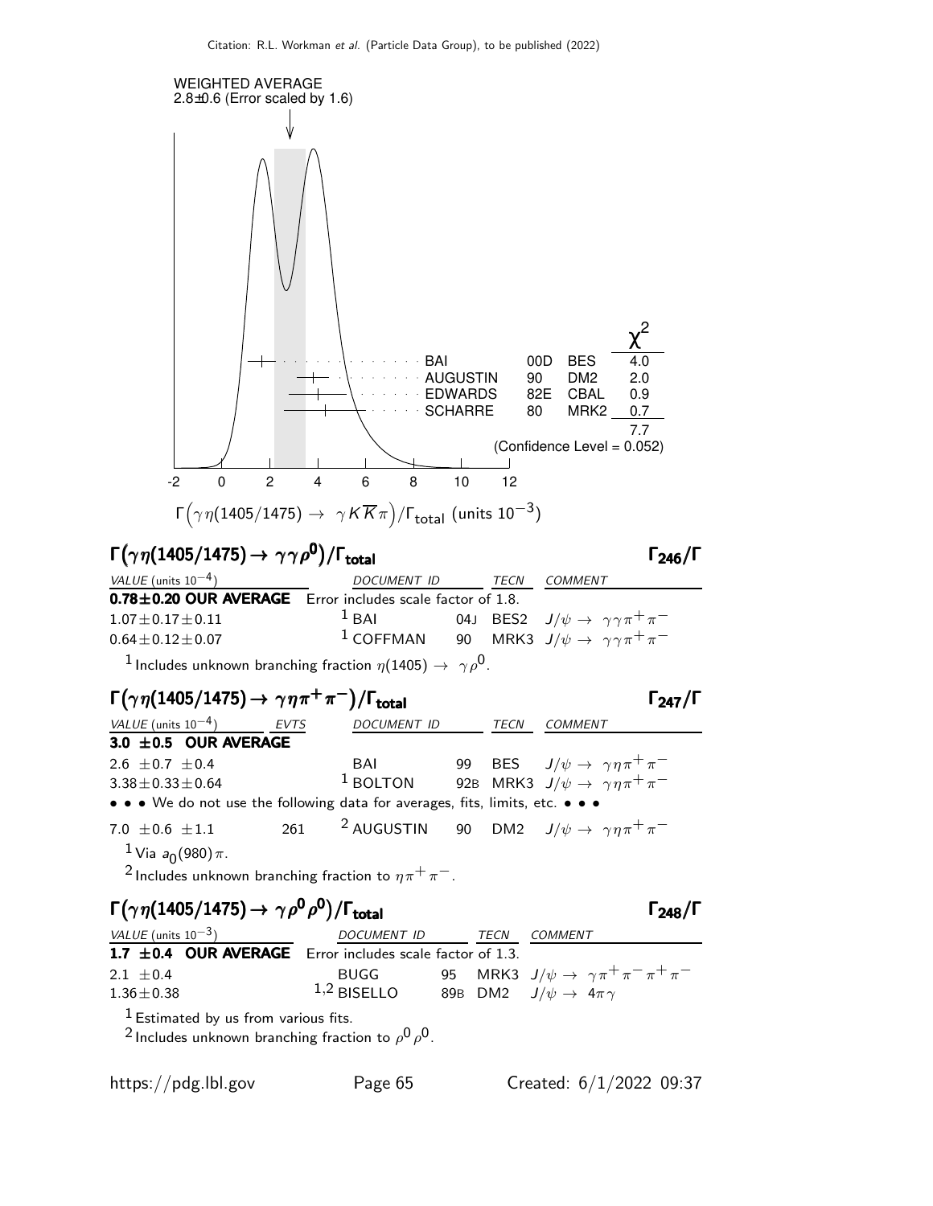WEIGHTED AVERAGE
2.8±0.6 (Error scaled by 1.6)

| | | | $\chi^2$ |
|---|---|---|---|
| BAI | 00D | BES | 4.0 |
| AUGUSTIN | 90 | DM2 | 2.0 |
| EDWARDS | 82E | CBAL | 0.9 |
| SCHARRE | 80 | MRK2 | 0.7 |
| | | | 7.7 |

(Confidence Level = 0.052)

$\Gamma\left(\gamma\eta(1405/1475) \to \gamma K\overline{K}\pi\right)/\Gamma_{\text{total}}$ (units $10^{-3}$)

## $\Gamma\left(\gamma\eta(1405/1475) \to \gamma\gamma\rho^0\right)/\Gamma_{\text{total}}$ — $\Gamma_{246}/\Gamma$

| VALUE (units $10^{-4}$) | DOCUMENT ID | | TECN | COMMENT |
|---|---|---|---|---|
| **0.78±0.20 OUR AVERAGE** | Error includes scale factor of 1.8. | | | |
| $1.07\pm0.17\pm0.11$ | [1] BAI | 04J | BES2 | $J/\psi \to \gamma\gamma\pi^+\pi^-$ |
| $0.64\pm0.12\pm0.07$ | [1] COFFMAN | 90 | MRK3 | $J/\psi \to \gamma\gamma\pi^+\pi^-$ |

[1] Includes unknown branching fraction $\eta(1405) \to \gamma\rho^0$.

## $\Gamma\left(\gamma\eta(1405/1475) \to \gamma\eta\pi^+\pi^-\right)/\Gamma_{\text{total}}$ — $\Gamma_{247}/\Gamma$

| VALUE (units $10^{-4}$) | EVTS | DOCUMENT ID | | TECN | COMMENT |
|---|---|---|---|---|---|
| **3.0 ±0.5 OUR AVERAGE** | | | | | |
| $2.6\ \pm0.7\ \pm0.4$ | | BAI | 99 | BES | $J/\psi \to \gamma\eta\pi^+\pi^-$ |
| $3.38\pm0.33\pm0.64$ | | [1] BOLTON | 92B | MRK3 | $J/\psi \to \gamma\eta\pi^+\pi^-$ |
| • • • We do not use the following data for averages, fits, limits, etc. • • • | | | | | |
| $7.0\ \pm0.6\ \pm1.1$ | 261 | [2] AUGUSTIN | 90 | DM2 | $J/\psi \to \gamma\eta\pi^+\pi^-$ |

[1] Via $a_0(980)\pi$.

[2] Includes unknown branching fraction to $\eta\pi^+\pi^-$.

## $\Gamma\left(\gamma\eta(1405/1475) \to \gamma\rho^0\rho^0\right)/\Gamma_{\text{total}}$ — $\Gamma_{248}/\Gamma$

| VALUE (units $10^{-3}$) | DOCUMENT ID | | TECN | COMMENT |
|---|---|---|---|---|
| **1.7 ±0.4 OUR AVERAGE** | Error includes scale factor of 1.3. | | | |
| $2.1\ \pm0.4$ | BUGG | 95 | MRK3 | $J/\psi \to \gamma\pi^+\pi^-\pi^+\pi^-$ |
| $1.36\pm0.38$ | [1,2] BISELLO | 89B | DM2 | $J/\psi \to 4\pi\gamma$ |

[1] Estimated by us from various fits.

[2] Includes unknown branching fraction to $\rho^0\rho^0$.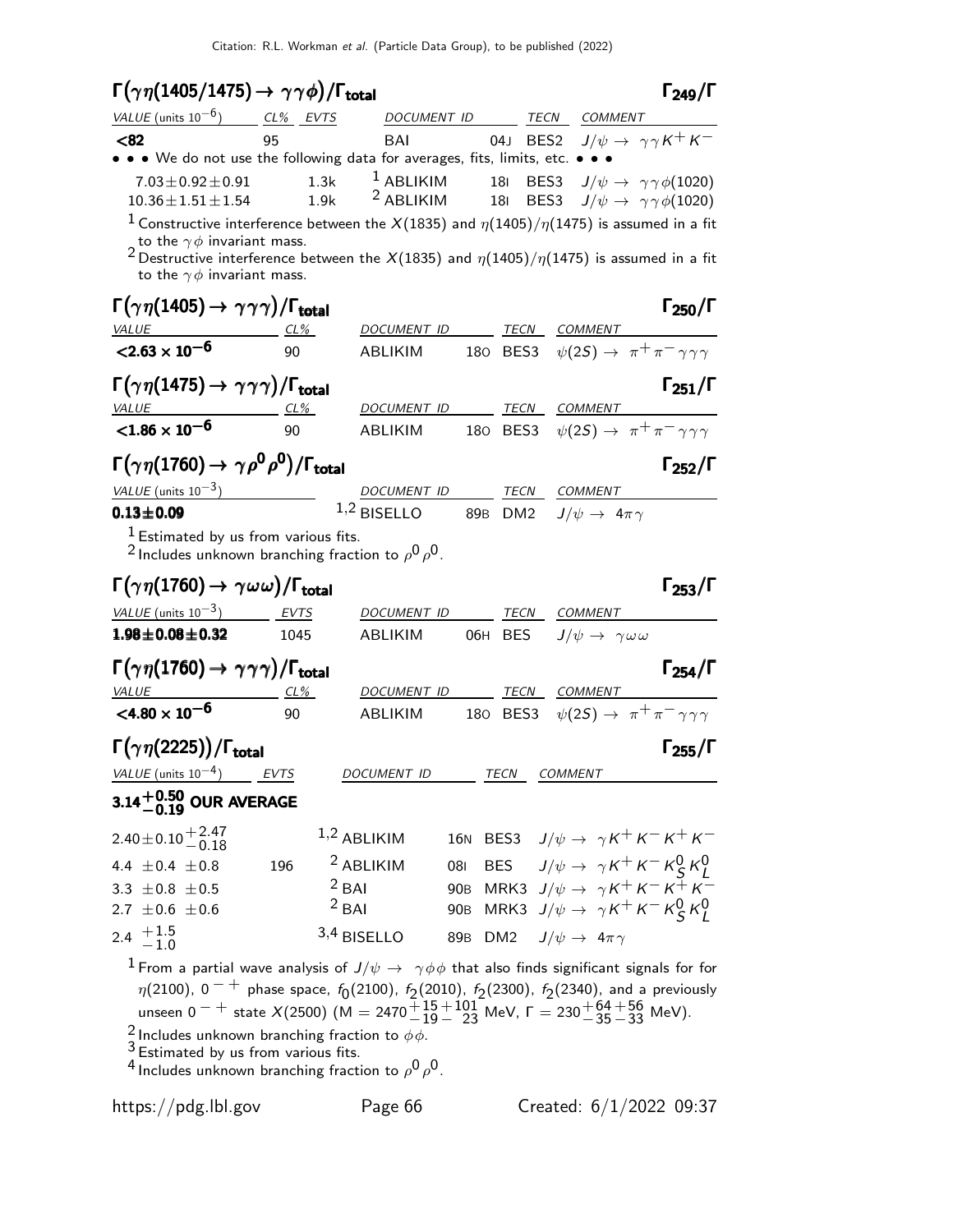### $\Gamma(\gamma\eta(1405/1475) \to \gamma\gamma\phi)/\Gamma_{total}$ — $\Gamma_{249}/\Gamma$

| VALUE (units $10^{-6}$) | CL% | EVTS | DOCUMENT ID | | TECN | COMMENT |
|---|---|---|---|---|---|---|
| **<82** | 95 | | BAI | 04J | BES2 | $J/\psi \to \gamma\gamma K^+ K^-$ |
| • • • We do not use the following data for averages, fits, limits, etc. • • • | | | | | | |
| $7.03 \pm 0.92 \pm 0.91$ | | 1.3k | [1] ABLIKIM | 18I | BES3 | $J/\psi \to \gamma\gamma\phi(1020)$ |
| $10.36 \pm 1.51 \pm 1.54$ | | 1.9k | [2] ABLIKIM | 18I | BES3 | $J/\psi \to \gamma\gamma\phi(1020)$ |

[1] Constructive interference between the $X(1835)$ and $\eta(1405)/\eta(1475)$ is assumed in a fit to the $\gamma\phi$ invariant mass.

[2] Destructive interference between the $X(1835)$ and $\eta(1405)/\eta(1475)$ is assumed in a fit to the $\gamma\phi$ invariant mass.

### $\Gamma(\gamma\eta(1405) \to \gamma\gamma\gamma)/\Gamma_{total}$ — $\Gamma_{250}/\Gamma$

| VALUE | CL% | DOCUMENT ID | | TECN | COMMENT |
|---|---|---|---|---|---|
| $\mathbf{<2.63 \times 10^{-6}}$ | 90 | ABLIKIM | 18O | BES3 | $\psi(2S) \to \pi^+\pi^-\gamma\gamma\gamma$ |

### $\Gamma(\gamma\eta(1475) \to \gamma\gamma\gamma)/\Gamma_{total}$ — $\Gamma_{251}/\Gamma$

| VALUE | CL% | DOCUMENT ID | | TECN | COMMENT |
|---|---|---|---|---|---|
| $\mathbf{<1.86 \times 10^{-6}}$ | 90 | ABLIKIM | 18O | BES3 | $\psi(2S) \to \pi^+\pi^-\gamma\gamma\gamma$ |

### $\Gamma(\gamma\eta(1760) \to \gamma\rho^0\rho^0)/\Gamma_{total}$ — $\Gamma_{252}/\Gamma$

| VALUE (units $10^{-3}$) | DOCUMENT ID | | TECN | COMMENT |
|---|---|---|---|---|
| $\mathbf{0.13 \pm 0.09}$ | [1,2] BISELLO | 89B | DM2 | $J/\psi \to 4\pi\gamma$ |

[1] Estimated by us from various fits.

[2] Includes unknown branching fraction to $\rho^0\rho^0$.

### $\Gamma(\gamma\eta(1760) \to \gamma\omega\omega)/\Gamma_{total}$ — $\Gamma_{253}/\Gamma$

| VALUE (units $10^{-3}$) | EVTS | DOCUMENT ID | | TECN | COMMENT |
|---|---|---|---|---|---|
| $\mathbf{1.98 \pm 0.08 \pm 0.32}$ | 1045 | ABLIKIM | 06H | BES | $J/\psi \to \gamma\omega\omega$ |

### $\Gamma(\gamma\eta(1760) \to \gamma\gamma\gamma)/\Gamma_{total}$ — $\Gamma_{254}/\Gamma$

| VALUE | CL% | DOCUMENT ID | | TECN | COMMENT |
|---|---|---|---|---|---|
| $\mathbf{<4.80 \times 10^{-6}}$ | 90 | ABLIKIM | 18O | BES3 | $\psi(2S) \to \pi^+\pi^-\gamma\gamma\gamma$ |

### $\Gamma(\gamma\eta(2225))/\Gamma_{total}$ — $\Gamma_{255}/\Gamma$

| VALUE (units $10^{-4}$) | EVTS | DOCUMENT ID | | TECN | COMMENT |
|---|---|---|---|---|---|
| $\mathbf{3.14^{+0.50}_{-0.19}}$ **OUR AVERAGE** | | | | | |
| $2.40 \pm 0.10^{+2.47}_{-0.18}$ | | [1,2] ABLIKIM | 16N | BES3 | $J/\psi \to \gamma K^+ K^- K^+ K^-$ |
| $4.4 \pm 0.4 \pm 0.8$ | 196 | [2] ABLIKIM | 08I | BES | $J/\psi \to \gamma K^+ K^- K^0_S K^0_L$ |
| $3.3 \pm 0.8 \pm 0.5$ | | [2] BAI | 90B | MRK3 | $J/\psi \to \gamma K^+ K^- K^+ K^-$ |
| $2.7 \pm 0.6 \pm 0.6$ | | [2] BAI | 90B | MRK3 | $J/\psi \to \gamma K^+ K^- K^0_S K^0_L$ |
| $2.4^{+1.5}_{-1.0}$ | | [3,4] BISELLO | 89B | DM2 | $J/\psi \to 4\pi\gamma$ |

[1] From a partial wave analysis of $J/\psi \to \gamma\phi\phi$ that also finds significant signals for for $\eta(2100)$, $0^{-+}$ phase space, $f_0(2100)$, $f_2(2010)$, $f_2(2300)$, $f_2(2340)$, and a previously unseen $0^{-+}$ state $X(2500)$ ($M = 2470^{+15}_{-19}{}^{+101}_{-23}$ MeV, $\Gamma = 230^{+64}_{-35}{}^{+56}_{-33}$ MeV).

[2] Includes unknown branching fraction to $\phi\phi$.

[3] Estimated by us from various fits.

[4] Includes unknown branching fraction to $\rho^0\rho^0$.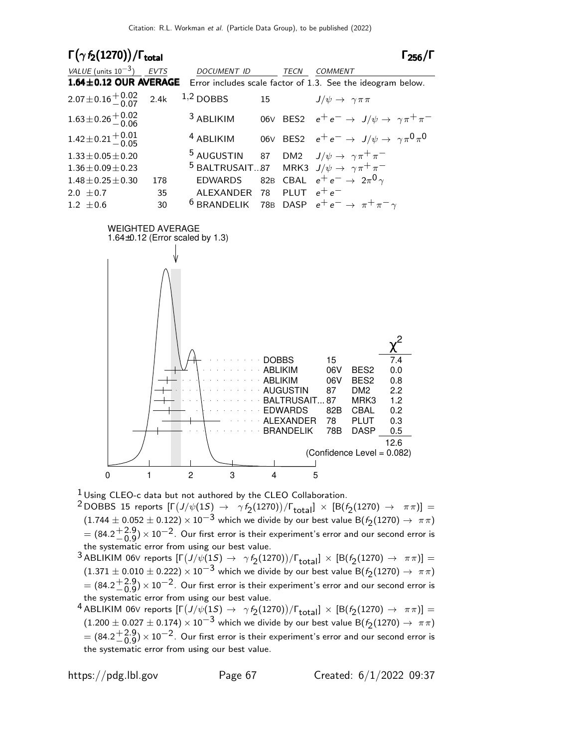## $\Gamma(\gamma f_2(1270))/\Gamma_{\text{total}}$ $\Gamma_{256}/\Gamma$

| VALUE (units $10^{-3}$) | EVTS | DOCUMENT ID | | TECN | COMMENT |
|---|---|---|---|---|---|
| **1.64±0.12 OUR AVERAGE** | | Error includes scale factor of 1.3. See the ideogram below. | | | |
| $2.07 \pm 0.16 ^{+0.02}_{-0.07}$ | 2.4k | [1,2] DOBBS | 15 | | $J/\psi \rightarrow \gamma \pi \pi$ |
| $1.63 \pm 0.26 ^{+0.02}_{-0.06}$ | | [3] ABLIKIM | 06V | BES2 | $e^+ e^- \rightarrow J/\psi \rightarrow \gamma \pi^+ \pi^-$ |
| $1.42 \pm 0.21 ^{+0.01}_{-0.05}$ | | [4] ABLIKIM | 06V | BES2 | $e^+ e^- \rightarrow J/\psi \rightarrow \gamma \pi^0 \pi^0$ |
| $1.33 \pm 0.05 \pm 0.20$ | | [5] AUGUSTIN | 87 | DM2 | $J/\psi \rightarrow \gamma \pi^+ \pi^-$ |
| $1.36 \pm 0.09 \pm 0.23$ | | [5] BALTRUSAIT...87 | | MRK3 | $J/\psi \rightarrow \gamma \pi^+ \pi^-$ |
| $1.48 \pm 0.25 \pm 0.30$ | 178 | EDWARDS | 82B | CBAL | $e^+ e^- \rightarrow 2\pi^0 \gamma$ |
| $2.0 \pm 0.7$ | 35 | ALEXANDER | 78 | PLUT | $e^+ e^-$ |
| $1.2 \pm 0.6$ | 30 | [6] BRANDELIK | 78B | DASP | $e^+ e^- \rightarrow \pi^+ \pi^- \gamma$ |

WEIGHTED AVERAGE
1.64±0.12 (Error scaled by 1.3)

| | | | $\chi^2$ |
|---|---|---|---|
| DOBBS | 15 | | 7.4 |
| ABLIKIM | 06V | BES2 | 0.0 |
| ABLIKIM | 06V | BES2 | 0.8 |
| AUGUSTIN | 87 | DM2 | 2.2 |
| BALTRUSAIT... | 87 | MRK3 | 1.2 |
| EDWARDS | 82B | CBAL | 0.2 |
| ALEXANDER | 78 | PLUT | 0.3 |
| BRANDELIK | 78B | DASP | 0.5 |
| | | | 12.6 |

(Confidence Level = 0.082)

[1] Using CLEO-c data but not authored by the CLEO Collaboration.

[2] DOBBS 15 reports $[\Gamma(J/\psi(1S) \rightarrow \gamma f_2(1270))/\Gamma_{\text{total}}] \times [B(f_2(1270) \rightarrow \pi\pi)] = (1.744 \pm 0.052 \pm 0.122) \times 10^{-3}$ which we divide by our best value $B(f_2(1270) \rightarrow \pi\pi) = (84.2^{+2.9}_{-0.9}) \times 10^{-2}$. Our first error is their experiment's error and our second error is the systematic error from using our best value.

[3] ABLIKIM 06V reports $[\Gamma(J/\psi(1S) \rightarrow \gamma f_2(1270))/\Gamma_{\text{total}}] \times [B(f_2(1270) \rightarrow \pi\pi)] = (1.371 \pm 0.010 \pm 0.222) \times 10^{-3}$ which we divide by our best value $B(f_2(1270) \rightarrow \pi\pi) = (84.2^{+2.9}_{-0.9}) \times 10^{-2}$. Our first error is their experiment's error and our second error is the systematic error from using our best value.

[4] ABLIKIM 06V reports $[\Gamma(J/\psi(1S) \rightarrow \gamma f_2(1270))/\Gamma_{\text{total}}] \times [B(f_2(1270) \rightarrow \pi\pi)] = (1.200 \pm 0.027 \pm 0.174) \times 10^{-3}$ which we divide by our best value $B(f_2(1270) \rightarrow \pi\pi) = (84.2^{+2.9}_{-0.9}) \times 10^{-2}$. Our first error is their experiment's error and our second error is the systematic error from using our best value.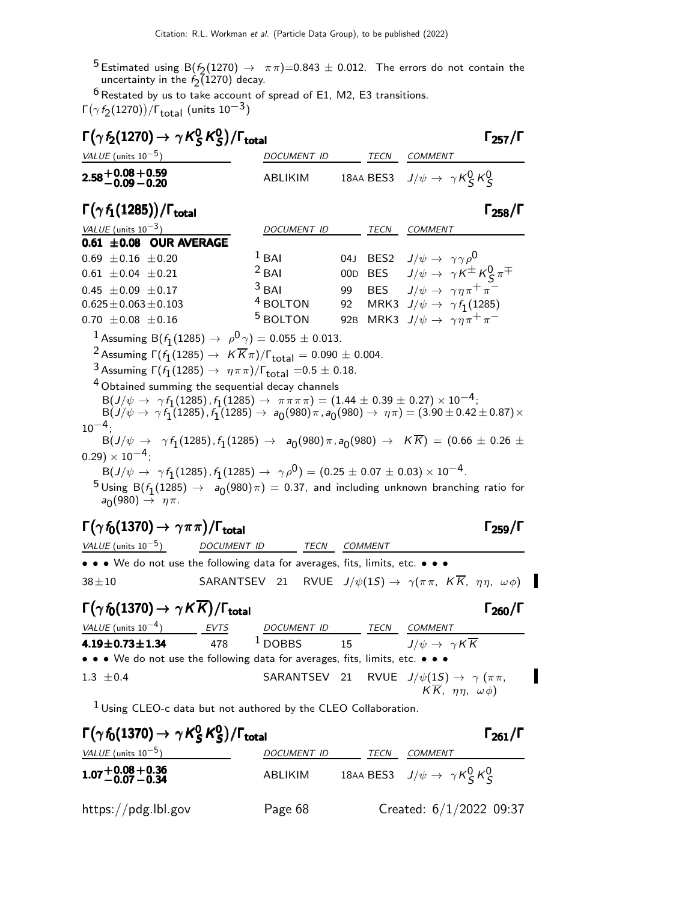[5] Estimated using $B(f_2(1270) \to \pi\pi)=0.843 \pm 0.012$. The errors do not contain the uncertainty in the $f_2(1270)$ decay.

[6] Restated by us to take account of spread of E1, M2, E3 transitions.

$\Gamma(\gamma f_2(1270))/\Gamma_{total}$ (units $10^{-3}$)

### $\Gamma(\gamma f_2(1270) \to \gamma K^0_S K^0_S)/\Gamma_{total}$ — $\Gamma_{257}/\Gamma$

| VALUE (units $10^{-5}$) | DOCUMENT ID | TECN | COMMENT |
|---|---|---|---|
| **$2.58^{+0.08}_{-0.09}{}^{+0.59}_{-0.20}$** | ABLIKIM | 18AA BES3 | $J/\psi \to \gamma K^0_S K^0_S$ |

### $\Gamma(\gamma f_1(1285))/\Gamma_{total}$ — $\Gamma_{258}/\Gamma$

| VALUE (units $10^{-3}$) | DOCUMENT ID | | TECN | COMMENT |
|---|---|---|---|---|
| **0.61 ±0.08 OUR AVERAGE** | | | | |
| 0.69 ±0.16 ±0.20 | [1] BAI | 04J | BES2 | $J/\psi \to \gamma\gamma\rho^0$ |
| 0.61 ±0.04 ±0.21 | [2] BAI | 00D | BES | $J/\psi \to \gamma K^\pm K^0_S \pi^\mp$ |
| 0.45 ±0.09 ±0.17 | [3] BAI | 99 | BES | $J/\psi \to \gamma\eta\pi^+\pi^-$ |
| 0.625±0.063±0.103 | [4] BOLTON | 92 | MRK3 | $J/\psi \to \gamma f_1(1285)$ |
| 0.70 ±0.08 ±0.16 | [5] BOLTON | 92B | MRK3 | $J/\psi \to \gamma\eta\pi^+\pi^-$ |

[1] Assuming $B(f_1(1285) \to \rho^0\gamma) = 0.055 \pm 0.013$.

[2] Assuming $\Gamma(f_1(1285) \to K\overline{K}\pi)/\Gamma_{total} = 0.090 \pm 0.004$.

[3] Assuming $\Gamma(f_1(1285) \to \eta\pi\pi)/\Gamma_{total} = 0.5 \pm 0.18$.

[4] Obtained summing the sequential decay channels
$B(J/\psi \to \gamma f_1(1285), f_1(1285) \to \pi\pi\pi\pi) = (1.44 \pm 0.39 \pm 0.27) \times 10^{-4}$;
$B(J/\psi \to \gamma f_1(1285), f_1(1285) \to a_0(980)\pi, a_0(980) \to \eta\pi) = (3.90 \pm 0.42 \pm 0.87) \times 10^{-4}$;
$B(J/\psi \to \gamma f_1(1285), f_1(1285) \to a_0(980)\pi, a_0(980) \to K\overline{K}) = (0.66 \pm 0.26 \pm 0.29) \times 10^{-4}$;
$B(J/\psi \to \gamma f_1(1285), f_1(1285) \to \gamma\rho^0) = (0.25 \pm 0.07 \pm 0.03) \times 10^{-4}$.

[5] Using $B(f_1(1285) \to a_0(980)\pi) = 0.37$, and including unknown branching ratio for $a_0(980) \to \eta\pi$.

### $\Gamma(\gamma f_0(1370) \to \gamma\pi\pi)/\Gamma_{total}$ — $\Gamma_{259}/\Gamma$

| VALUE (units $10^{-5}$) | DOCUMENT ID | | TECN | COMMENT |
|---|---|---|---|---|
| • • • We do not use the following data for averages, fits, limits, etc. • • • | | | | |
| 38±10 | SARANTSEV | 21 | RVUE | $J/\psi(1S) \to \gamma(\pi\pi,\ K\overline{K},\ \eta\eta,\ \omega\phi)$ |

### $\Gamma(\gamma f_0(1370) \to \gamma K\overline{K})/\Gamma_{total}$ — $\Gamma_{260}/\Gamma$

| VALUE (units $10^{-4}$) | EVTS | DOCUMENT ID | | TECN | COMMENT |
|---|---|---|---|---|---|
| **4.19±0.73±1.34** | 478 | [1] DOBBS | 15 | | $J/\psi \to \gamma K\overline{K}$ |
| • • • We do not use the following data for averages, fits, limits, etc. • • • | | | | | |
| 1.3 ±0.4 | | SARANTSEV | 21 | RVUE | $J/\psi(1S) \to \gamma\ (\pi\pi,\ K\overline{K},\ \eta\eta,\ \omega\phi)$ |

[1] Using CLEO-c data but not authored by the CLEO Collaboration.

### $\Gamma(\gamma f_0(1370) \to \gamma K^0_S K^0_S)/\Gamma_{total}$ — $\Gamma_{261}/\Gamma$

| VALUE (units $10^{-5}$) | DOCUMENT ID | TECN | COMMENT |
|---|---|---|---|
| **$1.07^{+0.08}_{-0.07}{}^{+0.36}_{-0.34}$** | ABLIKIM | 18AA BES3 | $J/\psi \to \gamma K^0_S K^0_S$ |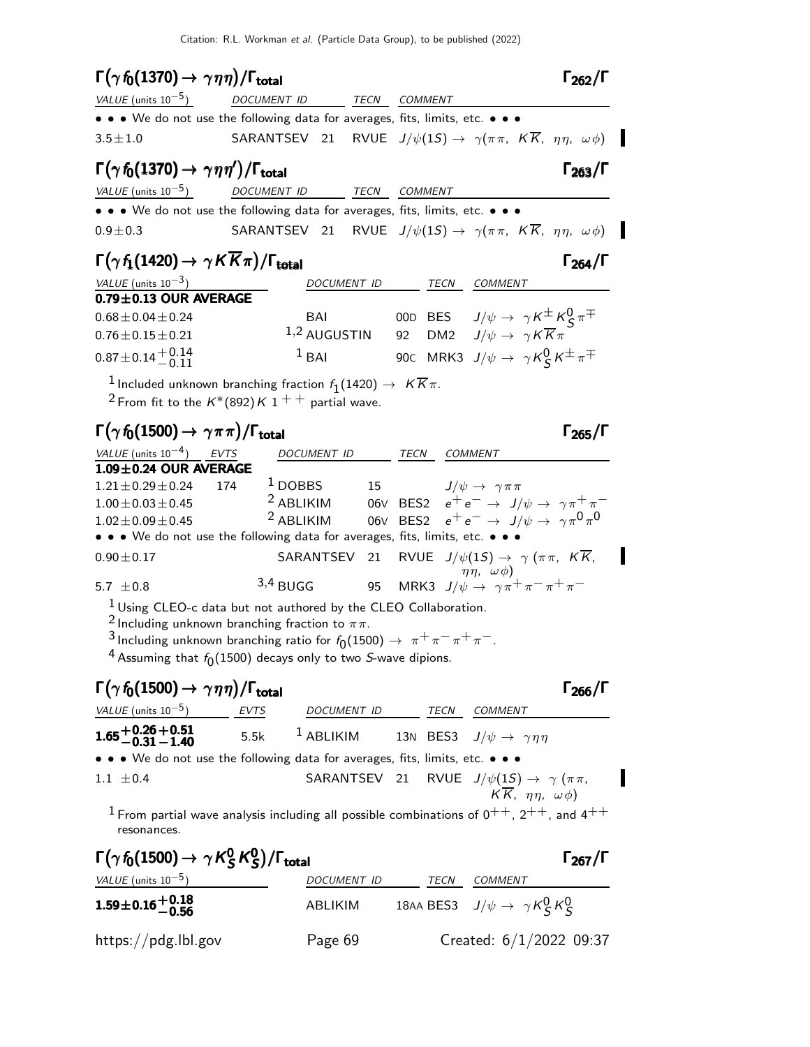## $\Gamma(\gamma f_0(1370) \to \gamma\eta\eta)/\Gamma_{\text{total}}$ — $\Gamma_{262}/\Gamma$

| VALUE (units $10^{-5}$) | DOCUMENT ID | | TECN | COMMENT |
|---|---|---|---|---|
| • • • We do not use the following data for averages, fits, limits, etc. • • • | | | | |
| $3.5 \pm 1.0$ | SARANTSEV | 21 | RVUE | $J/\psi(1S) \to \gamma(\pi\pi,\ K\overline{K},\ \eta\eta,\ \omega\phi)$ |

## $\Gamma(\gamma f_0(1370) \to \gamma\eta\eta')/\Gamma_{\text{total}}$ — $\Gamma_{263}/\Gamma$

| VALUE (units $10^{-5}$) | DOCUMENT ID | | TECN | COMMENT |
|---|---|---|---|---|
| • • • We do not use the following data for averages, fits, limits, etc. • • • | | | | |
| $0.9 \pm 0.3$ | SARANTSEV | 21 | RVUE | $J/\psi(1S) \to \gamma(\pi\pi,\ K\overline{K},\ \eta\eta,\ \omega\phi)$ |

## $\Gamma(\gamma f_1(1420) \to \gamma K\overline{K}\pi)/\Gamma_{\text{total}}$ — $\Gamma_{264}/\Gamma$

| VALUE (units $10^{-3}$) | DOCUMENT ID | | TECN | COMMENT |
|---|---|---|---|---|
| **0.79±0.13 OUR AVERAGE** | | | | |
| $0.68 \pm 0.04 \pm 0.24$ | BAI | 00D | BES | $J/\psi \to \gamma K^{\pm} K^0_S \pi^{\mp}$ |
| $0.76 \pm 0.15 \pm 0.21$ | [1,2] AUGUSTIN | 92 | DM2 | $J/\psi \to \gamma K\overline{K}\pi$ |
| $0.87 \pm 0.14^{+0.14}_{-0.11}$ | [1] BAI | 90C | MRK3 | $J/\psi \to \gamma K^0_S K^{\pm}\pi^{\mp}$ |

[1] Included unknown branching fraction $f_1(1420) \to K\overline{K}\pi$.
[2] From fit to the $K^*(892)K\ 1^{++}$ partial wave.

## $\Gamma(\gamma f_0(1500) \to \gamma\pi\pi)/\Gamma_{\text{total}}$ — $\Gamma_{265}/\Gamma$

| VALUE (units $10^{-4}$) | EVTS | DOCUMENT ID | | TECN | COMMENT |
|---|---|---|---|---|---|
| **1.09±0.24 OUR AVERAGE** | | | | | |
| $1.21 \pm 0.29 \pm 0.24$ | 174 | [1] DOBBS | 15 | | $J/\psi \to \gamma\pi\pi$ |
| $1.00 \pm 0.03 \pm 0.45$ | | [2] ABLIKIM | 06V | BES2 | $e^+e^- \to J/\psi \to \gamma\pi^+\pi^-$ |
| $1.02 \pm 0.09 \pm 0.45$ | | [2] ABLIKIM | 06V | BES2 | $e^+e^- \to J/\psi \to \gamma\pi^0\pi^0$ |
| • • • We do not use the following data for averages, fits, limits, etc. • • • | | | | | |
| $0.90 \pm 0.17$ | | SARANTSEV | 21 | RVUE | $J/\psi(1S) \to \gamma(\pi\pi,\ K\overline{K},\ \eta\eta,\ \omega\phi)$ |
| $5.7 \pm 0.8$ | | [3,4] BUGG | 95 | MRK3 | $J/\psi \to \gamma\pi^+\pi^-\pi^+\pi^-$ |

[1] Using CLEO-c data but not authored by the CLEO Collaboration.
[2] Including unknown branching fraction to $\pi\pi$.
[3] Including unknown branching ratio for $f_0(1500) \to \pi^+\pi^-\pi^+\pi^-$.
[4] Assuming that $f_0(1500)$ decays only to two $S$-wave dipions.

## $\Gamma(\gamma f_0(1500) \to \gamma\eta\eta)/\Gamma_{\text{total}}$ — $\Gamma_{266}/\Gamma$

| VALUE (units $10^{-5}$) | EVTS | DOCUMENT ID | | TECN | COMMENT |
|---|---|---|---|---|---|
| $\mathbf{1.65^{+0.26+0.51}_{-0.31-1.40}}$ | 5.5k | [1] ABLIKIM | 13N | BES3 | $J/\psi \to \gamma\eta\eta$ |
| • • • We do not use the following data for averages, fits, limits, etc. • • • | | | | | |
| $1.1 \pm 0.4$ | | SARANTSEV | 21 | RVUE | $J/\psi(1S) \to \gamma(\pi\pi,\ K\overline{K},\ \eta\eta,\ \omega\phi)$ |

[1] From partial wave analysis including all possible combinations of $0^{++}$, $2^{++}$, and $4^{++}$ resonances.

## $\Gamma(\gamma f_0(1500) \to \gamma K^0_S K^0_S)/\Gamma_{\text{total}}$ — $\Gamma_{267}/\Gamma$

| VALUE (units $10^{-5}$) | DOCUMENT ID | | TECN | COMMENT |
|---|---|---|---|---|
| $\mathbf{1.59 \pm 0.16^{+0.18}_{-0.56}}$ | ABLIKIM | 18AA | BES3 | $J/\psi \to \gamma K^0_S K^0_S$ |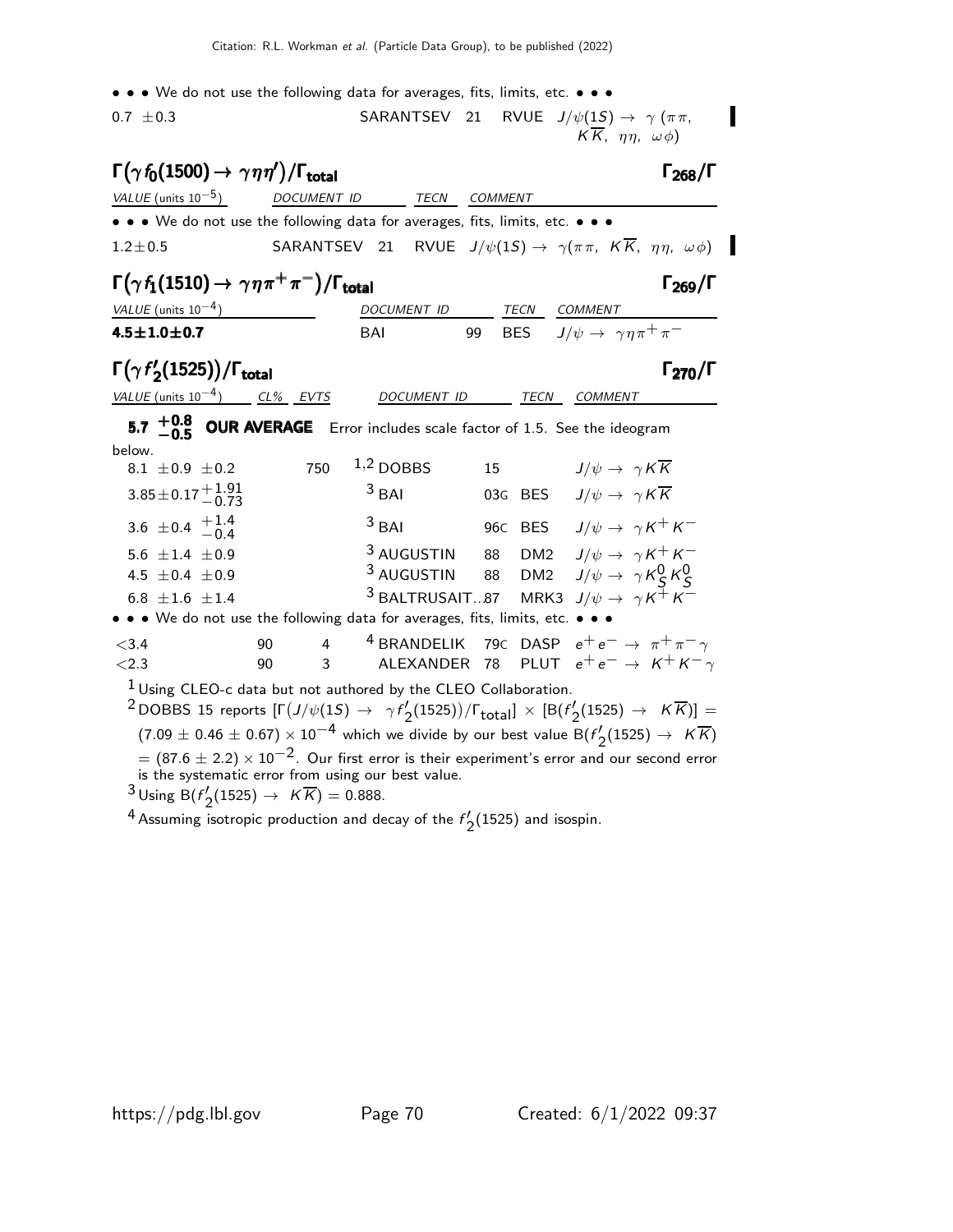• • • We do not use the following data for averages, fits, limits, etc. • • •

| | | | |
|---|---|---|---|
| $0.7 \pm 0.3$ | SARANTSEV 21 | RVUE | $J/\psi(1S) \to \gamma(\pi\pi, K\overline{K}, \eta\eta, \omega\phi)$ |

### $\Gamma(\gamma f_0(1500) \to \gamma\eta\eta')/\Gamma_{\text{total}}$ $\Gamma_{268}/\Gamma$

| VALUE (units $10^{-5}$) | DOCUMENT ID | TECN | COMMENT |
|---|---|---|---|
| • • • We do not use the following data for averages, fits, limits, etc. • • • | | | |
| $1.2 \pm 0.5$ | SARANTSEV 21 | RVUE | $J/\psi(1S) \to \gamma(\pi\pi, K\overline{K}, \eta\eta, \omega\phi)$ |

### $\Gamma(\gamma f_1(1510) \to \gamma\eta\pi^+\pi^-)/\Gamma_{\text{total}}$ $\Gamma_{269}/\Gamma$

| VALUE (units $10^{-4}$) | DOCUMENT ID | TECN | COMMENT |
|---|---|---|---|
| **$4.5 \pm 1.0 \pm 0.7$** | BAI 99 | BES | $J/\psi \to \gamma\eta\pi^+\pi^-$ |

### $\Gamma(\gamma f'_2(1525))/\Gamma_{\text{total}}$ $\Gamma_{270}/\Gamma$

| VALUE (units $10^{-4}$) | CL% | EVTS | DOCUMENT ID | | TECN | COMMENT |
|---|---|---|---|---|---|---|
| **$5.7^{+0.8}_{-0.5}$ OUR AVERAGE** Error includes scale factor of 1.5. See the ideogram below. | | | | | | |
| $8.1 \pm 0.9 \pm 0.2$ | | 750 | [1,2] DOBBS | 15 | | $J/\psi \to \gamma K\overline{K}$ |
| $3.85 \pm 0.17^{+1.91}_{-0.73}$ | | | [3] BAI | 03G | BES | $J/\psi \to \gamma K\overline{K}$ |
| $3.6 \pm 0.4\ ^{+1.4}_{-0.4}$ | | | [3] BAI | 96C | BES | $J/\psi \to \gamma K^+K^-$ |
| $5.6 \pm 1.4 \pm 0.9$ | | | [3] AUGUSTIN | 88 | DM2 | $J/\psi \to \gamma K^+K^-$ |
| $4.5 \pm 0.4 \pm 0.9$ | | | [3] AUGUSTIN | 88 | DM2 | $J/\psi \to \gamma K^0_S K^0_S$ |
| $6.8 \pm 1.6 \pm 1.4$ | | | [3] BALTRUSAIT...87 | | MRK3 | $J/\psi \to \gamma K^+K^-$ |
| • • • We do not use the following data for averages, fits, limits, etc. • • • | | | | | | |
| $<3.4$ | 90 | 4 | [4] BRANDELIK | 79C | DASP | $e^+e^- \to \pi^+\pi^-\gamma$ |
| $<2.3$ | 90 | 3 | ALEXANDER | 78 | PLUT | $e^+e^- \to K^+K^-\gamma$ |

[1] Using CLEO-c data but not authored by the CLEO Collaboration.

[2] DOBBS 15 reports $[\Gamma(J/\psi(1S) \to \gamma f'_2(1525))/\Gamma_{\text{total}}] \times [B(f'_2(1525) \to K\overline{K})] = (7.09 \pm 0.46 \pm 0.67) \times 10^{-4}$ which we divide by our best value $B(f'_2(1525) \to K\overline{K}) = (87.6 \pm 2.2) \times 10^{-2}$. Our first error is their experiment's error and our second error is the systematic error from using our best value.

[3] Using $B(f'_2(1525) \to K\overline{K}) = 0.888$.

[4] Assuming isotropic production and decay of the $f'_2(1525)$ and isospin.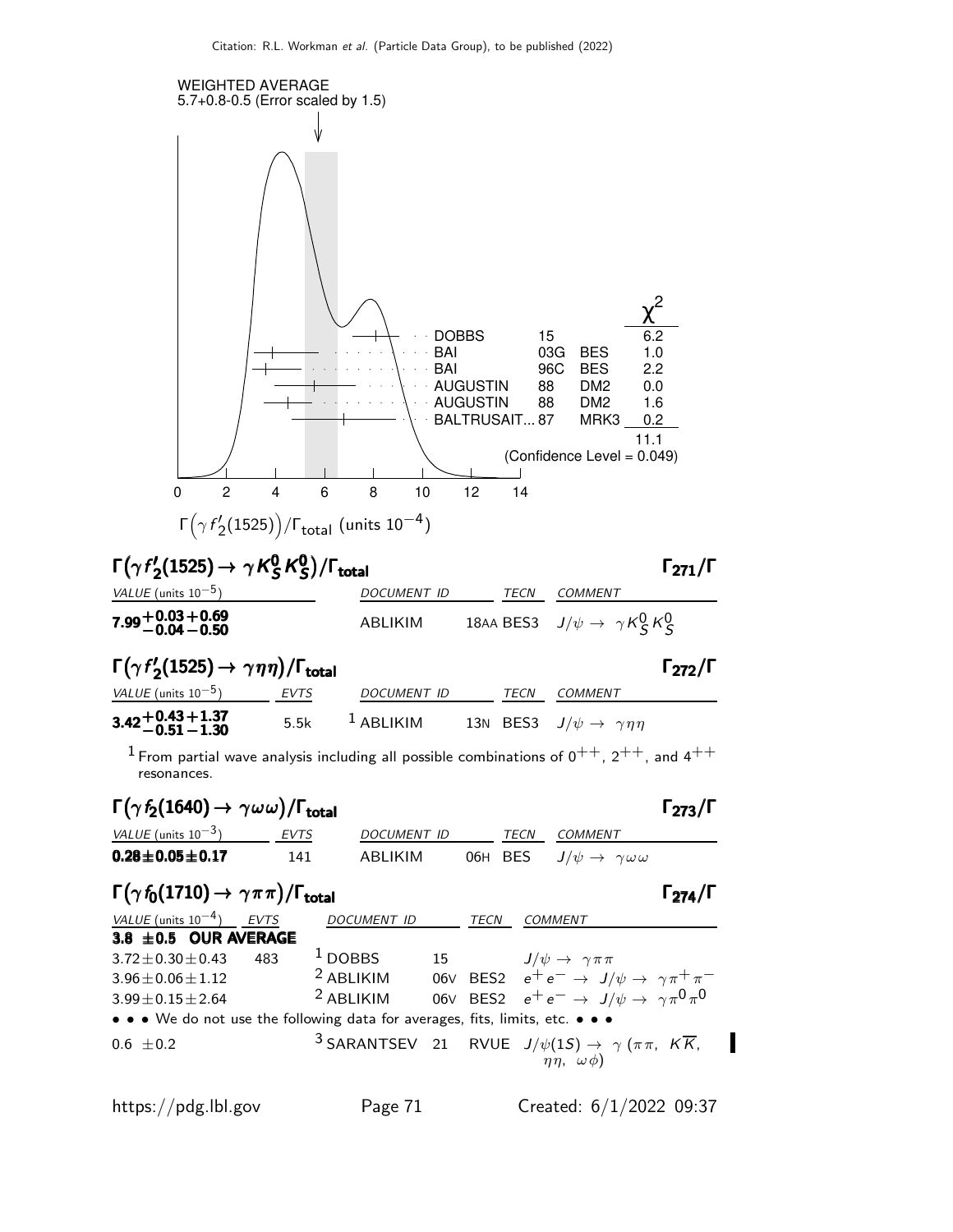WEIGHTED AVERAGE
5.7+0.8-0.5 (Error scaled by 1.5)

| | | | $\chi^2$ |
|---|---|---|---|
| DOBBS | 15 | | 6.2 |
| BAI | 03G | BES | 1.0 |
| BAI | 96C | BES | 2.2 |
| AUGUSTIN | 88 | DM2 | 0.0 |
| AUGUSTIN | 88 | DM2 | 1.6 |
| BALTRUSAIT... | 87 | MRK3 | 0.2 |
| | | | 11.1 |

(Confidence Level = 0.049)

$\Gamma\left(\gamma f_2'(1525)\right)/\Gamma_{\text{total}}$ (units $10^{-4}$)

## $\Gamma(\gamma f_2'(1525) \to \gamma K_S^0 K_S^0)/\Gamma_{\text{total}}$ $\qquad \Gamma_{271}/\Gamma$

| VALUE (units $10^{-5}$) | DOCUMENT ID | TECN | COMMENT |
|---|---|---|---|
| $\mathbf{7.99^{+0.03+0.69}_{-0.04-0.50}}$ | ABLIKIM | 18AA BES3 | $J/\psi \to \gamma K_S^0 K_S^0$ |

## $\Gamma(\gamma f_2'(1525) \to \gamma \eta\eta)/\Gamma_{\text{total}}$ $\qquad \Gamma_{272}/\Gamma$

| VALUE (units $10^{-5}$) | EVTS | DOCUMENT ID | TECN | COMMENT |
|---|---|---|---|---|
| $\mathbf{3.42^{+0.43+1.37}_{-0.51-1.30}}$ | 5.5k | [1] ABLIKIM | 13N BES3 | $J/\psi \to \gamma\eta\eta$ |

[1] From partial wave analysis including all possible combinations of $0^{++}$, $2^{++}$, and $4^{++}$ resonances.

## $\Gamma(\gamma f_2(1640) \to \gamma \omega\omega)/\Gamma_{\text{total}}$ $\qquad \Gamma_{273}/\Gamma$

| VALUE (units $10^{-3}$) | EVTS | DOCUMENT ID | TECN | COMMENT |
|---|---|---|---|---|
| $\mathbf{0.28 \pm 0.05 \pm 0.17}$ | 141 | ABLIKIM | 06H BES | $J/\psi \to \gamma\omega\omega$ |

## $\Gamma(\gamma f_0(1710) \to \gamma \pi\pi)/\Gamma_{\text{total}}$ $\qquad \Gamma_{274}/\Gamma$

| VALUE (units $10^{-4}$) | EVTS | DOCUMENT ID | | TECN | COMMENT |
|---|---|---|---|---|---|
| **3.8 ±0.5 OUR AVERAGE** | | | | | |
| $3.72 \pm 0.30 \pm 0.43$ | 483 | [1] DOBBS | 15 | | $J/\psi \to \gamma\pi\pi$ |
| $3.96 \pm 0.06 \pm 1.12$ | | [2] ABLIKIM | 06V | BES2 | $e^+e^- \to J/\psi \to \gamma\pi^+\pi^-$ |
| $3.99 \pm 0.15 \pm 2.64$ | | [2] ABLIKIM | 06V | BES2 | $e^+e^- \to J/\psi \to \gamma\pi^0\pi^0$ |
| • • • We do not use the following data for averages, fits, limits, etc. • • • | | | | | |
| $0.6 \pm 0.2$ | | [3] SARANTSEV | 21 | RVUE | $J/\psi(1S) \to \gamma\,(\pi\pi,\ K\overline{K},\ \eta\eta,\ \omega\phi)$ |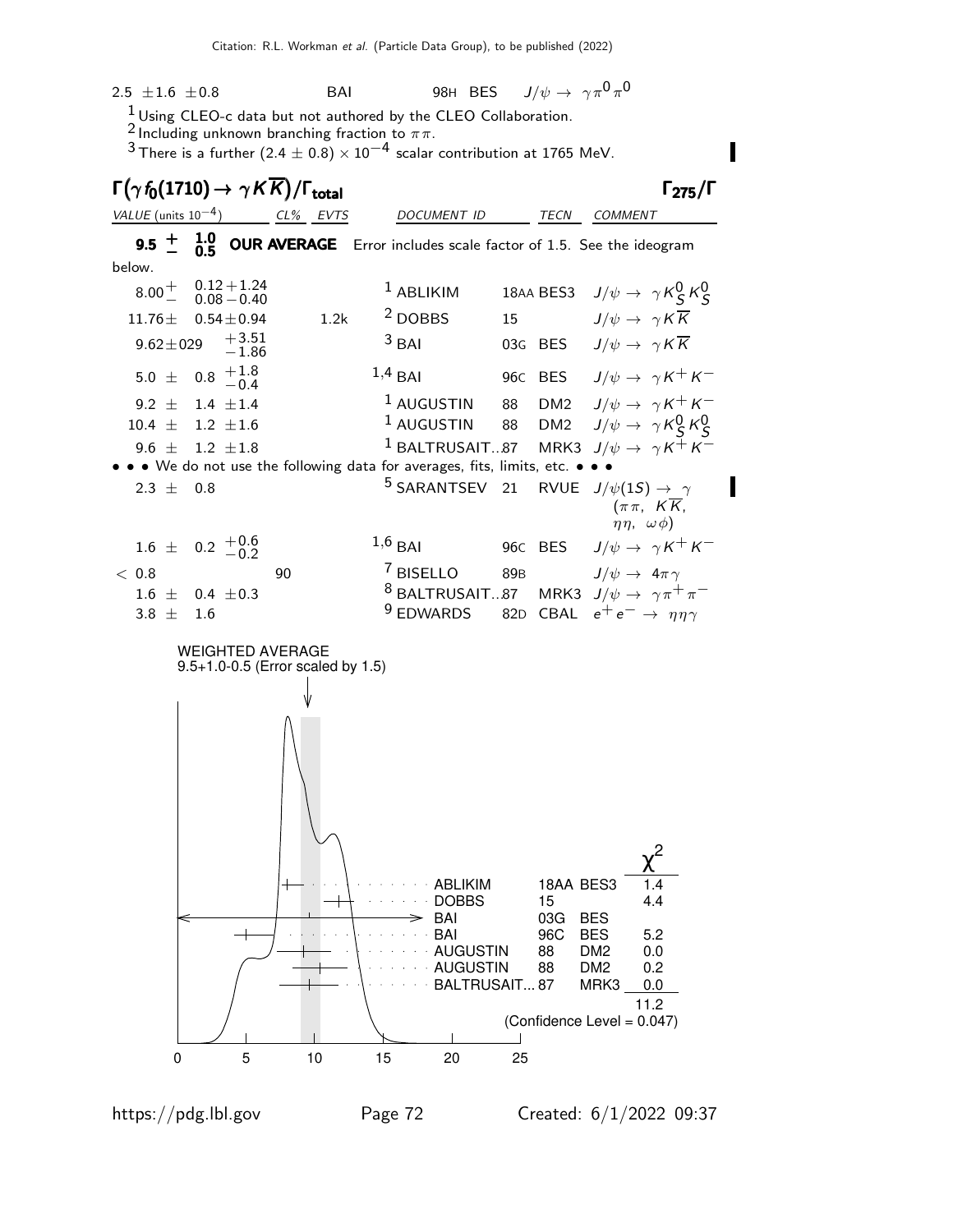| | | | | |
|---|---|---|---|---|
| 2.5 ±1.6 ±0.8 | BAI | 98H | BES | $J/\psi \to \gamma \pi^0 \pi^0$ |

[1] Using CLEO-c data but not authored by the CLEO Collaboration.
[2] Including unknown branching fraction to $\pi\pi$.
[3] There is a further $(2.4 \pm 0.8) \times 10^{-4}$ scalar contribution at 1765 MeV.

## $\Gamma(\gamma f_0(1710) \to \gamma K\overline{K})/\Gamma_{\text{total}}$ $\Gamma_{275}/\Gamma$

| VALUE (units $10^{-4}$) | CL% | EVTS | DOCUMENT ID | | TECN | COMMENT |
|---|---|---|---|---|---|---|
| **$9.5^{+1.0}_{-0.5}$ OUR AVERAGE** | | | Error includes scale factor of 1.5. See the ideogram below. | | | |
| $8.00^{+0.12+1.24}_{-0.08-0.40}$ | | | [1] ABLIKIM | 18AA | BES3 | $J/\psi \to \gamma K^0_S K^0_S$ |
| $11.76 \pm 0.54 \pm 0.94$ | | 1.2k | [2] DOBBS | 15 | | $J/\psi \to \gamma K\overline{K}$ |
| $9.62 \pm 029\ ^{+3.51}_{-1.86}$ | | | [3] BAI | 03G | BES | $J/\psi \to \gamma K\overline{K}$ |
| $5.0 \pm 0.8\ ^{+1.8}_{-0.4}$ | | | [1,4] BAI | 96C | BES | $J/\psi \to \gamma K^+ K^-$ |
| $9.2 \pm 1.4 \pm 1.4$ | | | [1] AUGUSTIN | 88 | DM2 | $J/\psi \to \gamma K^+ K^-$ |
| $10.4 \pm 1.2 \pm 1.6$ | | | [1] AUGUSTIN | 88 | DM2 | $J/\psi \to \gamma K^0_S K^0_S$ |
| $9.6 \pm 1.2 \pm 1.8$ | | | [1] BALTRUSAIT...87 | | MRK3 | $J/\psi \to \gamma K^+ K^-$ |
| • • • We do not use the following data for averages, fits, limits, etc. • • • | | | | | | |
| $2.3 \pm 0.8$ | | | [5] SARANTSEV | 21 | RVUE | $J/\psi(1S) \to \gamma (\pi\pi, K\overline{K}, \eta\eta, \omega\phi)$ |
| $1.6 \pm 0.2\ ^{+0.6}_{-0.2}$ | | | [1,6] BAI | 96C | BES | $J/\psi \to \gamma K^+ K^-$ |
| $< 0.8$ | 90 | | [7] BISELLO | 89B | | $J/\psi \to 4\pi\gamma$ |
| $1.6 \pm 0.4 \pm 0.3$ | | | [8] BALTRUSAIT...87 | | MRK3 | $J/\psi \to \gamma \pi^+ \pi^-$ |
| $3.8 \pm 1.6$ | | | [9] EDWARDS | 82D | CBAL | $e^+ e^- \to \eta\eta\gamma$ |

WEIGHTED AVERAGE
9.5+1.0-0.5 (Error scaled by 1.5)

| | | | $\chi^2$ |
|---|---|---|---|
| ABLIKIM | 18AA | BES3 | 1.4 |
| DOBBS | 15 | | 4.4 |
| BAI | 03G | BES | |
| BAI | 96C | BES | 5.2 |
| AUGUSTIN | 88 | DM2 | 0.0 |
| AUGUSTIN | 88 | DM2 | 0.2 |
| BALTRUSAIT... | 87 | MRK3 | 0.0 |
| | | | 11.2 |

(Confidence Level = 0.047)

0 5 10 15 20 25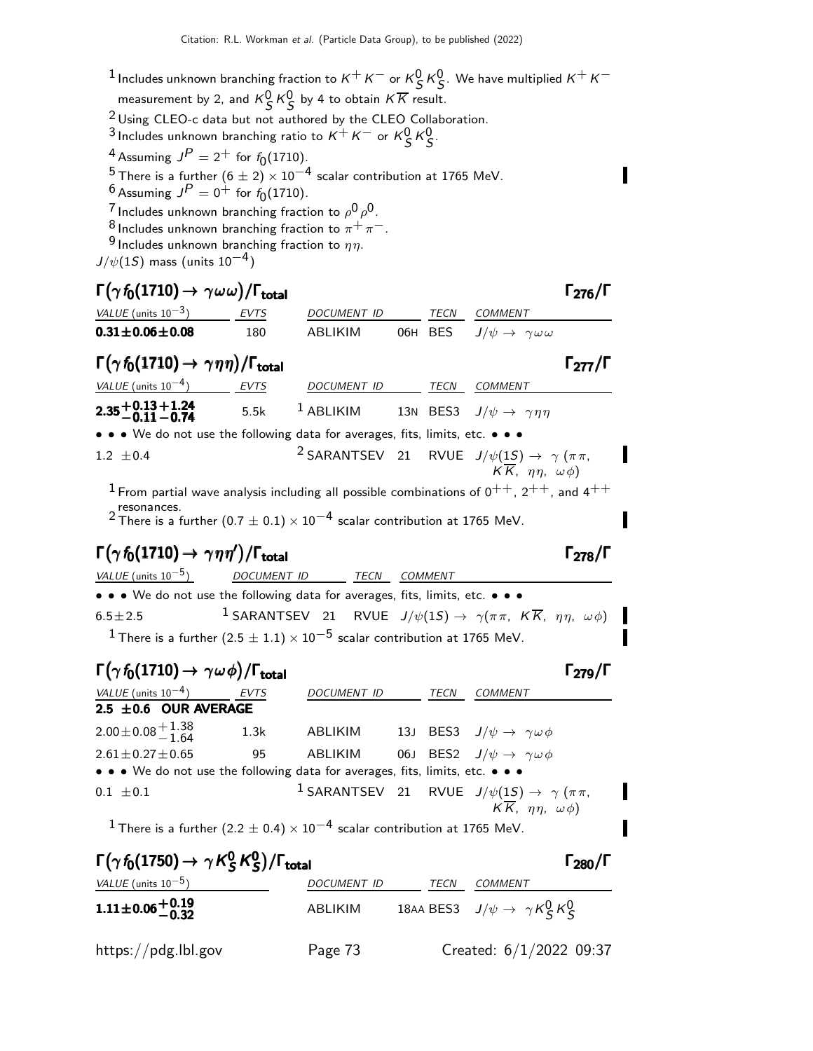[1] Includes unknown branching fraction to $K^+K^-$ or $K^0_S K^0_S$. We have multiplied $K^+K^-$ measurement by 2, and $K^0_S K^0_S$ by 4 to obtain $K\overline{K}$ result.
[2] Using CLEO-c data but not authored by the CLEO Collaboration.
[3] Includes unknown branching ratio to $K^+K^-$ or $K^0_S K^0_S$.
[4] Assuming $J^P = 2^+$ for $f_0(1710)$.
[5] There is a further $(6 \pm 2) \times 10^{-4}$ scalar contribution at 1765 MeV.
[6] Assuming $J^P = 0^+$ for $f_0(1710)$.
[7] Includes unknown branching fraction to $\rho^0\rho^0$.
[8] Includes unknown branching fraction to $\pi^+\pi^-$.
[9] Includes unknown branching fraction to $\eta\eta$.
$J/\psi(1S)$ mass (units $10^{-4}$)

### $\Gamma(\gamma f_0(1710) \to \gamma\omega\omega)/\Gamma_{total}$ — $\Gamma_{276}/\Gamma$

| VALUE (units $10^{-3}$) | EVTS | DOCUMENT ID | | TECN | COMMENT |
|---|---|---|---|---|---|
| **$0.31 \pm 0.06 \pm 0.08$** | 180 | ABLIKIM | 06H | BES | $J/\psi \to \gamma\omega\omega$ |

### $\Gamma(\gamma f_0(1710) \to \gamma\eta\eta)/\Gamma_{total}$ — $\Gamma_{277}/\Gamma$

| VALUE (units $10^{-4}$) | EVTS | DOCUMENT ID | | TECN | COMMENT |
|---|---|---|---|---|---|
| **$2.35^{+0.13+1.24}_{-0.11-0.74}$** | 5.5k | [1] ABLIKIM | 13N | BES3 | $J/\psi \to \gamma\eta\eta$ |
| • • • We do not use the following data for averages, fits, limits, etc. • • • | | | | | |
| $1.2 \pm 0.4$ | | [2] SARANTSEV | 21 | RVUE | $J/\psi(1S) \to \gamma(\pi\pi, K\overline{K}, \eta\eta, \omega\phi)$ |

[1] From partial wave analysis including all possible combinations of $0^{++}$, $2^{++}$, and $4^{++}$ resonances.
[2] There is a further $(0.7 \pm 0.1) \times 10^{-4}$ scalar contribution at 1765 MeV.

### $\Gamma(\gamma f_0(1710) \to \gamma\eta\eta')/\Gamma_{total}$ — $\Gamma_{278}/\Gamma$

| VALUE (units $10^{-5}$) | DOCUMENT ID | | TECN | COMMENT |
|---|---|---|---|---|
| • • • We do not use the following data for averages, fits, limits, etc. • • • | | | | |
| $6.5 \pm 2.5$ | [1] SARANTSEV | 21 | RVUE | $J/\psi(1S) \to \gamma(\pi\pi, K\overline{K}, \eta\eta, \omega\phi)$ |

[1] There is a further $(2.5 \pm 1.1) \times 10^{-5}$ scalar contribution at 1765 MeV.

### $\Gamma(\gamma f_0(1710) \to \gamma\omega\phi)/\Gamma_{total}$ — $\Gamma_{279}/\Gamma$

| VALUE (units $10^{-4}$) | EVTS | DOCUMENT ID | | TECN | COMMENT |
|---|---|---|---|---|---|
| **$2.5 \pm 0.6$ OUR AVERAGE** | | | | | |
| $2.00 \pm 0.08^{+1.38}_{-1.64}$ | 1.3k | ABLIKIM | 13J | BES3 | $J/\psi \to \gamma\omega\phi$ |
| $2.61 \pm 0.27 \pm 0.65$ | 95 | ABLIKIM | 06J | BES2 | $J/\psi \to \gamma\omega\phi$ |
| • • • We do not use the following data for averages, fits, limits, etc. • • • | | | | | |
| $0.1 \pm 0.1$ | | [1] SARANTSEV | 21 | RVUE | $J/\psi(1S) \to \gamma(\pi\pi, K\overline{K}, \eta\eta, \omega\phi)$ |

[1] There is a further $(2.2 \pm 0.4) \times 10^{-4}$ scalar contribution at 1765 MeV.

### $\Gamma(\gamma f_0(1750) \to \gamma K^0_S K^0_S)/\Gamma_{total}$ — $\Gamma_{280}/\Gamma$

| VALUE (units $10^{-5}$) | DOCUMENT ID | | TECN | COMMENT |
|---|---|---|---|---|
| **$1.11 \pm 0.06^{+0.19}_{-0.32}$** | ABLIKIM | 18AA | BES3 | $J/\psi \to \gamma K^0_S K^0_S$ |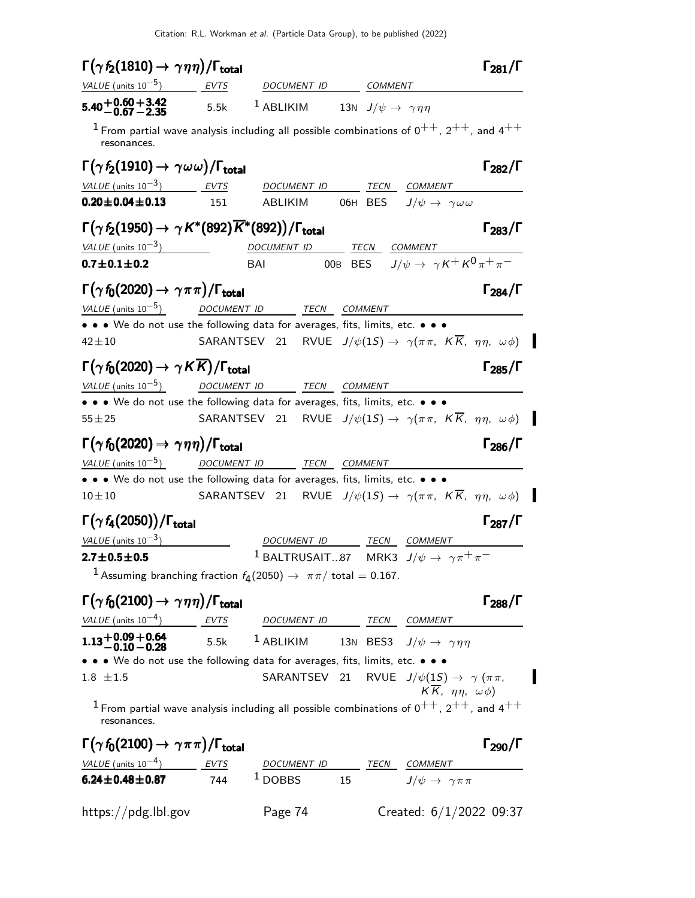### $\Gamma(\gamma f_2(1810) \to \gamma\eta\eta)/\Gamma_{\text{total}}$ $\Gamma_{281}/\Gamma$

| VALUE (units $10^{-5}$) | EVTS | DOCUMENT ID | | COMMENT |
|---|---|---|---|---|
| $\mathbf{5.40^{+0.60+3.42}_{-0.67-2.35}}$ | 5.5k | [1] ABLIKIM | 13N | $J/\psi \to \gamma\eta\eta$ |

[1] From partial wave analysis including all possible combinations of $0^{++}$, $2^{++}$, and $4^{++}$ resonances.

### $\Gamma(\gamma f_2(1910) \to \gamma\omega\omega)/\Gamma_{\text{total}}$ $\Gamma_{282}/\Gamma$

| VALUE (units $10^{-3}$) | EVTS | DOCUMENT ID | | TECN | COMMENT |
|---|---|---|---|---|---|
| $\mathbf{0.20 \pm 0.04 \pm 0.13}$ | 151 | ABLIKIM | 06H | BES | $J/\psi \to \gamma\omega\omega$ |

### $\Gamma(\gamma f_2(1950) \to \gamma K^*(892)\overline{K}^*(892))/\Gamma_{\text{total}}$ $\Gamma_{283}/\Gamma$

| VALUE (units $10^{-3}$) | DOCUMENT ID | | TECN | COMMENT |
|---|---|---|---|---|
| $\mathbf{0.7 \pm 0.1 \pm 0.2}$ | BAI | 00B | BES | $J/\psi \to \gamma K^+ K^0 \pi^+ \pi^-$ |

### $\Gamma(\gamma f_0(2020) \to \gamma\pi\pi)/\Gamma_{\text{total}}$ $\Gamma_{284}/\Gamma$

| VALUE (units $10^{-5}$) | DOCUMENT ID | | TECN | COMMENT |
|---|---|---|---|---|
| • • • We do not use the following data for averages, fits, limits, etc. • • • | | | | |
| $42 \pm 10$ | SARANTSEV | 21 | RVUE | $J/\psi(1S) \to \gamma(\pi\pi,\ K\overline{K},\ \eta\eta,\ \omega\phi)$ |

### $\Gamma(\gamma f_0(2020) \to \gamma K\overline{K})/\Gamma_{\text{total}}$ $\Gamma_{285}/\Gamma$

| VALUE (units $10^{-5}$) | DOCUMENT ID | | TECN | COMMENT |
|---|---|---|---|---|
| • • • We do not use the following data for averages, fits, limits, etc. • • • | | | | |
| $55 \pm 25$ | SARANTSEV | 21 | RVUE | $J/\psi(1S) \to \gamma(\pi\pi,\ K\overline{K},\ \eta\eta,\ \omega\phi)$ |

### $\Gamma(\gamma f_0(2020) \to \gamma\eta\eta)/\Gamma_{\text{total}}$ $\Gamma_{286}/\Gamma$

| VALUE (units $10^{-5}$) | DOCUMENT ID | | TECN | COMMENT |
|---|---|---|---|---|
| • • • We do not use the following data for averages, fits, limits, etc. • • • | | | | |
| $10 \pm 10$ | SARANTSEV | 21 | RVUE | $J/\psi(1S) \to \gamma(\pi\pi,\ K\overline{K},\ \eta\eta,\ \omega\phi)$ |

### $\Gamma(\gamma f_4(2050))/\Gamma_{\text{total}}$ $\Gamma_{287}/\Gamma$

| VALUE (units $10^{-3}$) | DOCUMENT ID | | TECN | COMMENT |
|---|---|---|---|---|
| $\mathbf{2.7 \pm 0.5 \pm 0.5}$ | [1] BALTRUSAIT...87 | | MRK3 | $J/\psi \to \gamma\pi^+\pi^-$ |

[1] Assuming branching fraction $f_4(2050) \to \pi\pi/\text{total} = 0.167$.

### $\Gamma(\gamma f_0(2100) \to \gamma\eta\eta)/\Gamma_{\text{total}}$ $\Gamma_{288}/\Gamma$

| VALUE (units $10^{-4}$) | EVTS | DOCUMENT ID | | TECN | COMMENT |
|---|---|---|---|---|---|
| $\mathbf{1.13^{+0.09+0.64}_{-0.10-0.28}}$ | 5.5k | [1] ABLIKIM | 13N | BES3 | $J/\psi \to \gamma\eta\eta$ |
| • • • We do not use the following data for averages, fits, limits, etc. • • • | | | | | |
| $1.8 \pm 1.5$ | | SARANTSEV | 21 | RVUE | $J/\psi(1S) \to \gamma(\pi\pi,\ K\overline{K},\ \eta\eta,\ \omega\phi)$ |

[1] From partial wave analysis including all possible combinations of $0^{++}$, $2^{++}$, and $4^{++}$ resonances.

### $\Gamma(\gamma f_0(2100) \to \gamma\pi\pi)/\Gamma_{\text{total}}$ $\Gamma_{290}/\Gamma$

| VALUE (units $10^{-4}$) | EVTS | DOCUMENT ID | | TECN | COMMENT |
|---|---|---|---|---|---|
| $\mathbf{6.24 \pm 0.48 \pm 0.87}$ | 744 | [1] DOBBS | 15 | | $J/\psi \to \gamma\pi\pi$ |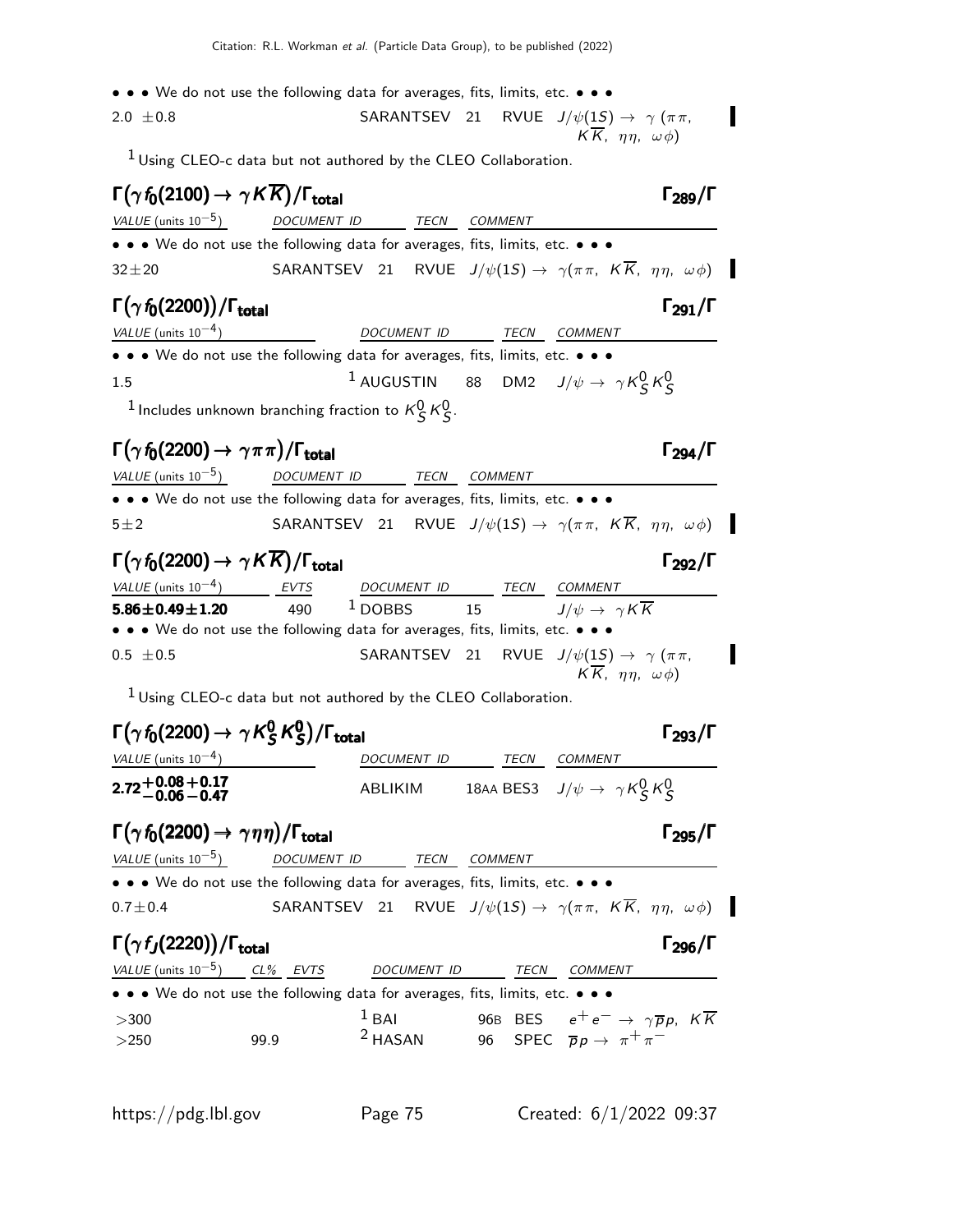• • • We do not use the following data for averages, fits, limits, etc. • • •

| | | | |
|---|---|---|---|
| 2.0 ±0.8 | SARANTSEV 21 | RVUE | $J/\psi(1S) \to \gamma\,(\pi\pi, K\overline{K}, \eta\eta, \omega\phi)$ |

[1] Using CLEO-c data but not authored by the CLEO Collaboration.

### $\Gamma(\gamma f_0(2100) \to \gamma K\overline{K})/\Gamma_{total}$ — $\Gamma_{289}/\Gamma$

| VALUE (units $10^{-5}$) | DOCUMENT ID | TECN | COMMENT |
|---|---|---|---|
| • • • We do not use the following data for averages, fits, limits, etc. • • • | | | |
| 32±20 | SARANTSEV 21 | RVUE | $J/\psi(1S) \to \gamma(\pi\pi, K\overline{K}, \eta\eta, \omega\phi)$ |

### $\Gamma(\gamma f_0(2200))/\Gamma_{total}$ — $\Gamma_{291}/\Gamma$

| VALUE (units $10^{-4}$) | DOCUMENT ID | TECN | COMMENT |
|---|---|---|---|
| • • • We do not use the following data for averages, fits, limits, etc. • • • | | | |
| 1.5 | [1] AUGUSTIN 88 | DM2 | $J/\psi \to \gamma K^0_S K^0_S$ |

[1] Includes unknown branching fraction to $K^0_S K^0_S$.

### $\Gamma(\gamma f_0(2200) \to \gamma\pi\pi)/\Gamma_{total}$ — $\Gamma_{294}/\Gamma$

| VALUE (units $10^{-5}$) | DOCUMENT ID | TECN | COMMENT |
|---|---|---|---|
| • • • We do not use the following data for averages, fits, limits, etc. • • • | | | |
| 5±2 | SARANTSEV 21 | RVUE | $J/\psi(1S) \to \gamma(\pi\pi, K\overline{K}, \eta\eta, \omega\phi)$ |

### $\Gamma(\gamma f_0(2200) \to \gamma K\overline{K})/\Gamma_{total}$ — $\Gamma_{292}/\Gamma$

| VALUE (units $10^{-4}$) | EVTS | DOCUMENT ID | TECN | COMMENT |
|---|---|---|---|---|
| **5.86±0.49±1.20** | 490 | [1] DOBBS 15 | | $J/\psi \to \gamma K\overline{K}$ |
| • • • We do not use the following data for averages, fits, limits, etc. • • • | | | | |
| 0.5 ±0.5 | | SARANTSEV 21 | RVUE | $J/\psi(1S) \to \gamma\,(\pi\pi, K\overline{K}, \eta\eta, \omega\phi)$ |

[1] Using CLEO-c data but not authored by the CLEO Collaboration.

### $\Gamma(\gamma f_0(2200) \to \gamma K^0_S K^0_S)/\Gamma_{total}$ — $\Gamma_{293}/\Gamma$

| VALUE (units $10^{-4}$) | DOCUMENT ID | TECN | COMMENT |
|---|---|---|---|
| **$2.72^{+0.08+0.17}_{-0.06-0.47}$** | ABLIKIM 18AA | BES3 | $J/\psi \to \gamma K^0_S K^0_S$ |

### $\Gamma(\gamma f_0(2200) \to \gamma\eta\eta)/\Gamma_{total}$ — $\Gamma_{295}/\Gamma$

| VALUE (units $10^{-5}$) | DOCUMENT ID | TECN | COMMENT |
|---|---|---|---|
| • • • We do not use the following data for averages, fits, limits, etc. • • • | | | |
| 0.7±0.4 | SARANTSEV 21 | RVUE | $J/\psi(1S) \to \gamma(\pi\pi, K\overline{K}, \eta\eta, \omega\phi)$ |

### $\Gamma(\gamma f_J(2220))/\Gamma_{total}$ — $\Gamma_{296}/\Gamma$

| VALUE (units $10^{-5}$) | CL% | EVTS | DOCUMENT ID | TECN | COMMENT |
|---|---|---|---|---|---|
| • • • We do not use the following data for averages, fits, limits, etc. • • • | | | | | |
| >300 | | | [1] BAI 96B | BES | $e^+e^- \to \gamma\overline{p}p,\ K\overline{K}$ |
| >250 | 99.9 | | [2] HASAN 96 | SPEC | $\overline{p}p \to \pi^+\pi^-$ |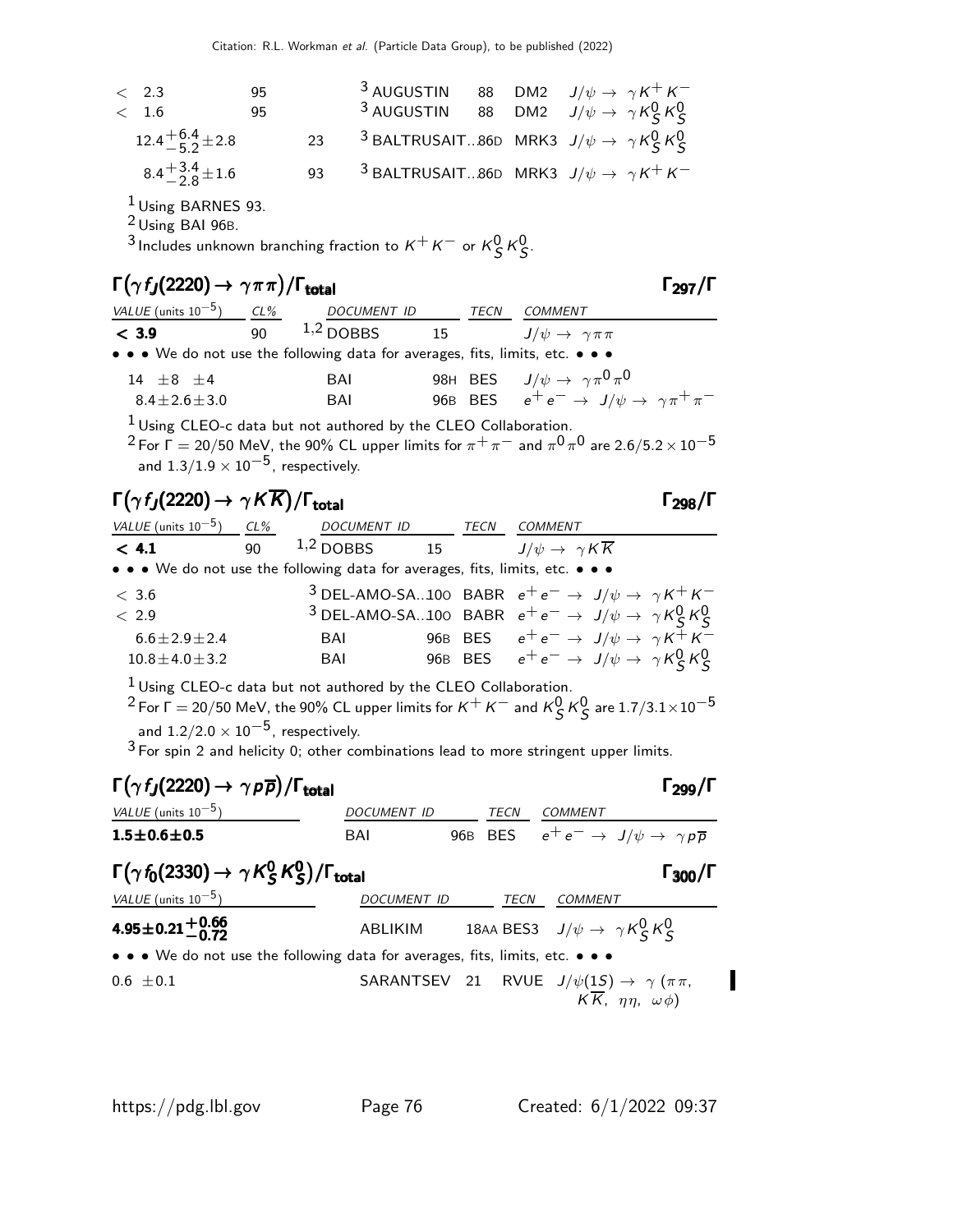| | | | | | |
|---|---|---|---|---|---|
| $< 2.3$ | 95 | [3] AUGUSTIN | 88 | DM2 | $J/\psi \to \gamma K^+ K^-$ |
| $< 1.6$ | 95 | [3] AUGUSTIN | 88 | DM2 | $J/\psi \to \gamma K^0_S K^0_S$ |
| $12.4^{+6.4}_{-5.2} \pm 2.8$ | 23 | [3] BALTRUSAIT... | 86D | MRK3 | $J/\psi \to \gamma K^0_S K^0_S$ |
| $8.4^{+3.4}_{-2.8} \pm 1.6$ | 93 | [3] BALTRUSAIT... | 86D | MRK3 | $J/\psi \to \gamma K^+ K^-$ |

[1] Using BARNES 93.
[2] Using BAI 96B.
[3] Includes unknown branching fraction to $K^+ K^-$ or $K^0_S K^0_S$.

## $\Gamma(\gamma f_J(2220) \to \gamma \pi\pi)/\Gamma_{\text{total}}$ $\Gamma_{297}/\Gamma$

| VALUE (units $10^{-5}$) | CL% | DOCUMENT ID | | TECN | COMMENT |
|---|---|---|---|---|---|
| **< 3.9** | 90 | [1,2] DOBBS | 15 | | $J/\psi \to \gamma\pi\pi$ |
| • • • We do not use the following data for averages, fits, limits, etc. • • • | | | | | |
| $14 \pm 8 \pm 4$ | | BAI | 98H | BES | $J/\psi \to \gamma\pi^0\pi^0$ |
| $8.4 \pm 2.6 \pm 3.0$ | | BAI | 96B | BES | $e^+e^- \to J/\psi \to \gamma\pi^+\pi^-$ |

[1] Using CLEO-c data but not authored by the CLEO Collaboration.
[2] For $\Gamma = 20/50$ MeV, the 90% CL upper limits for $\pi^+\pi^-$ and $\pi^0\pi^0$ are $2.6/5.2 \times 10^{-5}$ and $1.3/1.9 \times 10^{-5}$, respectively.

## $\Gamma(\gamma f_J(2220) \to \gamma K\overline{K})/\Gamma_{\text{total}}$ $\Gamma_{298}/\Gamma$

| VALUE (units $10^{-5}$) | CL% | DOCUMENT ID | | TECN | COMMENT |
|---|---|---|---|---|---|
| **< 4.1** | 90 | [1,2] DOBBS | 15 | | $J/\psi \to \gamma K\overline{K}$ |
| • • • We do not use the following data for averages, fits, limits, etc. • • • | | | | | |
| $< 3.6$ | | [3] DEL-AMO-SA... | 10O | BABR | $e^+e^- \to J/\psi \to \gamma K^+K^-$ |
| $< 2.9$ | | [3] DEL-AMO-SA... | 10O | BABR | $e^+e^- \to J/\psi \to \gamma K^0_S K^0_S$ |
| $6.6 \pm 2.9 \pm 2.4$ | | BAI | 96B | BES | $e^+e^- \to J/\psi \to \gamma K^+K^-$ |
| $10.8 \pm 4.0 \pm 3.2$ | | BAI | 96B | BES | $e^+e^- \to J/\psi \to \gamma K^0_S K^0_S$ |

[1] Using CLEO-c data but not authored by the CLEO Collaboration.
[2] For $\Gamma = 20/50$ MeV, the 90% CL upper limits for $K^+K^-$ and $K^0_S K^0_S$ are $1.7/3.1 \times 10^{-5}$ and $1.2/2.0 \times 10^{-5}$, respectively.
[3] For spin 2 and helicity 0; other combinations lead to more stringent upper limits.

## $\Gamma(\gamma f_J(2220) \to \gamma p\overline{p})/\Gamma_{\text{total}}$ $\Gamma_{299}/\Gamma$

| VALUE (units $10^{-5}$) | DOCUMENT ID | | TECN | COMMENT |
|---|---|---|---|---|
| **$1.5 \pm 0.6 \pm 0.5$** | BAI | 96B | BES | $e^+e^- \to J/\psi \to \gamma p\overline{p}$ |

## $\Gamma(\gamma f_0(2330) \to \gamma K^0_S K^0_S)/\Gamma_{\text{total}}$ $\Gamma_{300}/\Gamma$

| VALUE (units $10^{-5}$) | DOCUMENT ID | | TECN | COMMENT |
|---|---|---|---|---|
| **$4.95 \pm 0.21^{+0.66}_{-0.72}$** | ABLIKIM | 18AA | BES3 | $J/\psi \to \gamma K^0_S K^0_S$ |
| • • • We do not use the following data for averages, fits, limits, etc. • • • | | | | |
| $0.6 \pm 0.1$ | SARANTSEV | 21 | RVUE | $J/\psi(1S) \to \gamma$ ($\pi\pi$, $K\overline{K}$, $\eta\eta$, $\omega\phi$) |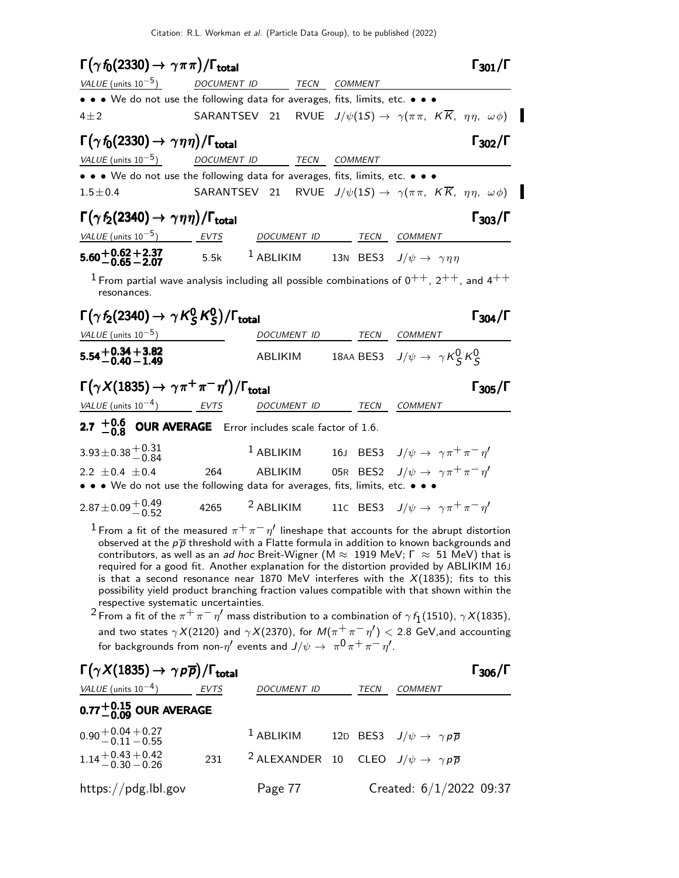### $\Gamma(\gamma f_0(2330) \to \gamma\pi\pi)/\Gamma_{total}$ — $\Gamma_{301}/\Gamma$

| VALUE (units $10^{-5}$) | DOCUMENT ID | TECN | COMMENT |
|---|---|---|---|
| • • • We do not use the following data for averages, fits, limits, etc. • • • | | | |
| $4\pm2$ | SARANTSEV 21 | RVUE | $J/\psi(1S) \to \gamma(\pi\pi,\ K\overline{K},\ \eta\eta,\ \omega\phi)$ |

### $\Gamma(\gamma f_0(2330) \to \gamma\eta\eta)/\Gamma_{total}$ — $\Gamma_{302}/\Gamma$

| VALUE (units $10^{-5}$) | DOCUMENT ID | TECN | COMMENT |
|---|---|---|---|
| • • • We do not use the following data for averages, fits, limits, etc. • • • | | | |
| $1.5\pm0.4$ | SARANTSEV 21 | RVUE | $J/\psi(1S) \to \gamma(\pi\pi,\ K\overline{K},\ \eta\eta,\ \omega\phi)$ |

### $\Gamma(\gamma f_2(2340) \to \gamma\eta\eta)/\Gamma_{total}$ — $\Gamma_{303}/\Gamma$

| VALUE (units $10^{-5}$) | EVTS | DOCUMENT ID | TECN | COMMENT |
|---|---|---|---|---|
| $\mathbf{5.60^{+0.62+2.37}_{-0.65-2.07}}$ | 5.5k | [1] ABLIKIM 13N | BES3 | $J/\psi \to \gamma\eta\eta$ |

[1] From partial wave analysis including all possible combinations of $0^{++}$, $2^{++}$, and $4^{++}$ resonances.

### $\Gamma(\gamma f_2(2340) \to \gamma K^0_S K^0_S)/\Gamma_{total}$ — $\Gamma_{304}/\Gamma$

| VALUE (units $10^{-5}$) | DOCUMENT ID | TECN | COMMENT |
|---|---|---|---|
| $\mathbf{5.54^{+0.34+3.82}_{-0.40-1.49}}$ | ABLIKIM 18AA | BES3 | $J/\psi \to \gamma K^0_S K^0_S$ |

### $\Gamma(\gamma X(1835) \to \gamma\pi^+\pi^-\eta')/\Gamma_{total}$ — $\Gamma_{305}/\Gamma$

| VALUE (units $10^{-4}$) | EVTS | DOCUMENT ID | TECN | COMMENT |
|---|---|---|---|---|
| $\mathbf{2.7\ ^{+0.6}_{-0.8}}$ **OUR AVERAGE** Error includes scale factor of 1.6. | | | | |
| $3.93\pm0.38^{+0.31}_{-0.84}$ | | [1] ABLIKIM 16J | BES3 | $J/\psi \to \gamma\pi^+\pi^-\eta'$ |
| $2.2\ \pm0.4\ \pm0.4$ | 264 | ABLIKIM 05R | BES2 | $J/\psi \to \gamma\pi^+\pi^-\eta'$ |
| • • • We do not use the following data for averages, fits, limits, etc. • • • | | | | |
| $2.87\pm0.09^{+0.49}_{-0.52}$ | 4265 | [2] ABLIKIM 11C | BES3 | $J/\psi \to \gamma\pi^+\pi^-\eta'$ |

[1] From a fit of the measured $\pi^+\pi^-\eta'$ lineshape that accounts for the abrupt distortion observed at the $p\overline{p}$ threshold with a Flatte formula in addition to known backgrounds and contributors, as well as an *ad hoc* Breit-Wigner (M $\approx$ 1919 MeV; $\Gamma$ $\approx$ 51 MeV) that is required for a good fit. Another explanation for the distortion provided by ABLIKIM 16J is that a second resonance near 1870 MeV interferes with the $X(1835)$; fits to this possibility yield product branching fraction values compatible with that shown within the respective systematic uncertainties.

[2] From a fit of the $\pi^+\pi^-\eta'$ mass distribution to a combination of $\gamma f_1(1510)$, $\gamma X(1835)$, and two states $\gamma X(2120)$ and $\gamma X(2370)$, for $M(\pi^+\pi^-\eta') < 2.8$ GeV,and accounting for backgrounds from non-$\eta'$ events and $J/\psi \to \pi^0\pi^+\pi^-\eta'$.

### $\Gamma(\gamma X(1835) \to \gamma p\overline{p})/\Gamma_{total}$ — $\Gamma_{306}/\Gamma$

| VALUE (units $10^{-4}$) | EVTS | DOCUMENT ID | TECN | COMMENT |
|---|---|---|---|---|
| $\mathbf{0.77^{+0.15}_{-0.09}}$ **OUR AVERAGE** | | | | |
| $0.90^{+0.04+0.27}_{-0.11-0.55}$ | | [1] ABLIKIM 12D | BES3 | $J/\psi \to \gamma p\overline{p}$ |
| $1.14^{+0.43+0.42}_{-0.30-0.26}$ | 231 | [2] ALEXANDER 10 | CLEO | $J/\psi \to \gamma p\overline{p}$ |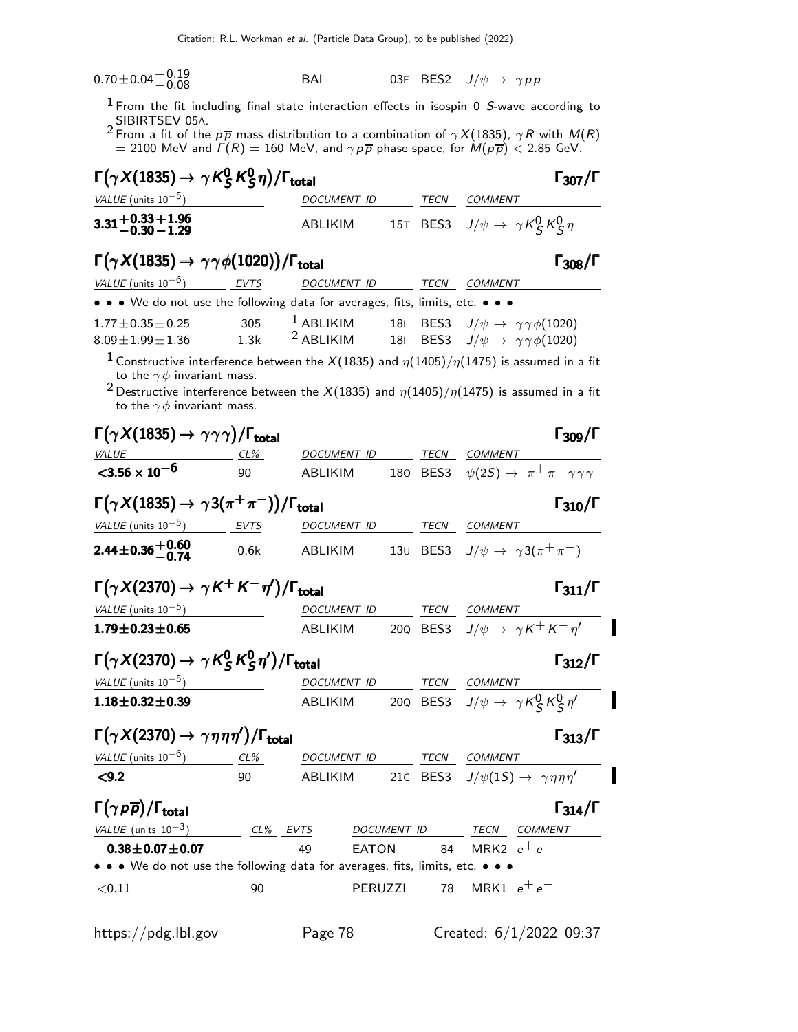| | | | | |
|---|---|---|---|---|
| $0.70\pm0.04^{+0.19}_{-0.08}$ | BAI | 03F | BES2 | $J/\psi \rightarrow \gamma p\overline{p}$ |

[1] From the fit including final state interaction effects in isospin 0 $S$-wave according to SIBIRTSEV 05A.

[2] From a fit of the $p\overline{p}$ mass distribution to a combination of $\gamma X(1835)$, $\gamma R$ with $M(R)$ = 2100 MeV and $\Gamma(R)$ = 160 MeV, and $\gamma p\overline{p}$ phase space, for $M(p\overline{p}) < 2.85$ GeV.

### $\Gamma(\gamma X(1835) \rightarrow \gamma K^0_S K^0_S \eta)/\Gamma_{\text{total}}$ — $\Gamma_{307}/\Gamma$

| VALUE (units $10^{-5}$) | DOCUMENT ID | | TECN | COMMENT |
|---|---|---|---|---|
| $\mathbf{3.31^{+0.33+1.96}_{-0.30-1.29}}$ | ABLIKIM | 15T | BES3 | $J/\psi \rightarrow \gamma K^0_S K^0_S \eta$ |

### $\Gamma(\gamma X(1835) \rightarrow \gamma\gamma\phi(1020))/\Gamma_{\text{total}}$ — $\Gamma_{308}/\Gamma$

| VALUE (units $10^{-6}$) | EVTS | DOCUMENT ID | | TECN | COMMENT |
|---|---|---|---|---|---|
| • • • We do not use the following data for averages, fits, limits, etc. • • • | | | | | |
| $1.77\pm0.35\pm0.25$ | 305 | [1] ABLIKIM | 18I | BES3 | $J/\psi \rightarrow \gamma\gamma\phi(1020)$ |
| $8.09\pm1.99\pm1.36$ | 1.3k | [2] ABLIKIM | 18I | BES3 | $J/\psi \rightarrow \gamma\gamma\phi(1020)$ |

[1] Constructive interference between the $X(1835)$ and $\eta(1405)/\eta(1475)$ is assumed in a fit to the $\gamma\phi$ invariant mass.

[2] Destructive interference between the $X(1835)$ and $\eta(1405)/\eta(1475)$ is assumed in a fit to the $\gamma\phi$ invariant mass.

### $\Gamma(\gamma X(1835) \rightarrow \gamma\gamma\gamma)/\Gamma_{\text{total}}$ — $\Gamma_{309}/\Gamma$

| VALUE | CL% | DOCUMENT ID | | TECN | COMMENT |
|---|---|---|---|---|---|
| $\mathbf{<3.56 \times 10^{-6}}$ | 90 | ABLIKIM | 18O | BES3 | $\psi(2S) \rightarrow \pi^+\pi^-\gamma\gamma\gamma$ |

### $\Gamma(\gamma X(1835) \rightarrow \gamma 3(\pi^+\pi^-))/\Gamma_{\text{total}}$ — $\Gamma_{310}/\Gamma$

| VALUE (units $10^{-5}$) | EVTS | DOCUMENT ID | | TECN | COMMENT |
|---|---|---|---|---|---|
| $\mathbf{2.44\pm0.36^{+0.60}_{-0.74}}$ | 0.6k | ABLIKIM | 13U | BES3 | $J/\psi \rightarrow \gamma 3(\pi^+\pi^-)$ |

### $\Gamma(\gamma X(2370) \rightarrow \gamma K^+ K^- \eta')/\Gamma_{\text{total}}$ — $\Gamma_{311}/\Gamma$

| VALUE (units $10^{-5}$) | DOCUMENT ID | | TECN | COMMENT |
|---|---|---|---|---|
| $\mathbf{1.79\pm0.23\pm0.65}$ | ABLIKIM | 20Q | BES3 | $J/\psi \rightarrow \gamma K^+ K^- \eta'$ |

### $\Gamma(\gamma X(2370) \rightarrow \gamma K^0_S K^0_S \eta')/\Gamma_{\text{total}}$ — $\Gamma_{312}/\Gamma$

| VALUE (units $10^{-5}$) | DOCUMENT ID | | TECN | COMMENT |
|---|---|---|---|---|
| $\mathbf{1.18\pm0.32\pm0.39}$ | ABLIKIM | 20Q | BES3 | $J/\psi \rightarrow \gamma K^0_S K^0_S \eta'$ |

### $\Gamma(\gamma X(2370) \rightarrow \gamma\eta\eta\eta')/\Gamma_{\text{total}}$ — $\Gamma_{313}/\Gamma$

| VALUE (units $10^{-6}$) | CL% | DOCUMENT ID | | TECN | COMMENT |
|---|---|---|---|---|---|
| $\mathbf{<9.2}$ | 90 | ABLIKIM | 21C | BES3 | $J/\psi(1S) \rightarrow \gamma\eta\eta\eta'$ |

### $\Gamma(\gamma p\overline{p})/\Gamma_{\text{total}}$ — $\Gamma_{314}/\Gamma$

| VALUE (units $10^{-3}$) | CL% | EVTS | DOCUMENT ID | | TECN | COMMENT |
|---|---|---|---|---|---|---|
| $\mathbf{0.38\pm0.07\pm0.07}$ | | 49 | EATON | 84 | MRK2 | $e^+e^-$ |
| • • • We do not use the following data for averages, fits, limits, etc. • • • | | | | | | |
| $<0.11$ | 90 | | PERUZZI | 78 | MRK1 | $e^+e^-$ |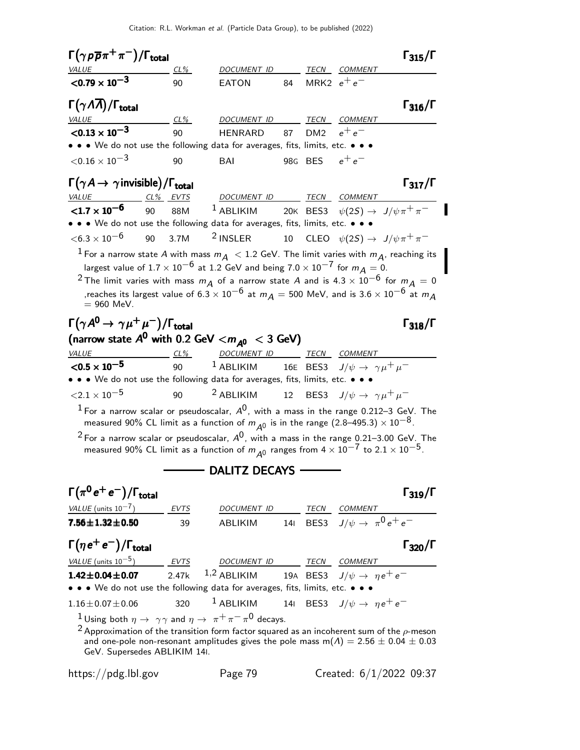### $\Gamma(\gamma p \overline{p} \pi^+ \pi^-)/\Gamma_{\text{total}}$ — $\Gamma_{315}/\Gamma$

| VALUE | CL% | DOCUMENT ID | | TECN | COMMENT |
|---|---|---|---|---|---|
| **<0.79 × $10^{-3}$** | 90 | EATON | 84 | MRK2 | $e^+e^-$ |

### $\Gamma(\gamma \Lambda \overline{\Lambda})/\Gamma_{\text{total}}$ — $\Gamma_{316}/\Gamma$

| VALUE | CL% | DOCUMENT ID | | TECN | COMMENT |
|---|---|---|---|---|---|
| **<0.13 × $10^{-3}$** | 90 | HENRARD | 87 | DM2 | $e^+e^-$ |
| • • • We do not use the following data for averages, fits, limits, etc. • • • | | | | | |
| <0.16 × $10^{-3}$ | 90 | BAI | 98G | BES | $e^+e^-$ |

### $\Gamma(\gamma A \to \gamma \text{invisible})/\Gamma_{\text{total}}$ — $\Gamma_{317}/\Gamma$

| VALUE | CL% | EVTS | DOCUMENT ID | | TECN | COMMENT |
|---|---|---|---|---|---|---|
| **<1.7 × $10^{-6}$** | 90 | 88M | [1] ABLIKIM | 20K | BES3 | $\psi(2S) \to J/\psi \pi^+ \pi^-$ |
| • • • We do not use the following data for averages, fits, limits, etc. • • • | | | | | | |
| <6.3 × $10^{-6}$ | 90 | 3.7M | [2] INSLER | 10 | CLEO | $\psi(2S) \to J/\psi \pi^+ \pi^-$ |

[1] For a narrow state $A$ with mass $m_A$ < 1.2 GeV. The limit varies with $m_A$, reaching its largest value of $1.7 \times 10^{-6}$ at 1.2 GeV and being $7.0 \times 10^{-7}$ for $m_A = 0$.

[2] The limit varies with mass $m_A$ of a narrow state $A$ and is $4.3 \times 10^{-6}$ for $m_A = 0$ ,reaches its largest value of $6.3 \times 10^{-6}$ at $m_A = 500$ MeV, and is $3.6 \times 10^{-6}$ at $m_A = 960$ MeV.

### $\Gamma(\gamma A^0 \to \gamma \mu^+ \mu^-)/\Gamma_{\text{total}}$ — $\Gamma_{318}/\Gamma$
### (narrow state $A^0$ with 0.2 GeV $< m_{A^0} <$ 3 GeV)

| VALUE | CL% | DOCUMENT ID | | TECN | COMMENT |
|---|---|---|---|---|---|
| **<0.5 × $10^{-5}$** | 90 | [1] ABLIKIM | 16E | BES3 | $J/\psi \to \gamma \mu^+ \mu^-$ |
| • • • We do not use the following data for averages, fits, limits, etc. • • • | | | | | |
| <2.1 × $10^{-5}$ | 90 | [2] ABLIKIM | 12 | BES3 | $J/\psi \to \gamma \mu^+ \mu^-$ |

[1] For a narrow scalar or pseudoscalar, $A^0$, with a mass in the range 0.212–3 GeV. The measured 90% CL limit as a function of $m_{A^0}$ is in the range $(2.8\text{–}495.3) \times 10^{-8}$.

[2] For a narrow scalar or pseudoscalar, $A^0$, with a mass in the range 0.21–3.00 GeV. The measured 90% CL limit as a function of $m_{A^0}$ ranges from $4 \times 10^{-7}$ to $2.1 \times 10^{-5}$.

## DALITZ DECAYS

### $\Gamma(\pi^0 e^+ e^-)/\Gamma_{\text{total}}$ — $\Gamma_{319}/\Gamma$

| VALUE (units $10^{-7}$) | EVTS | DOCUMENT ID | | TECN | COMMENT |
|---|---|---|---|---|---|
| **7.56±1.32±0.50** | 39 | ABLIKIM | 14I | BES3 | $J/\psi \to \pi^0 e^+ e^-$ |

### $\Gamma(\eta e^+ e^-)/\Gamma_{\text{total}}$ — $\Gamma_{320}/\Gamma$

| VALUE (units $10^{-5}$) | EVTS | DOCUMENT ID | | TECN | COMMENT |
|---|---|---|---|---|---|
| **1.42±0.04±0.07** | 2.47k | [1,2] ABLIKIM | 19A | BES3 | $J/\psi \to \eta e^+ e^-$ |
| • • • We do not use the following data for averages, fits, limits, etc. • • • | | | | | |
| 1.16±0.07±0.06 | 320 | [1] ABLIKIM | 14I | BES3 | $J/\psi \to \eta e^+ e^-$ |

[1] Using both $\eta \to \gamma\gamma$ and $\eta \to \pi^+ \pi^- \pi^0$ decays.

[2] Approximation of the transition form factor squared as an incoherent sum of the $\rho$-meson and one-pole non-resonant amplitudes gives the pole mass m($\Lambda$) = 2.56 ± 0.04 ± 0.03 GeV. Supersedes ABLIKIM 14I.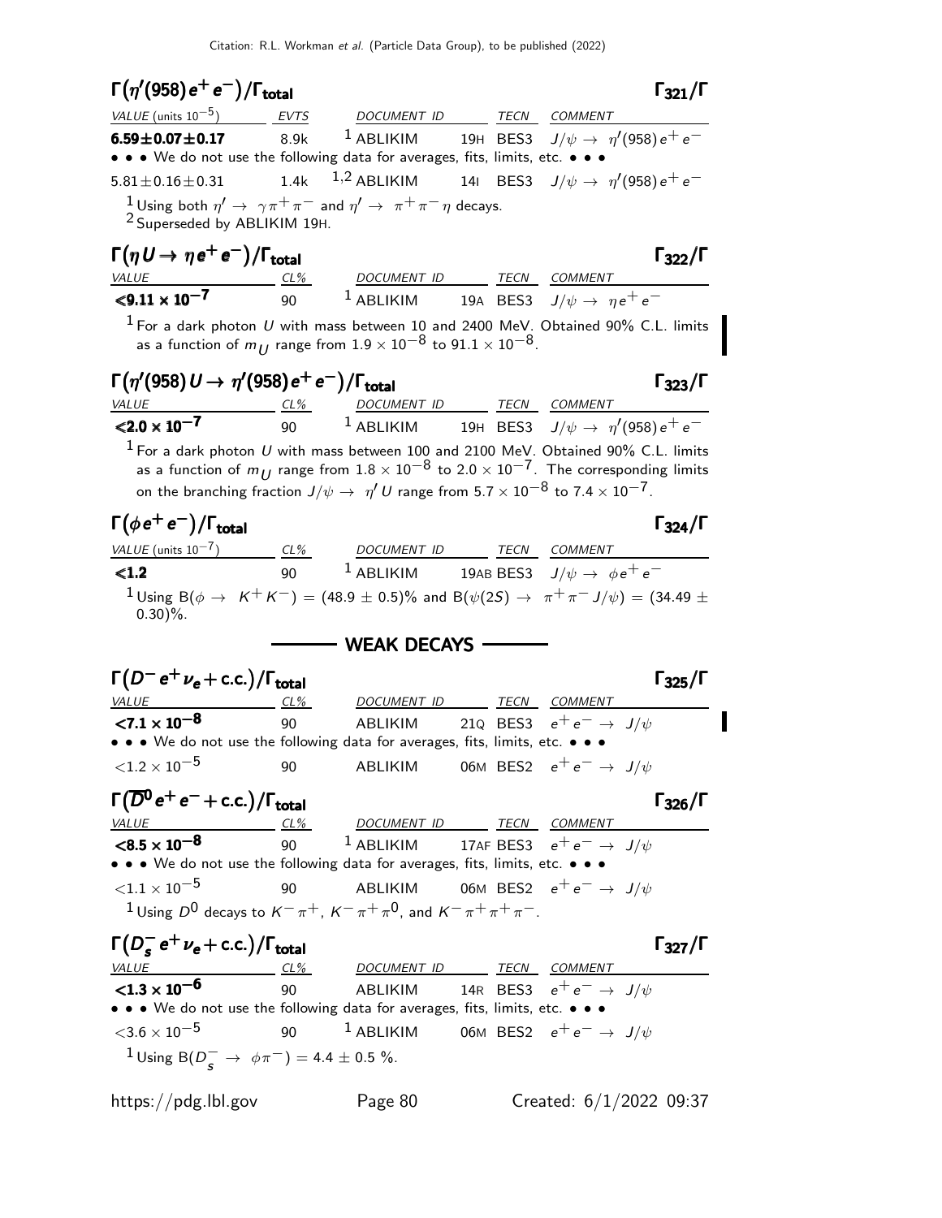Citation: R.L. Workman et al. (Particle Data Group), to be published (2022)

### $\Gamma(\eta'(958)e^+e^-)/\Gamma_{total}$ — $\Gamma_{321}/\Gamma$

| VALUE (units $10^{-5}$) | EVTS | DOCUMENT ID | | TECN | COMMENT |
|---|---|---|---|---|---|
| **6.59±0.07±0.17** | 8.9k | [1] ABLIKIM | 19H | BES3 | $J/\psi \to \eta'(958)e^+e^-$ |
| • • • We do not use the following data for averages, fits, limits, etc. • • • | | | | | |
| 5.81±0.16±0.31 | 1.4k | [1,2] ABLIKIM | 14I | BES3 | $J/\psi \to \eta'(958)e^+e^-$ |

[1] Using both $\eta' \to \gamma\pi^+\pi^-$ and $\eta' \to \pi^+\pi^-\eta$ decays.
[2] Superseded by ABLIKIM 19H.

### $\Gamma(\eta U \to \eta e^+e^-)/\Gamma_{total}$ — $\Gamma_{322}/\Gamma$

| VALUE | CL% | DOCUMENT ID | | TECN | COMMENT |
|---|---|---|---|---|---|
| **$<9.11 \times 10^{-7}$** | 90 | [1] ABLIKIM | 19A | BES3 | $J/\psi \to \eta e^+e^-$ |

[1] For a dark photon $U$ with mass between 10 and 2400 MeV. Obtained 90% C.L. limits as a function of $m_U$ range from $1.9 \times 10^{-8}$ to $91.1 \times 10^{-8}$.

### $\Gamma(\eta'(958)U \to \eta'(958)e^+e^-)/\Gamma_{total}$ — $\Gamma_{323}/\Gamma$

| VALUE | CL% | DOCUMENT ID | | TECN | COMMENT |
|---|---|---|---|---|---|
| **$<2.0 \times 10^{-7}$** | 90 | [1] ABLIKIM | 19H | BES3 | $J/\psi \to \eta'(958)e^+e^-$ |

[1] For a dark photon $U$ with mass between 100 and 2100 MeV. Obtained 90% C.L. limits as a function of $m_U$ range from $1.8 \times 10^{-8}$ to $2.0 \times 10^{-7}$. The corresponding limits on the branching fraction $J/\psi \to \eta' U$ range from $5.7 \times 10^{-8}$ to $7.4 \times 10^{-7}$.

### $\Gamma(\phi e^+e^-)/\Gamma_{total}$ — $\Gamma_{324}/\Gamma$

| VALUE (units $10^{-7}$) | CL% | DOCUMENT ID | | TECN | COMMENT |
|---|---|---|---|---|---|
| **<1.2** | 90 | [1] ABLIKIM | 19AB | BES3 | $J/\psi \to \phi e^+e^-$ |

[1] Using $B(\phi \to K^+K^-) = (48.9 \pm 0.5)\%$ and $B(\psi(2S) \to \pi^+\pi^- J/\psi) = (34.49 \pm 0.30)\%$.

## WEAK DECAYS

### $\Gamma(D^-e^+\nu_e + c.c.)/\Gamma_{total}$ — $\Gamma_{325}/\Gamma$

| VALUE | CL% | DOCUMENT ID | | TECN | COMMENT |
|---|---|---|---|---|---|
| **$<7.1 \times 10^{-8}$** | 90 | ABLIKIM | 21Q | BES3 | $e^+e^- \to J/\psi$ |
| • • • We do not use the following data for averages, fits, limits, etc. • • • | | | | | |
| $<1.2 \times 10^{-5}$ | 90 | ABLIKIM | 06M | BES2 | $e^+e^- \to J/\psi$ |

### $\Gamma(\overline{D}^0 e^+e^- + c.c.)/\Gamma_{total}$ — $\Gamma_{326}/\Gamma$

| VALUE | CL% | DOCUMENT ID | | TECN | COMMENT |
|---|---|---|---|---|---|
| **$<8.5 \times 10^{-8}$** | 90 | [1] ABLIKIM | 17AF | BES3 | $e^+e^- \to J/\psi$ |
| • • • We do not use the following data for averages, fits, limits, etc. • • • | | | | | |
| $<1.1 \times 10^{-5}$ | 90 | ABLIKIM | 06M | BES2 | $e^+e^- \to J/\psi$ |

[1] Using $D^0$ decays to $K^-\pi^+$, $K^-\pi^+\pi^0$, and $K^-\pi^+\pi^+\pi^-$.

### $\Gamma(D_s^- e^+\nu_e + c.c.)/\Gamma_{total}$ — $\Gamma_{327}/\Gamma$

| VALUE | CL% | DOCUMENT ID | | TECN | COMMENT |
|---|---|---|---|---|---|
| **$<1.3 \times 10^{-6}$** | 90 | ABLIKIM | 14R | BES3 | $e^+e^- \to J/\psi$ |
| • • • We do not use the following data for averages, fits, limits, etc. • • • | | | | | |
| $<3.6 \times 10^{-5}$ | 90 | [1] ABLIKIM | 06M | BES2 | $e^+e^- \to J/\psi$ |

[1] Using $B(D_s^- \to \phi\pi^-) = 4.4 \pm 0.5$ %.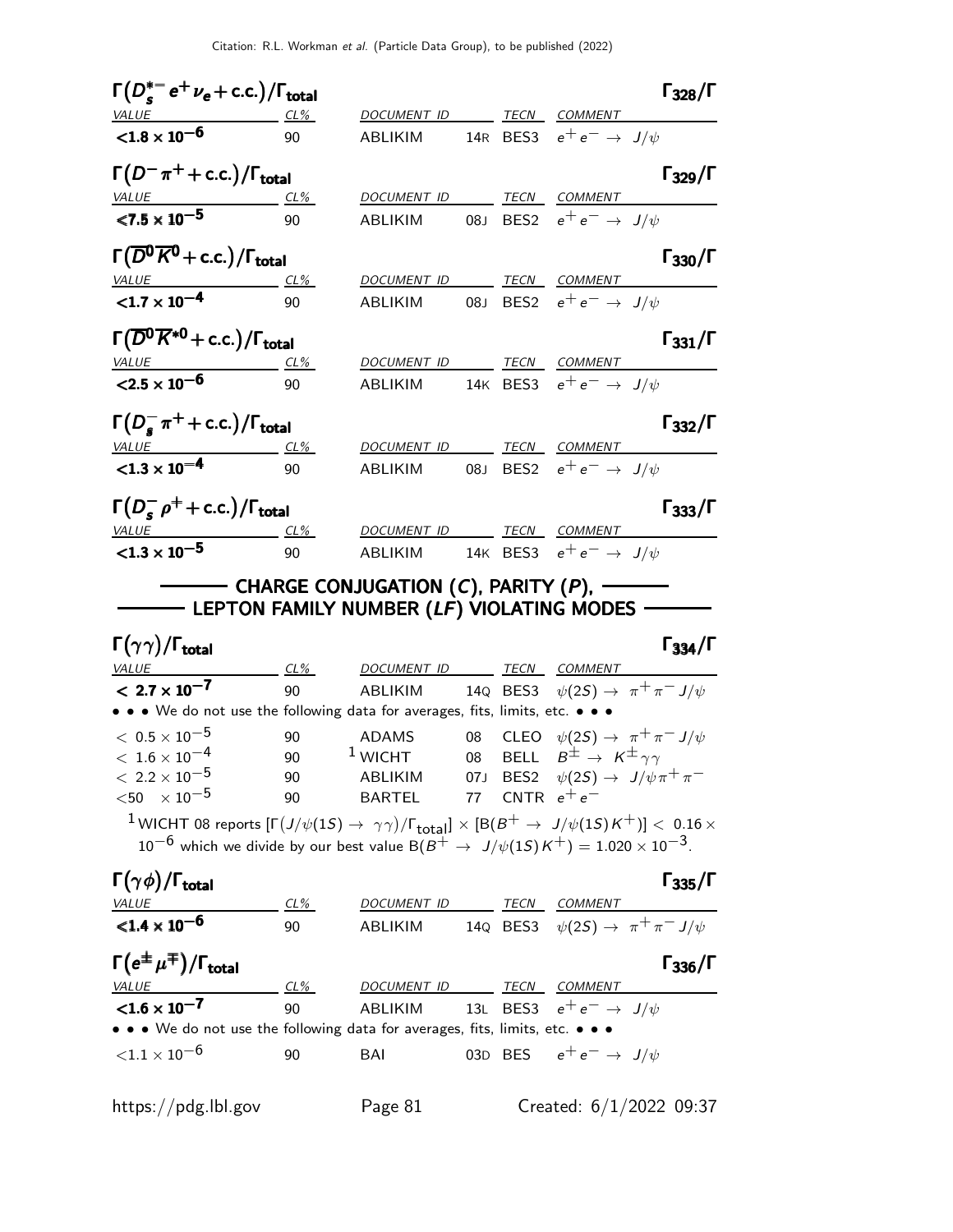### $\Gamma(D_s^{*-} e^+ \nu_e + \text{c.c.})/\Gamma_{\text{total}}$ $\Gamma_{328}/\Gamma$

| VALUE | CL% | DOCUMENT ID | | TECN | COMMENT |
|---|---|---|---|---|---|
| **$<1.8 \times 10^{-6}$** | 90 | ABLIKIM | 14R | BES3 | $e^+ e^- \rightarrow J/\psi$ |

### $\Gamma(D^- \pi^+ + \text{c.c.})/\Gamma_{\text{total}}$ $\Gamma_{329}/\Gamma$

| VALUE | CL% | DOCUMENT ID | | TECN | COMMENT |
|---|---|---|---|---|---|
| **$<7.5 \times 10^{-5}$** | 90 | ABLIKIM | 08J | BES2 | $e^+ e^- \rightarrow J/\psi$ |

### $\Gamma(\overline{D}^0 \overline{K}^0 + \text{c.c.})/\Gamma_{\text{total}}$ $\Gamma_{330}/\Gamma$

| VALUE | CL% | DOCUMENT ID | | TECN | COMMENT |
|---|---|---|---|---|---|
| **$<1.7 \times 10^{-4}$** | 90 | ABLIKIM | 08J | BES2 | $e^+ e^- \rightarrow J/\psi$ |

### $\Gamma(\overline{D}^0 \overline{K}^{*0} + \text{c.c.})/\Gamma_{\text{total}}$ $\Gamma_{331}/\Gamma$

| VALUE | CL% | DOCUMENT ID | | TECN | COMMENT |
|---|---|---|---|---|---|
| **$<2.5 \times 10^{-6}$** | 90 | ABLIKIM | 14K | BES3 | $e^+ e^- \rightarrow J/\psi$ |

### $\Gamma(D_s^- \pi^+ + \text{c.c.})/\Gamma_{\text{total}}$ $\Gamma_{332}/\Gamma$

| VALUE | CL% | DOCUMENT ID | | TECN | COMMENT |
|---|---|---|---|---|---|
| **$<1.3 \times 10^{-4}$** | 90 | ABLIKIM | 08J | BES2 | $e^+ e^- \rightarrow J/\psi$ |

### $\Gamma(D_s^- \rho^+ + \text{c.c.})/\Gamma_{\text{total}}$ $\Gamma_{333}/\Gamma$

| VALUE | CL% | DOCUMENT ID | | TECN | COMMENT |
|---|---|---|---|---|---|
| **$<1.3 \times 10^{-5}$** | 90 | ABLIKIM | 14K | BES3 | $e^+ e^- \rightarrow J/\psi$ |

## CHARGE CONJUGATION ($C$), PARITY ($P$), LEPTON FAMILY NUMBER ($LF$) VIOLATING MODES

### $\Gamma(\gamma\gamma)/\Gamma_{\text{total}}$ $\Gamma_{334}/\Gamma$

| VALUE | CL% | DOCUMENT ID | | TECN | COMMENT |
|---|---|---|---|---|---|
| **$< 2.7 \times 10^{-7}$** | 90 | ABLIKIM | 14Q | BES3 | $\psi(2S) \rightarrow \pi^+ \pi^- J/\psi$ |
| • • • We do not use the following data for averages, fits, limits, etc. • • • | | | | | |
| $< 0.5 \times 10^{-5}$ | 90 | ADAMS | 08 | CLEO | $\psi(2S) \rightarrow \pi^+ \pi^- J/\psi$ |
| $< 1.6 \times 10^{-4}$ | 90 | WICHT [1] | 08 | BELL | $B^\pm \rightarrow K^\pm \gamma\gamma$ |
| $< 2.2 \times 10^{-5}$ | 90 | ABLIKIM | 07J | BES2 | $\psi(2S) \rightarrow J/\psi \pi^+ \pi^-$ |
| $< 50 \quad \times 10^{-5}$ | 90 | BARTEL | 77 | CNTR | $e^+ e^-$ |

[1] WICHT 08 reports $[\Gamma(J/\psi(1S) \rightarrow \gamma\gamma)/\Gamma_{\text{total}}] \times [B(B^+ \rightarrow J/\psi(1S) K^+)] < 0.16 \times 10^{-6}$ which we divide by our best value $B(B^+ \rightarrow J/\psi(1S) K^+) = 1.020 \times 10^{-3}$.

### $\Gamma(\gamma\phi)/\Gamma_{\text{total}}$ $\Gamma_{335}/\Gamma$

| VALUE | CL% | DOCUMENT ID | | TECN | COMMENT |
|---|---|---|---|---|---|
| **$<1.4 \times 10^{-6}$** | 90 | ABLIKIM | 14Q | BES3 | $\psi(2S) \rightarrow \pi^+ \pi^- J/\psi$ |

### $\Gamma(e^\pm \mu^\mp)/\Gamma_{\text{total}}$ $\Gamma_{336}/\Gamma$

| VALUE | CL% | DOCUMENT ID | | TECN | COMMENT |
|---|---|---|---|---|---|
| **$<1.6 \times 10^{-7}$** | 90 | ABLIKIM | 13L | BES3 | $e^+ e^- \rightarrow J/\psi$ |
| • • • We do not use the following data for averages, fits, limits, etc. • • • | | | | | |
| $<1.1 \times 10^{-6}$ | 90 | BAI | 03D | BES | $e^+ e^- \rightarrow J/\psi$ |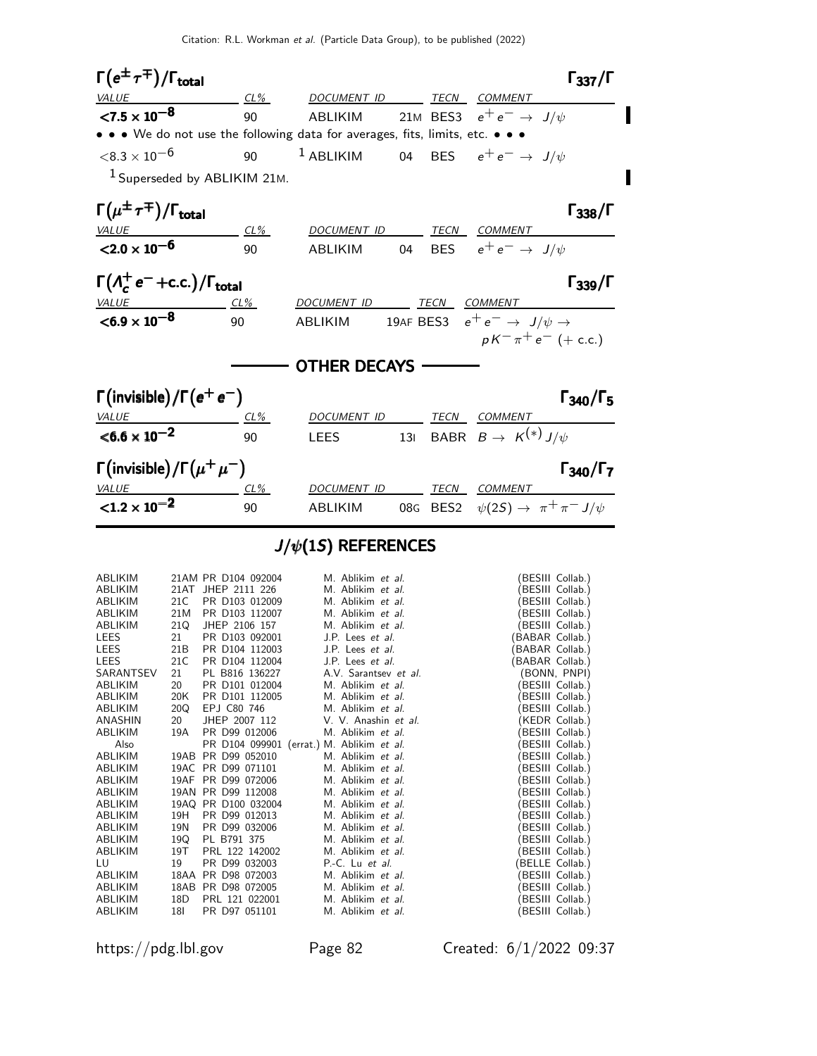### $\Gamma(e^{\pm}\tau^{\mp})/\Gamma_{\text{total}}$ — $\Gamma_{337}/\Gamma$

| VALUE | CL% | DOCUMENT ID | | TECN | COMMENT |
|---|---|---|---|---|---|
| $<7.5 \times 10^{-8}$ | 90 | ABLIKIM | 21M | BES3 | $e^+e^- \to J/\psi$ |
| • • • We do not use the following data for averages, fits, limits, etc. • • • | | | | | |
| $<8.3 \times 10^{-6}$ | 90 | [1] ABLIKIM | 04 | BES | $e^+e^- \to J/\psi$ |

[1] Superseded by ABLIKIM 21M.

### $\Gamma(\mu^{\pm}\tau^{\mp})/\Gamma_{\text{total}}$ — $\Gamma_{338}/\Gamma$

| VALUE | CL% | DOCUMENT ID | | TECN | COMMENT |
|---|---|---|---|---|---|
| $<2.0 \times 10^{-6}$ | 90 | ABLIKIM | 04 | BES | $e^+e^- \to J/\psi$ |

### $\Gamma(\Lambda_c^+ e^- + \text{c.c.})/\Gamma_{\text{total}}$ — $\Gamma_{339}/\Gamma$

| VALUE | CL% | DOCUMENT ID | | TECN | COMMENT |
|---|---|---|---|---|---|
| $<6.9 \times 10^{-8}$ | 90 | ABLIKIM | 19AF | BES3 | $e^+e^- \to J/\psi \to pK^-\pi^+e^-$ (+ c.c.) |

## OTHER DECAYS

### $\Gamma(\text{invisible})/\Gamma(e^+e^-)$ — $\Gamma_{340}/\Gamma_5$

| VALUE | CL% | DOCUMENT ID | | TECN | COMMENT |
|---|---|---|---|---|---|
| $<6.6 \times 10^{-2}$ | 90 | LEES | 13I | BABR | $B \to K^{(*)} J/\psi$ |

### $\Gamma(\text{invisible})/\Gamma(\mu^+\mu^-)$ — $\Gamma_{340}/\Gamma_7$

| VALUE | CL% | DOCUMENT ID | | TECN | COMMENT |
|---|---|---|---|---|---|
| $<1.2 \times 10^{-2}$ | 90 | ABLIKIM | 08G | BES2 | $\psi(2S) \to \pi^+\pi^- J/\psi$ |

## $J/\psi(1S)$ REFERENCES

| | | | | |
|---|---|---|---|---|
| ABLIKIM | 21AM | PR D104 092004 | M. Ablikim *et al.* | (BESIII Collab.) |
| ABLIKIM | 21AT | JHEP 2111 226 | M. Ablikim *et al.* | (BESIII Collab.) |
| ABLIKIM | 21C | PR D103 012009 | M. Ablikim *et al.* | (BESIII Collab.) |
| ABLIKIM | 21M | PR D103 112007 | M. Ablikim *et al.* | (BESIII Collab.) |
| ABLIKIM | 21Q | JHEP 2106 157 | M. Ablikim *et al.* | (BESIII Collab.) |
| LEES | 21 | PR D103 092001 | J.P. Lees *et al.* | (BABAR Collab.) |
| LEES | 21B | PR D104 112003 | J.P. Lees *et al.* | (BABAR Collab.) |
| LEES | 21C | PR D104 112004 | J.P. Lees *et al.* | (BABAR Collab.) |
| SARANTSEV | 21 | PL B816 136227 | A.V. Sarantsev *et al.* | (BONN, PNPI) |
| ABLIKIM | 20 | PR D101 012004 | M. Ablikim *et al.* | (BESIII Collab.) |
| ABLIKIM | 20K | PR D101 112005 | M. Ablikim *et al.* | (BESIII Collab.) |
| ABLIKIM | 20Q | EPJ C80 746 | M. Ablikim *et al.* | (BESIII Collab.) |
| ANASHIN | 20 | JHEP 2007 112 | V. V. Anashin *et al.* | (KEDR Collab.) |
| ABLIKIM | 19A | PR D99 012006 | M. Ablikim *et al.* | (BESIII Collab.) |
| Also | | PR D104 099901 (errat.) | M. Ablikim *et al.* | (BESIII Collab.) |
| ABLIKIM | 19AB | PR D99 052010 | M. Ablikim *et al.* | (BESIII Collab.) |
| ABLIKIM | 19AC | PR D99 071101 | M. Ablikim *et al.* | (BESIII Collab.) |
| ABLIKIM | 19AF | PR D99 072006 | M. Ablikim *et al.* | (BESIII Collab.) |
| ABLIKIM | 19AN | PR D99 112008 | M. Ablikim *et al.* | (BESIII Collab.) |
| ABLIKIM | 19AQ | PR D100 032004 | M. Ablikim *et al.* | (BESIII Collab.) |
| ABLIKIM | 19H | PR D99 012013 | M. Ablikim *et al.* | (BESIII Collab.) |
| ABLIKIM | 19N | PR D99 032006 | M. Ablikim *et al.* | (BESIII Collab.) |
| ABLIKIM | 19Q | PL B791 375 | M. Ablikim *et al.* | (BESIII Collab.) |
| ABLIKIM | 19T | PRL 122 142002 | M. Ablikim *et al.* | (BESIII Collab.) |
| LU | 19 | PR D99 032003 | P.-C. Lu *et al.* | (BELLE Collab.) |
| ABLIKIM | 18AA | PR D98 072003 | M. Ablikim *et al.* | (BESIII Collab.) |
| ABLIKIM | 18AB | PR D98 072005 | M. Ablikim *et al.* | (BESIII Collab.) |
| ABLIKIM | 18D | PRL 121 022001 | M. Ablikim *et al.* | (BESIII Collab.) |
| ABLIKIM | 18I | PR D97 051101 | M. Ablikim *et al.* | (BESIII Collab.) |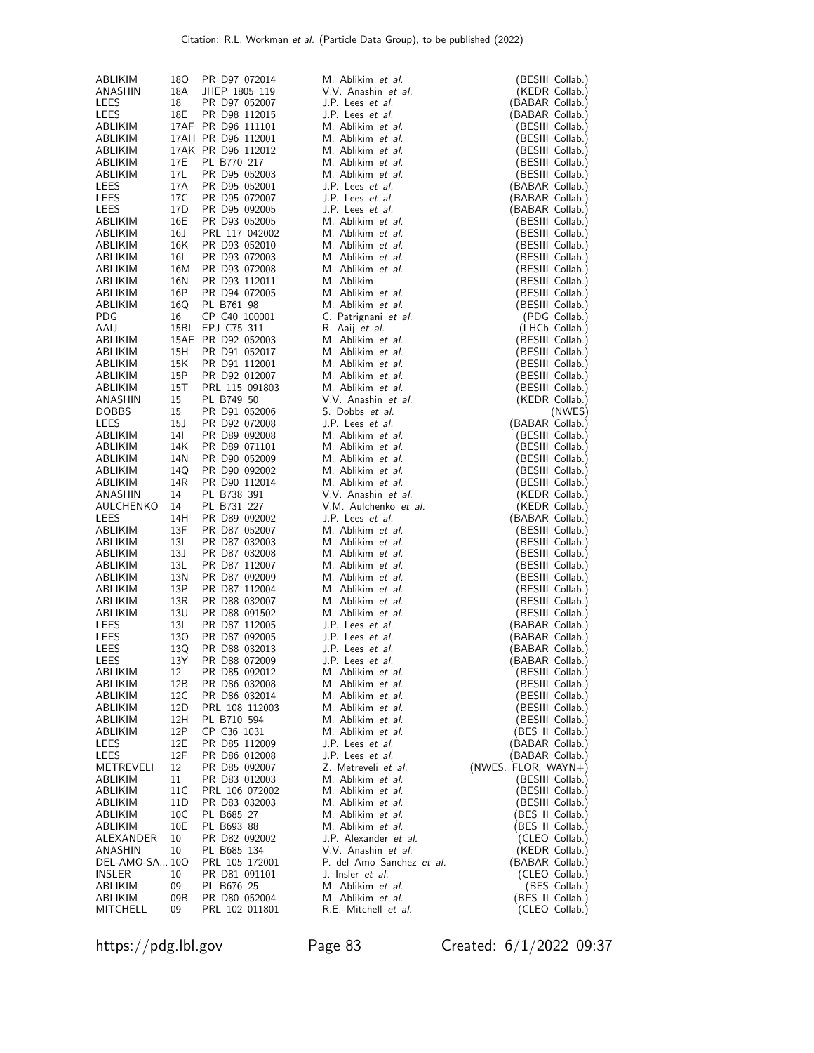| | | | | |
|---|---|---|---|---|
| ABLIKIM | 18O | PR D97 072014 | M. Ablikim *et al.* | (BESIII Collab.) |
| ANASHIN | 18A | JHEP 1805 119 | V.V. Anashin *et al.* | (KEDR Collab.) |
| LEES | 18 | PR D97 052007 | J.P. Lees *et al.* | (BABAR Collab.) |
| LEES | 18E | PR D98 112015 | J.P. Lees *et al.* | (BABAR Collab.) |
| ABLIKIM | 17AF | PR D96 111101 | M. Ablikim *et al.* | (BESIII Collab.) |
| ABLIKIM | 17AH | PR D96 112001 | M. Ablikim *et al.* | (BESIII Collab.) |
| ABLIKIM | 17AK | PR D96 112012 | M. Ablikim *et al.* | (BESIII Collab.) |
| ABLIKIM | 17E | PL B770 217 | M. Ablikim *et al.* | (BESIII Collab.) |
| ABLIKIM | 17L | PR D95 052003 | M. Ablikim *et al.* | (BESIII Collab.) |
| LEES | 17A | PR D95 052001 | J.P. Lees *et al.* | (BABAR Collab.) |
| LEES | 17C | PR D95 072007 | J.P. Lees *et al.* | (BABAR Collab.) |
| LEES | 17D | PR D95 092005 | J.P. Lees *et al.* | (BABAR Collab.) |
| ABLIKIM | 16E | PR D93 052005 | M. Ablikim *et al.* | (BESIII Collab.) |
| ABLIKIM | 16J | PRL 117 042002 | M. Ablikim *et al.* | (BESIII Collab.) |
| ABLIKIM | 16K | PR D93 052010 | M. Ablikim *et al.* | (BESIII Collab.) |
| ABLIKIM | 16L | PR D93 072003 | M. Ablikim *et al.* | (BESIII Collab.) |
| ABLIKIM | 16M | PR D93 072008 | M. Ablikim *et al.* | (BESIII Collab.) |
| ABLIKIM | 16N | PR D93 112011 | M. Ablikim | (BESIII Collab.) |
| ABLIKIM | 16P | PR D94 072005 | M. Ablikim *et al.* | (BESIII Collab.) |
| ABLIKIM | 16Q | PL B761 98 | M. Ablikim *et al.* | (BESIII Collab.) |
| PDG | 16 | CP C40 100001 | C. Patrignani *et al.* | (PDG Collab.) |
| AAIJ | 15BI | EPJ C75 311 | R. Aaij *et al.* | (LHCb Collab.) |
| ABLIKIM | 15AE | PR D92 052003 | M. Ablikim *et al.* | (BESIII Collab.) |
| ABLIKIM | 15H | PR D91 052017 | M. Ablikim *et al.* | (BESIII Collab.) |
| ABLIKIM | 15K | PR D91 112001 | M. Ablikim *et al.* | (BESIII Collab.) |
| ABLIKIM | 15P | PR D92 012007 | M. Ablikim *et al.* | (BESIII Collab.) |
| ABLIKIM | 15T | PRL 115 091803 | M. Ablikim *et al.* | (BESIII Collab.) |
| ANASHIN | 15 | PL B749 50 | V.V. Anashin *et al.* | (KEDR Collab.) |
| DOBBS | 15 | PR D91 052006 | S. Dobbs *et al.* | (NWES) |
| LEES | 15J | PR D92 072008 | J.P. Lees *et al.* | (BABAR Collab.) |
| ABLIKIM | 14I | PR D89 092008 | M. Ablikim *et al.* | (BESIII Collab.) |
| ABLIKIM | 14K | PR D89 071101 | M. Ablikim *et al.* | (BESIII Collab.) |
| ABLIKIM | 14N | PR D90 052009 | M. Ablikim *et al.* | (BESIII Collab.) |
| ABLIKIM | 14Q | PR D90 092002 | M. Ablikim *et al.* | (BESIII Collab.) |
| ABLIKIM | 14R | PR D90 112014 | M. Ablikim *et al.* | (BESIII Collab.) |
| ANASHIN | 14 | PL B738 391 | V.V. Anashin *et al.* | (KEDR Collab.) |
| AULCHENKO | 14 | PL B731 227 | V.M. Aulchenko *et al.* | (KEDR Collab.) |
| LEES | 14H | PR D89 092002 | J.P. Lees *et al.* | (BABAR Collab.) |
| ABLIKIM | 13F | PR D87 052007 | M. Ablikim *et al.* | (BESIII Collab.) |
| ABLIKIM | 13I | PR D87 032003 | M. Ablikim *et al.* | (BESIII Collab.) |
| ABLIKIM | 13J | PR D87 032008 | M. Ablikim *et al.* | (BESIII Collab.) |
| ABLIKIM | 13L | PR D87 112007 | M. Ablikim *et al.* | (BESIII Collab.) |
| ABLIKIM | 13N | PR D87 092009 | M. Ablikim *et al.* | (BESIII Collab.) |
| ABLIKIM | 13P | PR D87 112004 | M. Ablikim *et al.* | (BESIII Collab.) |
| ABLIKIM | 13R | PR D88 032007 | M. Ablikim *et al.* | (BESIII Collab.) |
| ABLIKIM | 13U | PR D88 091502 | M. Ablikim *et al.* | (BESIII Collab.) |
| LEES | 13I | PR D87 112005 | J.P. Lees *et al.* | (BABAR Collab.) |
| LEES | 13O | PR D87 092005 | J.P. Lees *et al.* | (BABAR Collab.) |
| LEES | 13Q | PR D88 032013 | J.P. Lees *et al.* | (BABAR Collab.) |
| LEES | 13Y | PR D88 072009 | J.P. Lees *et al.* | (BABAR Collab.) |
| ABLIKIM | 12 | PR D85 092012 | M. Ablikim *et al.* | (BESIII Collab.) |
| ABLIKIM | 12B | PR D86 032008 | M. Ablikim *et al.* | (BESIII Collab.) |
| ABLIKIM | 12C | PR D86 032014 | M. Ablikim *et al.* | (BESIII Collab.) |
| ABLIKIM | 12D | PRL 108 112003 | M. Ablikim *et al.* | (BESIII Collab.) |
| ABLIKIM | 12H | PL B710 594 | M. Ablikim *et al.* | (BESIII Collab.) |
| ABLIKIM | 12P | CP C36 1031 | M. Ablikim *et al.* | (BES II Collab.) |
| LEES | 12E | PR D85 112009 | J.P. Lees *et al.* | (BABAR Collab.) |
| LEES | 12F | PR D86 012008 | J.P. Lees *et al.* | (BABAR Collab.) |
| METREVELI | 12 | PR D85 092007 | Z. Metreveli *et al.* | (NWES, FLOR, WAYN+) |
| ABLIKIM | 11 | PR D83 012003 | M. Ablikim *et al.* | (BESIII Collab.) |
| ABLIKIM | 11C | PRL 106 072002 | M. Ablikim *et al.* | (BESIII Collab.) |
| ABLIKIM | 11D | PR D83 032003 | M. Ablikim *et al.* | (BESIII Collab.) |
| ABLIKIM | 10C | PL B685 27 | M. Ablikim *et al.* | (BES II Collab.) |
| ABLIKIM | 10E | PL B693 88 | M. Ablikim *et al.* | (BES II Collab.) |
| ALEXANDER | 10 | PR D82 092002 | J.P. Alexander *et al.* | (CLEO Collab.) |
| ANASHIN | 10 | PL B685 134 | V.V. Anashin *et al.* | (KEDR Collab.) |
| DEL-AMO-SA... | 10O | PRL 105 172001 | P. del Amo Sanchez *et al.* | (BABAR Collab.) |
| INSLER | 10 | PR D81 091101 | J. Insler *et al.* | (CLEO Collab.) |
| ABLIKIM | 09 | PL B676 25 | M. Ablikim *et al.* | (BES Collab.) |
| ABLIKIM | 09B | PR D80 052004 | M. Ablikim *et al.* | (BES II Collab.) |
| MITCHELL | 09 | PRL 102 011801 | R.E. Mitchell *et al.* | (CLEO Collab.) |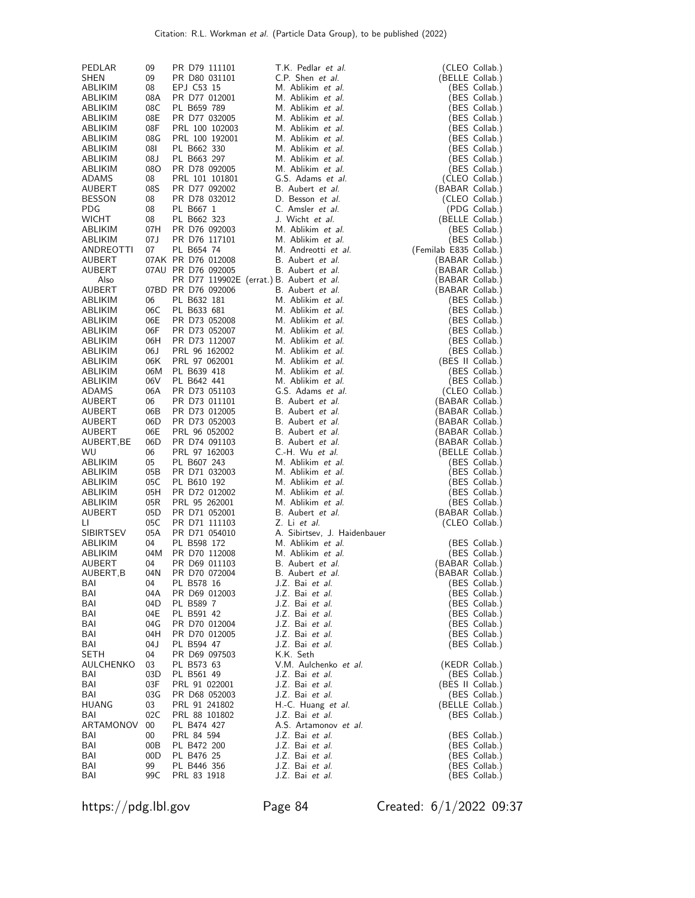| | | | | |
|---|---|---|---|---|
| PEDLAR | 09 | PR D79 111101 | T.K. Pedlar *et al.* | (CLEO Collab.) |
| SHEN | 09 | PR D80 031101 | C.P. Shen *et al.* | (BELLE Collab.) |
| ABLIKIM | 08 | EPJ C53 15 | M. Ablikim *et al.* | (BES Collab.) |
| ABLIKIM | 08A | PR D77 012001 | M. Ablikim *et al.* | (BES Collab.) |
| ABLIKIM | 08C | PL B659 789 | M. Ablikim *et al.* | (BES Collab.) |
| ABLIKIM | 08E | PR D77 032005 | M. Ablikim *et al.* | (BES Collab.) |
| ABLIKIM | 08F | PRL 100 102003 | M. Ablikim *et al.* | (BES Collab.) |
| ABLIKIM | 08G | PRL 100 192001 | M. Ablikim *et al.* | (BES Collab.) |
| ABLIKIM | 08I | PL B662 330 | M. Ablikim *et al.* | (BES Collab.) |
| ABLIKIM | 08J | PL B663 297 | M. Ablikim *et al.* | (BES Collab.) |
| ABLIKIM | 08O | PR D78 092005 | M. Ablikim *et al.* | (BES Collab.) |
| ADAMS | 08 | PRL 101 101801 | G.S. Adams *et al.* | (CLEO Collab.) |
| AUBERT | 08S | PR D77 092002 | B. Aubert *et al.* | (BABAR Collab.) |
| BESSON | 08 | PR D78 032012 | D. Besson *et al.* | (CLEO Collab.) |
| PDG | 08 | PL B667 1 | C. Amsler *et al.* | (PDG Collab.) |
| WICHT | 08 | PL B662 323 | J. Wicht *et al.* | (BELLE Collab.) |
| ABLIKIM | 07H | PR D76 092003 | M. Ablikim *et al.* | (BES Collab.) |
| ABLIKIM | 07J | PR D76 117101 | M. Ablikim *et al.* | (BES Collab.) |
| ANDREOTTI | 07 | PL B654 74 | M. Andreotti *et al.* | (Femilab E835 Collab.) |
| AUBERT | 07AK | PR D76 012008 | B. Aubert *et al.* | (BABAR Collab.) |
| AUBERT | 07AU | PR D76 092005 | B. Aubert *et al.* | (BABAR Collab.) |
| Also | | PR D77 119902E (errat.) | B. Aubert *et al.* | (BABAR Collab.) |
| AUBERT | 07BD | PR D76 092006 | B. Aubert *et al.* | (BABAR Collab.) |
| ABLIKIM | 06 | PL B632 181 | M. Ablikim *et al.* | (BES Collab.) |
| ABLIKIM | 06C | PL B633 681 | M. Ablikim *et al.* | (BES Collab.) |
| ABLIKIM | 06E | PR D73 052008 | M. Ablikim *et al.* | (BES Collab.) |
| ABLIKIM | 06F | PR D73 052007 | M. Ablikim *et al.* | (BES Collab.) |
| ABLIKIM | 06H | PR D73 112007 | M. Ablikim *et al.* | (BES Collab.) |
| ABLIKIM | 06J | PRL 96 162002 | M. Ablikim *et al.* | (BES Collab.) |
| ABLIKIM | 06K | PRL 97 062001 | M. Ablikim *et al.* | (BES II Collab.) |
| ABLIKIM | 06M | PL B639 418 | M. Ablikim *et al.* | (BES Collab.) |
| ABLIKIM | 06V | PL B642 441 | M. Ablikim *et al.* | (BES Collab.) |
| ADAMS | 06A | PR D73 051103 | G.S. Adams *et al.* | (CLEO Collab.) |
| AUBERT | 06 | PR D73 011101 | B. Aubert *et al.* | (BABAR Collab.) |
| AUBERT | 06B | PR D73 012005 | B. Aubert *et al.* | (BABAR Collab.) |
| AUBERT | 06D | PR D73 052003 | B. Aubert *et al.* | (BABAR Collab.) |
| AUBERT | 06E | PRL 96 052002 | B. Aubert *et al.* | (BABAR Collab.) |
| AUBERT,BE | 06D | PR D74 091103 | B. Aubert *et al.* | (BABAR Collab.) |
| WU | 06 | PRL 97 162003 | C.-H. Wu *et al.* | (BELLE Collab.) |
| ABLIKIM | 05 | PL B607 243 | M. Ablikim *et al.* | (BES Collab.) |
| ABLIKIM | 05B | PR D71 032003 | M. Ablikim *et al.* | (BES Collab.) |
| ABLIKIM | 05C | PL B610 192 | M. Ablikim *et al.* | (BES Collab.) |
| ABLIKIM | 05H | PR D72 012002 | M. Ablikim *et al.* | (BES Collab.) |
| ABLIKIM | 05R | PRL 95 262001 | M. Ablikim *et al.* | (BES Collab.) |
| AUBERT | 05D | PR D71 052001 | B. Aubert *et al.* | (BABAR Collab.) |
| LI | 05C | PR D71 111103 | Z. Li *et al.* | (CLEO Collab.) |
| SIBIRTSEV | 05A | PR D71 054010 | A. Sibirtsev, J. Haidenbauer | |
| ABLIKIM | 04 | PL B598 172 | M. Ablikim *et al.* | (BES Collab.) |
| ABLIKIM | 04M | PR D70 112008 | M. Ablikim *et al.* | (BES Collab.) |
| AUBERT | 04 | PR D69 011103 | B. Aubert *et al.* | (BABAR Collab.) |
| AUBERT,B | 04N | PR D70 072004 | B. Aubert *et al.* | (BABAR Collab.) |
| BAI | 04 | PL B578 16 | J.Z. Bai *et al.* | (BES Collab.) |
| BAI | 04A | PR D69 012003 | J.Z. Bai *et al.* | (BES Collab.) |
| BAI | 04D | PL B589 7 | J.Z. Bai *et al.* | (BES Collab.) |
| BAI | 04E | PL B591 42 | J.Z. Bai *et al.* | (BES Collab.) |
| BAI | 04G | PR D70 012004 | J.Z. Bai *et al.* | (BES Collab.) |
| BAI | 04H | PR D70 012005 | J.Z. Bai *et al.* | (BES Collab.) |
| BAI | 04J | PL B594 47 | J.Z. Bai *et al.* | (BES Collab.) |
| SETH | 04 | PR D69 097503 | K.K. Seth | |
| AULCHENKO | 03 | PL B573 63 | V.M. Aulchenko *et al.* | (KEDR Collab.) |
| BAI | 03D | PL B561 49 | J.Z. Bai *et al.* | (BES Collab.) |
| BAI | 03F | PRL 91 022001 | J.Z. Bai *et al.* | (BES II Collab.) |
| BAI | 03G | PR D68 052003 | J.Z. Bai *et al.* | (BES Collab.) |
| HUANG | 03 | PRL 91 241802 | H.-C. Huang *et al.* | (BELLE Collab.) |
| BAI | 02C | PRL 88 101802 | J.Z. Bai *et al.* | (BES Collab.) |
| ARTAMONOV | 00 | PL B474 427 | A.S. Artamonov *et al.* | |
| BAI | 00 | PRL 84 594 | J.Z. Bai *et al.* | (BES Collab.) |
| BAI | 00B | PL B472 200 | J.Z. Bai *et al.* | (BES Collab.) |
| BAI | 00D | PL B476 25 | J.Z. Bai *et al.* | (BES Collab.) |
| BAI | 99 | PL B446 356 | J.Z. Bai *et al.* | (BES Collab.) |
| BAI | 99C | PRL 83 1918 | J.Z. Bai *et al.* | (BES Collab.) |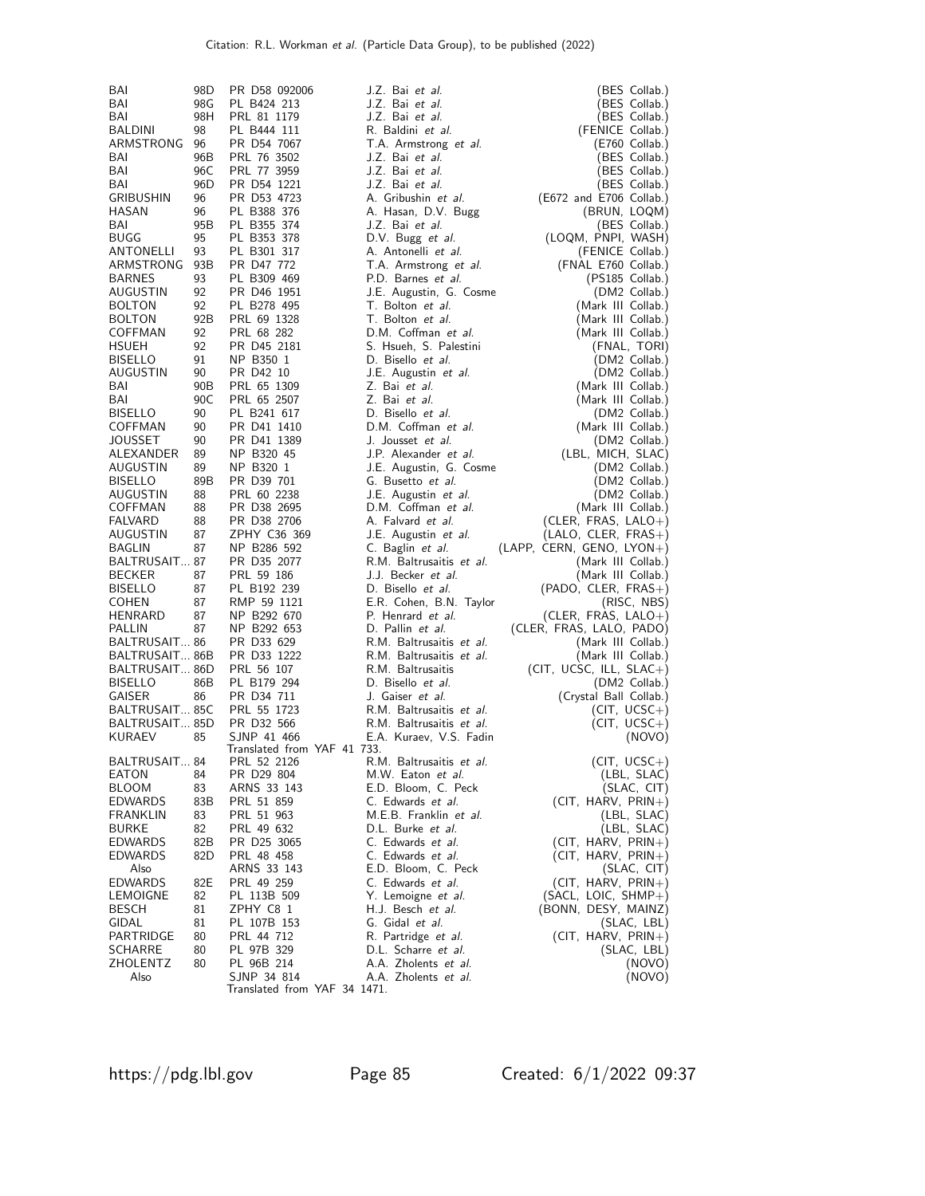| | | | | |
|---|---|---|---|---|
| BAI | 98D | PR D58 092006 | J.Z. Bai *et al.* | (BES Collab.) |
| BAI | 98G | PL B424 213 | J.Z. Bai *et al.* | (BES Collab.) |
| BAI | 98H | PRL 81 1179 | J.Z. Bai *et al.* | (BES Collab.) |
| BALDINI | 98 | PL B444 111 | R. Baldini *et al.* | (FENICE Collab.) |
| ARMSTRONG | 96 | PR D54 7067 | T.A. Armstrong *et al.* | (E760 Collab.) |
| BAI | 96B | PRL 76 3502 | J.Z. Bai *et al.* | (BES Collab.) |
| BAI | 96C | PRL 77 3959 | J.Z. Bai *et al.* | (BES Collab.) |
| BAI | 96D | PR D54 1221 | J.Z. Bai *et al.* | (BES Collab.) |
| GRIBUSHIN | 96 | PR D53 4723 | A. Gribushin *et al.* | (E672 and E706 Collab.) |
| HASAN | 96 | PL B388 376 | A. Hasan, D.V. Bugg | (BRUN, LOQM) |
| BAI | 95B | PL B355 374 | J.Z. Bai *et al.* | (BES Collab.) |
| BUGG | 95 | PL B353 378 | D.V. Bugg *et al.* | (LOQM, PNPI, WASH) |
| ANTONELLI | 93 | PL B301 317 | A. Antonelli *et al.* | (FENICE Collab.) |
| ARMSTRONG | 93B | PR D47 772 | T.A. Armstrong *et al.* | (FNAL E760 Collab.) |
| BARNES | 93 | PL B309 469 | P.D. Barnes *et al.* | (PS185 Collab.) |
| AUGUSTIN | 92 | PR D46 1951 | J.E. Augustin, G. Cosme | (DM2 Collab.) |
| BOLTON | 92 | PL B278 495 | T. Bolton *et al.* | (Mark III Collab.) |
| BOLTON | 92B | PRL 69 1328 | T. Bolton *et al.* | (Mark III Collab.) |
| COFFMAN | 92 | PRL 68 282 | D.M. Coffman *et al.* | (Mark III Collab.) |
| HSUEH | 92 | PR D45 2181 | S. Hsueh, S. Palestini | (FNAL, TORI) |
| BISELLO | 91 | NP B350 1 | D. Bisello *et al.* | (DM2 Collab.) |
| AUGUSTIN | 90 | PR D42 10 | J.E. Augustin *et al.* | (DM2 Collab.) |
| BAI | 90B | PRL 65 1309 | Z. Bai *et al.* | (Mark III Collab.) |
| BAI | 90C | PRL 65 2507 | Z. Bai *et al.* | (Mark III Collab.) |
| BISELLO | 90 | PL B241 617 | D. Bisello *et al.* | (DM2 Collab.) |
| COFFMAN | 90 | PR D41 1410 | D.M. Coffman *et al.* | (Mark III Collab.) |
| JOUSSET | 90 | PR D41 1389 | J. Jousset *et al.* | (DM2 Collab.) |
| ALEXANDER | 89 | NP B320 45 | J.P. Alexander *et al.* | (LBL, MICH, SLAC) |
| AUGUSTIN | 89 | NP B320 1 | J.E. Augustin, G. Cosme | (DM2 Collab.) |
| BISELLO | 89B | PR D39 701 | G. Busetto *et al.* | (DM2 Collab.) |
| AUGUSTIN | 88 | PRL 60 2238 | J.E. Augustin *et al.* | (DM2 Collab.) |
| COFFMAN | 88 | PR D38 2695 | D.M. Coffman *et al.* | (Mark III Collab.) |
| FALVARD | 88 | PR D38 2706 | A. Falvard *et al.* | (CLER, FRAS, LALO+) |
| AUGUSTIN | 87 | ZPHY C36 369 | J.E. Augustin *et al.* | (LALO, CLER, FRAS+) |
| BAGLIN | 87 | NP B286 592 | C. Baglin *et al.* | (LAPP, CERN, GENO, LYON+) |
| BALTRUSAIT... | 87 | PR D35 2077 | R.M. Baltrusaitis *et al.* | (Mark III Collab.) |
| BECKER | 87 | PRL 59 186 | J.J. Becker *et al.* | (Mark III Collab.) |
| BISELLO | 87 | PL B192 239 | D. Bisello *et al.* | (PADO, CLER, FRAS+) |
| COHEN | 87 | RMP 59 1121 | E.R. Cohen, B.N. Taylor | (RISC, NBS) |
| HENRARD | 87 | NP B292 670 | P. Henrard *et al.* | (CLER, FRAS, LALO+) |
| PALLIN | 87 | NP B292 653 | D. Pallin *et al.* | (CLER, FRAS, LALO, PADO) |
| BALTRUSAIT... | 86 | PR D33 629 | R.M. Baltrusaitis *et al.* | (Mark III Collab.) |
| BALTRUSAIT... | 86B | PR D33 1222 | R.M. Baltrusaitis *et al.* | (Mark III Collab.) |
| BALTRUSAIT... | 86D | PRL 56 107 | R.M. Baltrusaitis | (CIT, UCSC, ILL, SLAC+) |
| BISELLO | 86B | PL B179 294 | D. Bisello *et al.* | (DM2 Collab.) |
| GAISER | 86 | PR D34 711 | J. Gaiser *et al.* | (Crystal Ball Collab.) |
| BALTRUSAIT... | 85C | PRL 55 1723 | R.M. Baltrusaitis *et al.* | (CIT, UCSC+) |
| BALTRUSAIT... | 85D | PR D32 566 | R.M. Baltrusaitis *et al.* | (CIT, UCSC+) |
| KURAEV | 85 | SJNP 41 466 | E.A. Kuraev, V.S. Fadin | (NOVO) |
| | | Translated from YAF 41 733. | | |
| BALTRUSAIT... | 84 | PRL 52 2126 | R.M. Baltrusaitis *et al.* | (CIT, UCSC+) |
| EATON | 84 | PR D29 804 | M.W. Eaton *et al.* | (LBL, SLAC) |
| BLOOM | 83 | ARNS 33 143 | E.D. Bloom, C. Peck | (SLAC, CIT) |
| EDWARDS | 83B | PRL 51 859 | C. Edwards *et al.* | (CIT, HARV, PRIN+) |
| FRANKLIN | 83 | PRL 51 963 | M.E.B. Franklin *et al.* | (LBL, SLAC) |
| BURKE | 82 | PRL 49 632 | D.L. Burke *et al.* | (LBL, SLAC) |
| EDWARDS | 82B | PR D25 3065 | C. Edwards *et al.* | (CIT, HARV, PRIN+) |
| EDWARDS | 82D | PRL 48 458 | C. Edwards *et al.* | (CIT, HARV, PRIN+) |
| Also | | ARNS 33 143 | E.D. Bloom, C. Peck | (SLAC, CIT) |
| EDWARDS | 82E | PRL 49 259 | C. Edwards *et al.* | (CIT, HARV, PRIN+) |
| LEMOIGNE | 82 | PL 113B 509 | Y. Lemoigne *et al.* | (SACL, LOIC, SHMP+) |
| BESCH | 81 | ZPHY C8 1 | H.J. Besch *et al.* | (BONN, DESY, MAINZ) |
| GIDAL | 81 | PL 107B 153 | G. Gidal *et al.* | (SLAC, LBL) |
| PARTRIDGE | 80 | PRL 44 712 | R. Partridge *et al.* | (CIT, HARV, PRIN+) |
| SCHARRE | 80 | PL 97B 329 | D.L. Scharre *et al.* | (SLAC, LBL) |
| ZHOLENTZ | 80 | PL 96B 214 | A.A. Zholents *et al.* | (NOVO) |
| Also | | SJNP 34 814 | A.A. Zholents *et al.* | (NOVO) |
| | | Translated from YAF 34 1471. | | |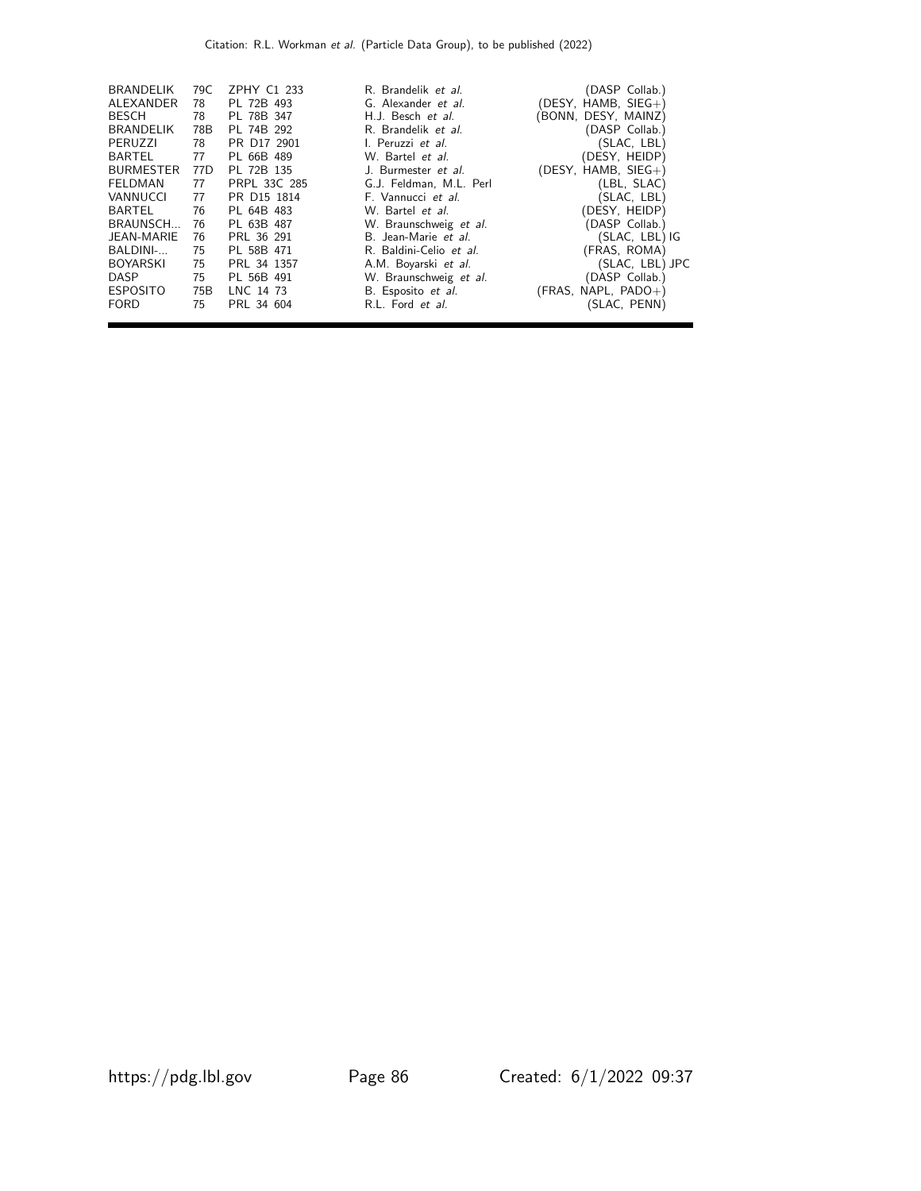| | | | | |
|---|---|---|---|---|
| BRANDELIK | 79C | ZPHY C1 233 | R. Brandelik *et al.* | (DASP Collab.) |
| ALEXANDER | 78 | PL 72B 493 | G. Alexander *et al.* | (DESY, HAMB, SIEG+) |
| BESCH | 78 | PL 78B 347 | H.J. Besch *et al.* | (BONN, DESY, MAINZ) |
| BRANDELIK | 78B | PL 74B 292 | R. Brandelik *et al.* | (DASP Collab.) |
| PERUZZI | 78 | PR D17 2901 | I. Peruzzi *et al.* | (SLAC, LBL) |
| BARTEL | 77 | PL 66B 489 | W. Bartel *et al.* | (DESY, HEIDP) |
| BURMESTER | 77D | PL 72B 135 | J. Burmester *et al.* | (DESY, HAMB, SIEG+) |
| FELDMAN | 77 | PRPL 33C 285 | G.J. Feldman, M.L. Perl | (LBL, SLAC) |
| VANNUCCI | 77 | PR D15 1814 | F. Vannucci *et al.* | (SLAC, LBL) |
| BARTEL | 76 | PL 64B 483 | W. Bartel *et al.* | (DESY, HEIDP) |
| BRAUNSCH... | 76 | PL 63B 487 | W. Braunschweig *et al.* | (DASP Collab.) |
| JEAN-MARIE | 76 | PRL 36 291 | B. Jean-Marie *et al.* | (SLAC, LBL) IG |
| BALDINI-... | 75 | PL 58B 471 | R. Baldini-Celio *et al.* | (FRAS, ROMA) |
| BOYARSKI | 75 | PRL 34 1357 | A.M. Boyarski *et al.* | (SLAC, LBL) JPC |
| DASP | 75 | PL 56B 491 | W. Braunschweig *et al.* | (DASP Collab.) |
| ESPOSITO | 75B | LNC 14 73 | B. Esposito *et al.* | (FRAS, NAPL, PADO+) |
| FORD | 75 | PRL 34 604 | R.L. Ford *et al.* | (SLAC, PENN) |